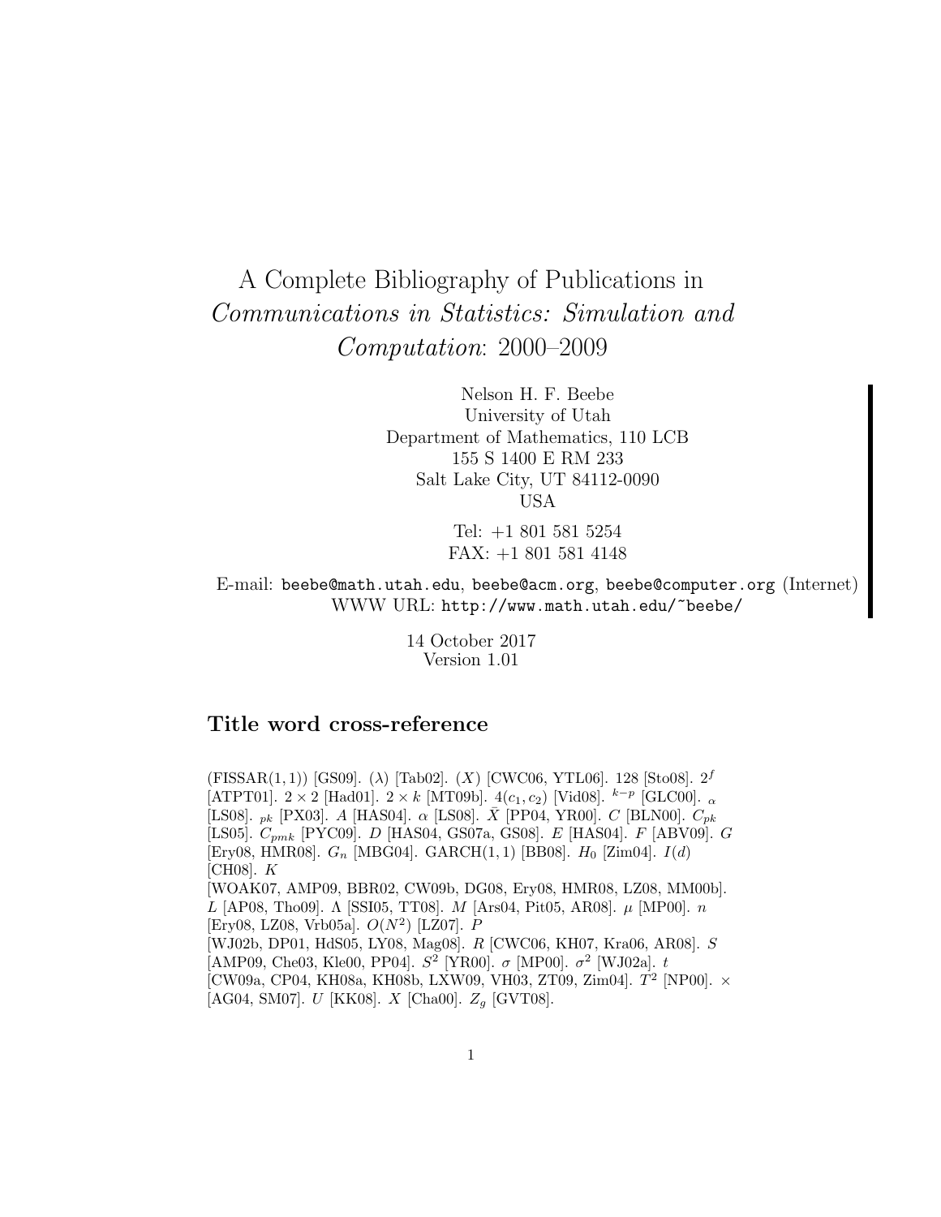# A Complete Bibliography of Publications in *Communications in Statistics: Simulation and Computation*: 2000–2009

Nelson H. F. Beebe
University of Utah
Department of Mathematics, 110 LCB
155 S 1400 E RM 233
Salt Lake City, UT 84112-0090
USA

Tel: +1 801 581 5254
FAX: +1 801 581 4148

E-mail: `beebe@math.utah.edu`, `beebe@acm.org`, `beebe@computer.org` (Internet)
WWW URL: `http://www.math.utah.edu/~beebe/`

14 October 2017
Version 1.01

## Title word cross-reference

$(\mathrm{FISSAR}(1,1))$ [GS09]. $(\lambda)$ [Tab02]. $(X)$ [CWC06, YTL06]. 128 [Sto08]. $2^f$ [ATPT01]. $2 \times 2$ [Had01]. $2 \times k$ [MT09b]. $4(c_1, c_2)$ [Vid08]. ${}^{k-p}$ [GLC00]. ${}_{\alpha}$ [LS08]. ${}_{pk}$ [PX03]. $A$ [HAS04]. $\alpha$ [LS08]. $\bar{X}$ [PP04, YR00]. $C$ [BLN00]. $C_{pk}$ [LS05]. $C_{pmk}$ [PYC09]. $D$ [HAS04, GS07a, GS08]. $E$ [HAS04]. $F$ [ABV09]. $G$ [Ery08, HMR08]. $G_n$ [MBG04]. $\mathrm{GARCH}(1,1)$ [BB08]. $H_0$ [Zim04]. $I(d)$ [CH08]. $K$ [WOAK07, AMP09, BBR02, CW09b, DG08, Ery08, HMR08, LZ08, MM00b]. $L$ [AP08, Tho09]. $\Lambda$ [SSI05, TT08]. $M$ [Ars04, Pit05, AR08]. $\mu$ [MP00]. $n$ [Ery08, LZ08, Vrb05a]. $O(N^2)$ [LZ07]. $P$ [WJ02b, DP01, HdS05, LY08, Mag08]. $R$ [CWC06, KH07, Kra06, AR08]. $S$ [AMP09, Che03, Kle00, PP04]. $S^2$ [YR00]. $\sigma$ [MP00]. $\sigma^2$ [WJ02a]. $t$ [CW09a, CP04, KH08a, KH08b, LXW09, VH03, ZT09, Zim04]. $T^2$ [NP00]. $\times$ [AG04, SM07]. $U$ [KK08]. $X$ [Cha00]. $Z_g$ [GVT08].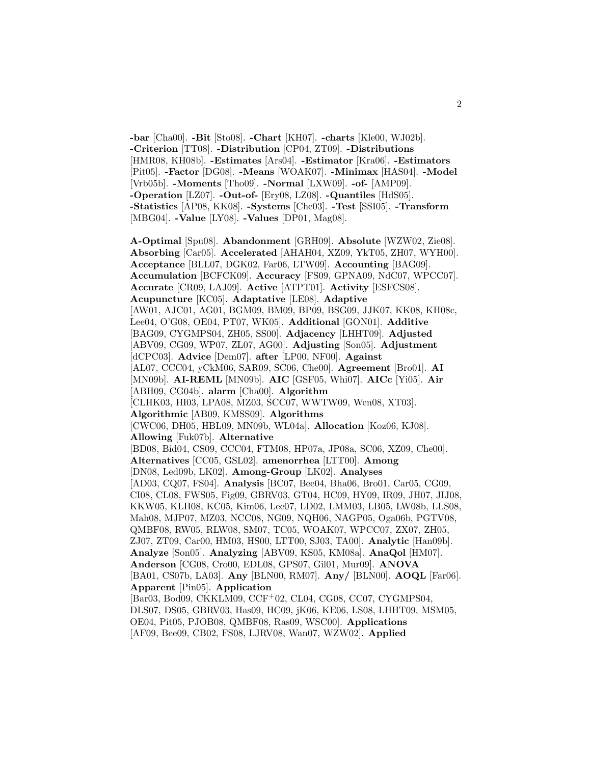**-bar** [Cha00]. **-Bit** [Sto08]. **-Chart** [KH07]. **-charts** [Kle00, WJ02b]. **-Criterion** [TT08]. **-Distribution** [CP04, ZT09]. **-Distributions** [HMR08, KH08b]. **-Estimates** [Ars04]. **-Estimator** [Kra06]. **-Estimators** [Pit05]. **-Factor** [DG08]. **-Means** [WOAK07]. **-Minimax** [HAS04]. **-Model** [Vrb05b]. **-Moments** [Tho09]. **-Normal** [LXW09]. **-of-** [AMP09]. **-Operation** [LZ07]. **-Out-of-** [Ery08, LZ08]. **-Quantiles** [HdS05]. **-Statistics** [AP08, KK08]. **-Systems** [Che03]. **-Test** [SSI05]. **-Transform** [MBG04]. **-Value** [LY08]. **-Values** [DP01, Mag08].

**A-Optimal** [Spu08]. **Abandonment** [GRH09]. **Absolute** [WZW02, Zie08]. **Absorbing** [Car05]. **Accelerated** [AHAH04, XZ09, YkT05, ZH07, WYH00]. **Acceptance** [BLL07, DGK02, Far06, LTW09]. **Accounting** [BAG09]. **Accumulation** [BCFCK09]. **Accuracy** [FS09, GPNA09, NdC07, WPCC07]. **Accurate** [CR09, LAJ09]. **Active** [ATPT01]. **Activity** [ESFCS08]. **Acupuncture** [KC05]. **Adaptative** [LE08]. **Adaptive** [AW01, AJC01, AG01, BGM09, BM09, BP09, BSG09, JJK07, KK08, KH08c, Lee04, O'G08, OE04, PT07, WK05]. **Additional** [GON01]. **Additive** [BAG09, CYGMPS04, ZH05, SS00]. **Adjacency** [LHHT09]. **Adjusted** [ABV09, CG09, WP07, ZL07, AG00]. **Adjusting** [Son05]. **Adjustment** [dCPC03]. **Advice** [Dem07]. **after** [LP00, NF00]. **Against** [AL07, CCC04, yCkM06, SAR09, SC06, Che00]. **Agreement** [Bro01]. **AI** [MN09b]. **AI-REML** [MN09b]. **AIC** [GSF05, Whi07]. **AICc** [Yi05]. **Air** [ABH09, CG04b]. **alarm** [Cha00]. **Algorithm** [CLHK03, HI03, LPA08, MZ03, SCC07, WWTW09, Wen08, XT03]. **Algorithmic** [AB09, KMSS09]. **Algorithms** [CWC06, DH05, HBL09, MN09b, WL04a]. **Allocation** [Koz06, KJ08]. **Allowing** [Fuk07b]. **Alternative** [BD08, Bid04, CS09, CCC04, FTM08, HP07a, JP08a, SC06, XZ09, Che00]. **Alternatives** [CC05, GSL02]. **amenorrhea** [LTT00]. **Among** [DN08, Led09b, LK02]. **Among-Group** [LK02]. **Analyses** [AD03, CQ07, FS04]. **Analysis** [BC07, Bee04, Bha06, Bro01, Car05, CG09, CI08, CL08, FWS05, Fig09, GBRV03, GT04, HC09, HY09, IR09, JH07, JIJ08, KKW05, KLH08, KC05, Kim06, Lee07, LD02, LMM03, LB05, LW08b, LLS08, Mah08, MJP07, MZ03, NCC08, NG09, NQH06, NAGP05, Oga06b, PGTV08, QMBF08, RW05, RLW08, SM07, TC05, WOAK07, WPCC07, ZX07, ZH05, ZJ07, ZT09, Car00, HM03, HS00, LTT00, SJ03, TA00]. **Analytic** [Han09b]. **Analyze** [Son05]. **Analyzing** [ABV09, KS05, KM08a]. **AnaQol** [HM07]. **Anderson** [CG08, Cro00, EDL08, GPS07, Gil01, Mur09]. **ANOVA** [BA01, CS07b, LA03]. **Any** [BLN00, RM07]. **Any/** [BLN00]. **AOQL** [Far06]. **Apparent** [Pin05]. **Application** [Bar03, Bod09, CKKLM09, CCF+02, CL04, CG08, CC07, CYGMPS04, DLS07, DS05, GBRV03, Has09, HC09, jK06, KE06, LS08, LHHT09, MSM05, OE04, Pit05, PJOB08, QMBF08, Ras09, WSC00]. **Applications** [AF09, Bee09, CB02, FS08, LJRV08, Wan07, WZW02]. **Applied**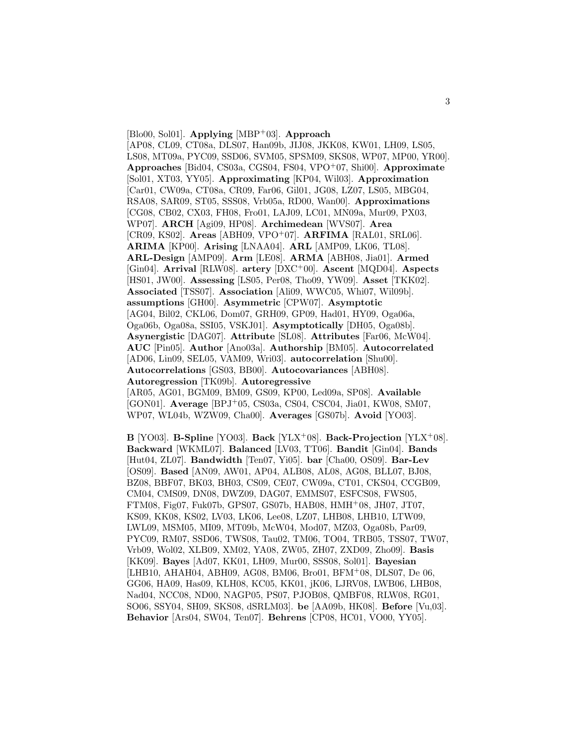[Blo00, Sol01]. **Applying** [MBP+03]. **Approach** [AP08, CL09, CT08a, DLS07, Han09b, JIJ08, JKK08, KW01, LH09, LS05, LS08, MT09a, PYC09, SSD06, SVM05, SPSM09, SKS08, WP07, MP00, YR00]. **Approaches** [Bid04, CS03a, CGS04, FS04, VPO+07, Shi00]. **Approximate** [Sol01, XT03, YY05]. **Approximating** [KP04, Wil03]. **Approximation** [Car01, CW09a, CT08a, CR09, Far06, Gil01, JG08, LZ07, LS05, MBG04, RSA08, SAR09, ST05, SSS08, Vrb05a, RD00, Wan00]. **Approximations** [CG08, CB02, CX03, FH08, Fro01, LAJ09, LC01, MN09a, Mur09, PX03, WP07]. **ARCH** [Agi09, HP08]. **Archimedean** [WVS07]. **Area** [CR09, KS02]. **Areas** [ABH09, VPO+07]. **ARFIMA** [RAL01, SRL06]. **ARIMA** [KP00]. **Arising** [LNAA04]. **ARL** [AMP09, LK06, TL08]. **ARL-Design** [AMP09]. **Arm** [LE08]. **ARMA** [ABH08, Jia01]. **Armed** [Gin04]. **Arrival** [RLW08]. **artery** [DXC+00]. **Ascent** [MQD04]. **Aspects** [HS01, JW00]. **Assessing** [LS05, Per08, Tho09, YW09]. **Asset** [TKK02]. **Associated** [TSS07]. **Association** [Ali09, WWC05, Whi07, Wil09b]. **assumptions** [GH00]. **Asymmetric** [CPW07]. **Asymptotic** [AG04, Bil02, CKL06, Dom07, GRH09, GP09, Had01, HY09, Oga06a, Oga06b, Oga08a, SSI05, VSKJ01]. **Asymptotically** [DH05, Oga08b]. **Asynergistic** [DAG07]. **Attribute** [SL08]. **Attributes** [Far06, McW04]. **AUC** [Pin05]. **Author** [Ano03a]. **Authorship** [BM05]. **Autocorrelated** [AD06, Lin09, SEL05, VAM09, Wri03]. **autocorrelation** [Shu00]. **Autocorrelations** [GS03, BB00]. **Autocovariances** [ABH08]. **Autoregression** [TK09b]. **Autoregressive** [AR05, AG01, BGM09, BM09, GS09, KP00, Led09a, SP08]. **Available** [GON01]. **Average** [BPJ+05, CS03a, CS04, CSC04, Jia01, KW08, SM07, WP07, WL04b, WZW09, Cha00]. **Averages** [GS07b]. **Avoid** [YO03].

**B** [YO03]. **B-Spline** [YO03]. **Back** [YLX+08]. **Back-Projection** [YLX+08]. **Backward** [WKML07]. **Balanced** [LV03, TT06]. **Bandit** [Gin04]. **Bands** [Hut04, ZL07]. **Bandwidth** [Ten07, Yi05]. **bar** [Cha00, OS09]. **Bar-Lev** [OS09]. **Based** [AN09, AW01, AP04, ALB08, AL08, AG08, BLL07, BJ08, BZ08, BBF07, BK03, BH03, CS09, CE07, CW09a, CT01, CKS04, CCGB09, CM04, CMS09, DN08, DWZ09, DAG07, EMMS07, ESFCS08, FWS05, FTM08, Fig07, Fuk07b, GPS07, GS07b, HAB08, HMH+08, JH07, JT07, KS09, KK08, KS02, LV03, LK06, Lee08, LZ07, LHB08, LHB10, LTW09, LWL09, MSM05, MI09, MT09b, McW04, Mod07, MZ03, Oga08b, Par09, PYC09, RM07, SSD06, TWS08, Tau02, TM06, TO04, TRB05, TSS07, TW07, Vrb09, Wol02, XLB09, XM02, YA08, ZW05, ZH07, ZXD09, Zho09]. **Basis** [KK09]. **Bayes** [Ad07, KK01, LH09, Mur00, SSS08, Sol01]. **Bayesian** [LHB10, AHAH04, ABH09, AG08, BM06, Bro01, BFM+08, DLS07, De 06, GG06, HA09, Has09, KLH08, KC05, KK01, jK06, LJRV08, LWB06, LHB08, Nad04, NCC08, ND00, NAGP05, PS07, PJOB08, QMBF08, RLW08, RG01, SO06, SSY04, SH09, SKS08, dSRLM03]. **be** [AA09b, HK08]. **Before** [Vu,03]. **Behavior** [Ars04, SW04, Ten07]. **Behrens** [CP08, HC01, VO00, YY05].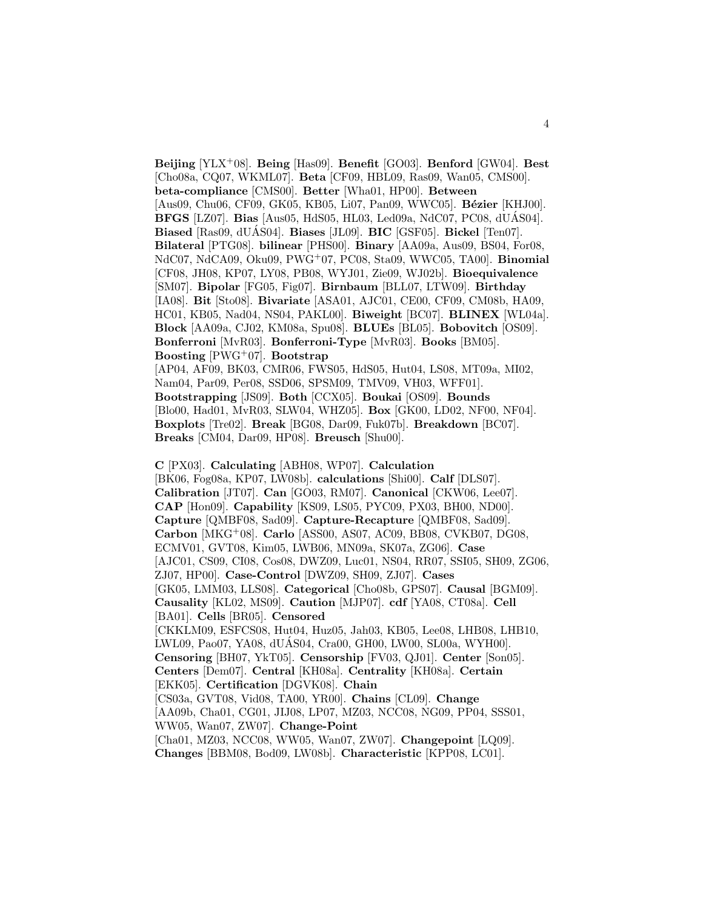**Beijing** [YLX[+]08]. **Being** [Has09]. **Benefit** [GO03]. **Benford** [GW04]. **Best** [Cho08a, CQ07, WKML07]. **Beta** [CF09, HBL09, Ras09, Wan05, CMS00]. **beta-compliance** [CMS00]. **Better** [Wha01, HP00]. **Between** [Aus09, Chu06, CF09, GK05, KB05, Li07, Pan09, WWC05]. **Bézier** [KHJ00]. **BFGS** [LZ07]. **Bias** [Aus05, HdS05, HL03, Led09a, NdC07, PC08, dUÁS04]. **Biased** [Ras09, dUÁS04]. **Biases** [JL09]. **BIC** [GSF05]. **Bickel** [Ten07]. **Bilateral** [PTG08]. **bilinear** [PHS00]. **Binary** [AA09a, Aus09, BS04, For08, NdC07, NdCA09, Oku09, PWG[+]07, PC08, Sta09, WWC05, TA00]. **Binomial** [CF08, JH08, KP07, LY08, PB08, WYJ01, Zie09, WJ02b]. **Bioequivalence** [SM07]. **Bipolar** [FG05, Fig07]. **Birnbaum** [BLL07, LTW09]. **Birthday** [IA08]. **Bit** [Sto08]. **Bivariate** [ASA01, AJC01, CE00, CF09, CM08b, HA09, HC01, KB05, Nad04, NS04, PAKL00]. **Biweight** [BC07]. **BLINEX** [WL04a]. **Block** [AA09a, CJ02, KM08a, Spu08]. **BLUEs** [BL05]. **Bobovitch** [OS09]. **Bonferroni** [MvR03]. **Bonferroni-Type** [MvR03]. **Books** [BM05]. **Boosting** [PWG[+]07]. **Bootstrap** [AP04, AF09, BK03, CMR06, FWS05, HdS05, Hut04, LS08, MT09a, MI02, Nam04, Par09, Per08, SSD06, SPSM09, TMV09, VH03, WFF01]. **Bootstrapping** [JS09]. **Both** [CCX05]. **Boukai** [OS09]. **Bounds** [Blo00, Had01, MvR03, SLW04, WHZ05]. **Box** [GK00, LD02, NF00, NF04]. **Boxplots** [Tre02]. **Break** [BG08, Dar09, Fuk07b]. **Breakdown** [BC07]. **Breaks** [CM04, Dar09, HP08]. **Breusch** [Shu00].

**C** [PX03]. **Calculating** [ABH08, WP07]. **Calculation** [BK06, Fog08a, KP07, LW08b]. **calculations** [Shi00]. **Calf** [DLS07]. **Calibration** [JT07]. **Can** [GO03, RM07]. **Canonical** [CKW06, Lee07]. **CAP** [Hon09]. **Capability** [KS09, LS05, PYC09, PX03, BH00, ND00]. **Capture** [QMBF08, Sad09]. **Capture-Recapture** [QMBF08, Sad09]. **Carbon** [MKG[+]08]. **Carlo** [ASS00, AS07, AC09, BB08, CVKB07, DG08, ECMV01, GVT08, Kim05, LWB06, MN09a, SK07a, ZG06]. **Case** [AJC01, CS09, CI08, Cos08, DWZ09, Luc01, NS04, RR07, SSI05, SH09, ZG06, ZJ07, HP00]. **Case-Control** [DWZ09, SH09, ZJ07]. **Cases** [GK05, LMM03, LLS08]. **Categorical** [Cho08b, GPS07]. **Causal** [BGM09]. **Causality** [KL02, MS09]. **Caution** [MJP07]. **cdf** [YA08, CT08a]. **Cell** [BA01]. **Cells** [BR05]. **Censored** [CKKLM09, ESFCS08, Hut04, Huz05, Jah03, KB05, Lee08, LHB08, LHB10, LWL09, Pao07, YA08, dUÁS04, Cra00, GH00, LW00, SL00a, WYH00]. **Censoring** [BH07, YkT05]. **Censorship** [FV03, QJ01]. **Center** [Son05]. **Centers** [Dem07]. **Central** [KH08a]. **Centrality** [KH08a]. **Certain** [EKK05]. **Certification** [DGVK08]. **Chain** [CS03a, GVT08, Vid08, TA00, YR00]. **Chains** [CL09]. **Change** [AA09b, Cha01, CG01, JIJ08, LP07, MZ03, NCC08, NG09, PP04, SSS01, WW05, Wan07, ZW07]. **Change-Point** [Cha01, MZ03, NCC08, WW05, Wan07, ZW07]. **Changepoint** [LQ09]. **Changes** [BBM08, Bod09, LW08b]. **Characteristic** [KPP08, LC01].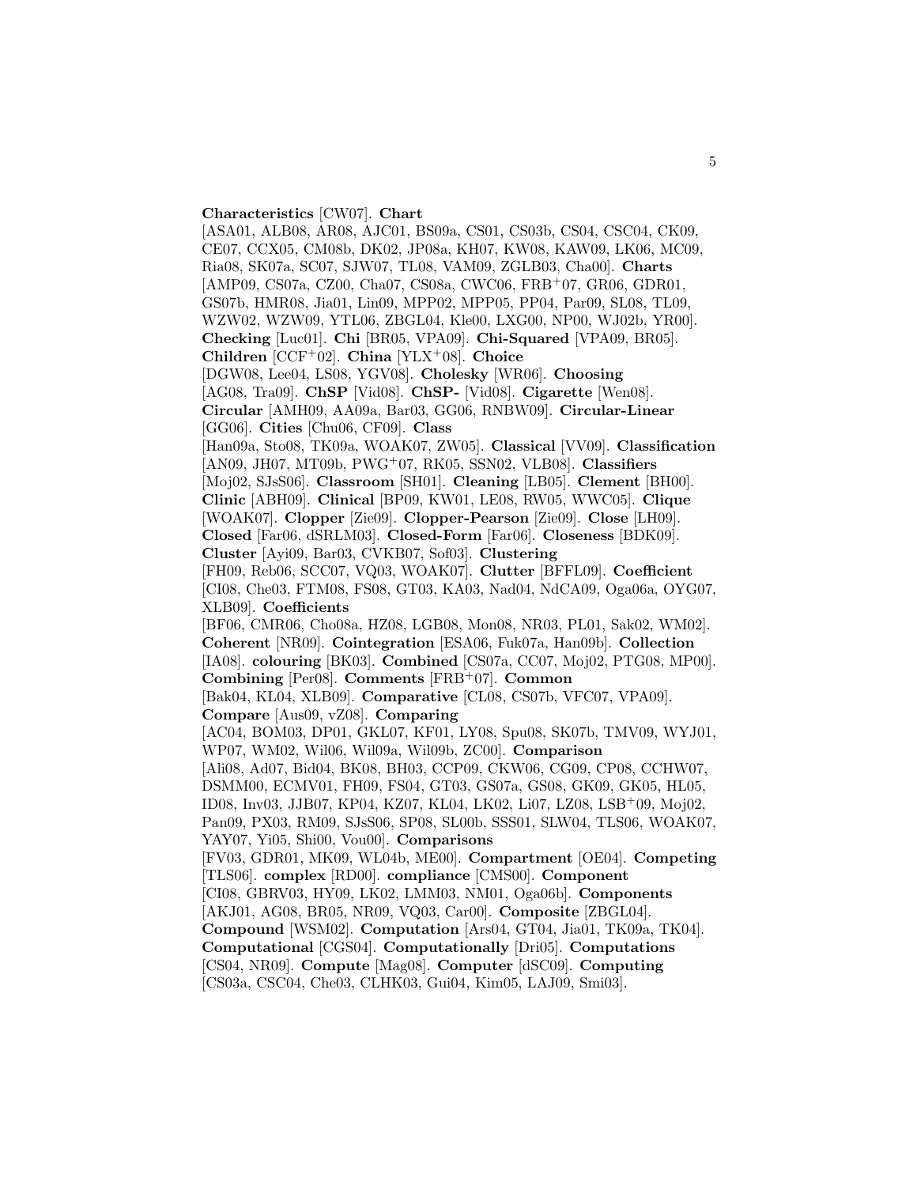**Characteristics** [CW07]. **Chart** [ASA01, ALB08, AR08, AJC01, BS09a, CS01, CS03b, CS04, CSC04, CK09, CE07, CCX05, CM08b, DK02, JP08a, KH07, KW08, KAW09, LK06, MC09, Ria08, SK07a, SC07, SJW07, TL08, VAM09, ZGLB03, Cha00]. **Charts** [AMP09, CS07a, CZ00, Cha07, CS08a, CWC06, FRB+07, GR06, GDR01, GS07b, HMR08, Jia01, Lin09, MPP02, MPP05, PP04, Par09, SL08, TL09, WZW02, WZW09, YTL06, ZBGL04, Kle00, LXG00, NP00, WJ02b, YR00]. **Checking** [Luc01]. **Chi** [BR05, VPA09]. **Chi-Squared** [VPA09, BR05]. **Children** [CCF+02]. **China** [YLX+08]. **Choice** [DGW08, Lee04, LS08, YGV08]. **Cholesky** [WR06]. **Choosing** [AG08, Tra09]. **ChSP** [Vid08]. **ChSP-** [Vid08]. **Cigarette** [Wen08]. **Circular** [AMH09, AA09a, Bar03, GG06, RNBW09]. **Circular-Linear** [GG06]. **Cities** [Chu06, CF09]. **Class** [Han09a, Sto08, TK09a, WOAK07, ZW05]. **Classical** [VV09]. **Classification** [AN09, JH07, MT09b, PWG+07, RK05, SSN02, VLB08]. **Classifiers** [Moj02, SJsS06]. **Classroom** [SH01]. **Cleaning** [LB05]. **Clement** [BH00]. **Clinic** [ABH09]. **Clinical** [BP09, KW01, LE08, RW05, WWC05]. **Clique** [WOAK07]. **Clopper** [Zie09]. **Clopper-Pearson** [Zie09]. **Close** [LH09]. **Closed** [Far06, dSRLM03]. **Closed-Form** [Far06]. **Closeness** [BDK09]. **Cluster** [Ayi09, Bar03, CVKB07, Sof03]. **Clustering** [FH09, Reb06, SCC07, VQ03, WOAK07]. **Clutter** [BFFL09]. **Coefficient** [CI08, Che03, FTM08, FS08, GT03, KA03, Nad04, NdCA09, Oga06a, OYG07, XLB09]. **Coefficients** [BF06, CMR06, Cho08a, HZ08, LGB08, Mon08, NR03, PL01, Sak02, WM02]. **Coherent** [NR09]. **Cointegration** [ESA06, Fuk07a, Han09b]. **Collection** [IA08]. **colouring** [BK03]. **Combined** [CS07a, CC07, Moj02, PTG08, MP00]. **Combining** [Per08]. **Comments** [FRB+07]. **Common** [Bak04, KL04, XLB09]. **Comparative** [CL08, CS07b, VFC07, VPA09]. **Compare** [Aus09, vZ08]. **Comparing** [AC04, BOM03, DP01, GKL07, KF01, LY08, Spu08, SK07b, TMV09, WYJ01, WP07, WM02, Wil06, Wil09a, Wil09b, ZC00]. **Comparison** [Ali08, Ad07, Bid04, BK08, BH03, CCP09, CKW06, CG09, CP08, CCHW07, DSMM00, ECMV01, FH09, FS04, GT03, GS07a, GS08, GK09, GK05, HL05, ID08, Inv03, JJB07, KP04, KZ07, KL04, LK02, Li07, LZ08, LSB+09, Moj02, Pan09, PX03, RM09, SJsS06, SP08, SL00b, SSS01, SLW04, TLS06, WOAK07, YAY07, Yi05, Shi00, Vou00]. **Comparisons** [FV03, GDR01, MK09, WL04b, ME00]. **Compartment** [OE04]. **Competing** [TLS06]. **complex** [RD00]. **compliance** [CMS00]. **Component** [CI08, GBRV03, HY09, LK02, LMM03, NM01, Oga06b]. **Components** [AKJ01, AG08, BR05, NR09, VQ03, Car00]. **Composite** [ZBGL04]. **Compound** [WSM02]. **Computation** [Ars04, GT04, Jia01, TK09a, TK04]. **Computational** [CGS04]. **Computationally** [Dri05]. **Computations** [CS04, NR09]. **Compute** [Mag08]. **Computer** [dSC09]. **Computing** [CS03a, CSC04, Che03, CLHK03, Gui04, Kim05, LAJ09, Smi03].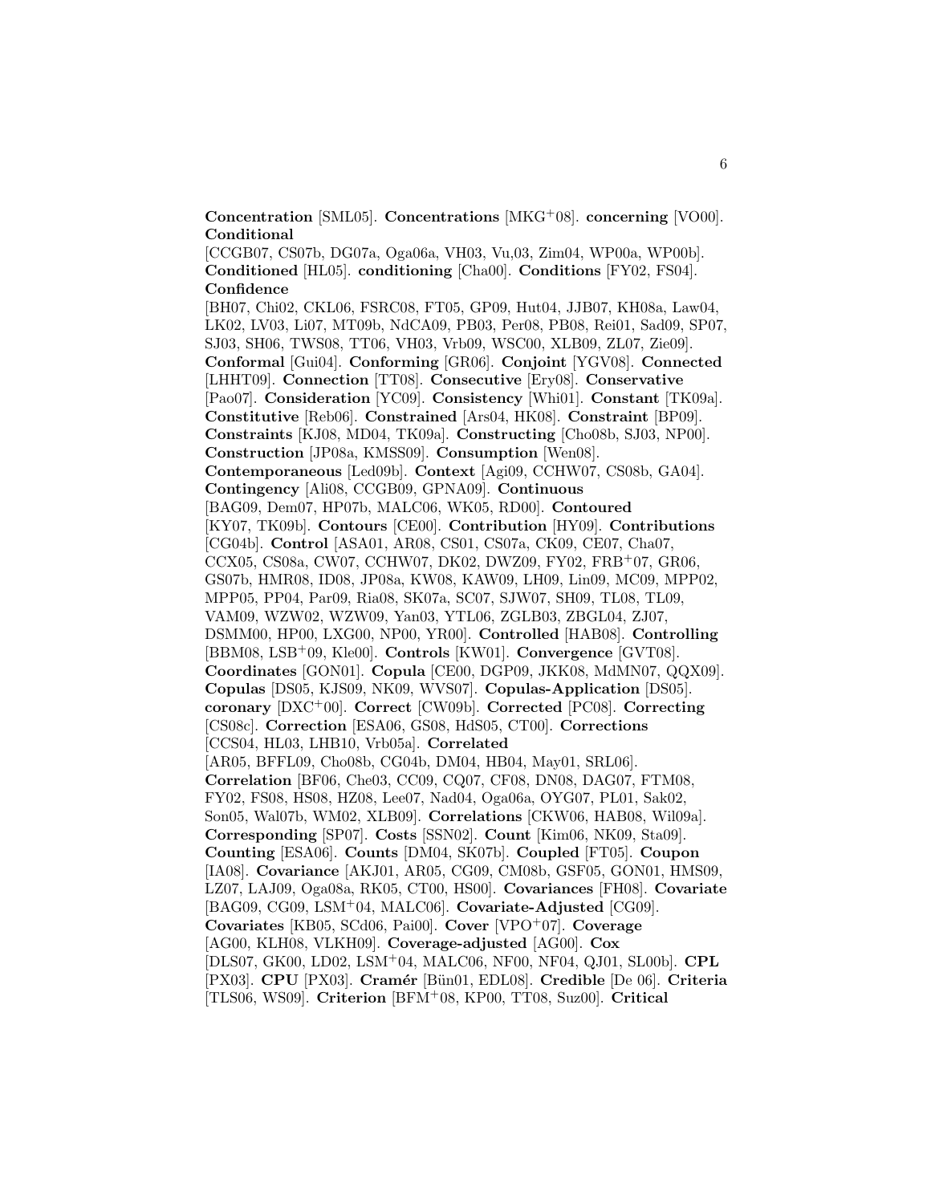**Concentration** [SML05]. **Concentrations** [MKG+08]. **concerning** [VO00]. **Conditional** [CCGB07, CS07b, DG07a, Oga06a, VH03, Vu,03, Zim04, WP00a, WP00b]. **Conditioned** [HL05]. **conditioning** [Cha00]. **Conditions** [FY02, FS04]. **Confidence** [BH07, Chi02, CKL06, FSRC08, FT05, GP09, Hut04, JJB07, KH08a, Law04, LK02, LV03, Li07, MT09b, NdCA09, PB03, Per08, PB08, Rei01, Sad09, SP07, SJ03, SH06, TWS08, TT06, VH03, Vrb09, WSC00, XLB09, ZL07, Zie09]. **Conformal** [Gui04]. **Conforming** [GR06]. **Conjoint** [YGV08]. **Connected** [LHHT09]. **Connection** [TT08]. **Consecutive** [Ery08]. **Conservative** [Pao07]. **Consideration** [YC09]. **Consistency** [Whi01]. **Constant** [TK09a]. **Constitutive** [Reb06]. **Constrained** [Ars04, HK08]. **Constraint** [BP09]. **Constraints** [KJ08, MD04, TK09a]. **Constructing** [Cho08b, SJ03, NP00]. **Construction** [JP08a, KMSS09]. **Consumption** [Wen08]. **Contemporaneous** [Led09b]. **Context** [Agi09, CCHW07, CS08b, GA04]. **Contingency** [Ali08, CCGB09, GPNA09]. **Continuous** [BAG09, Dem07, HP07b, MALC06, WK05, RD00]. **Contoured** [KY07, TK09b]. **Contours** [CE00]. **Contribution** [HY09]. **Contributions** [CG04b]. **Control** [ASA01, AR08, CS01, CS07a, CK09, CE07, Cha07, CCX05, CS08a, CW07, CCHW07, DK02, DWZ09, FY02, FRB+07, GR06, GS07b, HMR08, ID08, JP08a, KW08, KAW09, LH09, Lin09, MC09, MPP02, MPP05, PP04, Par09, Ria08, SK07a, SC07, SJW07, SH09, TL08, TL09, VAM09, WZW02, WZW09, Yan03, YTL06, ZGLB03, ZBGL04, ZJ07, DSMM00, HP00, LXG00, NP00, YR00]. **Controlled** [HAB08]. **Controlling** [BBM08, LSB+09, Kle00]. **Controls** [KW01]. **Convergence** [GVT08]. **Coordinates** [GON01]. **Copula** [CE00, DGP09, JKK08, MdMN07, QQX09]. **Copulas** [DS05, KJS09, NK09, WVS07]. **Copulas-Application** [DS05]. **coronary** [DXC+00]. **Correct** [CW09b]. **Corrected** [PC08]. **Correcting** [CS08c]. **Correction** [ESA06, GS08, HdS05, CT00]. **Corrections** [CCS04, HL03, LHB10, Vrb05a]. **Correlated** [AR05, BFFL09, Cho08b, CG04b, DM04, HB04, May01, SRL06]. **Correlation** [BF06, Che03, CC09, CQ07, CF08, DN08, DAG07, FTM08, FY02, FS08, HS08, HZ08, Lee07, Nad04, Oga06a, OYG07, PL01, Sak02, Son05, Wal07b, WM02, XLB09]. **Correlations** [CKW06, HAB08, Wil09a]. **Corresponding** [SP07]. **Costs** [SSN02]. **Count** [Kim06, NK09, Sta09]. **Counting** [ESA06]. **Counts** [DM04, SK07b]. **Coupled** [FT05]. **Coupon** [IA08]. **Covariance** [AKJ01, AR05, CG09, CM08b, GSF05, GON01, HMS09, LZ07, LAJ09, Oga08a, RK05, CT00, HS00]. **Covariances** [FH08]. **Covariate** [BAG09, CG09, LSM+04, MALC06]. **Covariate-Adjusted** [CG09]. **Covariates** [KB05, SCd06, Pai00]. **Cover** [VPO+07]. **Coverage** [AG00, KLH08, VLKH09]. **Coverage-adjusted** [AG00]. **Cox** [DLS07, GK00, LD02, LSM+04, MALC06, NF00, NF04, QJ01, SL00b]. **CPL** [PX03]. **CPU** [PX03]. **Cramér** [Bün01, EDL08]. **Credible** [De 06]. **Criteria** [TLS06, WS09]. **Criterion** [BFM+08, KP00, TT08, Suz00]. **Critical**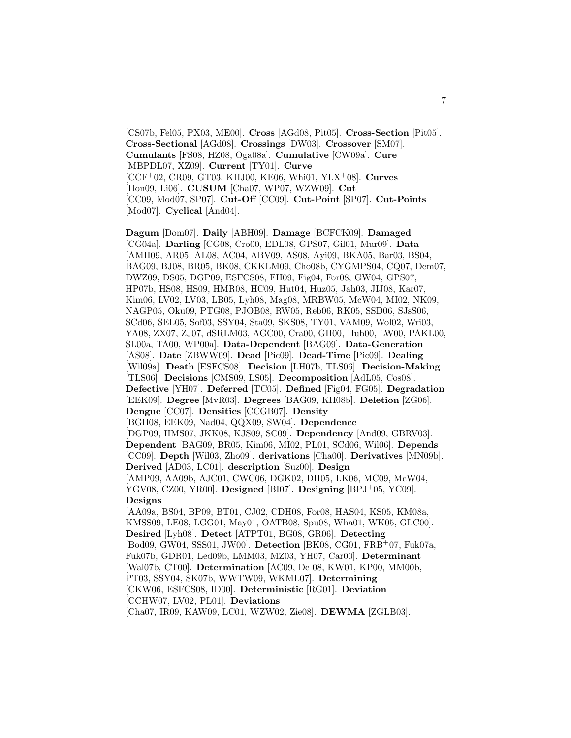[CS07b, Fel05, PX03, ME00]. **Cross** [AGd08, Pit05]. **Cross-Section** [Pit05]. **Cross-Sectional** [AGd08]. **Crossings** [DW03]. **Crossover** [SM07]. **Cumulants** [FS08, HZ08, Oga08a]. **Cumulative** [CW09a]. **Cure** [MBPDL07, XZ09]. **Current** [TY01]. **Curve** [CCF+02, CR09, GT03, KHJ00, KE06, Whi01, YLX+08]. **Curves** [Hon09, Li06]. **CUSUM** [Cha07, WP07, WZW09]. **Cut** [CC09, Mod07, SP07]. **Cut-Off** [CC09]. **Cut-Point** [SP07]. **Cut-Points** [Mod07]. **Cyclical** [And04].

**Dagum** [Dom07]. **Daily** [ABH09]. **Damage** [BCFCK09]. **Damaged** [CG04a]. **Darling** [CG08, Cro00, EDL08, GPS07, Gil01, Mur09]. **Data** [AMH09, AR05, AL08, AC04, ABV09, AS08, Ayi09, BKA05, Bar03, BS04, BAG09, BJ08, BR05, BK08, CKKLM09, Cho08b, CYGMPS04, CQ07, Dem07, DWZ09, DS05, DGP09, ESFCS08, FH09, Fig04, For08, GW04, GPS07, HP07b, HS08, HS09, HMR08, HC09, Hut04, Huz05, Jah03, JIJ08, Kar07, Kim06, LV02, LV03, LB05, Lyh08, Mag08, MRBW05, McW04, MI02, NK09, NAGP05, Oku09, PTG08, PJOB08, RW05, Reb06, RK05, SSD06, SJsS06, SCd06, SEL05, Sof03, SSY04, Sta09, SKS08, TY01, VAM09, Wol02, Wri03, YA08, ZX07, ZJ07, dSRLM03, AGC00, Cra00, GH00, Hub00, LW00, PAKL00, SL00a, TA00, WP00a]. **Data-Dependent** [BAG09]. **Data-Generation** [AS08]. **Date** [ZBWW09]. **Dead** [Pic09]. **Dead-Time** [Pic09]. **Dealing** [Wil09a]. **Death** [ESFCS08]. **Decision** [LH07b, TLS06]. **Decision-Making** [TLS06]. **Decisions** [CMS09, LS05]. **Decomposition** [AdL05, Cos08]. **Defective** [YH07]. **Deferred** [TC05]. **Defined** [Fig04, FG05]. **Degradation** [EEK09]. **Degree** [MvR03]. **Degrees** [BAG09, KH08b]. **Deletion** [ZG06]. **Dengue** [CC07]. **Densities** [CCGB07]. **Density** [BGH08, EEK09, Nad04, QQX09, SW04]. **Dependence** [DGP09, HMS07, JKK08, KJS09, SC09]. **Dependency** [And09, GBRV03]. **Dependent** [BAG09, BR05, Kim06, MI02, PL01, SCd06, Wil06]. **Depends** [CC09]. **Depth** [Wil03, Zho09]. **derivations** [Cha00]. **Derivatives** [MN09b]. **Derived** [AD03, LC01]. **description** [Suz00]. **Design** [AMP09, AA09b, AJC01, CWC06, DGK02, DH05, LK06, MC09, McW04, YGV08, CZ00, YR00]. **Designed** [BI07]. **Designing** [BPJ+05, YC09]. **Designs** [AA09a, BS04, BP09, BT01, CJ02, CDH08, For08, HAS04, KS05, KM08a, KMSS09, LE08, LGG01, May01, OATB08, Spu08, Wha01, WK05, GLC00]. **Desired** [Lyh08]. **Detect** [ATPT01, BG08, GR06]. **Detecting** [Bod09, GW04, SSS01, JW00]. **Detection** [BK08, CG01, FRB+07, Fuk07a, Fuk07b, GDR01, Led09b, LMM03, MZ03, YH07, Car00]. **Determinant** [Wal07b, CT00]. **Determination** [AC09, De 08, KW01, KP00, MM00b, PT03, SSY04, SK07b, WWTW09, WKML07]. **Determining** [CKW06, ESFCS08, ID00]. **Deterministic** [RG01]. **Deviation** [CCHW07, LV02, PL01]. **Deviations** [Cha07, IR09, KAW09, LC01, WZW02, Zie08]. **DEWMA** [ZGLB03].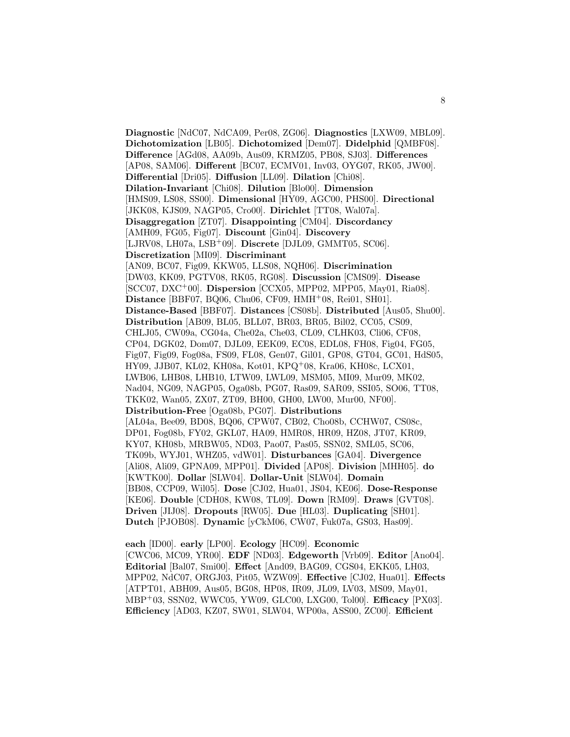**Diagnostic** [NdC07, NdCA09, Per08, ZG06]. **Diagnostics** [LXW09, MBL09]. **Dichotomization** [LB05]. **Dichotomized** [Dem07]. **Didelphid** [QMBF08]. **Difference** [AGd08, AA09b, Aus09, KRMZ05, PB08, SJ03]. **Differences** [AP08, SAM06]. **Different** [BC07, ECMV01, Inv03, OYG07, RK05, JW00]. **Differential** [Dri05]. **Diffusion** [LL09]. **Dilation** [Chi08]. **Dilation-Invariant** [Chi08]. **Dilution** [Blo00]. **Dimension** [HMS09, LS08, SS00]. **Dimensional** [HY09, AGC00, PHS00]. **Directional** [JKK08, KJS09, NAGP05, Cro00]. **Dirichlet** [TT08, Wal07a]. **Disaggregation** [ZT07]. **Disappointing** [CM04]. **Discordancy** [AMH09, FG05, Fig07]. **Discount** [Gin04]. **Discovery** [LJRV08, LH07a, LSB+09]. **Discrete** [DJL09, GMMT05, SC06]. **Discretization** [MI09]. **Discriminant** [AN09, BC07, Fig09, KKW05, LLS08, NQH06]. **Discrimination** [DW03, KK09, PGTV08, RK05, RG08]. **Discussion** [CMS09]. **Disease** [SCC07, DXC+00]. **Dispersion** [CCX05, MPP02, MPP05, May01, Ria08]. **Distance** [BBF07, BQ06, Chu06, CF09, HMH+08, Rei01, SH01]. **Distance-Based** [BBF07]. **Distances** [CS08b]. **Distributed** [Aus05, Shu00]. **Distribution** [AB09, BL05, BLL07, BR03, BR05, Bil02, CC05, CS09, CHLJ05, CW09a, CG04a, Che02a, Che03, CL09, CLHK03, Cli06, CF08, CP04, DGK02, Dom07, DJL09, EEK09, EC08, EDL08, FH08, Fig04, FG05, Fig07, Fig09, Fog08a, FS09, FL08, Gen07, Gil01, GP08, GT04, GC01, HdS05, HY09, JJB07, KL02, KH08a, Kot01, KPQ+08, Kra06, KH08c, LCX01, LWB06, LHB08, LHB10, LTW09, LWL09, MSM05, MI09, Mur09, MK02, Nad04, NG09, NAGP05, Oga08b, PG07, Ras09, SAR09, SSI05, SO06, TT08, TKK02, Wan05, ZX07, ZT09, BH00, GH00, LW00, Mur00, NF00]. **Distribution-Free** [Oga08b, PG07]. **Distributions** [AL04a, Bee09, BD08, BQ06, CPW07, CB02, Cho08b, CCHW07, CS08c, DP01, Fog08b, FY02, GKL07, HA09, HMR08, HR09, HZ08, JT07, KR09, KY07, KH08b, MRBW05, ND03, Pao07, Pas05, SSN02, SML05, SC06, TK09b, WYJ01, WHZ05, vdW01]. **Disturbances** [GA04]. **Divergence** [Ali08, Ali09, GPNA09, MPP01]. **Divided** [AP08]. **Division** [MHH05]. **do** [KWTK00]. **Dollar** [SLW04]. **Dollar-Unit** [SLW04]. **Domain** [BB08, CCP09, Wil05]. **Dose** [CJ02, Hua01, JS04, KE06]. **Dose-Response** [KE06]. **Double** [CDH08, KW08, TL09]. **Down** [RM09]. **Draws** [GVT08]. **Driven** [JIJ08]. **Dropouts** [RW05]. **Due** [HL03]. **Duplicating** [SH01]. **Dutch** [PJOB08]. **Dynamic** [yCkM06, CW07, Fuk07a, GS03, Has09].

**each** [ID00]. **early** [LP00]. **Ecology** [HC09]. **Economic** [CWC06, MC09, YR00]. **EDF** [ND03]. **Edgeworth** [Vrb09]. **Editor** [Ano04]. **Editorial** [Bal07, Smi00]. **Effect** [And09, BAG09, CGS04, EKK05, LH03, MPP02, NdC07, ORGJ03, Pit05, WZW09]. **Effective** [CJ02, Hua01]. **Effects** [ATPT01, ABH09, Aus05, BG08, HP08, IR09, JL09, LV03, MS09, May01, MBP+03, SSN02, WWC05, YW09, GLC00, LXG00, Tol00]. **Efficacy** [PX03]. **Efficiency** [AD03, KZ07, SW01, SLW04, WP00a, ASS00, ZC00]. **Efficient**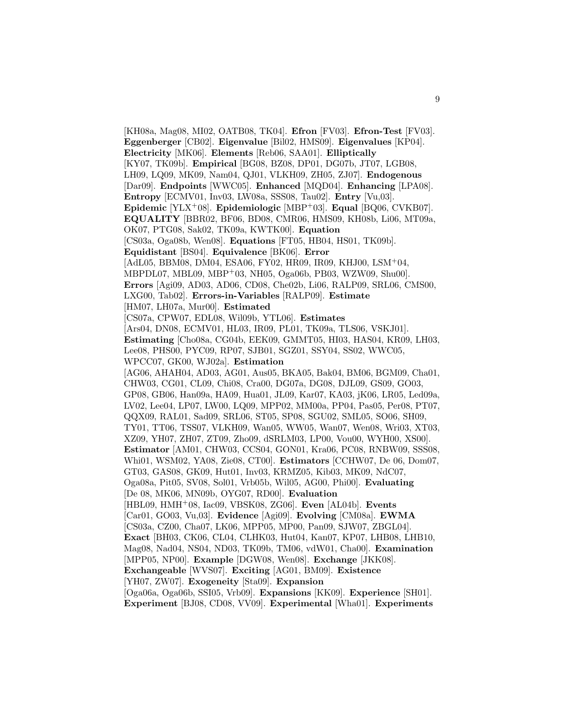[KH08a, Mag08, MI02, OATB08, TK04]. **Efron** [FV03]. **Efron-Test** [FV03]. **Eggenberger** [CB02]. **Eigenvalue** [Bil02, HMS09]. **Eigenvalues** [KP04]. **Electricity** [MK06]. **Elements** [Reb06, SAA01]. **Elliptically** [KY07, TK09b]. **Empirical** [BG08, BZ08, DP01, DG07b, JT07, LGB08, LH09, LQ09, MK09, Nam04, QJ01, VLKH09, ZH05, ZJ07]. **Endogenous** [Dar09]. **Endpoints** [WWC05]. **Enhanced** [MQD04]. **Enhancing** [LPA08]. **Entropy** [ECMV01, Inv03, LW08a, SSS08, Tau02]. **Entry** [Vu,03]. **Epidemic** [YLX+08]. **Epidemiologic** [MBP+03]. **Equal** [BQ06, CVKB07]. **EQUALITY** [BBR02, BF06, BD08, CMR06, HMS09, KH08b, Li06, MT09a, OK07, PTG08, Sak02, TK09a, KWTK00]. **Equation** [CS03a, Oga08b, Wen08]. **Equations** [FT05, HB04, HS01, TK09b]. **Equidistant** [BS04]. **Equivalence** [BK06]. **Error** [AdL05, BBM08, DM04, ESA06, FY02, HR09, IR09, KHJ00, LSM+04, MBPDL07, MBL09, MBP+03, NH05, Oga06b, PB03, WZW09, Shu00]. **Errors** [Agi09, AD03, AD06, CD08, Che02b, Li06, RALP09, SRL06, CMS00, LXG00, Tab02]. **Errors-in-Variables** [RALP09]. **Estimate** [HM07, LH07a, Mur00]. **Estimated** [CS07a, CPW07, EDL08, Wil09b, YTL06]. **Estimates** [Ars04, DN08, ECMV01, HL03, IR09, PL01, TK09a, TLS06, VSKJ01]. **Estimating** [Cho08a, CG04b, EEK09, GMMT05, HI03, HAS04, KR09, LH03, Lee08, PHS00, PYC09, RP07, SJB01, SGZ01, SSY04, SS02, WWC05, WPCC07, GK00, WJ02a]. **Estimation** [AG06, AHAH04, AD03, AG01, Aus05, BKA05, Bak04, BM06, BGM09, Cha01, CHW03, CG01, CL09, Chi08, Cra00, DG07a, DG08, DJL09, GS09, GO03, GP08, GB06, Han09a, HA09, Hua01, JL09, Kar07, KA03, jK06, LR05, Led09a, LV02, Lee04, LP07, LW00, LQ09, MPP02, MM00a, PP04, Pas05, Per08, PT07, QQX09, RAL01, Sad09, SRL06, ST05, SP08, SGU02, SML05, SO06, SH09, TY01, TT06, TSS07, VLKH09, Wan05, WW05, Wan07, Wen08, Wri03, XT03, XZ09, YH07, ZH07, ZT09, Zho09, dSRLM03, LP00, Vou00, WYH00, XS00]. **Estimator** [AM01, CHW03, CCS04, GON01, Kra06, PC08, RNBW09, SSS08, Whi01, WSM02, YA08, Zie08, CT00]. **Estimators** [CCHW07, De 06, Dom07, GT03, GAS08, GK09, Hut01, Inv03, KRMZ05, Kib03, MK09, NdC07, Oga08a, Pit05, SV08, Sol01, Vrb05b, Wil05, AG00, Phi00]. **Evaluating** [De 08, MK06, MN09b, OYG07, RD00]. **Evaluation** [HBL09, HMH+08, Iac09, VBSK08, ZG06]. **Even** [AL04b]. **Events** [Car01, GO03, Vu,03]. **Evidence** [Agi09]. **Evolving** [CM08a]. **EWMA** [CS03a, CZ00, Cha07, LK06, MPP05, MP00, Pan09, SJW07, ZBGL04]. **Exact** [BH03, CK06, CL04, CLHK03, Hut04, Kan07, KP07, LHB08, LHB10, Mag08, Nad04, NS04, ND03, TK09b, TM06, vdW01, Cha00]. **Examination** [MPP05, NP00]. **Example** [DGW08, Wen08]. **Exchange** [JKK08]. **Exchangeable** [WVS07]. **Exciting** [AG01, BM09]. **Existence** [YH07, ZW07]. **Exogeneity** [Sta09]. **Expansion** [Oga06a, Oga06b, SSI05, Vrb09]. **Expansions** [KK09]. **Experience** [SH01]. **Experiment** [BJ08, CD08, VV09]. **Experimental** [Wha01]. **Experiments**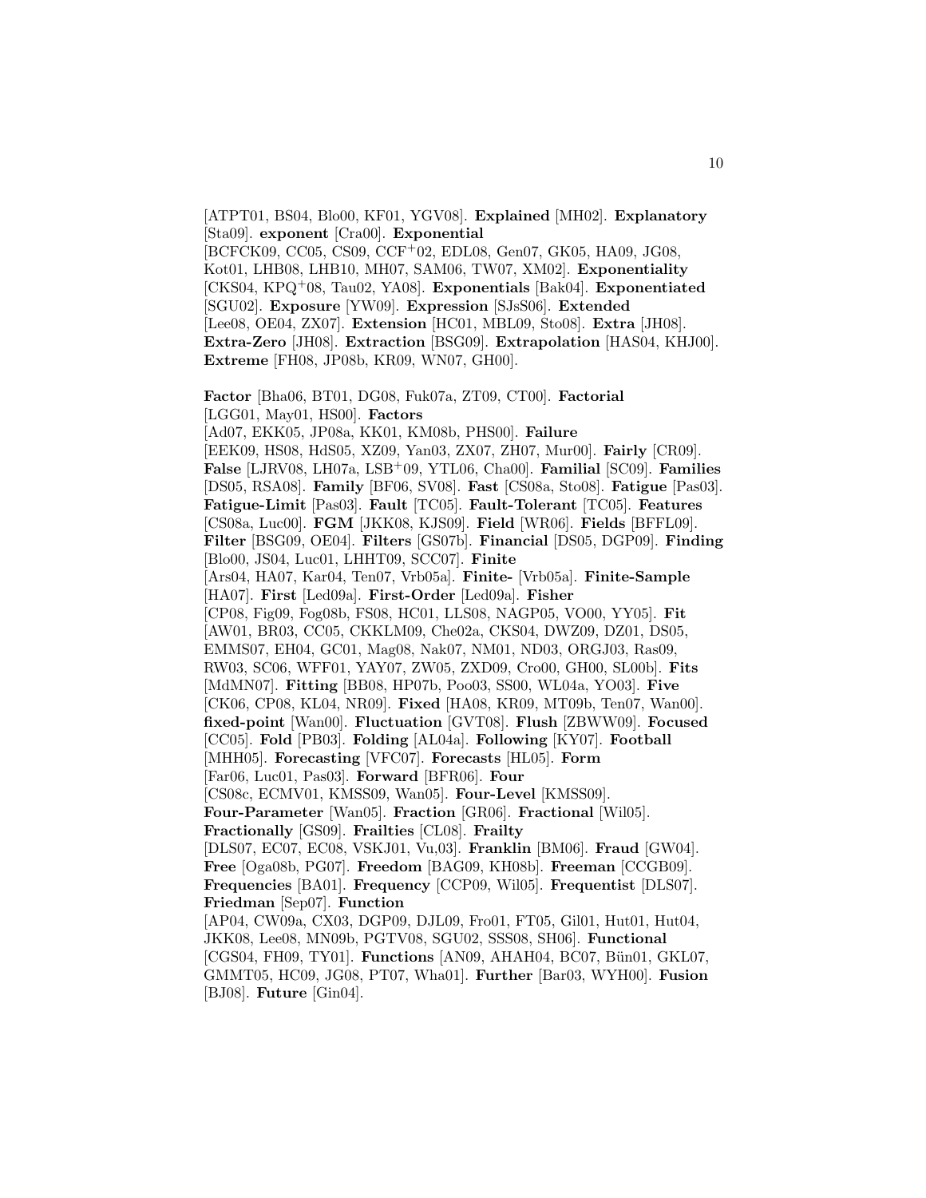[ATPT01, BS04, Blo00, KF01, YGV08]. **Explained** [MH02]. **Explanatory** [Sta09]. **exponent** [Cra00]. **Exponential** [BCFCK09, CC05, CS09, CCF+02, EDL08, Gen07, GK05, HA09, JG08, Kot01, LHB08, LHB10, MH07, SAM06, TW07, XM02]. **Exponentiality** [CKS04, KPQ+08, Tau02, YA08]. **Exponentials** [Bak04]. **Exponentiated** [SGU02]. **Exposure** [YW09]. **Expression** [SJsS06]. **Extended** [Lee08, OE04, ZX07]. **Extension** [HC01, MBL09, Sto08]. **Extra** [JH08]. **Extra-Zero** [JH08]. **Extraction** [BSG09]. **Extrapolation** [HAS04, KHJ00]. **Extreme** [FH08, JP08b, KR09, WN07, GH00].

**Factor** [Bha06, BT01, DG08, Fuk07a, ZT09, CT00]. **Factorial** [LGG01, May01, HS00]. **Factors** [Ad07, EKK05, JP08a, KK01, KM08b, PHS00]. **Failure** [EEK09, HS08, HdS05, XZ09, Yan03, ZX07, ZH07, Mur00]. **Fairly** [CR09]. **False** [LJRV08, LH07a, LSB+09, YTL06, Cha00]. **Familial** [SC09]. **Families** [DS05, RSA08]. **Family** [BF06, SV08]. **Fast** [CS08a, Sto08]. **Fatigue** [Pas03]. **Fatigue-Limit** [Pas03]. **Fault** [TC05]. **Fault-Tolerant** [TC05]. **Features** [CS08a, Luc00]. **FGM** [JKK08, KJS09]. **Field** [WR06]. **Fields** [BFFL09]. **Filter** [BSG09, OE04]. **Filters** [GS07b]. **Financial** [DS05, DGP09]. **Finding** [Blo00, JS04, Luc01, LHHT09, SCC07]. **Finite** [Ars04, HA07, Kar04, Ten07, Vrb05a]. **Finite-** [Vrb05a]. **Finite-Sample** [HA07]. **First** [Led09a]. **First-Order** [Led09a]. **Fisher** [CP08, Fig09, Fog08b, FS08, HC01, LLS08, NAGP05, VO00, YY05]. **Fit** [AW01, BR03, CC05, CKKLM09, Che02a, CKS04, DWZ09, DZ01, DS05, EMMS07, EH04, GC01, Mag08, Nak07, NM01, ND03, ORGJ03, Ras09, RW03, SC06, WFF01, YAY07, ZW05, ZXD09, Cro00, GH00, SL00b]. **Fits** [MdMN07]. **Fitting** [BB08, HP07b, Poo03, SS00, WL04a, YO03]. **Five** [CK06, CP08, KL04, NR09]. **Fixed** [HA08, KR09, MT09b, Ten07, Wan00]. **fixed-point** [Wan00]. **Fluctuation** [GVT08]. **Flush** [ZBWW09]. **Focused** [CC05]. **Fold** [PB03]. **Folding** [AL04a]. **Following** [KY07]. **Football** [MHH05]. **Forecasting** [VFC07]. **Forecasts** [HL05]. **Form** [Far06, Luc01, Pas03]. **Forward** [BFR06]. **Four** [CS08c, ECMV01, KMSS09, Wan05]. **Four-Level** [KMSS09]. **Four-Parameter** [Wan05]. **Fraction** [GR06]. **Fractional** [Wil05]. **Fractionally** [GS09]. **Frailties** [CL08]. **Frailty** [DLS07, EC07, EC08, VSKJ01, Vu,03]. **Franklin** [BM06]. **Fraud** [GW04]. **Free** [Oga08b, PG07]. **Freedom** [BAG09, KH08b]. **Freeman** [CCGB09]. **Frequencies** [BA01]. **Frequency** [CCP09, Wil05]. **Frequentist** [DLS07]. **Friedman** [Sep07]. **Function** [AP04, CW09a, CX03, DGP09, DJL09, Fro01, FT05, Gil01, Hut01, Hut04, JKK08, Lee08, MN09b, PGTV08, SGU02, SSS08, SH06]. **Functional** [CGS04, FH09, TY01]. **Functions** [AN09, AHAH04, BC07, Bün01, GKL07, GMMT05, HC09, JG08, PT07, Wha01]. **Further** [Bar03, WYH00]. **Fusion** [BJ08]. **Future** [Gin04].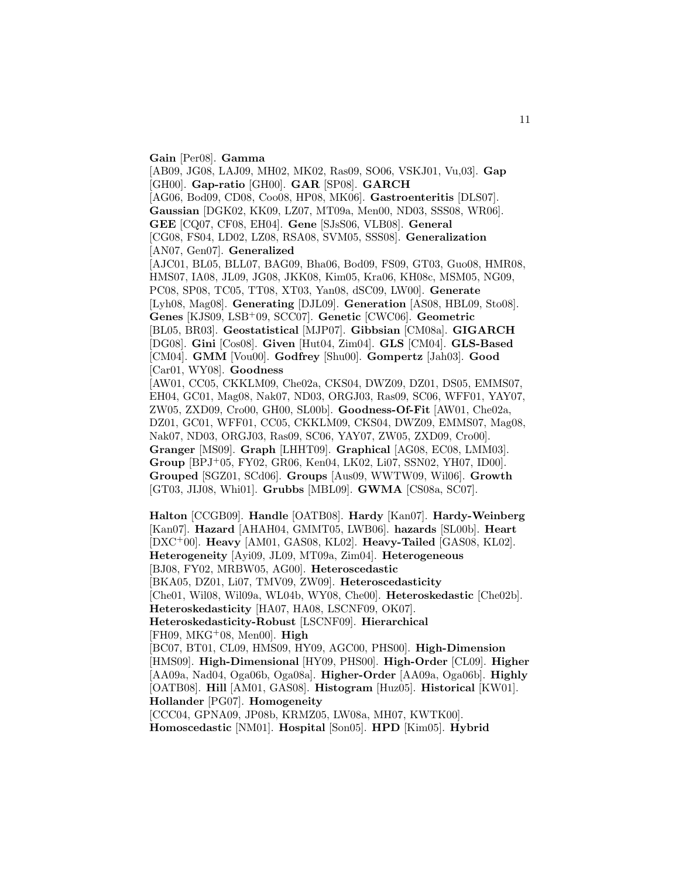**Gain** [Per08]. **Gamma** [AB09, JG08, LAJ09, MH02, MK02, Ras09, SO06, VSKJ01, Vu,03]. **Gap** [GH00]. **Gap-ratio** [GH00]. **GAR** [SP08]. **GARCH** [AG06, Bod09, CD08, Coo08, HP08, MK06]. **Gastroenteritis** [DLS07]. **Gaussian** [DGK02, KK09, LZ07, MT09a, Men00, ND03, SSS08, WR06]. **GEE** [CQ07, CF08, EH04]. **Gene** [SJsS06, VLB08]. **General** [CG08, FS04, LD02, LZ08, RSA08, SVM05, SSS08]. **Generalization** [AN07, Gen07]. **Generalized** [AJC01, BL05, BLL07, BAG09, Bha06, Bod09, FS09, GT03, Guo08, HMR08, HMS07, IA08, JL09, JG08, JKK08, Kim05, Kra06, KH08c, MSM05, NG09, PC08, SP08, TC05, TT08, XT03, Yan08, dSC09, LW00]. **Generate** [Lyh08, Mag08]. **Generating** [DJL09]. **Generation** [AS08, HBL09, Sto08]. **Genes** [KJS09, LSB<sup>+</sup>09, SCC07]. **Genetic** [CWC06]. **Geometric** [BL05, BR03]. **Geostatistical** [MJP07]. **Gibbsian** [CM08a]. **GIGARCH** [DG08]. **Gini** [Cos08]. **Given** [Hut04, Zim04]. **GLS** [CM04]. **GLS-Based** [CM04]. **GMM** [Vou00]. **Godfrey** [Shu00]. **Gompertz** [Jah03]. **Good** [Car01, WY08]. **Goodness** [AW01, CC05, CKKLM09, Che02a, CKS04, DWZ09, DZ01, DS05, EMMS07, EH04, GC01, Mag08, Nak07, ND03, ORGJ03, Ras09, SC06, WFF01, YAY07, ZW05, ZXD09, Cro00, GH00, SL00b]. **Goodness-Of-Fit** [AW01, Che02a, DZ01, GC01, WFF01, CC05, CKKLM09, CKS04, DWZ09, EMMS07, Mag08, Nak07, ND03, ORGJ03, Ras09, SC06, YAY07, ZW05, ZXD09, Cro00]. **Granger** [MS09]. **Graph** [LHHT09]. **Graphical** [AG08, EC08, LMM03]. **Group** [BPJ<sup>+</sup>05, FY02, GR06, Ken04, LK02, Li07, SSN02, YH07, ID00]. **Grouped** [SGZ01, SCd06]. **Groups** [Aus09, WWTW09, Wil06]. **Growth** [GT03, JIJ08, Whi01]. **Grubbs** [MBL09]. **GWMA** [CS08a, SC07].

**Halton** [CCGB09]. **Handle** [OATB08]. **Hardy** [Kan07]. **Hardy-Weinberg** [Kan07]. **Hazard** [AHAH04, GMMT05, LWB06]. **hazards** [SL00b]. **Heart** [DXC<sup>+</sup>00]. **Heavy** [AM01, GAS08, KL02]. **Heavy-Tailed** [GAS08, KL02]. **Heterogeneity** [Ayi09, JL09, MT09a, Zim04]. **Heterogeneous** [BJ08, FY02, MRBW05, AG00]. **Heteroscedastic** [BKA05, DZ01, Li07, TMV09, ZW09]. **Heteroscedasticity** [Che01, Wil08, Wil09a, WL04b, WY08, Che00]. **Heteroskedastic** [Che02b]. **Heteroskedasticity** [HA07, HA08, LSCNF09, OK07]. **Heteroskedasticity-Robust** [LSCNF09]. **Hierarchical** [FH09, MKG<sup>+</sup>08, Men00]. **High** [BC07, BT01, CL09, HMS09, HY09, AGC00, PHS00]. **High-Dimension** [HMS09]. **High-Dimensional** [HY09, PHS00]. **High-Order** [CL09]. **Higher** [AA09a, Nad04, Oga06b, Oga08a]. **Higher-Order** [AA09a, Oga06b]. **Highly** [OATB08]. **Hill** [AM01, GAS08]. **Histogram** [Huz05]. **Historical** [KW01]. **Hollander** [PG07]. **Homogeneity** [CCC04, GPNA09, JP08b, KRMZ05, LW08a, MH07, KWTK00]. **Homoscedastic** [NM01]. **Hospital** [Son05]. **HPD** [Kim05]. **Hybrid**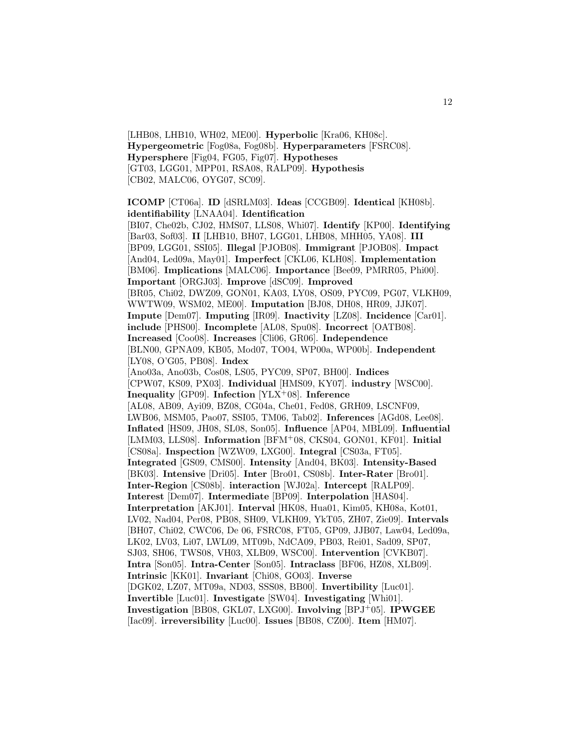[LHB08, LHB10, WH02, ME00]. **Hyperbolic** [Kra06, KH08c]. **Hypergeometric** [Fog08a, Fog08b]. **Hyperparameters** [FSRC08]. **Hypersphere** [Fig04, FG05, Fig07]. **Hypotheses** [GT03, LGG01, MPP01, RSA08, RALP09]. **Hypothesis** [CB02, MALC06, OYG07, SC09].

**ICOMP** [CT06a]. **ID** [dSRLM03]. **Ideas** [CCGB09]. **Identical** [KH08b]. **identifiability** [LNAA04]. **Identification** [BI07, Che02b, CJ02, HMS07, LLS08, Whi07]. **Identify** [KP00]. **Identifying** [Bar03, Sof03]. **II** [LHB10, BH07, LGG01, LHB08, MHH05, YA08]. **III** [BP09, LGG01, SSI05]. **Illegal** [PJOB08]. **Immigrant** [PJOB08]. **Impact** [And04, Led09a, May01]. **Imperfect** [CKL06, KLH08]. **Implementation** [BM06]. **Implications** [MALC06]. **Importance** [Bee09, PMRR05, Phi00]. **Important** [ORGJ03]. **Improve** [dSC09]. **Improved** [BR05, Chi02, DWZ09, GON01, KA03, LY08, OS09, PYC09, PG07, VLKH09, WWTW09, WSM02, ME00]. **Imputation** [BJ08, DH08, HR09, JJK07]. **Impute** [Dem07]. **Imputing** [IR09]. **Inactivity** [LZ08]. **Incidence** [Car01]. **include** [PHS00]. **Incomplete** [AL08, Spu08]. **Incorrect** [OATB08]. **Increased** [Coo08]. **Increases** [Cli06, GR06]. **Independence** [BLN00, GPNA09, KB05, Mod07, TO04, WP00a, WP00b]. **Independent** [LY08, O'G05, PB08]. **Index** [Ano03a, Ano03b, Cos08, LS05, PYC09, SP07, BH00]. **Indices** [CPW07, KS09, PX03]. **Individual** [HMS09, KY07]. **industry** [WSC00]. **Inequality** [GP09]. **Infection** [YLX+08]. **Inference** [AL08, AB09, Ayi09, BZ08, CG04a, Che01, Fed08, GRH09, LSCNF09, LWB06, MSM05, Pao07, SSI05, TM06, Tab02]. **Inferences** [AGd08, Lee08]. **Inflated** [HS09, JH08, SL08, Son05]. **Influence** [AP04, MBL09]. **Influential** [LMM03, LLS08]. **Information** [BFM+08, CKS04, GON01, KF01]. **Initial** [CS08a]. **Inspection** [WZW09, LXG00]. **Integral** [CS03a, FT05]. **Integrated** [GS09, CMS00]. **Intensity** [And04, BK03]. **Intensity-Based** [BK03]. **Intensive** [Dri05]. **Inter** [Bro01, CS08b]. **Inter-Rater** [Bro01]. **Inter-Region** [CS08b]. **interaction** [WJ02a]. **Intercept** [RALP09]. **Interest** [Dem07]. **Intermediate** [BP09]. **Interpolation** [HAS04]. **Interpretation** [AKJ01]. **Interval** [HK08, Hua01, Kim05, KH08a, Kot01, LV02, Nad04, Per08, PB08, SH09, VLKH09, YkT05, ZH07, Zie09]. **Intervals** [BH07, Chi02, CWC06, De 06, FSRC08, FT05, GP09, JJB07, Law04, Led09a, LK02, LV03, Li07, LWL09, MT09b, NdCA09, PB03, Rei01, Sad09, SP07, SJ03, SH06, TWS08, VH03, XLB09, WSC00]. **Intervention** [CVKB07]. **Intra** [Son05]. **Intra-Center** [Son05]. **Intraclass** [BF06, HZ08, XLB09]. **Intrinsic** [KK01]. **Invariant** [Chi08, GO03]. **Inverse** [DGK02, LZ07, MT09a, ND03, SSS08, BB00]. **Invertibility** [Luc01]. **Invertible** [Luc01]. **Investigate** [SW04]. **Investigating** [Whi01]. **Investigation** [BB08, GKL07, LXG00]. **Involving** [BPJ+05]. **IPWGEE** [Iac09]. **irreversibility** [Luc00]. **Issues** [BB08, CZ00]. **Item** [HM07].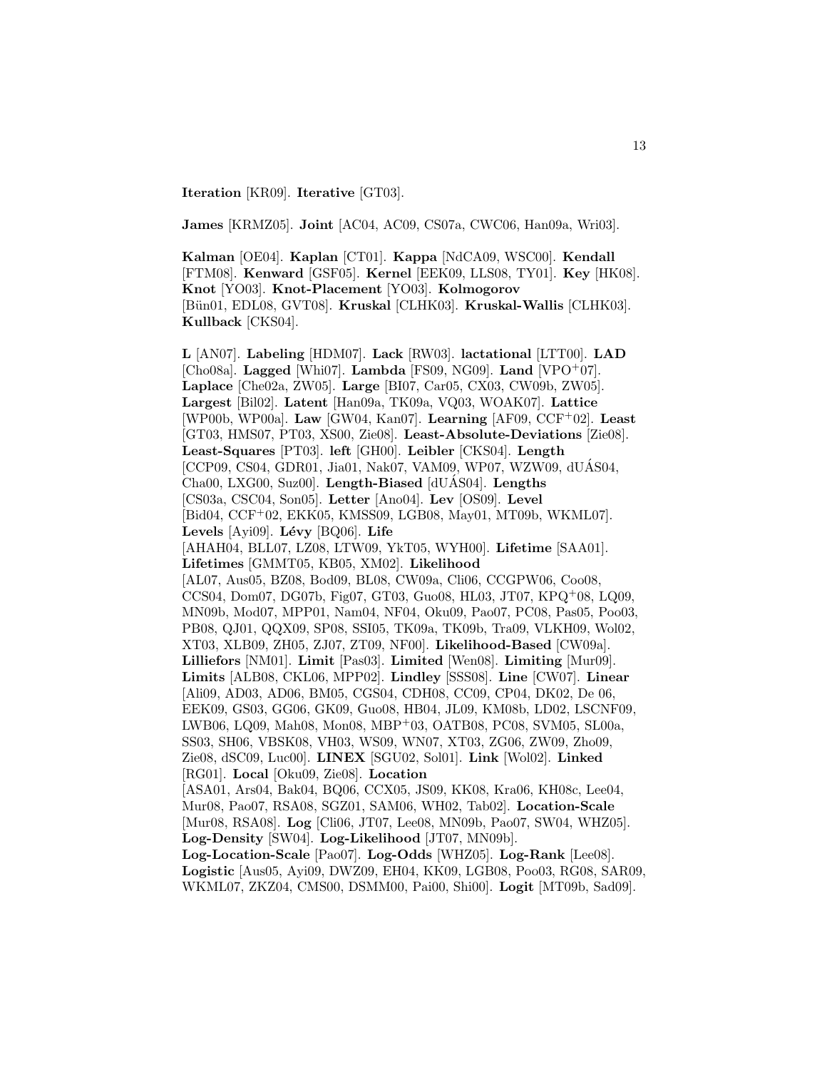**Iteration** [KR09]. **Iterative** [GT03].

**James** [KRMZ05]. **Joint** [AC04, AC09, CS07a, CWC06, Han09a, Wri03].

**Kalman** [OE04]. **Kaplan** [CT01]. **Kappa** [NdCA09, WSC00]. **Kendall** [FTM08]. **Kenward** [GSF05]. **Kernel** [EEK09, LLS08, TY01]. **Key** [HK08]. **Knot** [YO03]. **Knot-Placement** [YO03]. **Kolmogorov** [Bün01, EDL08, GVT08]. **Kruskal** [CLHK03]. **Kruskal-Wallis** [CLHK03]. **Kullback** [CKS04].

**L** [AN07]. **Labeling** [HDM07]. **Lack** [RW03]. **lactational** [LTT00]. **LAD** [Cho08a]. **Lagged** [Whi07]. **Lambda** [FS09, NG09]. **Land** [VPO+07]. **Laplace** [Che02a, ZW05]. **Large** [BI07, Car05, CX03, CW09b, ZW05]. **Largest** [Bil02]. **Latent** [Han09a, TK09a, VQ03, WOAK07]. **Lattice** [WP00b, WP00a]. **Law** [GW04, Kan07]. **Learning** [AF09, CCF+02]. **Least** [GT03, HMS07, PT03, XS00, Zie08]. **Least-Absolute-Deviations** [Zie08]. **Least-Squares** [PT03]. **left** [GH00]. **Leibler** [CKS04]. **Length** [CCP09, CS04, GDR01, Jia01, Nak07, VAM09, WP07, WZW09, dUÁS04, Cha00, LXG00, Suz00]. **Length-Biased** [dUÁS04]. **Lengths** [CS03a, CSC04, Son05]. **Letter** [Ano04]. **Lev** [OS09]. **Level** [Bid04, CCF+02, EKK05, KMSS09, LGB08, May01, MT09b, WKML07]. **Levels** [Ayi09]. **Lévy** [BQ06]. **Life** [AHAH04, BLL07, LZ08, LTW09, YkT05, WYH00]. **Lifetime** [SAA01]. **Lifetimes** [GMMT05, KB05, XM02]. **Likelihood** [AL07, Aus05, BZ08, Bod09, BL08, CW09a, Cli06, CCGPW06, Coo08, CCS04, Dom07, DG07b, Fig07, GT03, Guo08, HL03, JT07, KPQ+08, LQ09, MN09b, Mod07, MPP01, Nam04, NF04, Oku09, Pao07, PC08, Pas05, Poo03, PB08, QJ01, QQX09, SP08, SSI05, TK09a, TK09b, Tra09, VLKH09, Wol02, XT03, XLB09, ZH05, ZJ07, ZT09, NF00]. **Likelihood-Based** [CW09a]. **Lilliefors** [NM01]. **Limit** [Pas03]. **Limited** [Wen08]. **Limiting** [Mur09]. **Limits** [ALB08, CKL06, MPP02]. **Lindley** [SSS08]. **Line** [CW07]. **Linear** [Ali09, AD03, AD06, BM05, CGS04, CDH08, CC09, CP04, DK02, De 06, EEK09, GS03, GG06, GK09, Guo08, HB04, JL09, KM08b, LD02, LSCNF09, LWB06, LQ09, Mah08, Mon08, MBP+03, OATB08, PC08, SVM05, SL00a, SS03, SH06, VBSK08, VH03, WS09, WN07, XT03, ZG06, ZW09, Zho09, Zie08, dSC09, Luc00]. **LINEX** [SGU02, Sol01]. **Link** [Wol02]. **Linked** [RG01]. **Local** [Oku09, Zie08]. **Location** [ASA01, Ars04, Bak04, BQ06, CCX05, JS09, KK08, Kra06, KH08c, Lee04, Mur08, Pao07, RSA08, SGZ01, SAM06, WH02, Tab02]. **Location-Scale** [Mur08, RSA08]. **Log** [Cli06, JT07, Lee08, MN09b, Pao07, PC08, SW04, WHZ05]. **Log-Density** [SW04]. **Log-Likelihood** [JT07, MN09b]. **Log-Location-Scale** [Pao07]. **Log-Odds** [WHZ05]. **Log-Rank** [Lee08]. **Logistic** [Aus05, Ayi09, DWZ09, EH04, KK09, LGB08, Poo03, RG08, SAR09, WKML07, ZKZ04, CMS00, DSMM00, Pai00, Shi00]. **Logit** [MT09b, Sad09].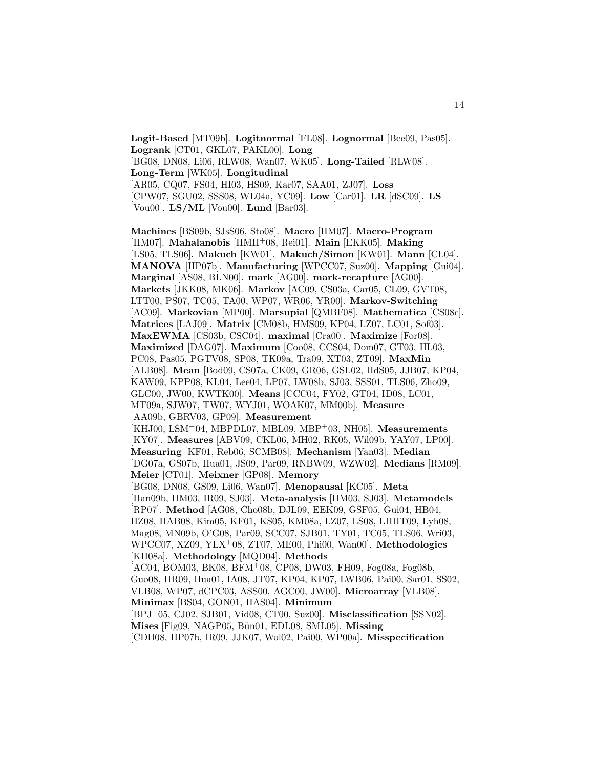**Logit-Based** [MT09b]. **Logitnormal** [FL08]. **Lognormal** [Bee09, Pas05]. **Logrank** [CT01, GKL07, PAKL00]. **Long** [BG08, DN08, Li06, RLW08, Wan07, WK05]. **Long-Tailed** [RLW08]. **Long-Term** [WK05]. **Longitudinal** [AR05, CQ07, FS04, HI03, HS09, Kar07, SAA01, ZJ07]. **Loss** [CPW07, SGU02, SSS08, WL04a, YC09]. **Low** [Car01]. **LR** [dSC09]. **LS** [Vou00]. **LS/ML** [Vou00]. **Lund** [Bar03].

**Machines** [BS09b, SJsS06, Sto08]. **Macro** [HM07]. **Macro-Program** [HM07]. **Mahalanobis** [HMH+08, Rei01]. **Main** [EKK05]. **Making** [LS05, TLS06]. **Makuch** [KW01]. **Makuch/Simon** [KW01]. **Mann** [CL04]. **MANOVA** [HP07b]. **Manufacturing** [WPCC07, Suz00]. **Mapping** [Gui04]. **Marginal** [AS08, BLN00]. **mark** [AG00]. **mark-recapture** [AG00]. **Markets** [JKK08, MK06]. **Markov** [AC09, CS03a, Car05, CL09, GVT08, LTT00, PS07, TC05, TA00, WP07, WR06, YR00]. **Markov-Switching** [AC09]. **Markovian** [MP00]. **Marsupial** [QMBF08]. **Mathematica** [CS08c]. **Matrices** [LAJ09]. **Matrix** [CM08b, HMS09, KP04, LZ07, LC01, Sof03]. **MaxEWMA** [CS03b, CSC04]. **maximal** [Cra00]. **Maximize** [For08]. **Maximized** [DAG07]. **Maximum** [Coo08, CCS04, Dom07, GT03, HL03, PC08, Pas05, PGTV08, SP08, TK09a, Tra09, XT03, ZT09]. **MaxMin** [ALB08]. **Mean** [Bod09, CS07a, CK09, GR06, GSL02, HdS05, JJB07, KP04, KAW09, KPP08, KL04, Lee04, LP07, LW08b, SJ03, SSS01, TLS06, Zho09, GLC00, JW00, KWTK00]. **Means** [CCC04, FY02, GT04, ID08, LC01, MT09a, SJW07, TW07, WYJ01, WOAK07, MM00b]. **Measure** [AA09b, GBRV03, GP09]. **Measurement** [KHJ00, LSM+04, MBPDL07, MBL09, MBP+03, NH05]. **Measurements** [KY07]. **Measures** [ABV09, CKL06, MH02, RK05, Wil09b, YAY07, LP00]. **Measuring** [KF01, Reb06, SCMB08]. **Mechanism** [Yan03]. **Median** [DG07a, GS07b, Hua01, JS09, Par09, RNBW09, WZW02]. **Medians** [RM09]. **Meier** [CT01]. **Meixner** [GP08]. **Memory** [BG08, DN08, GS09, Li06, Wan07]. **Menopausal** [KC05]. **Meta** [Han09b, HM03, IR09, SJ03]. **Meta-analysis** [HM03, SJ03]. **Metamodels** [RP07]. **Method** [AG08, Cho08b, DJL09, EEK09, GSF05, Gui04, HB04, HZ08, HAB08, Kim05, KF01, KS05, KM08a, LZ07, LS08, LHHT09, Lyh08, Mag08, MN09b, O'G08, Par09, SCC07, SJB01, TY01, TC05, TLS06, Wri03, WPCC07, XZ09, YLX+08, ZT07, ME00, Phi00, Wan00]. **Methodologies** [KH08a]. **Methodology** [MQD04]. **Methods** [AC04, BOM03, BK08, BFM+08, CP08, DW03, FH09, Fog08a, Fog08b, Guo08, HR09, Hua01, IA08, JT07, KP04, KP07, LWB06, Pai00, Sar01, SS02, VLB08, WP07, dCPC03, ASS00, AGC00, JW00]. **Microarray** [VLB08]. **Minimax** [BS04, GON01, HAS04]. **Minimum** [BPJ+05, CJ02, SJB01, Vid08, CT00, Suz00]. **Misclassification** [SSN02]. **Mises** [Fig09, NAGP05, Bün01, EDL08, SML05]. **Missing** [CDH08, HP07b, IR09, JJK07, Wol02, Pai00, WP00a]. **Misspecification**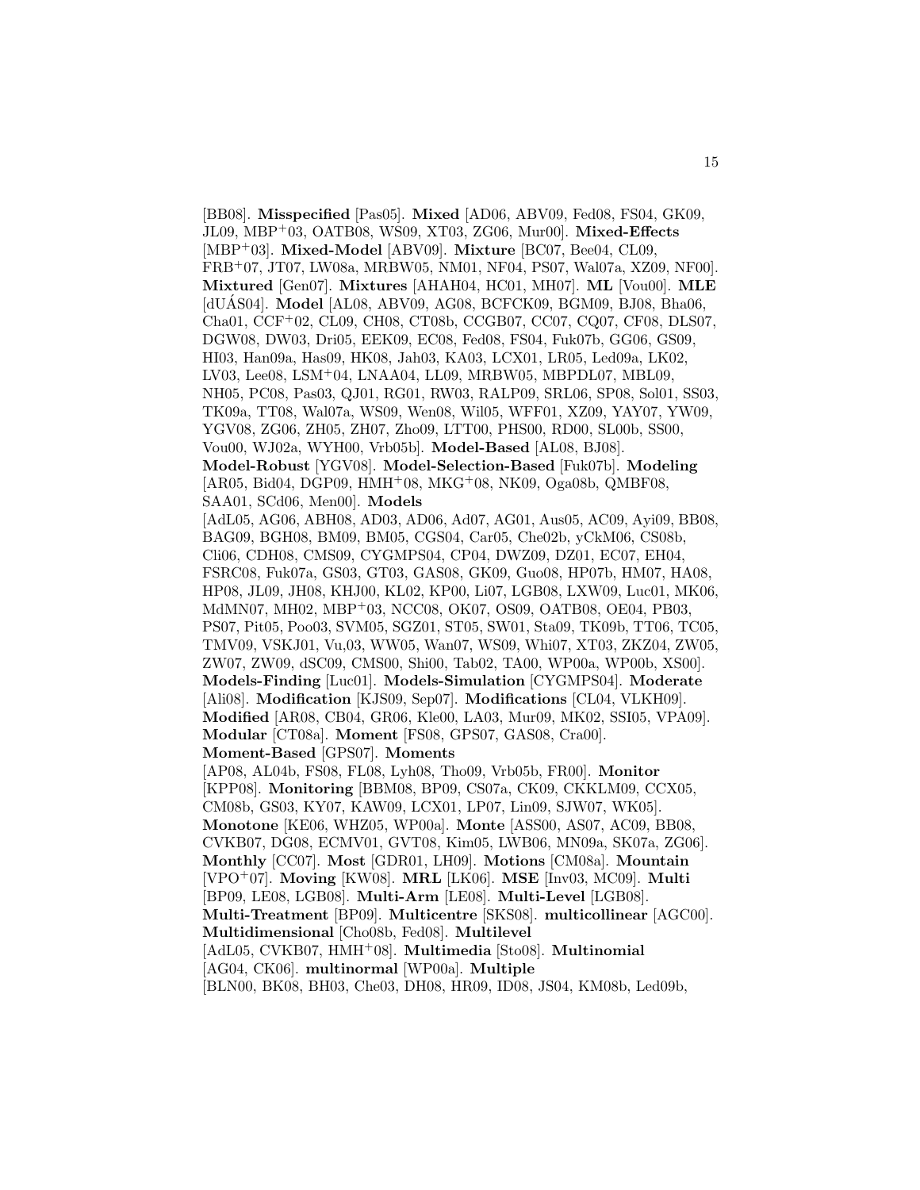[BB08]. **Misspecified** [Pas05]. **Mixed** [AD06, ABV09, Fed08, FS04, GK09, JL09, MBP+03, OATB08, WS09, XT03, ZG06, Mur00]. **Mixed-Effects** [MBP+03]. **Mixed-Model** [ABV09]. **Mixture** [BC07, Bee04, CL09, FRB+07, JT07, LW08a, MRBW05, NM01, NF04, PS07, Wal07a, XZ09, NF00]. **Mixtured** [Gen07]. **Mixtures** [AHAH04, HC01, MH07]. **ML** [Vou00]. **MLE** [dUÁS04]. **Model** [AL08, ABV09, AG08, BCFCK09, BGM09, BJ08, Bha06, Cha01, CCF+02, CL09, CH08, CT08b, CCGB07, CC07, CQ07, CF08, DLS07, DGW08, DW03, Dri05, EEK09, EC08, Fed08, FS04, Fuk07b, GG06, GS09, HI03, Han09a, Has09, HK08, Jah03, KA03, LCX01, LR05, Led09a, LK02, LV03, Lee08, LSM+04, LNAA04, LL09, MRBW05, MBPDL07, MBL09, NH05, PC08, Pas03, QJ01, RG01, RW03, RALP09, SRL06, SP08, Sol01, SS03, TK09a, TT08, Wal07a, WS09, Wen08, Wil05, WFF01, XZ09, YAY07, YW09, YGV08, ZG06, ZH05, ZH07, Zho09, LTT00, PHS00, RD00, SL00b, SS00, Vou00, WJ02a, WYH00, Vrb05b]. **Model-Based** [AL08, BJ08]. **Model-Robust** [YGV08]. **Model-Selection-Based** [Fuk07b]. **Modeling** [AR05, Bid04, DGP09, HMH+08, MKG+08, NK09, Oga08b, QMBF08, SAA01, SCd06, Men00]. **Models** [AdL05, AG06, ABH08, AD03, AD06, Ad07, AG01, Aus05, AC09, Ayi09, BB08, BAG09, BGH08, BM09, BM05, CGS04, Car05, Che02b, yCkM06, CS08b, Cli06, CDH08, CMS09, CYGMPS04, CP04, DWZ09, DZ01, EC07, EH04, FSRC08, Fuk07a, GS03, GT03, GAS08, GK09, Guo08, HP07b, HM07, HA08, HP08, JL09, JH08, KHJ00, KL02, KP00, Li07, LGB08, LXW09, Luc01, MK06, MdMN07, MH02, MBP+03, NCC08, OK07, OS09, OATB08, OE04, PB03, PS07, Pit05, Poo03, SVM05, SGZ01, ST05, SW01, Sta09, TK09b, TT06, TC05, TMV09, VSKJ01, Vu,03, WW05, Wan07, WS09, Whi07, XT03, ZKZ04, ZW05, ZW07, ZW09, dSC09, CMS00, Shi00, Tab02, TA00, WP00a, WP00b, XS00]. **Models-Finding** [Luc01]. **Models-Simulation** [CYGMPS04]. **Moderate** [Ali08]. **Modification** [KJS09, Sep07]. **Modifications** [CL04, VLKH09]. **Modified** [AR08, CB04, GR06, Kle00, LA03, Mur09, MK02, SSI05, VPA09]. **Modular** [CT08a]. **Moment** [FS08, GPS07, GAS08, Cra00]. **Moment-Based** [GPS07]. **Moments** [AP08, AL04b, FS08, FL08, Lyh08, Tho09, Vrb05b, FR00]. **Monitor** [KPP08]. **Monitoring** [BBM08, BP09, CS07a, CK09, CKKLM09, CCX05, CM08b, GS03, KY07, KAW09, LCX01, LP07, Lin09, SJW07, WK05]. **Monotone** [KE06, WHZ05, WP00a]. **Monte** [ASS00, AS07, AC09, BB08, CVKB07, DG08, ECMV01, GVT08, Kim05, LWB06, MN09a, SK07a, ZG06]. **Monthly** [CC07]. **Most** [GDR01, LH09]. **Motions** [CM08a]. **Mountain** [VPO+07]. **Moving** [KW08]. **MRL** [LK06]. **MSE** [Inv03, MC09]. **Multi** [BP09, LE08, LGB08]. **Multi-Arm** [LE08]. **Multi-Level** [LGB08]. **Multi-Treatment** [BP09]. **Multicentre** [SKS08]. **multicollinear** [AGC00]. **Multidimensional** [Cho08b, Fed08]. **Multilevel** [AdL05, CVKB07, HMH+08]. **Multimedia** [Sto08]. **Multinomial** [AG04, CK06]. **multinormal** [WP00a]. **Multiple** [BLN00, BK08, BH03, Che03, DH08, HR09, ID08, JS04, KM08b, Led09b,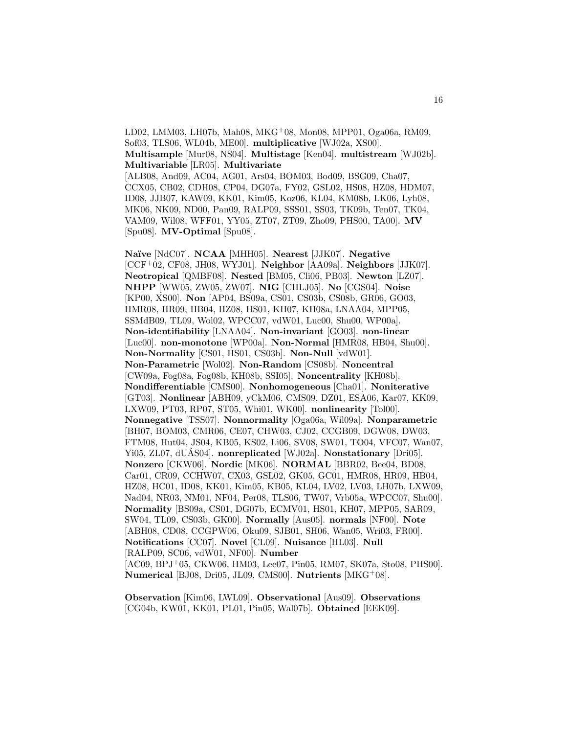LD02, LMM03, LH07b, Mah08, MKG[+]08, Mon08, MPP01, Oga06a, RM09, Sof03, TLS06, WL04b, ME00]. **multiplicative** [WJ02a, XS00]. **Multisample** [Mur08, NS04]. **Multistage** [Ken04]. **multistream** [WJ02b]. **Multivariable** [LR05]. **Multivariate** [ALB08, And09, AC04, AG01, Ars04, BOM03, Bod09, BSG09, Cha07, CCX05, CB02, CDH08, CP04, DG07a, FY02, GSL02, HS08, HZ08, HDM07, ID08, JJB07, KAW09, KK01, Kim05, Koz06, KL04, KM08b, LK06, Lyh08, MK06, NK09, ND00, Pan09, RALP09, SSS01, SS03, TK09b, Ten07, TK04, VAM09, Wil08, WFF01, YY05, ZT07, ZT09, Zho09, PHS00, TA00]. **MV** [Spu08]. **MV-Optimal** [Spu08].

**Naïve** [NdC07]. **NCAA** [MHH05]. **Nearest** [JJK07]. **Negative** [CCF[+]02, CF08, JH08, WYJ01]. **Neighbor** [AA09a]. **Neighbors** [JJK07]. **Neotropical** [QMBF08]. **Nested** [BM05, Cli06, PB03]. **Newton** [LZ07]. **NHPP** [WW05, ZW05, ZW07]. **NIG** [CHLJ05]. **No** [CGS04]. **Noise** [KP00, XS00]. **Non** [AP04, BS09a, CS01, CS03b, CS08b, GR06, GO03, HMR08, HR09, HB04, HZ08, HS01, KH07, KH08a, LNAA04, MPP05, SSMdB09, TL09, Wol02, WPCC07, vdW01, Luc00, Shu00, WP00a]. **Non-identifiability** [LNAA04]. **Non-invariant** [GO03]. **non-linear** [Luc00]. **non-monotone** [WP00a]. **Non-Normal** [HMR08, HB04, Shu00]. **Non-Normality** [CS01, HS01, CS03b]. **Non-Null** [vdW01]. **Non-Parametric** [Wol02]. **Non-Random** [CS08b]. **Noncentral** [CW09a, Fog08a, Fog08b, KH08b, SSI05]. **Noncentrality** [KH08b]. **Nondifferentiable** [CMS00]. **Nonhomogeneous** [Cha01]. **Noniterative** [GT03]. **Nonlinear** [ABH09, yCkM06, CMS09, DZ01, ESA06, Kar07, KK09, LXW09, PT03, RP07, ST05, Whi01, WK00]. **nonlinearity** [Tol00]. **Nonnegative** [TSS07]. **Nonnormality** [Oga06a, Wil09a]. **Nonparametric** [BH07, BOM03, CMR06, CE07, CHW03, CJ02, CCGB09, DGW08, DW03, FTM08, Hut04, JS04, KB05, KS02, Li06, SV08, SW01, TO04, VFC07, Wan07, Yi05, ZL07, dUÁS04]. **nonreplicated** [WJ02a]. **Nonstationary** [Dri05]. **Nonzero** [CKW06]. **Nordic** [MK06]. **NORMAL** [BBR02, Bee04, BD08, Car01, CR09, CCHW07, CX03, GSL02, GK05, GC01, HMR08, HR09, HB04, HZ08, HC01, ID08, KK01, Kim05, KB05, KL04, LV02, LV03, LH07b, LXW09, Nad04, NR03, NM01, NF04, Per08, TLS06, TW07, Vrb05a, WPCC07, Shu00]. **Normality** [BS09a, CS01, DG07b, ECMV01, HS01, KH07, MPP05, SAR09, SW04, TL09, CS03b, GK00]. **Normally** [Aus05]. **normals** [NF00]. **Note** [ABH08, CD08, CCGPW06, Oku09, SJB01, SH06, Wan05, Wri03, FR00]. **Notifications** [CC07]. **Novel** [CL09]. **Nuisance** [HL03]. **Null** [RALP09, SC06, vdW01, NF00]. **Number** [AC09, BPJ[+]05, CKW06, HM03, Lee07, Pin05, RM07, SK07a, Sto08, PHS00]. **Numerical** [BJ08, Dri05, JL09, CMS00]. **Nutrients** [MKG[+]08].

**Observation** [Kim06, LWL09]. **Observational** [Aus09]. **Observations** [CG04b, KW01, KK01, PL01, Pin05, Wal07b]. **Obtained** [EEK09].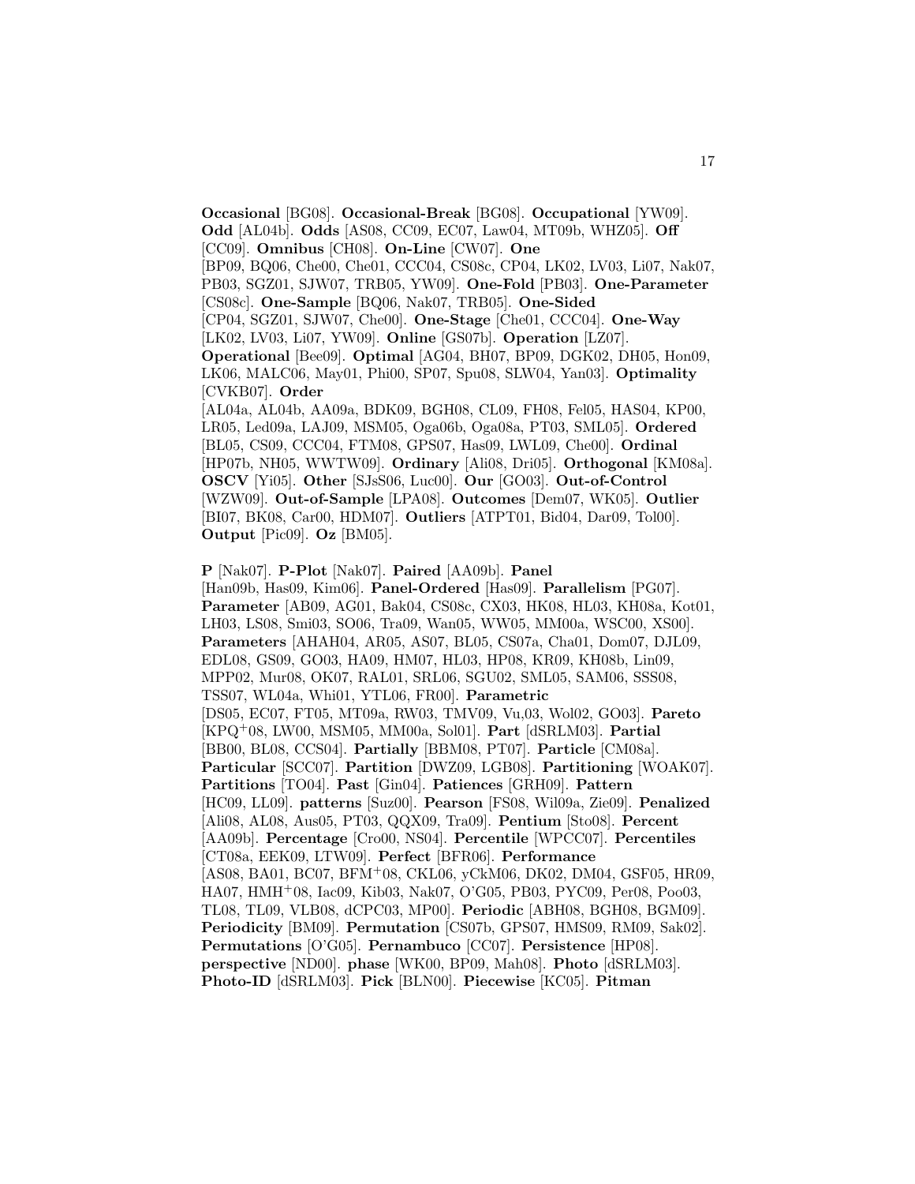**Occasional** [BG08]. **Occasional-Break** [BG08]. **Occupational** [YW09]. **Odd** [AL04b]. **Odds** [AS08, CC09, EC07, Law04, MT09b, WHZ05]. **Off** [CC09]. **Omnibus** [CH08]. **On-Line** [CW07]. **One** [BP09, BQ06, Che00, Che01, CCC04, CS08c, CP04, LK02, LV03, Li07, Nak07, PB03, SGZ01, SJW07, TRB05, YW09]. **One-Fold** [PB03]. **One-Parameter** [CS08c]. **One-Sample** [BQ06, Nak07, TRB05]. **One-Sided** [CP04, SGZ01, SJW07, Che00]. **One-Stage** [Che01, CCC04]. **One-Way** [LK02, LV03, Li07, YW09]. **Online** [GS07b]. **Operation** [LZ07]. **Operational** [Bee09]. **Optimal** [AG04, BH07, BP09, DGK02, DH05, Hon09, LK06, MALC06, May01, Phi00, SP07, Spu08, SLW04, Yan03]. **Optimality** [CVKB07]. **Order** [AL04a, AL04b, AA09a, BDK09, BGH08, CL09, FH08, Fel05, HAS04, KP00, LR05, Led09a, LAJ09, MSM05, Oga06b, Oga08a, PT03, SML05]. **Ordered** [BL05, CS09, CCC04, FTM08, GPS07, Has09, LWL09, Che00]. **Ordinal** [HP07b, NH05, WWTW09]. **Ordinary** [Ali08, Dri05]. **Orthogonal** [KM08a]. **OSCV** [Yi05]. **Other** [SJsS06, Luc00]. **Our** [GO03]. **Out-of-Control** [WZW09]. **Out-of-Sample** [LPA08]. **Outcomes** [Dem07, WK05]. **Outlier** [BI07, BK08, Car00, HDM07]. **Outliers** [ATPT01, Bid04, Dar09, Tol00]. **Output** [Pic09]. **Oz** [BM05].

**P** [Nak07]. **P-Plot** [Nak07]. **Paired** [AA09b]. **Panel** [Han09b, Has09, Kim06]. **Panel-Ordered** [Has09]. **Parallelism** [PG07]. **Parameter** [AB09, AG01, Bak04, CS08c, CX03, HK08, HL03, KH08a, Kot01, LH03, LS08, Smi03, SO06, Tra09, Wan05, WW05, MM00a, WSC00, XS00]. **Parameters** [AHAH04, AR05, AS07, BL05, CS07a, Cha01, Dom07, DJL09, EDL08, GS09, GO03, HA09, HM07, HL03, HP08, KR09, KH08b, Lin09, MPP02, Mur08, OK07, RAL01, SRL06, SGU02, SML05, SAM06, SSS08, TSS07, WL04a, Whi01, YTL06, FR00]. **Parametric** [DS05, EC07, FT05, MT09a, RW03, TMV09, Vu,03, Wol02, GO03]. **Pareto** [KPQ+08, LW00, MSM05, MM00a, Sol01]. **Part** [dSRLM03]. **Partial** [BB00, BL08, CCS04]. **Partially** [BBM08, PT07]. **Particle** [CM08a]. **Particular** [SCC07]. **Partition** [DWZ09, LGB08]. **Partitioning** [WOAK07]. **Partitions** [TO04]. **Past** [Gin04]. **Patiences** [GRH09]. **Pattern** [HC09, LL09]. **patterns** [Suz00]. **Pearson** [FS08, Wil09a, Zie09]. **Penalized** [Ali08, AL08, Aus05, PT03, QQX09, Tra09]. **Pentium** [Sto08]. **Percent** [AA09b]. **Percentage** [Cro00, NS04]. **Percentile** [WPCC07]. **Percentiles** [CT08a, EEK09, LTW09]. **Perfect** [BFR06]. **Performance** [AS08, BA01, BC07, BFM+08, CKL06, yCkM06, DK02, DM04, GSF05, HR09, HA07, HMH+08, Iac09, Kib03, Nak07, O'G05, PB03, PYC09, Per08, Poo03, TL08, TL09, VLB08, dCPC03, MP00]. **Periodic** [ABH08, BGH08, BGM09]. **Periodicity** [BM09]. **Permutation** [CS07b, GPS07, HMS09, RM09, Sak02]. **Permutations** [O'G05]. **Pernambuco** [CC07]. **Persistence** [HP08]. **perspective** [ND00]. **phase** [WK00, BP09, Mah08]. **Photo** [dSRLM03]. **Photo-ID** [dSRLM03]. **Pick** [BLN00]. **Piecewise** [KC05]. **Pitman**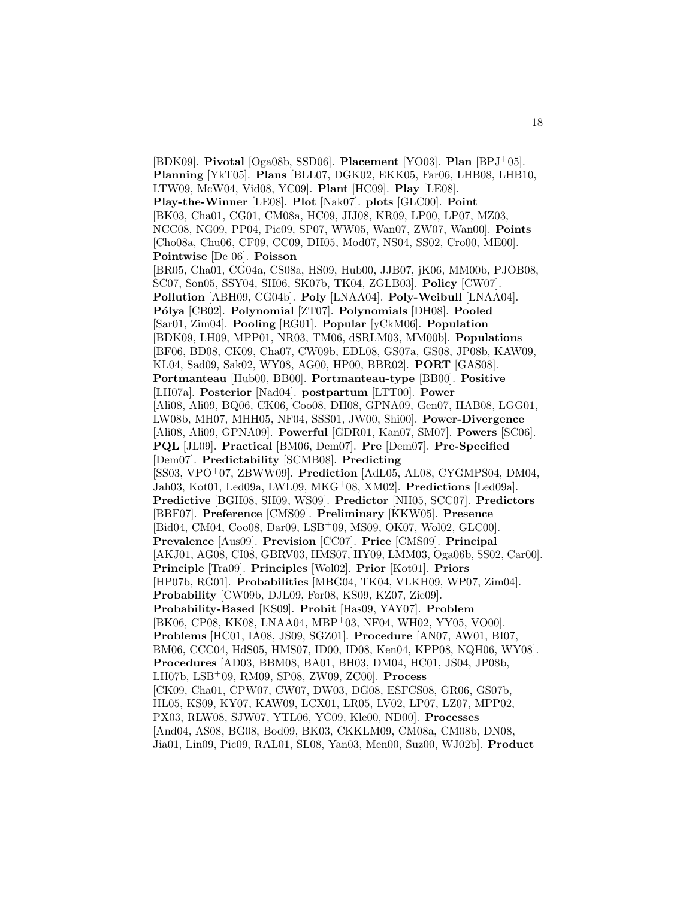[BDK09]. **Pivotal** [Oga08b, SSD06]. **Placement** [YO03]. **Plan** [BPJ+05]. **Planning** [YkT05]. **Plans** [BLL07, DGK02, EKK05, Far06, LHB08, LHB10, LTW09, McW04, Vid08, YC09]. **Plant** [HC09]. **Play** [LE08]. **Play-the-Winner** [LE08]. **Plot** [Nak07]. **plots** [GLC00]. **Point** [BK03, Cha01, CG01, CM08a, HC09, JLJ08, KR09, LP00, LP07, MZ03, NCC08, NG09, PP04, Pic09, SP07, WW05, Wan07, ZW07, Wan00]. **Points** [Cho08a, Chu06, CF09, CC09, DH05, Mod07, NS04, SS02, Cro00, ME00]. **Pointwise** [De 06]. **Poisson** [BR05, Cha01, CG04a, CS08a, HS09, Hub00, JJB07, jK06, MM00b, PJOB08, SC07, Son05, SSY04, SH06, SK07b, TK04, ZGLB03]. **Policy** [CW07]. **Pollution** [ABH09, CG04b]. **Poly** [LNAA04]. **Poly-Weibull** [LNAA04]. **Pólya** [CB02]. **Polynomial** [ZT07]. **Polynomials** [DH08]. **Pooled** [Sar01, Zim04]. **Pooling** [RG01]. **Popular** [yCkM06]. **Population** [BDK09, LH09, MPP01, NR03, TM06, dSRLM03, MM00b]. **Populations** [BF06, BD08, CK09, Cha07, CW09b, EDL08, GS07a, GS08, JP08b, KAW09, KL04, Sad09, Sak02, WY08, AG00, HP00, BBR02]. **PORT** [GAS08]. **Portmanteau** [Hub00, BB00]. **Portmanteau-type** [BB00]. **Positive** [LH07a]. **Posterior** [Nad04]. **postpartum** [LTT00]. **Power** [Ali08, Ali09, BQ06, CK06, Coo08, DH08, GPNA09, Gen07, HAB08, LGG01, LW08b, MH07, MHH05, NF04, SSS01, JW00, Shi00]. **Power-Divergence** [Ali08, Ali09, GPNA09]. **Powerful** [GDR01, Kan07, SM07]. **Powers** [SC06]. **PQL** [JL09]. **Practical** [BM06, Dem07]. **Pre** [Dem07]. **Pre-Specified** [Dem07]. **Predictability** [SCMB08]. **Predicting** [SS03, VPO+07, ZBWW09]. **Prediction** [AdL05, AL08, CYGMPS04, DM04, Jah03, Kot01, Led09a, LWL09, MKG+08, XM02]. **Predictions** [Led09a]. **Predictive** [BGH08, SH09, WS09]. **Predictor** [NH05, SCC07]. **Predictors** [BBF07]. **Preference** [CMS09]. **Preliminary** [KKW05]. **Presence** [Bid04, CM04, Coo08, Dar09, LSB+09, MS09, OK07, Wol02, GLC00]. **Prevalence** [Aus09]. **Prevision** [CC07]. **Price** [CMS09]. **Principal** [AKJ01, AG08, CI08, GBRV03, HMS07, HY09, LMM03, Oga06b, SS02, Car00]. **Principle** [Tra09]. **Principles** [Wol02]. **Prior** [Kot01]. **Priors** [HP07b, RG01]. **Probabilities** [MBG04, TK04, VLKH09, WP07, Zim04]. **Probability** [CW09b, DJL09, For08, KS09, KZ07, Zie09]. **Probability-Based** [KS09]. **Probit** [Has09, YAY07]. **Problem** [BK06, CP08, KK08, LNAA04, MBP+03, NF04, WH02, YY05, VO00]. **Problems** [HC01, IA08, JS09, SGZ01]. **Procedure** [AN07, AW01, BI07, BM06, CCC04, HdS05, HMS07, ID00, ID08, Ken04, KPP08, NQH06, WY08]. **Procedures** [AD03, BBM08, BA01, BH03, DM04, HC01, JS04, JP08b, LH07b, LSB+09, RM09, SP08, ZW09, ZC00]. **Process** [CK09, Cha01, CPW07, CW07, DW03, DG08, ESFCS08, GR06, GS07b, HL05, KS09, KY07, KAW09, LCX01, LR05, LV02, LP07, LZ07, MPP02, PX03, RLW08, SJW07, YTL06, YC09, Kle00, ND00]. **Processes** [And04, AS08, BG08, Bod09, BK03, CKKLM09, CM08a, CM08b, DN08, Jia01, Lin09, Pic09, RAL01, SL08, Yan03, Men00, Suz00, WJ02b]. **Product**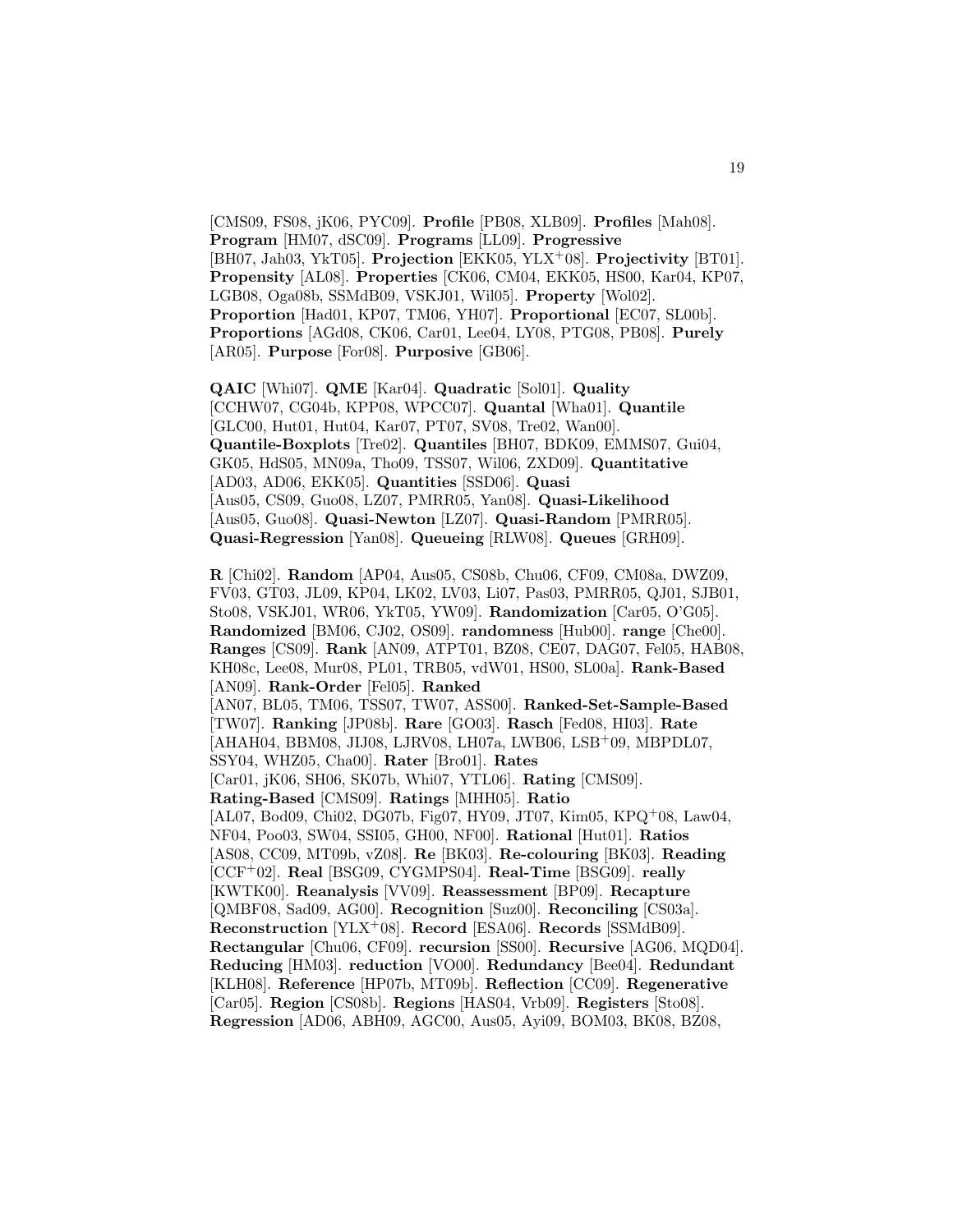[CMS09, FS08, jK06, PYC09]. **Profile** [PB08, XLB09]. **Profiles** [Mah08]. **Program** [HM07, dSC09]. **Programs** [LL09]. **Progressive** [BH07, Jah03, YkT05]. **Projection** [EKK05, YLX+08]. **Projectivity** [BT01]. **Propensity** [AL08]. **Properties** [CK06, CM04, EKK05, HS00, Kar04, KP07, LGB08, Oga08b, SSMdB09, VSKJ01, Wil05]. **Property** [Wol02]. **Proportion** [Had01, KP07, TM06, YH07]. **Proportional** [EC07, SL00b]. **Proportions** [AGd08, CK06, Car01, Lee04, LY08, PTG08, PB08]. **Purely** [AR05]. **Purpose** [For08]. **Purposive** [GB06].

**QAIC** [Whi07]. **QME** [Kar04]. **Quadratic** [Sol01]. **Quality** [CCHW07, CG04b, KPP08, WPCC07]. **Quantal** [Wha01]. **Quantile** [GLC00, Hut01, Hut04, Kar07, PT07, SV08, Tre02, Wan00]. **Quantile-Boxplots** [Tre02]. **Quantiles** [BH07, BDK09, EMMS07, Gui04, GK05, HdS05, MN09a, Tho09, TSS07, Wil06, ZXD09]. **Quantitative** [AD03, AD06, EKK05]. **Quantities** [SSD06]. **Quasi** [Aus05, CS09, Guo08, LZ07, PMRR05, Yan08]. **Quasi-Likelihood** [Aus05, Guo08]. **Quasi-Newton** [LZ07]. **Quasi-Random** [PMRR05]. **Quasi-Regression** [Yan08]. **Queueing** [RLW08]. **Queues** [GRH09].

**R** [Chi02]. **Random** [AP04, Aus05, CS08b, Chu06, CF09, CM08a, DWZ09, FV03, GT03, JL09, KP04, LK02, LV03, Li07, Pas03, PMRR05, QJ01, SJB01, Sto08, VSKJ01, WR06, YkT05, YW09]. **Randomization** [Car05, O'G05]. **Randomized** [BM06, CJ02, OS09]. **randomness** [Hub00]. **range** [Che00]. **Ranges** [CS09]. **Rank** [AN09, ATPT01, BZ08, CE07, DAG07, Fel05, HAB08, KH08c, Lee08, Mur08, PL01, TRB05, vdW01, HS00, SL00a]. **Rank-Based** [AN09]. **Rank-Order** [Fel05]. **Ranked** [AN07, BL05, TM06, TSS07, TW07, ASS00]. **Ranked-Set-Sample-Based** [TW07]. **Ranking** [JP08b]. **Rare** [GO03]. **Rasch** [Fed08, HI03]. **Rate** [AHAH04, BBM08, JIJ08, LJRV08, LH07a, LWB06, LSB+09, MBPDL07, SSY04, WHZ05, Cha00]. **Rater** [Bro01]. **Rates** [Car01, jK06, SH06, SK07b, Whi07, YTL06]. **Rating** [CMS09]. **Rating-Based** [CMS09]. **Ratings** [MHH05]. **Ratio** [AL07, Bod09, Chi02, DG07b, Fig07, HY09, JT07, Kim05, KPQ+08, Law04, NF04, Poo03, SW04, SSI05, GH00, NF00]. **Rational** [Hut01]. **Ratios** [AS08, CC09, MT09b, vZ08]. **Re** [BK03]. **Re-colouring** [BK03]. **Reading** [CCF+02]. **Real** [BSG09, CYGMPS04]. **Real-Time** [BSG09]. **really** [KWTK00]. **Reanalysis** [VV09]. **Reassessment** [BP09]. **Recapture** [QMBF08, Sad09, AG00]. **Recognition** [Suz00]. **Reconciling** [CS03a]. **Reconstruction** [YLX+08]. **Record** [ESA06]. **Records** [SSMdB09]. **Rectangular** [Chu06, CF09]. **recursion** [SS00]. **Recursive** [AG06, MQD04]. **Reducing** [HM03]. **reduction** [VO00]. **Redundancy** [Bee04]. **Redundant** [KLH08]. **Reference** [HP07b, MT09b]. **Reflection** [CC09]. **Regenerative** [Car05]. **Region** [CS08b]. **Regions** [HAS04, Vrb09]. **Registers** [Sto08]. **Regression** [AD06, ABH09, AGC00, Aus05, Ayi09, BOM03, BK08, BZ08,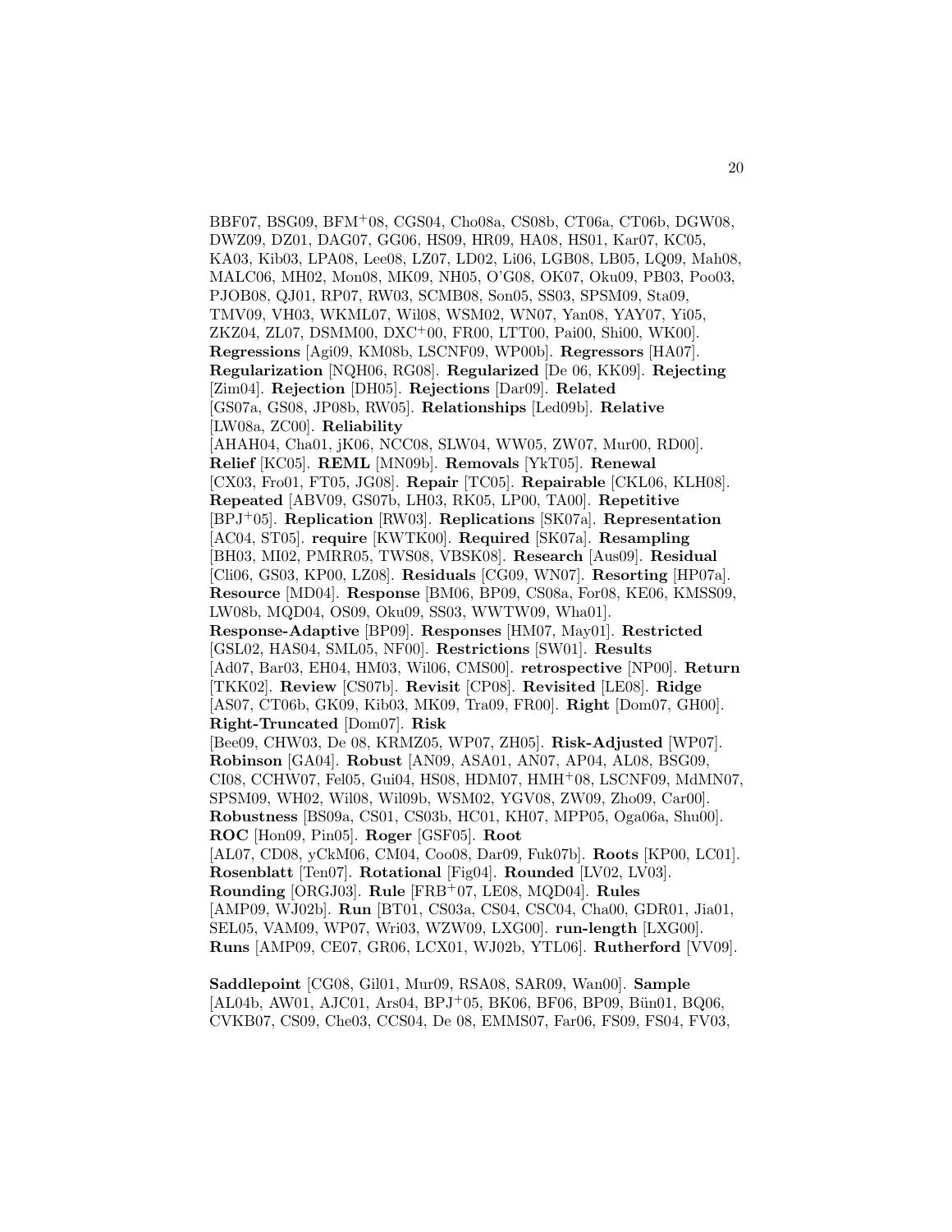BBF07, BSG09, BFM+08, CGS04, Cho08a, CS08b, CT06a, CT06b, DGW08, DWZ09, DZ01, DAG07, GG06, HS09, HR09, HA08, HS01, Kar07, KC05, KA03, Kib03, LPA08, Lee08, LZ07, LD02, Li06, LGB08, LB05, LQ09, Mah08, MALC06, MH02, Mon08, MK09, NH05, O'G08, OK07, Oku09, PB03, Poo03, PJOB08, QJ01, RP07, RW03, SCMB08, Son05, SS03, SPSM09, Sta09, TMV09, VH03, WKML07, Wil08, WSM02, WN07, Yan08, YAY07, Yi05, ZKZ04, ZL07, DSMM00, DXC+00, FR00, LTT00, Pai00, Shi00, WK00]. **Regressions** [Agi09, KM08b, LSCNF09, WP00b]. **Regressors** [HA07]. **Regularization** [NQH06, RG08]. **Regularized** [De 06, KK09]. **Rejecting** [Zim04]. **Rejection** [DH05]. **Rejections** [Dar09]. **Related** [GS07a, GS08, JP08b, RW05]. **Relationships** [Led09b]. **Relative** [LW08a, ZC00]. **Reliability** [AHAH04, Cha01, jK06, NCC08, SLW04, WW05, ZW07, Mur00, RD00]. **Relief** [KC05]. **REML** [MN09b]. **Removals** [YkT05]. **Renewal** [CX03, Fro01, FT05, JG08]. **Repair** [TC05]. **Repairable** [CKL06, KLH08]. **Repeated** [ABV09, GS07b, LH03, RK05, LP00, TA00]. **Repetitive** [BPJ+05]. **Replication** [RW03]. **Replications** [SK07a]. **Representation** [AC04, ST05]. **require** [KWTK00]. **Required** [SK07a]. **Resampling** [BH03, MI02, PMRR05, TWS08, VBSK08]. **Research** [Aus09]. **Residual** [Cli06, GS03, KP00, LZ08]. **Residuals** [CG09, WN07]. **Resorting** [HP07a]. **Resource** [MD04]. **Response** [BM06, BP09, CS08a, For08, KE06, KMSS09, LW08b, MQD04, OS09, Oku09, SS03, WWTW09, Wha01]. **Response-Adaptive** [BP09]. **Responses** [HM07, May01]. **Restricted** [GSL02, HAS04, SML05, NF00]. **Restrictions** [SW01]. **Results** [Ad07, Bar03, EH04, HM03, Wil06, CMS00]. **retrospective** [NP00]. **Return** [TKK02]. **Review** [CS07b]. **Revisit** [CP08]. **Revisited** [LE08]. **Ridge** [AS07, CT06b, GK09, Kib03, MK09, Tra09, FR00]. **Right** [Dom07, GH00]. **Right-Truncated** [Dom07]. **Risk** [Bee09, CHW03, De 08, KRMZ05, WP07, ZH05]. **Risk-Adjusted** [WP07]. **Robinson** [GA04]. **Robust** [AN09, ASA01, AN07, AP04, AL08, BSG09, CI08, CCHW07, Fel05, Gui04, HS08, HDM07, HMH+08, LSCNF09, MdMN07, SPSM09, WH02, Wil08, Wil09b, WSM02, YGV08, ZW09, Zho09, Car00]. **Robustness** [BS09a, CS01, CS03b, HC01, KH07, MPP05, Oga06a, Shu00]. **ROC** [Hon09, Pin05]. **Roger** [GSF05]. **Root** [AL07, CD08, yCkM06, CM04, Coo08, Dar09, Fuk07b]. **Roots** [KP00, LC01]. **Rosenblatt** [Ten07]. **Rotational** [Fig04]. **Rounded** [LV02, LV03]. **Rounding** [ORGJ03]. **Rule** [FRB+07, LE08, MQD04]. **Rules** [AMP09, WJ02b]. **Run** [BT01, CS03a, CS04, CSC04, Cha00, GDR01, Jia01, SEL05, VAM09, WP07, Wri03, WZW09, LXG00]. **run-length** [LXG00]. **Runs** [AMP09, CE07, GR06, LCX01, WJ02b, YTL06]. **Rutherford** [VV09].

**Saddlepoint** [CG08, Gil01, Mur09, RSA08, SAR09, Wan00]. **Sample** [AL04b, AW01, AJC01, Ars04, BPJ+05, BK06, BF06, BP09, Bün01, BQ06, CVKB07, CS09, Che03, CCS04, De 08, EMMS07, Far06, FS09, FS04, FV03,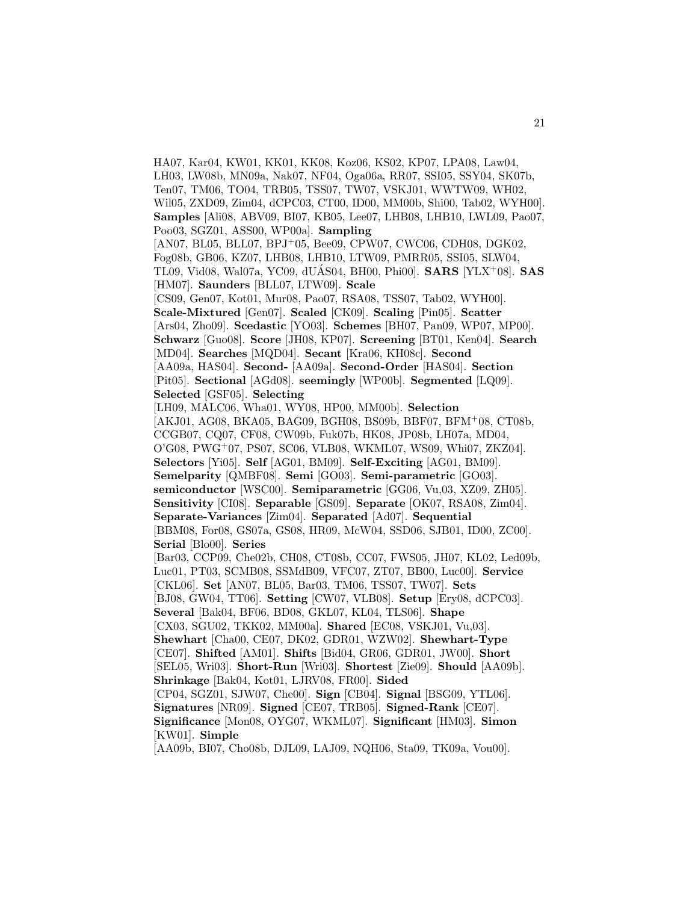HA07, Kar04, KW01, KK01, KK08, Koz06, KS02, KP07, LPA08, Law04, LH03, LW08b, MN09a, Nak07, NF04, Oga06a, RR07, SSI05, SSY04, SK07b, Ten07, TM06, TO04, TRB05, TSS07, TW07, VSKJ01, WWTW09, WH02, Wil05, ZXD09, Zim04, dCPC03, CT00, ID00, MM00b, Shi00, Tab02, WYH00]. **Samples** [Ali08, ABV09, BI07, KB05, Lee07, LHB08, LHB10, LWL09, Pao07, Poo03, SGZ01, ASS00, WP00a]. **Sampling** [AN07, BL05, BLL07, BPJ+05, Bee09, CPW07, CWC06, CDH08, DGK02, Fog08b, GB06, KZ07, LHB08, LHB10, LTW09, PMRR05, SSI05, SLW04, TL09, Vid08, Wal07a, YC09, dUÁS04, BH00, Phi00]. **SARS** [YLX+08]. **SAS** [HM07]. **Saunders** [BLL07, LTW09]. **Scale** [CS09, Gen07, Kot01, Mur08, Pao07, RSA08, TSS07, Tab02, WYH00]. **Scale-Mixtured** [Gen07]. **Scaled** [CK09]. **Scaling** [Pin05]. **Scatter** [Ars04, Zho09]. **Scedastic** [YO03]. **Schemes** [BH07, Pan09, WP07, MP00]. **Schwarz** [Guo08]. **Score** [JH08, KP07]. **Screening** [BT01, Ken04]. **Search** [MD04]. **Searches** [MQD04]. **Secant** [Kra06, KH08c]. **Second** [AA09a, HAS04]. **Second-** [AA09a]. **Second-Order** [HAS04]. **Section** [Pit05]. **Sectional** [AGd08]. **seemingly** [WP00b]. **Segmented** [LQ09]. **Selected** [GSF05]. **Selecting** [LH09, MALC06, Wha01, WY08, HP00, MM00b]. **Selection** [AKJ01, AG08, BKA05, BAG09, BGH08, BS09b, BBF07, BFM+08, CT08b, CCGB07, CQ07, CF08, CW09b, Fuk07b, HK08, JP08b, LH07a, MD04, O'G08, PWG+07, PS07, SC06, VLB08, WKML07, WS09, Whi07, ZKZ04]. **Selectors** [Yi05]. **Self** [AG01, BM09]. **Self-Exciting** [AG01, BM09]. **Semelparity** [QMBF08]. **Semi** [GO03]. **Semi-parametric** [GO03]. **semiconductor** [WSC00]. **Semiparametric** [GG06, Vu,03, XZ09, ZH05]. **Sensitivity** [CI08]. **Separable** [GS09]. **Separate** [OK07, RSA08, Zim04]. **Separate-Variances** [Zim04]. **Separated** [Ad07]. **Sequential** [BBM08, For08, GS07a, GS08, HR09, McW04, SSD06, SJB01, ID00, ZC00]. **Serial** [Blo00]. **Series** [Bar03, CCP09, Che02b, CH08, CT08b, CC07, FWS05, JH07, KL02, Led09b, Luc01, PT03, SCMB08, SSMdB09, VFC07, ZT07, BB00, Luc00]. **Service** [CKL06]. **Set** [AN07, BL05, Bar03, TM06, TSS07, TW07]. **Sets** [BJ08, GW04, TT06]. **Setting** [CW07, VLB08]. **Setup** [Ery08, dCPC03]. **Several** [Bak04, BF06, BD08, GKL07, KL04, TLS06]. **Shape** [CX03, SGU02, TKK02, MM00a]. **Shared** [EC08, VSKJ01, Vu,03]. **Shewhart** [Cha00, CE07, DK02, GDR01, WZW02]. **Shewhart-Type** [CE07]. **Shifted** [AM01]. **Shifts** [Bid04, GR06, GDR01, JW00]. **Short** [SEL05, Wri03]. **Short-Run** [Wri03]. **Shortest** [Zie09]. **Should** [AA09b]. **Shrinkage** [Bak04, Kot01, LJRV08, FR00]. **Sided** [CP04, SGZ01, SJW07, Che00]. **Sign** [CB04]. **Signal** [BSG09, YTL06]. **Signatures** [NR09]. **Signed** [CE07, TRB05]. **Signed-Rank** [CE07]. **Significance** [Mon08, OYG07, WKML07]. **Significant** [HM03]. **Simon** [KW01]. **Simple** [AA09b, BI07, Cho08b, DJL09, LAJ09, NQH06, Sta09, TK09a, Vou00].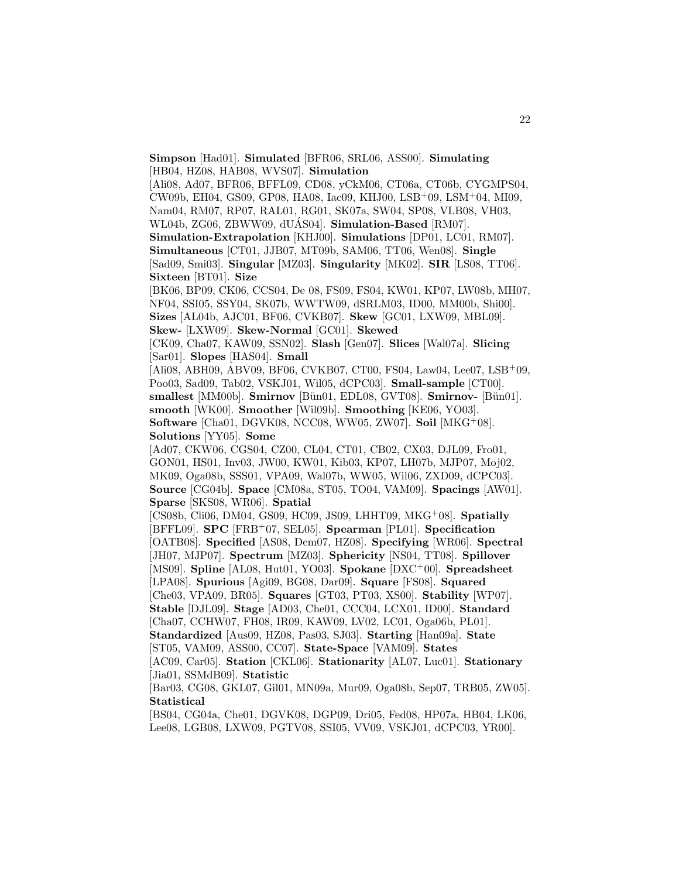**Simpson** [Had01]. **Simulated** [BFR06, SRL06, ASS00]. **Simulating** [HB04, HZ08, HAB08, WVS07]. **Simulation** [Ali08, Ad07, BFR06, BFFL09, CD08, yCkM06, CT06a, CT06b, CYGMPS04, CW09b, EH04, GS09, GP08, HA08, Iac09, KHJ00, LSB+09, LSM+04, MI09, Nam04, RM07, RP07, RAL01, RG01, SK07a, SW04, SP08, VLB08, VH03, WL04b, ZG06, ZBWW09, dUÁS04]. **Simulation-Based** [RM07]. **Simulation-Extrapolation** [KHJ00]. **Simulations** [DP01, LC01, RM07]. **Simultaneous** [CT01, JJB07, MT09b, SAM06, TT06, Wen08]. **Single** [Sad09, Smi03]. **Singular** [MZ03]. **Singularity** [MK02]. **SIR** [LS08, TT06]. **Sixteen** [BT01]. **Size** [BK06, BP09, CK06, CCS04, De 08, FS09, FS04, KW01, KP07, LW08b, MH07, NF04, SSI05, SSY04, SK07b, WWTW09, dSRLM03, ID00, MM00b, Shi00]. **Sizes** [AL04b, AJC01, BF06, CVKB07]. **Skew** [GC01, LXW09, MBL09]. **Skew-** [LXW09]. **Skew-Normal** [GC01]. **Skewed** [CK09, Cha07, KAW09, SSN02]. **Slash** [Gen07]. **Slices** [Wal07a]. **Slicing** [Sar01]. **Slopes** [HAS04]. **Small** [Ali08, ABH09, ABV09, BF06, CVKB07, CT00, FS04, Law04, Lee07, LSB+09, Poo03, Sad09, Tab02, VSKJ01, Wil05, dCPC03]. **Small-sample** [CT00]. **smallest** [MM00b]. **Smirnov** [Bün01, EDL08, GVT08]. **Smirnov-** [Bün01]. **smooth** [WK00]. **Smoother** [Wil09b]. **Smoothing** [KE06, YO03]. **Software** [Cha01, DGVK08, NCC08, WW05, ZW07]. **Soil** [MKG+08]. **Solutions** [YY05]. **Some** [Ad07, CKW06, CGS04, CZ00, CL04, CT01, CB02, CX03, DJL09, Fro01, GON01, HS01, Inv03, JW00, KW01, Kib03, KP07, LH07b, MJP07, Moj02, MK09, Oga08b, SSS01, VPA09, Wal07b, WW05, Wil06, ZXD09, dCPC03]. **Source** [CG04b]. **Space** [CM08a, ST05, TO04, VAM09]. **Spacings** [AW01]. **Sparse** [SKS08, WR06]. **Spatial** [CS08b, Cli06, DM04, GS09, HC09, JS09, LHHT09, MKG+08]. **Spatially** [BFFL09]. **SPC** [FRB+07, SEL05]. **Spearman** [PL01]. **Specification** [OATB08]. **Specified** [AS08, Dem07, HZ08]. **Specifying** [WR06]. **Spectral** [JH07, MJP07]. **Spectrum** [MZ03]. **Sphericity** [NS04, TT08]. **Spillover** [MS09]. **Spline** [AL08, Hut01, YO03]. **Spokane** [DXC+00]. **Spreadsheet** [LPA08]. **Spurious** [Agi09, BG08, Dar09]. **Square** [FS08]. **Squared** [Che03, VPA09, BR05]. **Squares** [GT03, PT03, XS00]. **Stability** [WP07]. **Stable** [DJL09]. **Stage** [AD03, Che01, CCC04, LCX01, ID00]. **Standard** [Cha07, CCHW07, FH08, IR09, KAW09, LV02, LC01, Oga06b, PL01]. **Standardized** [Aus09, HZ08, Pas03, SJ03]. **Starting** [Han09a]. **State** [ST05, VAM09, ASS00, CC07]. **State-Space** [VAM09]. **States** [AC09, Car05]. **Station** [CKL06]. **Stationarity** [AL07, Luc01]. **Stationary** [Jia01, SSMdB09]. **Statistic** [Bar03, CG08, GKL07, Gil01, MN09a, Mur09, Oga08b, Sep07, TRB05, ZW05]. **Statistical** [BS04, CG04a, Che01, DGVK08, DGP09, Dri05, Fed08, HP07a, HB04, LK06, Lee08, LGB08, LXW09, PGTV08, SSI05, VV09, VSKJ01, dCPC03, YR00].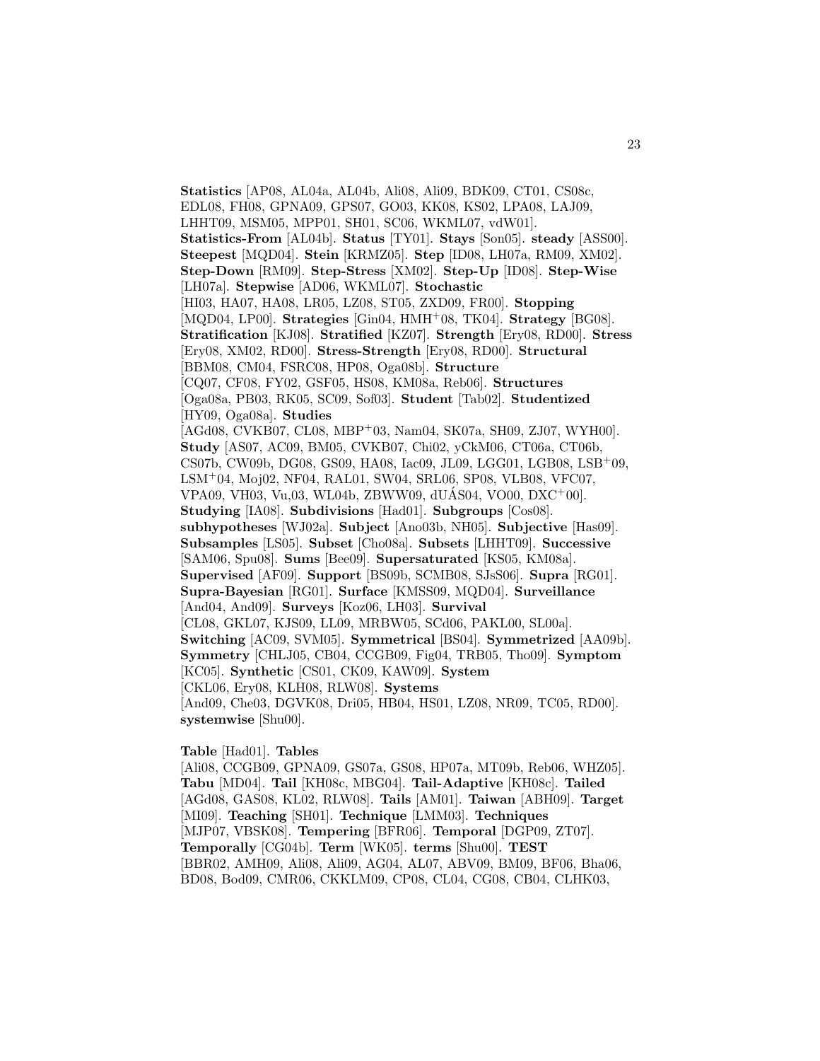**Statistics** [AP08, AL04a, AL04b, Ali08, Ali09, BDK09, CT01, CS08c, EDL08, FH08, GPNA09, GPS07, GO03, KK08, KS02, LPA08, LAJ09, LHHT09, MSM05, MPP01, SH01, SC06, WKML07, vdW01]. **Statistics-From** [AL04b]. **Status** [TY01]. **Stays** [Son05]. **steady** [ASS00]. **Steepest** [MQD04]. **Stein** [KRMZ05]. **Step** [ID08, LH07a, RM09, XM02]. **Step-Down** [RM09]. **Step-Stress** [XM02]. **Step-Up** [ID08]. **Step-Wise** [LH07a]. **Stepwise** [AD06, WKML07]. **Stochastic** [HI03, HA07, HA08, LR05, LZ08, ST05, ZXD09, FR00]. **Stopping** [MQD04, LP00]. **Strategies** [Gin04, HMH+08, TK04]. **Strategy** [BG08]. **Stratification** [KJ08]. **Stratified** [KZ07]. **Strength** [Ery08, RD00]. **Stress** [Ery08, XM02, RD00]. **Stress-Strength** [Ery08, RD00]. **Structural** [BBM08, CM04, FSRC08, HP08, Oga08b]. **Structure** [CQ07, CF08, FY02, GSF05, HS08, KM08a, Reb06]. **Structures** [Oga08a, PB03, RK05, SC09, Sof03]. **Student** [Tab02]. **Studentized** [HY09, Oga08a]. **Studies** [AGd08, CVKB07, CL08, MBP+03, Nam04, SK07a, SH09, ZJ07, WYH00]. **Study** [AS07, AC09, BM05, CVKB07, Chi02, yCkM06, CT06a, CT06b, CS07b, CW09b, DG08, GS09, HA08, Iac09, JL09, LGG01, LGB08, LSB+09, LSM+04, Moj02, NF04, RAL01, SW04, SRL06, SP08, VLB08, VFC07, VPA09, VH03, Vu,03, WL04b, ZBWW09, dUÁS04, VO00, DXC+00]. **Studying** [IA08]. **Subdivisions** [Had01]. **Subgroups** [Cos08]. **subhypotheses** [WJ02a]. **Subject** [Ano03b, NH05]. **Subjective** [Has09]. **Subsamples** [LS05]. **Subset** [Cho08a]. **Subsets** [LHHT09]. **Successive** [SAM06, Spu08]. **Sums** [Bee09]. **Supersaturated** [KS05, KM08a]. **Supervised** [AF09]. **Support** [BS09b, SCMB08, SJsS06]. **Supra** [RG01]. **Supra-Bayesian** [RG01]. **Surface** [KMSS09, MQD04]. **Surveillance** [And04, And09]. **Surveys** [Koz06, LH03]. **Survival** [CL08, GKL07, KJS09, LL09, MRBW05, SCd06, PAKL00, SL00a]. **Switching** [AC09, SVM05]. **Symmetrical** [BS04]. **Symmetrized** [AA09b]. **Symmetry** [CHLJ05, CB04, CCGB09, Fig04, TRB05, Tho09]. **Symptom** [KC05]. **Synthetic** [CS01, CK09, KAW09]. **System** [CKL06, Ery08, KLH08, RLW08]. **Systems** [And09, Che03, DGVK08, Dri05, HB04, HS01, LZ08, NR09, TC05, RD00]. **systemwise** [Shu00].

**Table** [Had01]. **Tables** [Ali08, CCGB09, GPNA09, GS07a, GS08, HP07a, MT09b, Reb06, WHZ05]. **Tabu** [MD04]. **Tail** [KH08c, MBG04]. **Tail-Adaptive** [KH08c]. **Tailed** [AGd08, GAS08, KL02, RLW08]. **Tails** [AM01]. **Taiwan** [ABH09]. **Target** [MI09]. **Teaching** [SH01]. **Technique** [LMM03]. **Techniques** [MJP07, VBSK08]. **Tempering** [BFR06]. **Temporal** [DGP09, ZT07]. **Temporally** [CG04b]. **Term** [WK05]. **terms** [Shu00]. **TEST** [BBR02, AMH09, Ali08, Ali09, AG04, AL07, ABV09, BM09, BF06, Bha06, BD08, Bod09, CMR06, CKKLM09, CP08, CL04, CG08, CB04, CLHK03,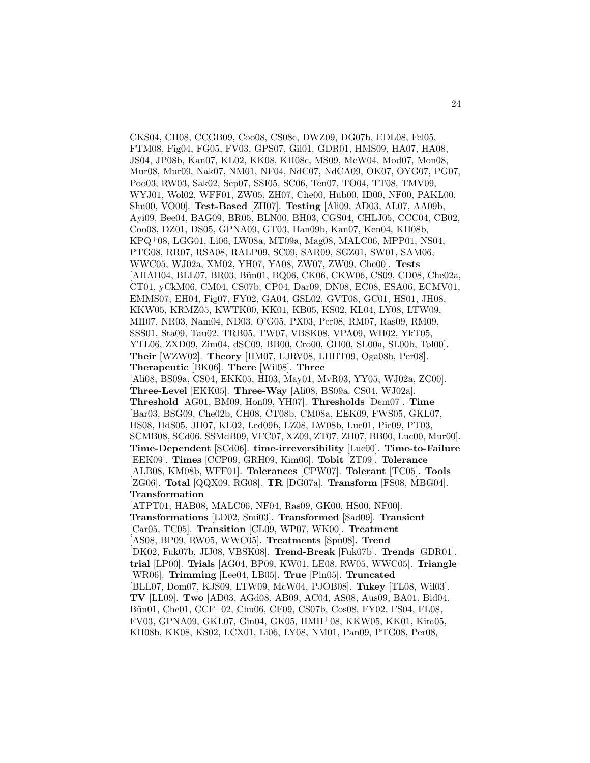CKS04, CH08, CCGB09, Coo08, CS08c, DWZ09, DG07b, EDL08, Fel05, FTM08, Fig04, FG05, FV03, GPS07, Gil01, GDR01, HMS09, HA07, HA08, JS04, JP08b, Kan07, KL02, KK08, KH08c, MS09, McW04, Mod07, Mon08, Mur08, Mur09, Nak07, NM01, NF04, NdC07, NdCA09, OK07, OYG07, PG07, Poo03, RW03, Sak02, Sep07, SSI05, SC06, Ten07, TO04, TT08, TMV09, WYJ01, Wol02, WFF01, ZW05, ZH07, Che00, Hub00, ID00, NF00, PAKL00, Shu00, VO00]. **Test-Based** [ZH07]. **Testing** [Ali09, AD03, AL07, AA09b, Ayi09, Bee04, BAG09, BR05, BLN00, BH03, CGS04, CHLJ05, CCC04, CB02, Coo08, DZ01, DS05, GPNA09, GT03, Han09b, Kan07, Ken04, KH08b, KPQ+08, LGG01, Li06, LW08a, MT09a, Mag08, MALC06, MPP01, NS04, PTG08, RR07, RSA08, RALP09, SC09, SAR09, SGZ01, SW01, SAM06, WWC05, WJ02a, XM02, YH07, YA08, ZW07, ZW09, Che00]. **Tests** [AHAH04, BLL07, BR03, Bün01, BQ06, CK06, CKW06, CS09, CD08, Che02a, CT01, yCkM06, CM04, CS07b, CP04, Dar09, DN08, EC08, ESA06, ECMV01, EMMS07, EH04, Fig07, FY02, GA04, GSL02, GVT08, GC01, HS01, JH08, KKW05, KRMZ05, KWTK00, KK01, KB05, KS02, KL04, LY08, LTW09, MH07, NR03, Nam04, ND03, O'G05, PX03, Per08, RM07, Ras09, RM09, SSS01, Sta09, Tau02, TRB05, TW07, VBSK08, VPA09, WH02, YkT05, YTL06, ZXD09, Zim04, dSC09, BB00, Cro00, GH00, SL00a, SL00b, Tol00]. **Their** [WZW02]. **Theory** [HM07, LJRV08, LHHT09, Oga08b, Per08]. **Therapeutic** [BK06]. **There** [Wil08]. **Three** [Ali08, BS09a, CS04, EKK05, HI03, May01, MvR03, YY05, WJ02a, ZC00]. **Three-Level** [EKK05]. **Three-Way** [Ali08, BS09a, CS04, WJ02a]. **Threshold** [AG01, BM09, Hon09, YH07]. **Thresholds** [Dem07]. **Time** [Bar03, BSG09, Che02b, CH08, CT08b, CM08a, EEK09, FWS05, GKL07, HS08, HdS05, JH07, KL02, Led09b, LZ08, LW08b, Luc01, Pic09, PT03, SCMB08, SCd06, SSMdB09, VFC07, XZ09, ZT07, ZH07, BB00, Luc00, Mur00]. **Time-Dependent** [SCd06]. **time-irreversibility** [Luc00]. **Time-to-Failure** [EEK09]. **Times** [CCP09, GRH09, Kim06]. **Tobit** [ZT09]. **Tolerance** [ALB08, KM08b, WFF01]. **Tolerances** [CPW07]. **Tolerant** [TC05]. **Tools** [ZG06]. **Total** [QQX09, RG08]. **TR** [DG07a]. **Transform** [FS08, MBG04]. **Transformation** [ATPT01, HAB08, MALC06, NF04, Ras09, GK00, HS00, NF00]. **Transformations** [LD02, Smi03]. **Transformed** [Sad09]. **Transient** [Car05, TC05]. **Transition** [CL09, WP07, WK00]. **Treatment** [AS08, BP09, RW05, WWC05]. **Treatments** [Spu08]. **Trend** [DK02, Fuk07b, JIJ08, VBSK08]. **Trend-Break** [Fuk07b]. **Trends** [GDR01]. **trial** [LP00]. **Trials** [AG04, BP09, KW01, LE08, RW05, WWC05]. **Triangle** [WR06]. **Trimming** [Lee04, LB05]. **True** [Pin05]. **Truncated** [BLL07, Dom07, KJS09, LTW09, McW04, PJOB08]. **Tukey** [TL08, Wil03]. **TV** [LL09]. **Two** [AD03, AGd08, AB09, AC04, AS08, Aus09, BA01, Bid04, Bün01, Che01, CCF+02, Chu06, CF09, CS07b, Cos08, FY02, FS04, FL08, FV03, GPNA09, GKL07, Gin04, GK05, HMH+08, KKW05, KK01, Kim05, KH08b, KK08, KS02, LCX01, Li06, LY08, NM01, Pan09, PTG08, Per08,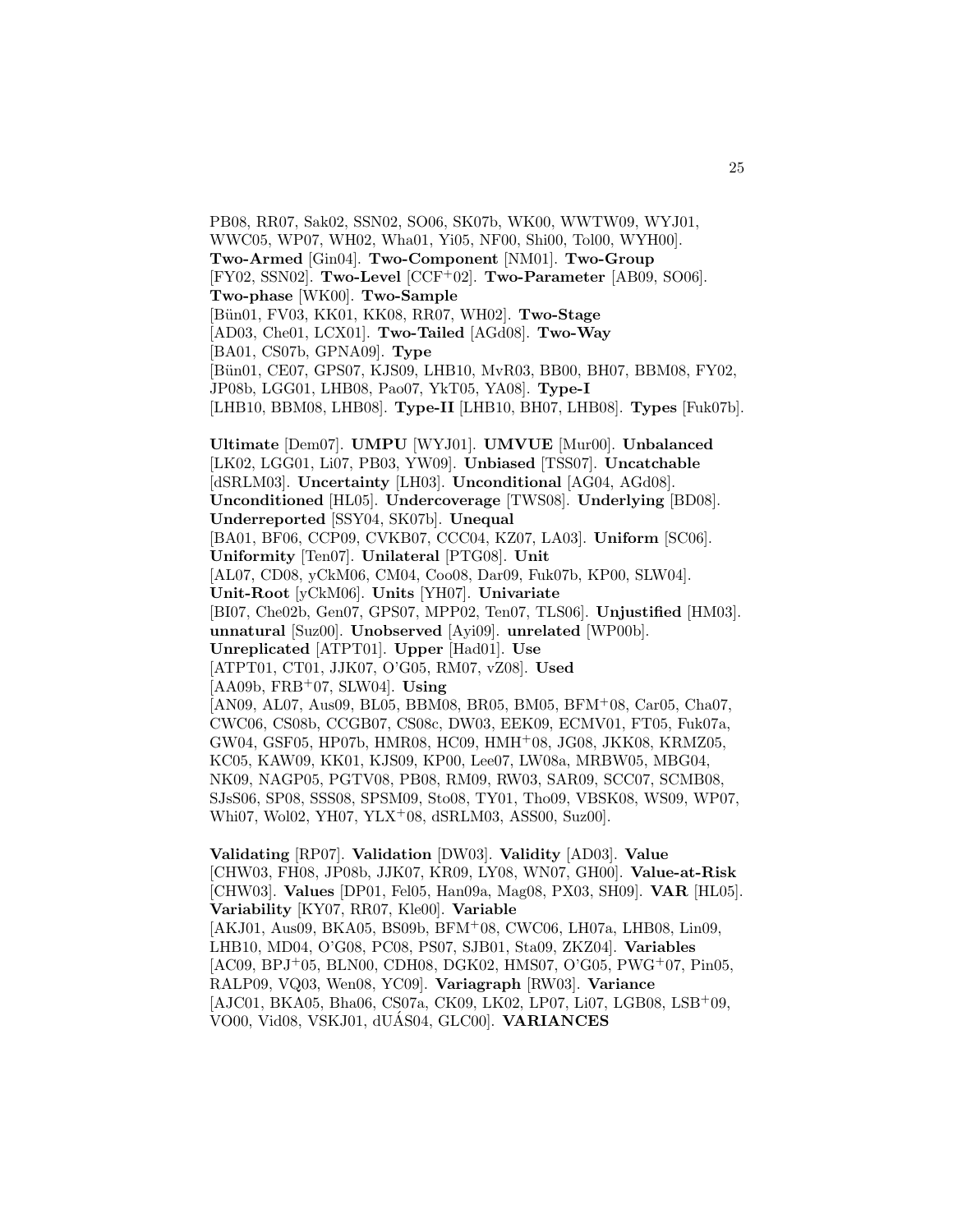PB08, RR07, Sak02, SSN02, SO06, SK07b, WK00, WWTW09, WYJ01, WWC05, WP07, WH02, Wha01, Yi05, NF00, Shi00, Tol00, WYH00]. **Two-Armed** [Gin04]. **Two-Component** [NM01]. **Two-Group** [FY02, SSN02]. **Two-Level** [CCF+02]. **Two-Parameter** [AB09, SO06]. **Two-phase** [WK00]. **Two-Sample** [Bün01, FV03, KK01, KK08, RR07, WH02]. **Two-Stage** [AD03, Che01, LCX01]. **Two-Tailed** [AGd08]. **Two-Way** [BA01, CS07b, GPNA09]. **Type** [Bün01, CE07, GPS07, KJS09, LHB10, MvR03, BB00, BH07, BBM08, FY02, JP08b, LGG01, LHB08, Pao07, YkT05, YA08]. **Type-I** [LHB10, BBM08, LHB08]. **Type-II** [LHB10, BH07, LHB08]. **Types** [Fuk07b].

**Ultimate** [Dem07]. **UMPU** [WYJ01]. **UMVUE** [Mur00]. **Unbalanced** [LK02, LGG01, Li07, PB03, YW09]. **Unbiased** [TSS07]. **Uncatchable** [dSRLM03]. **Uncertainty** [LH03]. **Unconditional** [AG04, AGd08]. **Unconditioned** [HL05]. **Undercoverage** [TWS08]. **Underlying** [BD08]. **Underreported** [SSY04, SK07b]. **Unequal** [BA01, BF06, CCP09, CVKB07, CCC04, KZ07, LA03]. **Uniform** [SC06]. **Uniformity** [Ten07]. **Unilateral** [PTG08]. **Unit** [AL07, CD08, yCkM06, CM04, Coo08, Dar09, Fuk07b, KP00, SLW04]. **Unit-Root** [yCkM06]. **Units** [YH07]. **Univariate** [BI07, Che02b, Gen07, GPS07, MPP02, Ten07, TLS06]. **Unjustified** [HM03]. **unnatural** [Suz00]. **Unobserved** [Ayi09]. **unrelated** [WP00b]. **Unreplicated** [ATPT01]. **Upper** [Had01]. **Use** [ATPT01, CT01, JJK07, O'G05, RM07, vZ08]. **Used** [AA09b, FRB+07, SLW04]. **Using** [AN09, AL07, Aus09, BL05, BBM08, BR05, BM05, BFM+08, Car05, Cha07, CWC06, CS08b, CCGB07, CS08c, DW03, EEK09, ECMV01, FT05, Fuk07a, GW04, GSF05, HP07b, HMR08, HC09, HMH+08, JG08, JKK08, KRMZ05, KC05, KAW09, KK01, KJS09, KP00, Lee07, LW08a, MRBW05, MBG04, NK09, NAGP05, PGTV08, PB08, RM09, RW03, SAR09, SCC07, SCMB08, SJsS06, SP08, SSS08, SPSM09, Sto08, TY01, Tho09, VBSK08, WS09, WP07, Whi07, Wol02, YH07, YLX+08, dSRLM03, ASS00, Suz00].

**Validating** [RP07]. **Validation** [DW03]. **Validity** [AD03]. **Value** [CHW03, FH08, JP08b, JJK07, KR09, LY08, WN07, GH00]. **Value-at-Risk** [CHW03]. **Values** [DP01, Fel05, Han09a, Mag08, PX03, SH09]. **VAR** [HL05]. **Variability** [KY07, RR07, Kle00]. **Variable** [AKJ01, Aus09, BKA05, BS09b, BFM+08, CWC06, LH07a, LHB08, Lin09, LHB10, MD04, O'G08, PC08, PS07, SJB01, Sta09, ZKZ04]. **Variables** [AC09, BPJ+05, BLN00, CDH08, DGK02, HMS07, O'G05, PWG+07, Pin05, RALP09, VQ03, Wen08, YC09]. **Variagraph** [RW03]. **Variance** [AJC01, BKA05, Bha06, CS07a, CK09, LK02, LP07, Li07, LGB08, LSB+09, VO00, Vid08, VSKJ01, dUÁS04, GLC00]. **VARIANCES**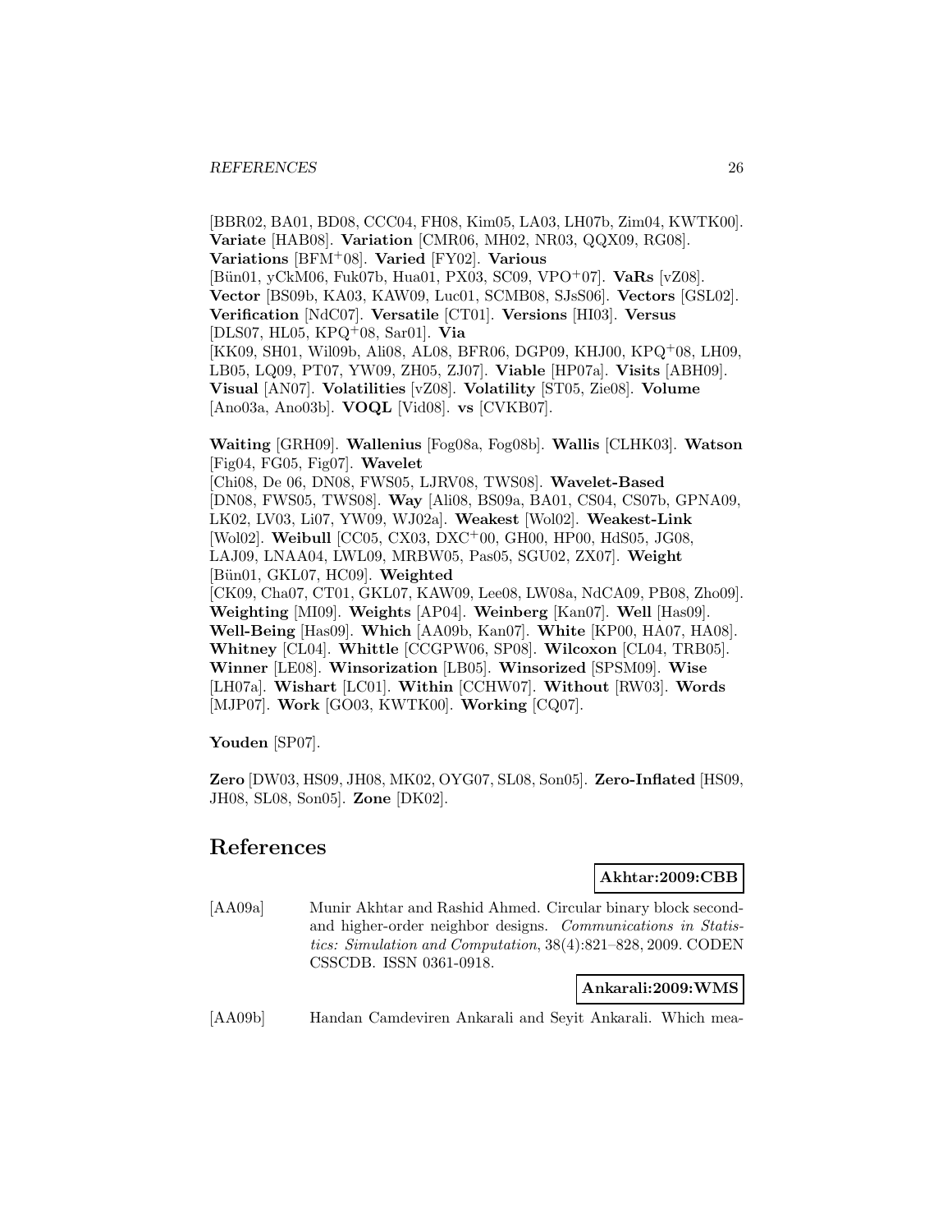[BBR02, BA01, BD08, CCC04, FH08, Kim05, LA03, LH07b, Zim04, KWTK00]. **Variate** [HAB08]. **Variation** [CMR06, MH02, NR03, QQX09, RG08]. **Variations** [BFM+08]. **Varied** [FY02]. **Various** [Bün01, yCkM06, Fuk07b, Hua01, PX03, SC09, VPO+07]. **VaRs** [vZ08]. **Vector** [BS09b, KA03, KAW09, Luc01, SCMB08, SJsS06]. **Vectors** [GSL02]. **Verification** [NdC07]. **Versatile** [CT01]. **Versions** [HI03]. **Versus** [DLS07, HL05, KPQ+08, Sar01]. **Via** [KK09, SH01, Wil09b, Ali08, AL08, BFR06, DGP09, KHJ00, KPQ+08, LH09, LB05, LQ09, PT07, YW09, ZH05, ZJ07]. **Viable** [HP07a]. **Visits** [ABH09]. **Visual** [AN07]. **Volatilities** [vZ08]. **Volatility** [ST05, Zie08]. **Volume** [Ano03a, Ano03b]. **VOQL** [Vid08]. **vs** [CVKB07].

**Waiting** [GRH09]. **Wallenius** [Fog08a, Fog08b]. **Wallis** [CLHK03]. **Watson** [Fig04, FG05, Fig07]. **Wavelet** [Chi08, De 06, DN08, FWS05, LJRV08, TWS08]. **Wavelet-Based** [DN08, FWS05, TWS08]. **Way** [Ali08, BS09a, BA01, CS04, CS07b, GPNA09, LK02, LV03, Li07, YW09, WJ02a]. **Weakest** [Wol02]. **Weakest-Link** [Wol02]. **Weibull** [CC05, CX03, DXC+00, GH00, HP00, HdS05, JG08, LAJ09, LNAA04, LWL09, MRBW05, Pas05, SGU02, ZX07]. **Weight** [Bün01, GKL07, HC09]. **Weighted** [CK09, Cha07, CT01, GKL07, KAW09, Lee08, LW08a, NdCA09, PB08, Zho09]. **Weighting** [MI09]. **Weights** [AP04]. **Weinberg** [Kan07]. **Well** [Has09]. **Well-Being** [Has09]. **Which** [AA09b, Kan07]. **White** [KP00, HA07, HA08]. **Whitney** [CL04]. **Whittle** [CCGPW06, SP08]. **Wilcoxon** [CL04, TRB05]. **Winner** [LE08]. **Winsorization** [LB05]. **Winsorized** [SPSM09]. **Wise** [LH07a]. **Wishart** [LC01]. **Within** [CCHW07]. **Without** [RW03]. **Words** [MJP07]. **Work** [GO03, KWTK00]. **Working** [CQ07].

**Youden** [SP07].

**Zero** [DW03, HS09, JH08, MK02, OYG07, SL08, Son05]. **Zero-Inflated** [HS09, JH08, SL08, Son05]. **Zone** [DK02].

# References

**Akhtar:2009:CBB**

[AA09a] Munir Akhtar and Rashid Ahmed. Circular binary block second- and higher-order neighbor designs. *Communications in Statistics: Simulation and Computation*, 38(4):821–828, 2009. CODEN CSSCDB. ISSN 0361-0918.

**Ankarali:2009:WMS**

[AA09b] Handan Camdeviren Ankarali and Seyit Ankarali. Which mea-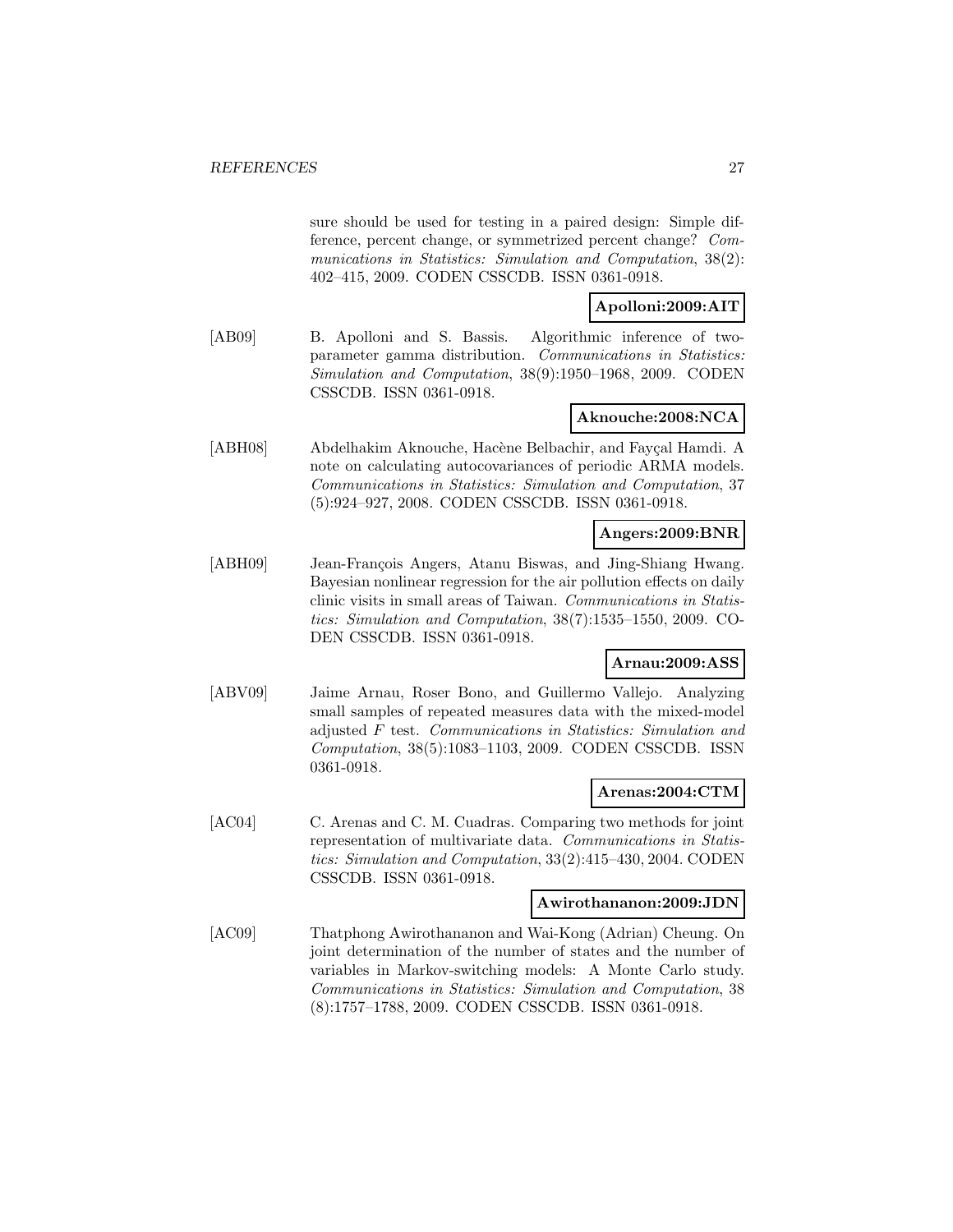sure should be used for testing in a paired design: Simple difference, percent change, or symmetrized percent change? *Communications in Statistics: Simulation and Computation*, 38(2): 402–415, 2009. CODEN CSSCDB. ISSN 0361-0918.

**Apolloni:2009:AIT**

[AB09] B. Apolloni and S. Bassis. Algorithmic inference of two-parameter gamma distribution. *Communications in Statistics: Simulation and Computation*, 38(9):1950–1968, 2009. CODEN CSSCDB. ISSN 0361-0918.

**Aknouche:2008:NCA**

[ABH08] Abdelhakim Aknouche, Hacène Belbachir, and Fayçal Hamdi. A note on calculating autocovariances of periodic ARMA models. *Communications in Statistics: Simulation and Computation*, 37 (5):924–927, 2008. CODEN CSSCDB. ISSN 0361-0918.

**Angers:2009:BNR**

[ABH09] Jean-François Angers, Atanu Biswas, and Jing-Shiang Hwang. Bayesian nonlinear regression for the air pollution effects on daily clinic visits in small areas of Taiwan. *Communications in Statistics: Simulation and Computation*, 38(7):1535–1550, 2009. CODEN CSSCDB. ISSN 0361-0918.

**Arnau:2009:ASS**

[ABV09] Jaime Arnau, Roser Bono, and Guillermo Vallejo. Analyzing small samples of repeated measures data with the mixed-model adjusted $F$ test. *Communications in Statistics: Simulation and Computation*, 38(5):1083–1103, 2009. CODEN CSSCDB. ISSN 0361-0918.

**Arenas:2004:CTM**

[AC04] C. Arenas and C. M. Cuadras. Comparing two methods for joint representation of multivariate data. *Communications in Statistics: Simulation and Computation*, 33(2):415–430, 2004. CODEN CSSCDB. ISSN 0361-0918.

**Awirothananon:2009:JDN**

[AC09] Thatphong Awirothananon and Wai-Kong (Adrian) Cheung. On joint determination of the number of states and the number of variables in Markov-switching models: A Monte Carlo study. *Communications in Statistics: Simulation and Computation*, 38 (8):1757–1788, 2009. CODEN CSSCDB. ISSN 0361-0918.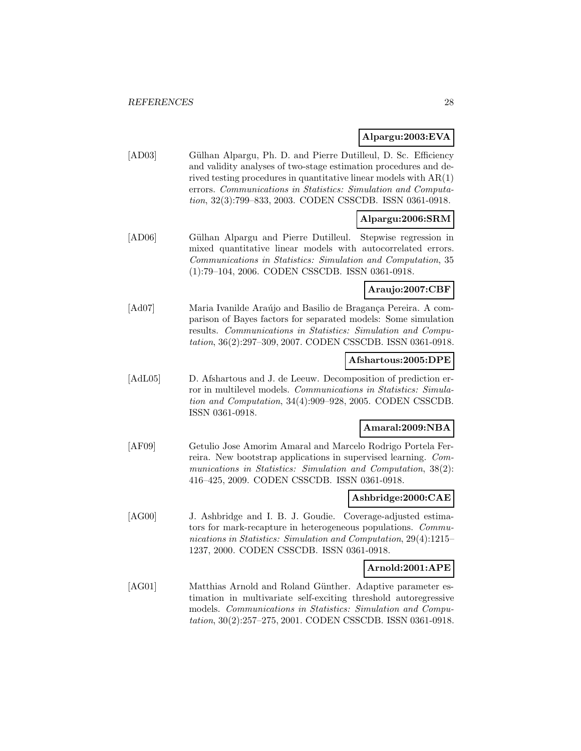**Alpargu:2003:EVA**

[AD03] Gülhan Alpargu, Ph. D. and Pierre Dutilleul, D. Sc. Efficiency and validity analyses of two-stage estimation procedures and derived testing procedures in quantitative linear models with AR(1) errors. *Communications in Statistics: Simulation and Computation*, 32(3):799–833, 2003. CODEN CSSCDB. ISSN 0361-0918.

**Alpargu:2006:SRM**

[AD06] Gülhan Alpargu and Pierre Dutilleul. Stepwise regression in mixed quantitative linear models with autocorrelated errors. *Communications in Statistics: Simulation and Computation*, 35 (1):79–104, 2006. CODEN CSSCDB. ISSN 0361-0918.

**Araujo:2007:CBF**

[Ad07] Maria Ivanilde Araújo and Basilio de Bragança Pereira. A comparison of Bayes factors for separated models: Some simulation results. *Communications in Statistics: Simulation and Computation*, 36(2):297–309, 2007. CODEN CSSCDB. ISSN 0361-0918.

**Afshartous:2005:DPE**

[AdL05] D. Afshartous and J. de Leeuw. Decomposition of prediction error in multilevel models. *Communications in Statistics: Simulation and Computation*, 34(4):909–928, 2005. CODEN CSSCDB. ISSN 0361-0918.

**Amaral:2009:NBA**

[AF09] Getulio Jose Amorim Amaral and Marcelo Rodrigo Portela Ferreira. New bootstrap applications in supervised learning. *Communications in Statistics: Simulation and Computation*, 38(2): 416–425, 2009. CODEN CSSCDB. ISSN 0361-0918.

**Ashbridge:2000:CAE**

[AG00] J. Ashbridge and I. B. J. Goudie. Coverage-adjusted estimators for mark-recapture in heterogeneous populations. *Communications in Statistics: Simulation and Computation*, 29(4):1215–1237, 2000. CODEN CSSCDB. ISSN 0361-0918.

**Arnold:2001:APE**

[AG01] Matthias Arnold and Roland Günther. Adaptive parameter estimation in multivariate self-exciting threshold autoregressive models. *Communications in Statistics: Simulation and Computation*, 30(2):257–275, 2001. CODEN CSSCDB. ISSN 0361-0918.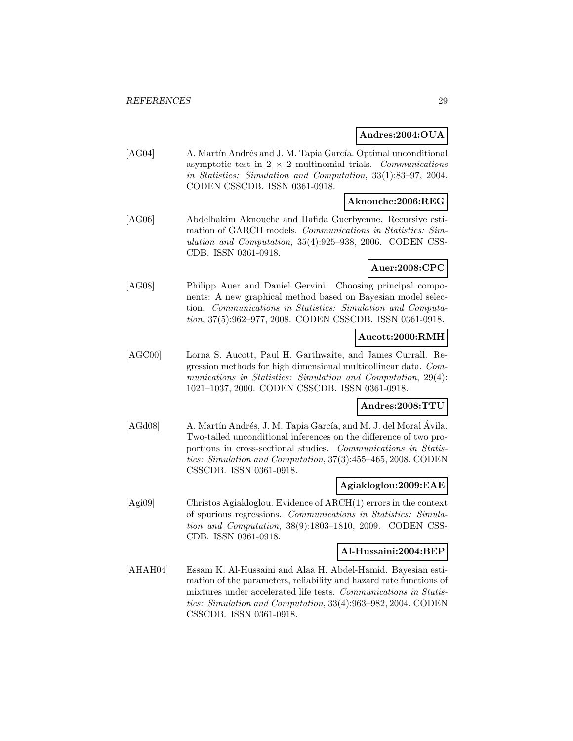**Andres:2004:OUA**

[AG04] A. Martín Andrés and J. M. Tapia García. Optimal unconditional asymptotic test in $2 \times 2$ multinomial trials. *Communications in Statistics: Simulation and Computation*, 33(1):83–97, 2004. CODEN CSSCDB. ISSN 0361-0918.

**Aknouche:2006:REG**

[AG06] Abdelhakim Aknouche and Hafida Guerbyenne. Recursive estimation of GARCH models. *Communications in Statistics: Simulation and Computation*, 35(4):925–938, 2006. CODEN CSSCDB. ISSN 0361-0918.

**Auer:2008:CPC**

[AG08] Philipp Auer and Daniel Gervini. Choosing principal components: A new graphical method based on Bayesian model selection. *Communications in Statistics: Simulation and Computation*, 37(5):962–977, 2008. CODEN CSSCDB. ISSN 0361-0918.

**Aucott:2000:RMH**

[AGC00] Lorna S. Aucott, Paul H. Garthwaite, and James Currall. Regression methods for high dimensional multicollinear data. *Communications in Statistics: Simulation and Computation*, 29(4): 1021–1037, 2000. CODEN CSSCDB. ISSN 0361-0918.

**Andres:2008:TTU**

[AGd08] A. Martín Andrés, J. M. Tapia García, and M. J. del Moral Ávila. Two-tailed unconditional inferences on the difference of two proportions in cross-sectional studies. *Communications in Statistics: Simulation and Computation*, 37(3):455–465, 2008. CODEN CSSCDB. ISSN 0361-0918.

**Agiakloglou:2009:EAE**

[Agi09] Christos Agiakloglou. Evidence of ARCH(1) errors in the context of spurious regressions. *Communications in Statistics: Simulation and Computation*, 38(9):1803–1810, 2009. CODEN CSSCDB. ISSN 0361-0918.

**Al-Hussaini:2004:BEP**

[AHAH04] Essam K. Al-Hussaini and Alaa H. Abdel-Hamid. Bayesian estimation of the parameters, reliability and hazard rate functions of mixtures under accelerated life tests. *Communications in Statistics: Simulation and Computation*, 33(4):963–982, 2004. CODEN CSSCDB. ISSN 0361-0918.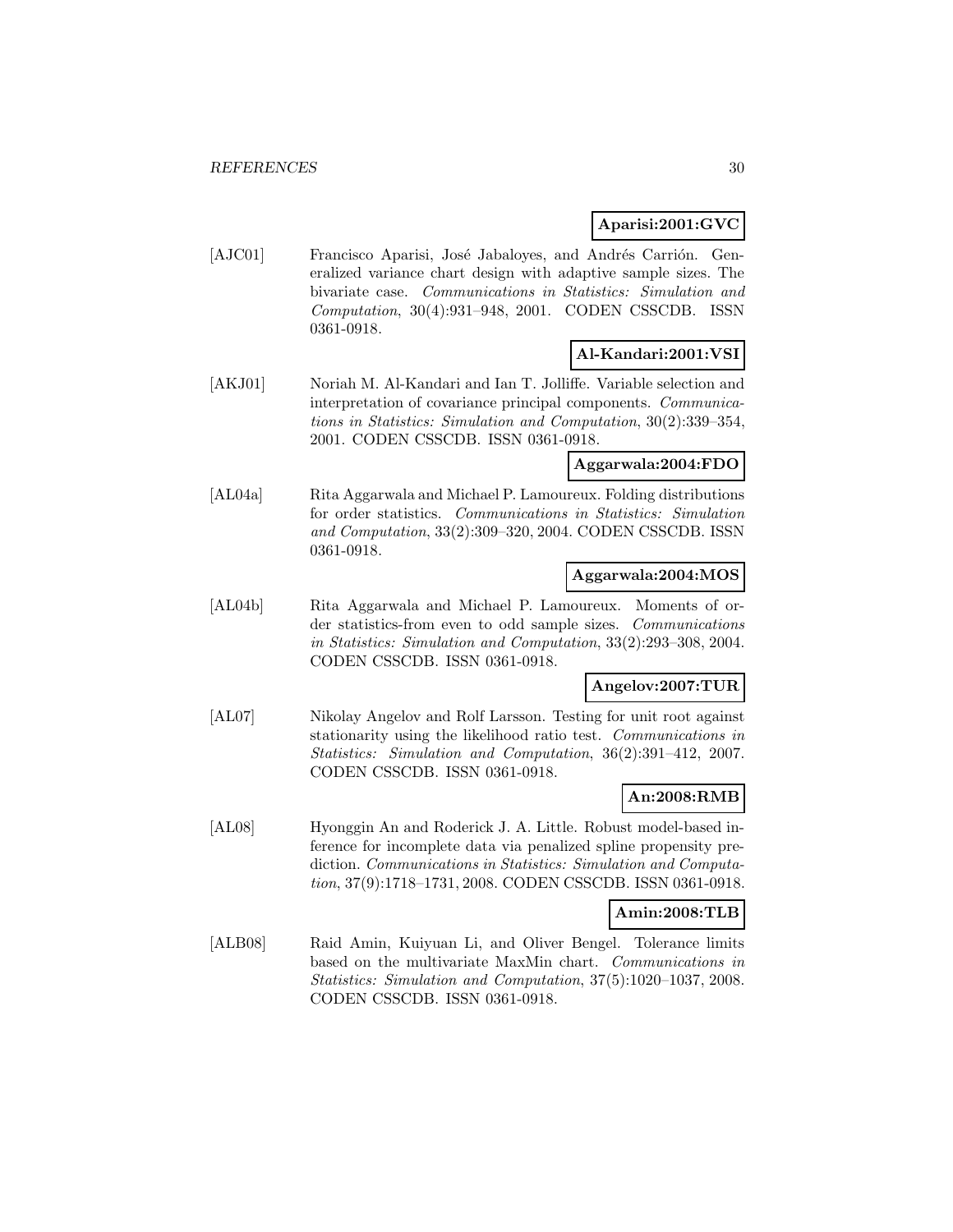**Aparisi:2001:GVC**

[AJC01] Francisco Aparisi, José Jabaloyes, and Andrés Carrión. Generalized variance chart design with adaptive sample sizes. The bivariate case. *Communications in Statistics: Simulation and Computation*, 30(4):931–948, 2001. CODEN CSSCDB. ISSN 0361-0918.

**Al-Kandari:2001:VSI**

[AKJ01] Noriah M. Al-Kandari and Ian T. Jolliffe. Variable selection and interpretation of covariance principal components. *Communications in Statistics: Simulation and Computation*, 30(2):339–354, 2001. CODEN CSSCDB. ISSN 0361-0918.

**Aggarwala:2004:FDO**

[AL04a] Rita Aggarwala and Michael P. Lamoureux. Folding distributions for order statistics. *Communications in Statistics: Simulation and Computation*, 33(2):309–320, 2004. CODEN CSSCDB. ISSN 0361-0918.

**Aggarwala:2004:MOS**

[AL04b] Rita Aggarwala and Michael P. Lamoureux. Moments of order statistics-from even to odd sample sizes. *Communications in Statistics: Simulation and Computation*, 33(2):293–308, 2004. CODEN CSSCDB. ISSN 0361-0918.

**Angelov:2007:TUR**

[AL07] Nikolay Angelov and Rolf Larsson. Testing for unit root against stationarity using the likelihood ratio test. *Communications in Statistics: Simulation and Computation*, 36(2):391–412, 2007. CODEN CSSCDB. ISSN 0361-0918.

**An:2008:RMB**

[AL08] Hyonggin An and Roderick J. A. Little. Robust model-based inference for incomplete data via penalized spline propensity prediction. *Communications in Statistics: Simulation and Computation*, 37(9):1718–1731, 2008. CODEN CSSCDB. ISSN 0361-0918.

**Amin:2008:TLB**

[ALB08] Raid Amin, Kuiyuan Li, and Oliver Bengel. Tolerance limits based on the multivariate MaxMin chart. *Communications in Statistics: Simulation and Computation*, 37(5):1020–1037, 2008. CODEN CSSCDB. ISSN 0361-0918.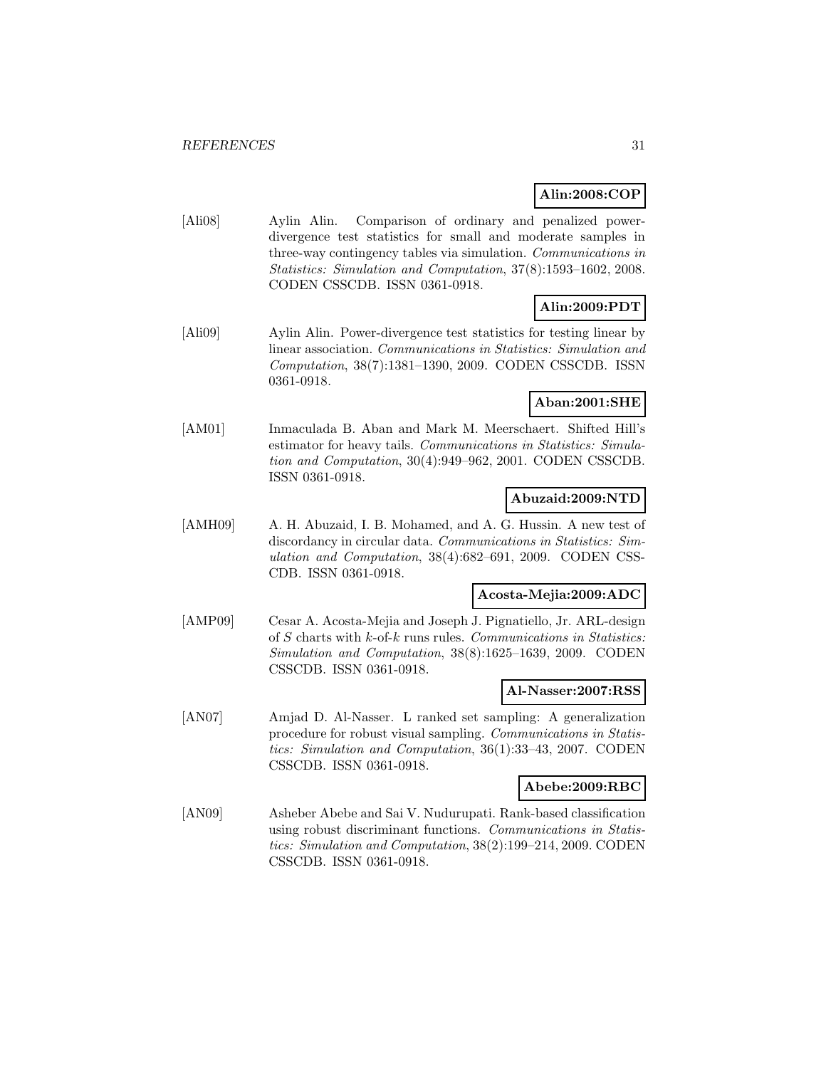**Alin:2008:COP**

[Ali08] Aylin Alin. Comparison of ordinary and penalized power-divergence test statistics for small and moderate samples in three-way contingency tables via simulation. *Communications in Statistics: Simulation and Computation*, 37(8):1593–1602, 2008. CODEN CSSCDB. ISSN 0361-0918.

**Alin:2009:PDT**

[Ali09] Aylin Alin. Power-divergence test statistics for testing linear by linear association. *Communications in Statistics: Simulation and Computation*, 38(7):1381–1390, 2009. CODEN CSSCDB. ISSN 0361-0918.

**Aban:2001:SHE**

[AM01] Inmaculada B. Aban and Mark M. Meerschaert. Shifted Hill's estimator for heavy tails. *Communications in Statistics: Simulation and Computation*, 30(4):949–962, 2001. CODEN CSSCDB. ISSN 0361-0918.

**Abuzaid:2009:NTD**

[AMH09] A. H. Abuzaid, I. B. Mohamed, and A. G. Hussin. A new test of discordancy in circular data. *Communications in Statistics: Simulation and Computation*, 38(4):682–691, 2009. CODEN CSSCDB. ISSN 0361-0918.

**Acosta-Mejia:2009:ADC**

[AMP09] Cesar A. Acosta-Mejia and Joseph J. Pignatiello, Jr. ARL-design of $S$ charts with $k$-of-$k$ runs rules. *Communications in Statistics: Simulation and Computation*, 38(8):1625–1639, 2009. CODEN CSSCDB. ISSN 0361-0918.

**Al-Nasser:2007:RSS**

[AN07] Amjad D. Al-Nasser. L ranked set sampling: A generalization procedure for robust visual sampling. *Communications in Statistics: Simulation and Computation*, 36(1):33–43, 2007. CODEN CSSCDB. ISSN 0361-0918.

**Abebe:2009:RBC**

[AN09] Asheber Abebe and Sai V. Nudurupati. Rank-based classification using robust discriminant functions. *Communications in Statistics: Simulation and Computation*, 38(2):199–214, 2009. CODEN CSSCDB. ISSN 0361-0918.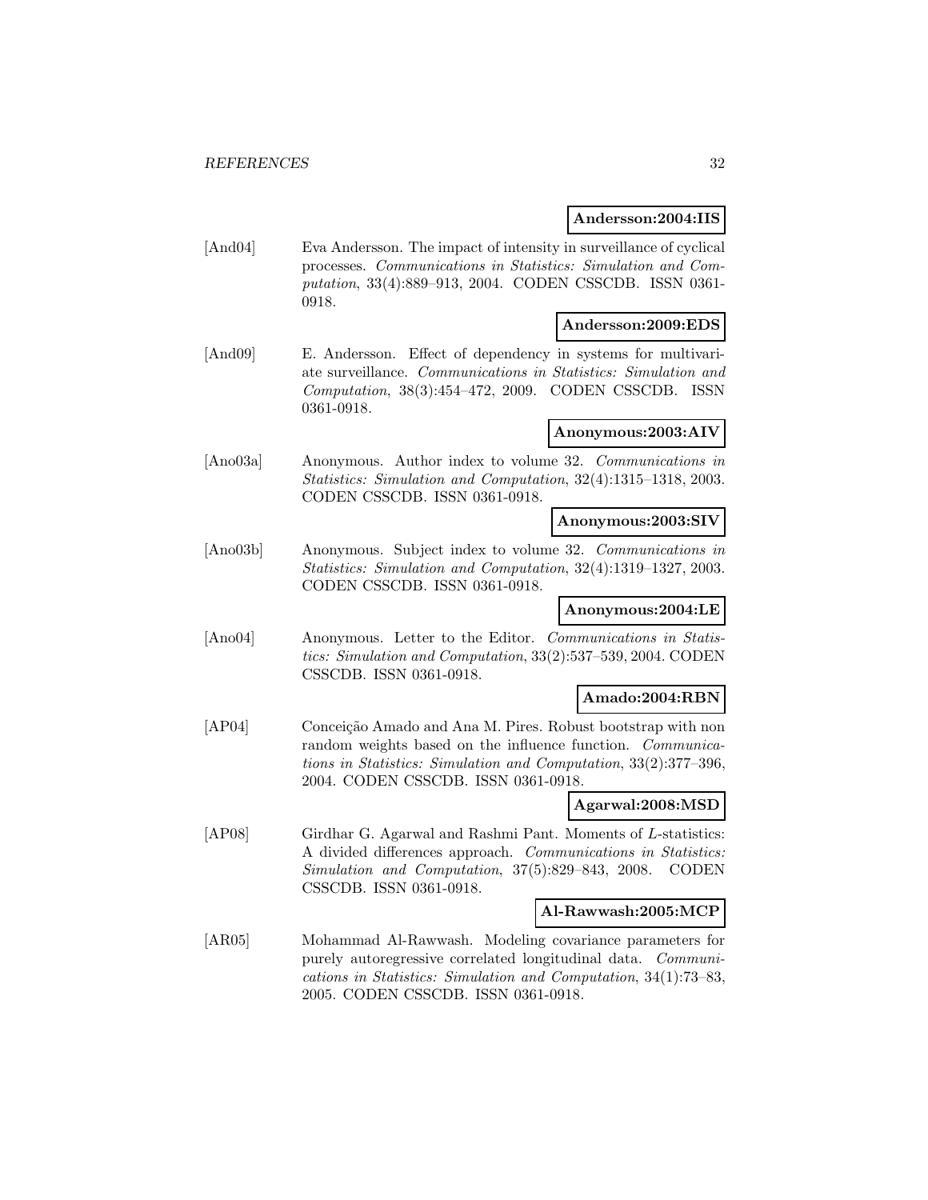**Andersson:2004:IIS**

[And04] Eva Andersson. The impact of intensity in surveillance of cyclical processes. *Communications in Statistics: Simulation and Computation*, 33(4):889–913, 2004. CODEN CSSCDB. ISSN 0361-0918.

**Andersson:2009:EDS**

[And09] E. Andersson. Effect of dependency in systems for multivariate surveillance. *Communications in Statistics: Simulation and Computation*, 38(3):454–472, 2009. CODEN CSSCDB. ISSN 0361-0918.

**Anonymous:2003:AIV**

[Ano03a] Anonymous. Author index to volume 32. *Communications in Statistics: Simulation and Computation*, 32(4):1315–1318, 2003. CODEN CSSCDB. ISSN 0361-0918.

**Anonymous:2003:SIV**

[Ano03b] Anonymous. Subject index to volume 32. *Communications in Statistics: Simulation and Computation*, 32(4):1319–1327, 2003. CODEN CSSCDB. ISSN 0361-0918.

**Anonymous:2004:LE**

[Ano04] Anonymous. Letter to the Editor. *Communications in Statistics: Simulation and Computation*, 33(2):537–539, 2004. CODEN CSSCDB. ISSN 0361-0918.

**Amado:2004:RBN**

[AP04] Conceição Amado and Ana M. Pires. Robust bootstrap with non random weights based on the influence function. *Communications in Statistics: Simulation and Computation*, 33(2):377–396, 2004. CODEN CSSCDB. ISSN 0361-0918.

**Agarwal:2008:MSD**

[AP08] Girdhar G. Agarwal and Rashmi Pant. Moments of $L$-statistics: A divided differences approach. *Communications in Statistics: Simulation and Computation*, 37(5):829–843, 2008. CODEN CSSCDB. ISSN 0361-0918.

**Al-Rawwash:2005:MCP**

[AR05] Mohammad Al-Rawwash. Modeling covariance parameters for purely autoregressive correlated longitudinal data. *Communications in Statistics: Simulation and Computation*, 34(1):73–83, 2005. CODEN CSSCDB. ISSN 0361-0918.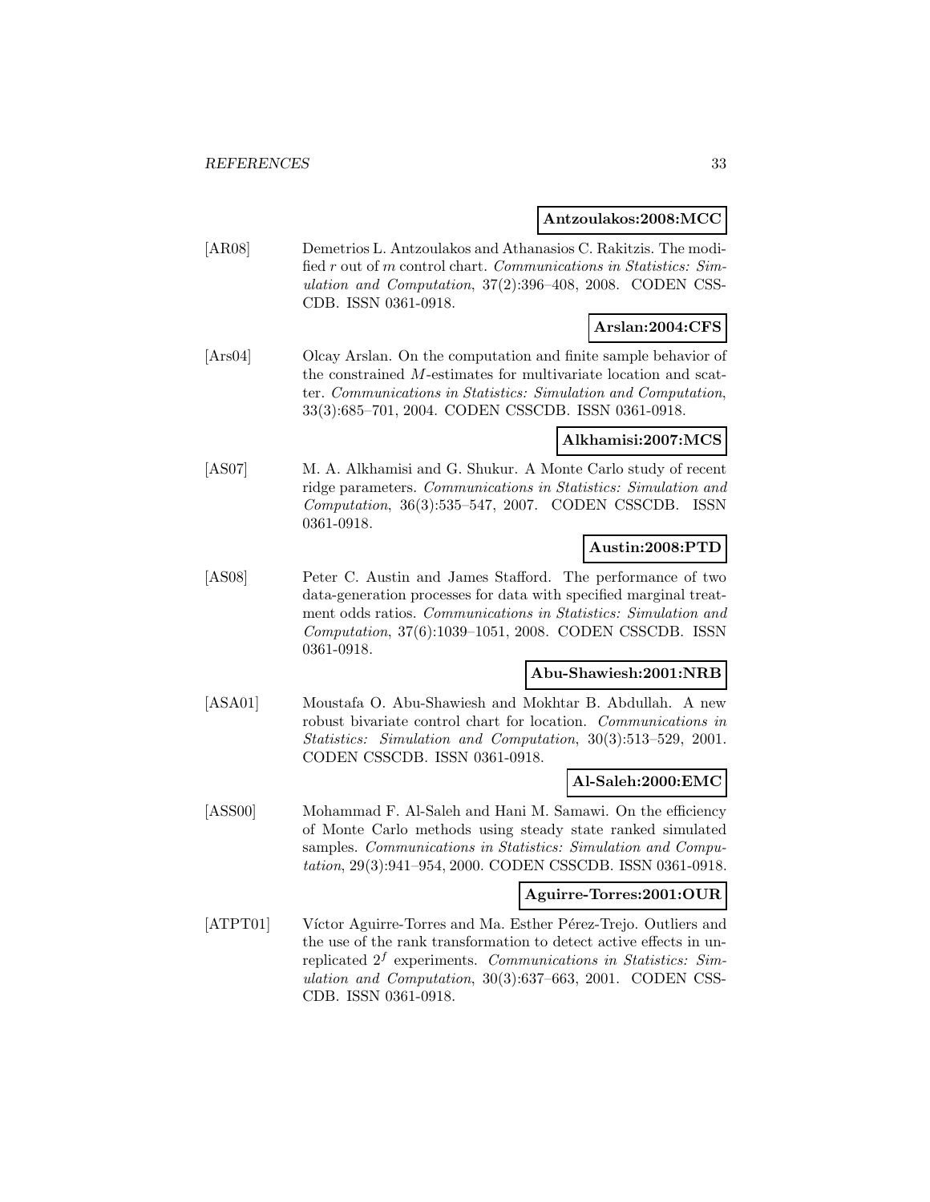**Antzoulakos:2008:MCC**

[AR08] Demetrios L. Antzoulakos and Athanasios C. Rakitzis. The modified $r$ out of $m$ control chart. *Communications in Statistics: Simulation and Computation*, 37(2):396–408, 2008. CODEN CSSCDB. ISSN 0361-0918.

**Arslan:2004:CFS**

[Ars04] Olcay Arslan. On the computation and finite sample behavior of the constrained $M$-estimates for multivariate location and scatter. *Communications in Statistics: Simulation and Computation*, 33(3):685–701, 2004. CODEN CSSCDB. ISSN 0361-0918.

**Alkhamisi:2007:MCS**

[AS07] M. A. Alkhamisi and G. Shukur. A Monte Carlo study of recent ridge parameters. *Communications in Statistics: Simulation and Computation*, 36(3):535–547, 2007. CODEN CSSCDB. ISSN 0361-0918.

**Austin:2008:PTD**

[AS08] Peter C. Austin and James Stafford. The performance of two data-generation processes for data with specified marginal treatment odds ratios. *Communications in Statistics: Simulation and Computation*, 37(6):1039–1051, 2008. CODEN CSSCDB. ISSN 0361-0918.

**Abu-Shawiesh:2001:NRB**

[ASA01] Moustafa O. Abu-Shawiesh and Mokhtar B. Abdullah. A new robust bivariate control chart for location. *Communications in Statistics: Simulation and Computation*, 30(3):513–529, 2001. CODEN CSSCDB. ISSN 0361-0918.

**Al-Saleh:2000:EMC**

[ASS00] Mohammad F. Al-Saleh and Hani M. Samawi. On the efficiency of Monte Carlo methods using steady state ranked simulated samples. *Communications in Statistics: Simulation and Computation*, 29(3):941–954, 2000. CODEN CSSCDB. ISSN 0361-0918.

**Aguirre-Torres:2001:OUR**

[ATPT01] Víctor Aguirre-Torres and Ma. Esther Pérez-Trejo. Outliers and the use of the rank transformation to detect active effects in unreplicated $2^f$ experiments. *Communications in Statistics: Simulation and Computation*, 30(3):637–663, 2001. CODEN CSSCDB. ISSN 0361-0918.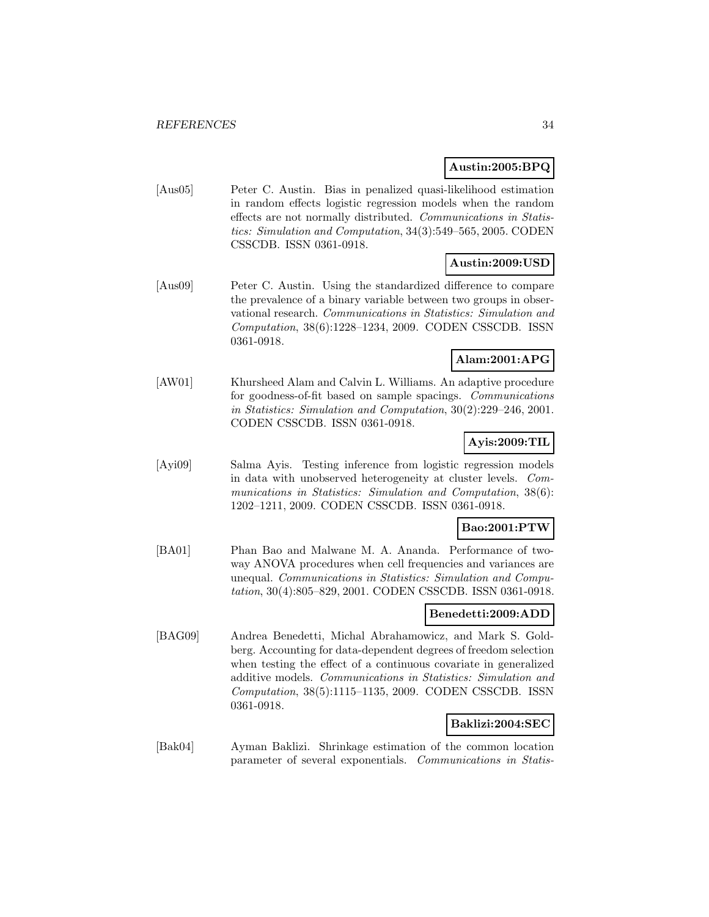**Austin:2005:BPQ**

[Aus05] Peter C. Austin. Bias in penalized quasi-likelihood estimation in random effects logistic regression models when the random effects are not normally distributed. *Communications in Statistics: Simulation and Computation*, 34(3):549–565, 2005. CODEN CSSCDB. ISSN 0361-0918.

**Austin:2009:USD**

[Aus09] Peter C. Austin. Using the standardized difference to compare the prevalence of a binary variable between two groups in observational research. *Communications in Statistics: Simulation and Computation*, 38(6):1228–1234, 2009. CODEN CSSCDB. ISSN 0361-0918.

**Alam:2001:APG**

[AW01] Khursheed Alam and Calvin L. Williams. An adaptive procedure for goodness-of-fit based on sample spacings. *Communications in Statistics: Simulation and Computation*, 30(2):229–246, 2001. CODEN CSSCDB. ISSN 0361-0918.

**Ayis:2009:TIL**

[Ayi09] Salma Ayis. Testing inference from logistic regression models in data with unobserved heterogeneity at cluster levels. *Communications in Statistics: Simulation and Computation*, 38(6): 1202–1211, 2009. CODEN CSSCDB. ISSN 0361-0918.

**Bao:2001:PTW**

[BA01] Phan Bao and Malwane M. A. Ananda. Performance of two-way ANOVA procedures when cell frequencies and variances are unequal. *Communications in Statistics: Simulation and Computation*, 30(4):805–829, 2001. CODEN CSSCDB. ISSN 0361-0918.

**Benedetti:2009:ADD**

[BAG09] Andrea Benedetti, Michal Abrahamowicz, and Mark S. Goldberg. Accounting for data-dependent degrees of freedom selection when testing the effect of a continuous covariate in generalized additive models. *Communications in Statistics: Simulation and Computation*, 38(5):1115–1135, 2009. CODEN CSSCDB. ISSN 0361-0918.

**Baklizi:2004:SEC**

[Bak04] Ayman Baklizi. Shrinkage estimation of the common location parameter of several exponentials. *Communications in Statis-*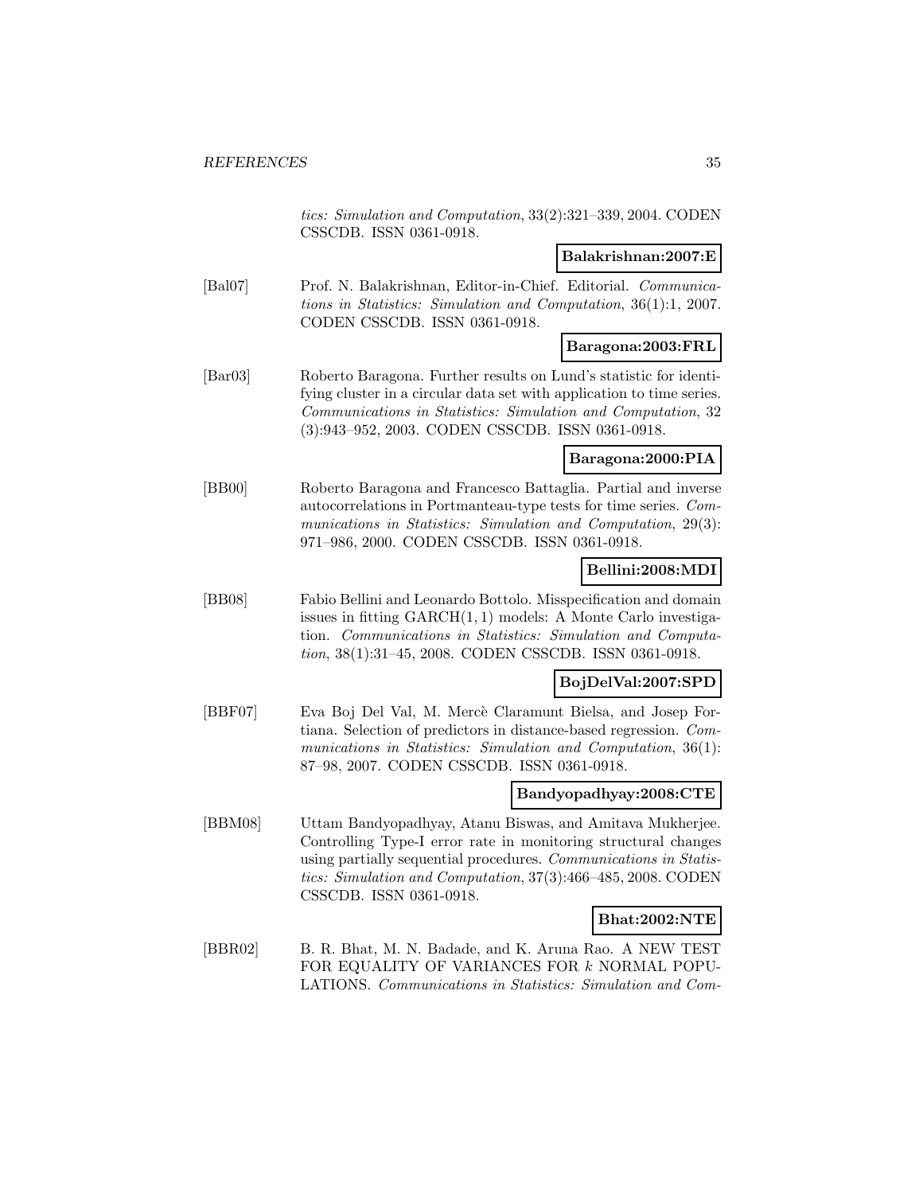*tics: Simulation and Computation*, 33(2):321–339, 2004. CODEN CSSCDB. ISSN 0361-0918.

**Balakrishnan:2007:E**

[Bal07] Prof. N. Balakrishnan, Editor-in-Chief. Editorial. *Communications in Statistics: Simulation and Computation*, 36(1):1, 2007. CODEN CSSCDB. ISSN 0361-0918.

**Baragona:2003:FRL**

[Bar03] Roberto Baragona. Further results on Lund's statistic for identifying cluster in a circular data set with application to time series. *Communications in Statistics: Simulation and Computation*, 32 (3):943–952, 2003. CODEN CSSCDB. ISSN 0361-0918.

**Baragona:2000:PIA**

[BB00] Roberto Baragona and Francesco Battaglia. Partial and inverse autocorrelations in Portmanteau-type tests for time series. *Communications in Statistics: Simulation and Computation*, 29(3): 971–986, 2000. CODEN CSSCDB. ISSN 0361-0918.

**Bellini:2008:MDI**

[BB08] Fabio Bellini and Leonardo Bottolo. Misspecification and domain issues in fitting GARCH$(1,1)$ models: A Monte Carlo investigation. *Communications in Statistics: Simulation and Computation*, 38(1):31–45, 2008. CODEN CSSCDB. ISSN 0361-0918.

**BojDelVal:2007:SPD**

[BBF07] Eva Boj Del Val, M. Mercè Claramunt Bielsa, and Josep Fortiana. Selection of predictors in distance-based regression. *Communications in Statistics: Simulation and Computation*, 36(1): 87–98, 2007. CODEN CSSCDB. ISSN 0361-0918.

**Bandyopadhyay:2008:CTE**

[BBM08] Uttam Bandyopadhyay, Atanu Biswas, and Amitava Mukherjee. Controlling Type-I error rate in monitoring structural changes using partially sequential procedures. *Communications in Statistics: Simulation and Computation*, 37(3):466–485, 2008. CODEN CSSCDB. ISSN 0361-0918.

**Bhat:2002:NTE**

[BBR02] B. R. Bhat, M. N. Badade, and K. Aruna Rao. A NEW TEST FOR EQUALITY OF VARIANCES FOR $k$ NORMAL POPULATIONS. *Communications in Statistics: Simulation and Com-*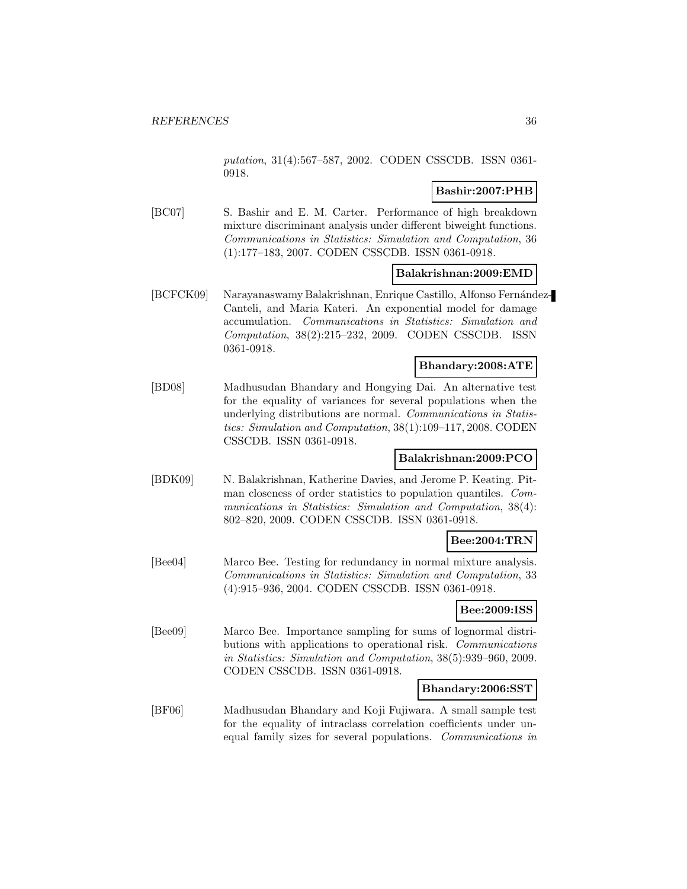*putation*, 31(4):567–587, 2002. CODEN CSSCDB. ISSN 0361-0918.

**Bashir:2007:PHB**

[BC07] S. Bashir and E. M. Carter. Performance of high breakdown mixture discriminant analysis under different biweight functions. *Communications in Statistics: Simulation and Computation*, 36 (1):177–183, 2007. CODEN CSSCDB. ISSN 0361-0918.

**Balakrishnan:2009:EMD**

[BCFCK09] Narayanaswamy Balakrishnan, Enrique Castillo, Alfonso Fernández-Canteli, and Maria Kateri. An exponential model for damage accumulation. *Communications in Statistics: Simulation and Computation*, 38(2):215–232, 2009. CODEN CSSCDB. ISSN 0361-0918.

**Bhandary:2008:ATE**

[BD08] Madhusudan Bhandary and Hongying Dai. An alternative test for the equality of variances for several populations when the underlying distributions are normal. *Communications in Statistics: Simulation and Computation*, 38(1):109–117, 2008. CODEN CSSCDB. ISSN 0361-0918.

**Balakrishnan:2009:PCO**

[BDK09] N. Balakrishnan, Katherine Davies, and Jerome P. Keating. Pitman closeness of order statistics to population quantiles. *Communications in Statistics: Simulation and Computation*, 38(4): 802–820, 2009. CODEN CSSCDB. ISSN 0361-0918.

**Bee:2004:TRN**

[Bee04] Marco Bee. Testing for redundancy in normal mixture analysis. *Communications in Statistics: Simulation and Computation*, 33 (4):915–936, 2004. CODEN CSSCDB. ISSN 0361-0918.

**Bee:2009:ISS**

[Bee09] Marco Bee. Importance sampling for sums of lognormal distributions with applications to operational risk. *Communications in Statistics: Simulation and Computation*, 38(5):939–960, 2009. CODEN CSSCDB. ISSN 0361-0918.

**Bhandary:2006:SST**

[BF06] Madhusudan Bhandary and Koji Fujiwara. A small sample test for the equality of intraclass correlation coefficients under unequal family sizes for several populations. *Communications in*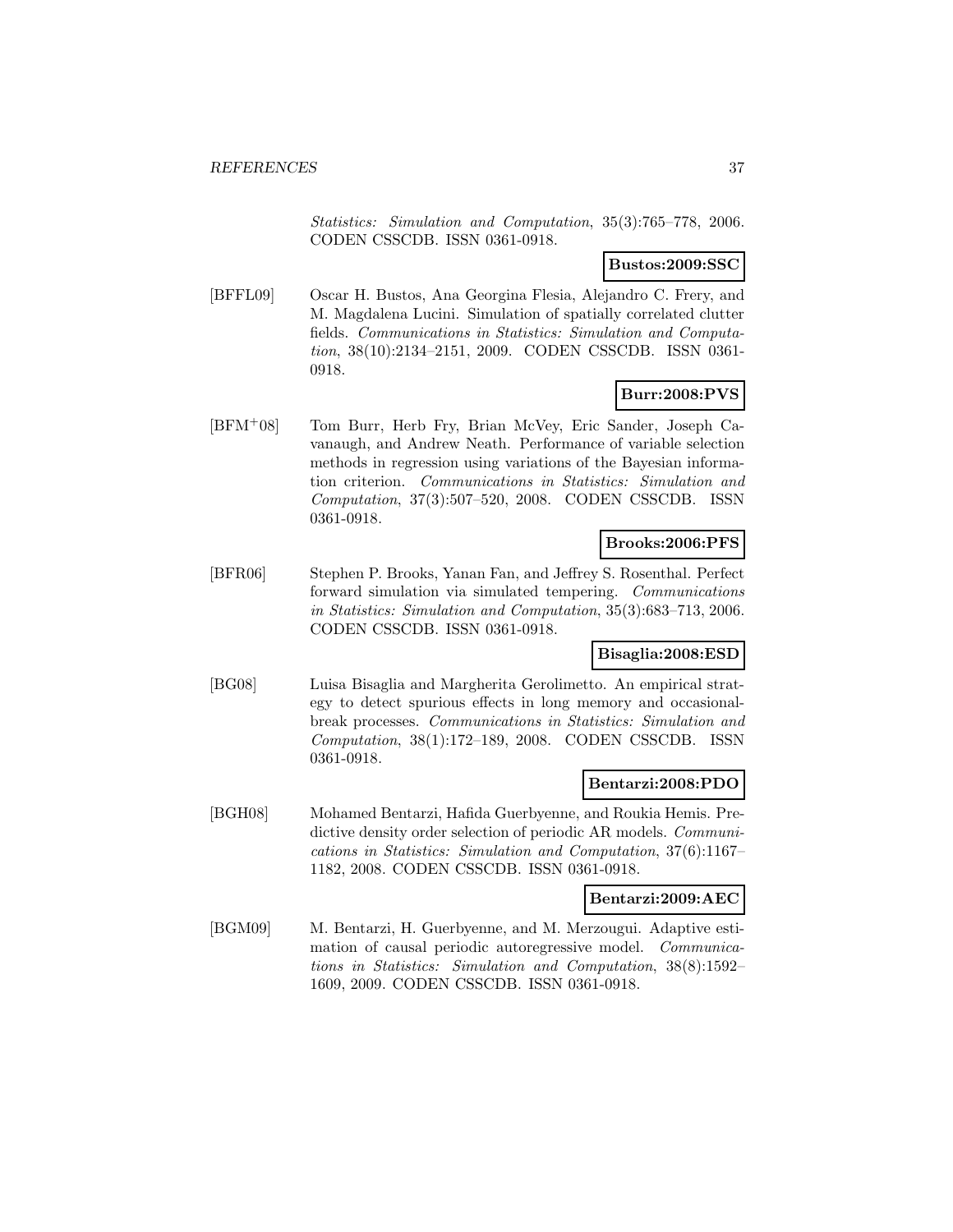*Statistics: Simulation and Computation*, 35(3):765–778, 2006. CODEN CSSCDB. ISSN 0361-0918.

**Bustos:2009:SSC**

[BFFL09] Oscar H. Bustos, Ana Georgina Flesia, Alejandro C. Frery, and M. Magdalena Lucini. Simulation of spatially correlated clutter fields. *Communications in Statistics: Simulation and Computation*, 38(10):2134–2151, 2009. CODEN CSSCDB. ISSN 0361-0918.

**Burr:2008:PVS**

[BFM+08] Tom Burr, Herb Fry, Brian McVey, Eric Sander, Joseph Cavanaugh, and Andrew Neath. Performance of variable selection methods in regression using variations of the Bayesian information criterion. *Communications in Statistics: Simulation and Computation*, 37(3):507–520, 2008. CODEN CSSCDB. ISSN 0361-0918.

**Brooks:2006:PFS**

[BFR06] Stephen P. Brooks, Yanan Fan, and Jeffrey S. Rosenthal. Perfect forward simulation via simulated tempering. *Communications in Statistics: Simulation and Computation*, 35(3):683–713, 2006. CODEN CSSCDB. ISSN 0361-0918.

**Bisaglia:2008:ESD**

[BG08] Luisa Bisaglia and Margherita Gerolimetto. An empirical strategy to detect spurious effects in long memory and occasional-break processes. *Communications in Statistics: Simulation and Computation*, 38(1):172–189, 2008. CODEN CSSCDB. ISSN 0361-0918.

**Bentarzi:2008:PDO**

[BGH08] Mohamed Bentarzi, Hafida Guerbyenne, and Roukia Hemis. Predictive density order selection of periodic AR models. *Communications in Statistics: Simulation and Computation*, 37(6):1167–1182, 2008. CODEN CSSCDB. ISSN 0361-0918.

**Bentarzi:2009:AEC**

[BGM09] M. Bentarzi, H. Guerbyenne, and M. Merzougui. Adaptive estimation of causal periodic autoregressive model. *Communications in Statistics: Simulation and Computation*, 38(8):1592–1609, 2009. CODEN CSSCDB. ISSN 0361-0918.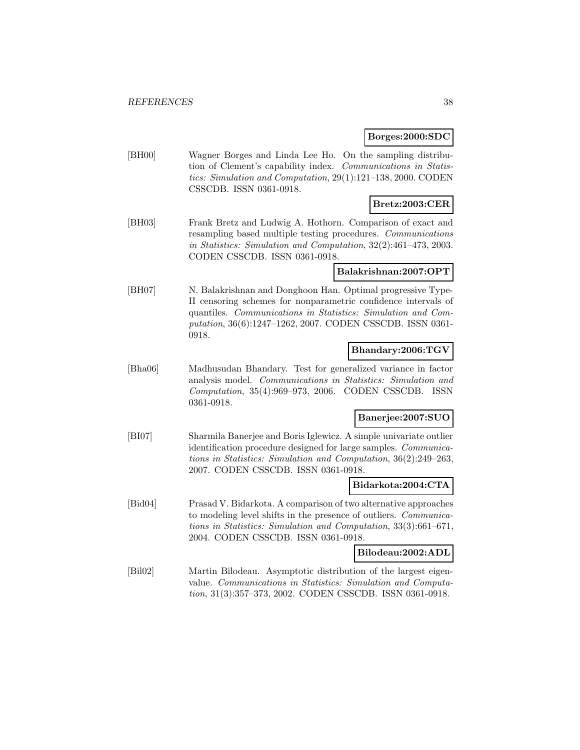**Borges:2000:SDC**

[BH00] Wagner Borges and Linda Lee Ho. On the sampling distribution of Clement's capability index. *Communications in Statistics: Simulation and Computation*, 29(1):121–138, 2000. CODEN CSSCDB. ISSN 0361-0918.

**Bretz:2003:CER**

[BH03] Frank Bretz and Ludwig A. Hothorn. Comparison of exact and resampling based multiple testing procedures. *Communications in Statistics: Simulation and Computation*, 32(2):461–473, 2003. CODEN CSSCDB. ISSN 0361-0918.

**Balakrishnan:2007:OPT**

[BH07] N. Balakrishnan and Donghoon Han. Optimal progressive Type-II censoring schemes for nonparametric confidence intervals of quantiles. *Communications in Statistics: Simulation and Computation*, 36(6):1247–1262, 2007. CODEN CSSCDB. ISSN 0361-0918.

**Bhandary:2006:TGV**

[Bha06] Madhusudan Bhandary. Test for generalized variance in factor analysis model. *Communications in Statistics: Simulation and Computation*, 35(4):969–973, 2006. CODEN CSSCDB. ISSN 0361-0918.

**Banerjee:2007:SUO**

[BI07] Sharmila Banerjee and Boris Iglewicz. A simple univariate outlier identification procedure designed for large samples. *Communications in Statistics: Simulation and Computation*, 36(2):249–263, 2007. CODEN CSSCDB. ISSN 0361-0918.

**Bidarkota:2004:CTA**

[Bid04] Prasad V. Bidarkota. A comparison of two alternative approaches to modeling level shifts in the presence of outliers. *Communications in Statistics: Simulation and Computation*, 33(3):661–671, 2004. CODEN CSSCDB. ISSN 0361-0918.

**Bilodeau:2002:ADL**

[Bil02] Martin Bilodeau. Asymptotic distribution of the largest eigenvalue. *Communications in Statistics: Simulation and Computation*, 31(3):357–373, 2002. CODEN CSSCDB. ISSN 0361-0918.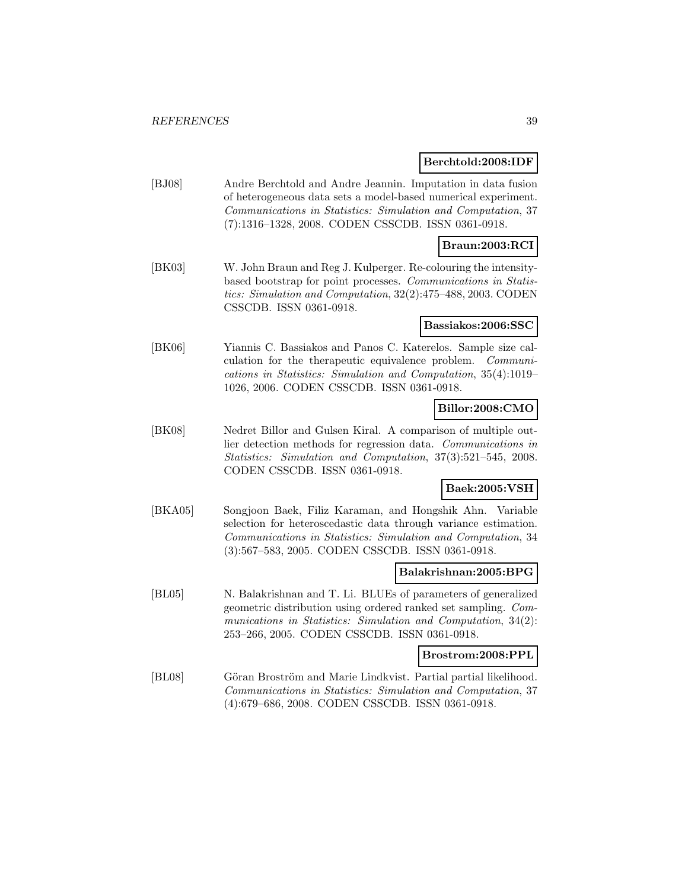**Berchtold:2008:IDF**

[BJ08] Andre Berchtold and Andre Jeannin. Imputation in data fusion of heterogeneous data sets a model-based numerical experiment. *Communications in Statistics: Simulation and Computation*, 37 (7):1316–1328, 2008. CODEN CSSCDB. ISSN 0361-0918.

**Braun:2003:RCI**

[BK03] W. John Braun and Reg J. Kulperger. Re-colouring the intensity-based bootstrap for point processes. *Communications in Statistics: Simulation and Computation*, 32(2):475–488, 2003. CODEN CSSCDB. ISSN 0361-0918.

**Bassiakos:2006:SSC**

[BK06] Yiannis C. Bassiakos and Panos C. Katerelos. Sample size calculation for the therapeutic equivalence problem. *Communications in Statistics: Simulation and Computation*, 35(4):1019–1026, 2006. CODEN CSSCDB. ISSN 0361-0918.

**Billor:2008:CMO**

[BK08] Nedret Billor and Gulsen Kiral. A comparison of multiple outlier detection methods for regression data. *Communications in Statistics: Simulation and Computation*, 37(3):521–545, 2008. CODEN CSSCDB. ISSN 0361-0918.

**Baek:2005:VSH**

[BKA05] Songjoon Baek, Filiz Karaman, and Hongshik Ahn. Variable selection for heteroscedastic data through variance estimation. *Communications in Statistics: Simulation and Computation*, 34 (3):567–583, 2005. CODEN CSSCDB. ISSN 0361-0918.

**Balakrishnan:2005:BPG**

[BL05] N. Balakrishnan and T. Li. BLUEs of parameters of generalized geometric distribution using ordered ranked set sampling. *Communications in Statistics: Simulation and Computation*, 34(2): 253–266, 2005. CODEN CSSCDB. ISSN 0361-0918.

**Brostrom:2008:PPL**

[BL08] Göran Broström and Marie Lindkvist. Partial partial likelihood. *Communications in Statistics: Simulation and Computation*, 37 (4):679–686, 2008. CODEN CSSCDB. ISSN 0361-0918.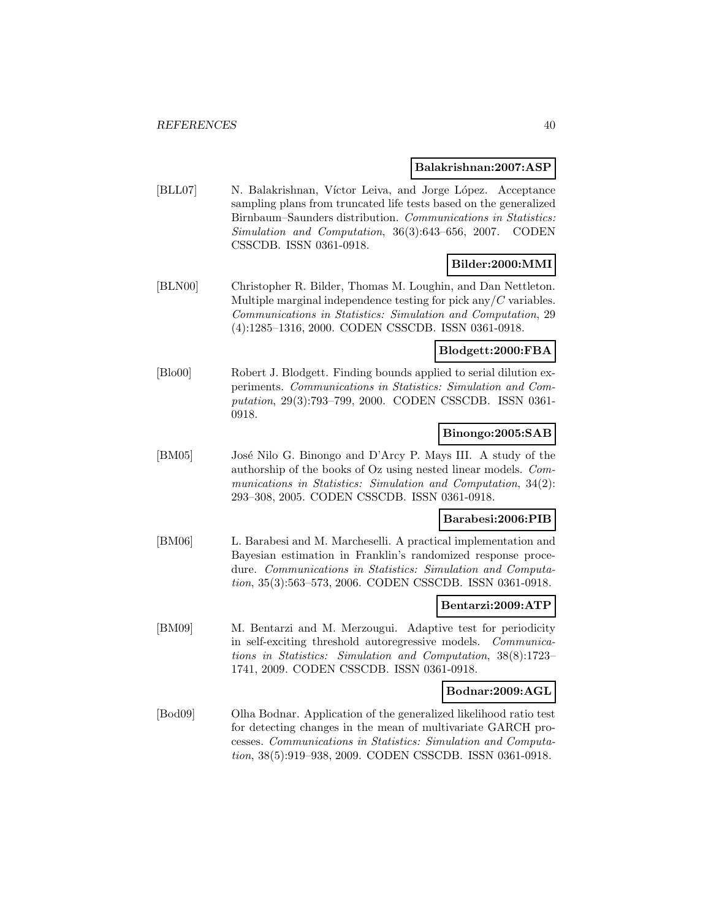**Balakrishnan:2007:ASP**

[BLL07] N. Balakrishnan, Víctor Leiva, and Jorge López. Acceptance sampling plans from truncated life tests based on the generalized Birnbaum–Saunders distribution. *Communications in Statistics: Simulation and Computation*, 36(3):643–656, 2007. CODEN CSSCDB. ISSN 0361-0918.

**Bilder:2000:MMI**

[BLN00] Christopher R. Bilder, Thomas M. Loughin, and Dan Nettleton. Multiple marginal independence testing for pick any/$C$ variables. *Communications in Statistics: Simulation and Computation*, 29 (4):1285–1316, 2000. CODEN CSSCDB. ISSN 0361-0918.

**Blodgett:2000:FBA**

[Blo00] Robert J. Blodgett. Finding bounds applied to serial dilution experiments. *Communications in Statistics: Simulation and Computation*, 29(3):793–799, 2000. CODEN CSSCDB. ISSN 0361-0918.

**Binongo:2005:SAB**

[BM05] José Nilo G. Binongo and D'Arcy P. Mays III. A study of the authorship of the books of Oz using nested linear models. *Communications in Statistics: Simulation and Computation*, 34(2): 293–308, 2005. CODEN CSSCDB. ISSN 0361-0918.

**Barabesi:2006:PIB**

[BM06] L. Barabesi and M. Marcheselli. A practical implementation and Bayesian estimation in Franklin's randomized response procedure. *Communications in Statistics: Simulation and Computation*, 35(3):563–573, 2006. CODEN CSSCDB. ISSN 0361-0918.

**Bentarzi:2009:ATP**

[BM09] M. Bentarzi and M. Merzougui. Adaptive test for periodicity in self-exciting threshold autoregressive models. *Communications in Statistics: Simulation and Computation*, 38(8):1723–1741, 2009. CODEN CSSCDB. ISSN 0361-0918.

**Bodnar:2009:AGL**

[Bod09] Olha Bodnar. Application of the generalized likelihood ratio test for detecting changes in the mean of multivariate GARCH processes. *Communications in Statistics: Simulation and Computation*, 38(5):919–938, 2009. CODEN CSSCDB. ISSN 0361-0918.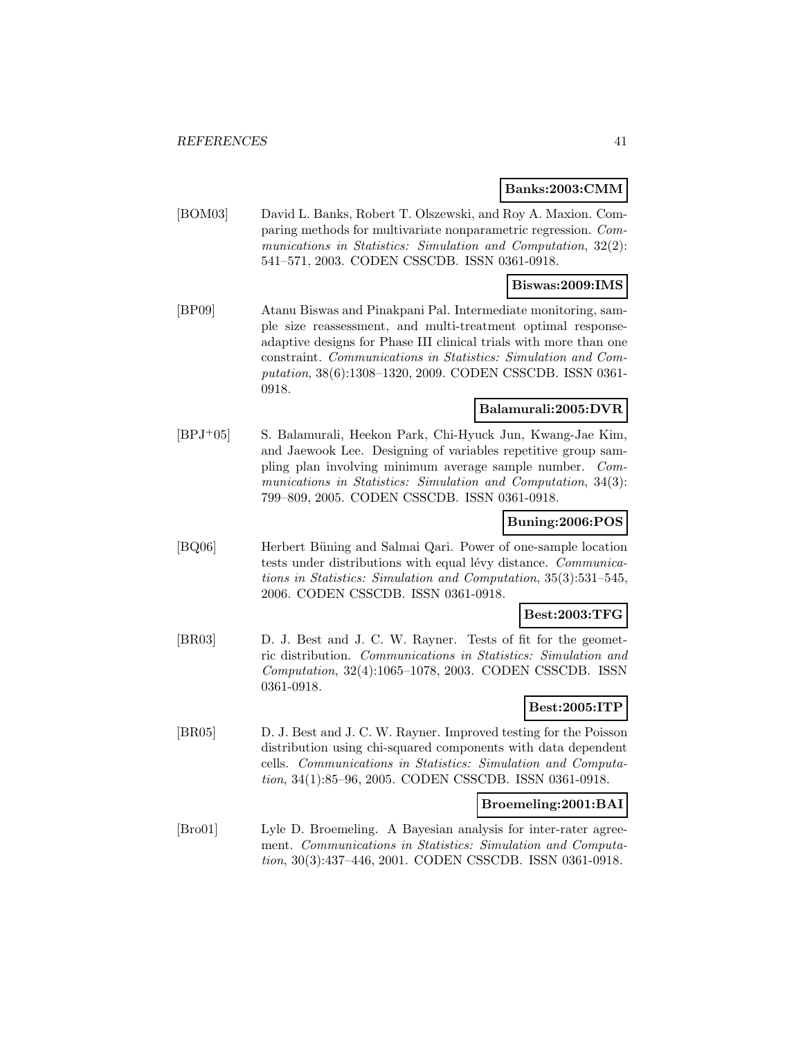**Banks:2003:CMM**

[BOM03] David L. Banks, Robert T. Olszewski, and Roy A. Maxion. Comparing methods for multivariate nonparametric regression. *Communications in Statistics: Simulation and Computation*, 32(2): 541–571, 2003. CODEN CSSCDB. ISSN 0361-0918.

**Biswas:2009:IMS**

[BP09] Atanu Biswas and Pinakpani Pal. Intermediate monitoring, sample size reassessment, and multi-treatment optimal response-adaptive designs for Phase III clinical trials with more than one constraint. *Communications in Statistics: Simulation and Computation*, 38(6):1308–1320, 2009. CODEN CSSCDB. ISSN 0361-0918.

**Balamurali:2005:DVR**

[BPJ+05] S. Balamurali, Heekon Park, Chi-Hyuck Jun, Kwang-Jae Kim, and Jaewook Lee. Designing of variables repetitive group sampling plan involving minimum average sample number. *Communications in Statistics: Simulation and Computation*, 34(3): 799–809, 2005. CODEN CSSCDB. ISSN 0361-0918.

**Buning:2006:POS**

[BQ06] Herbert Büning and Salmai Qari. Power of one-sample location tests under distributions with equal lévy distance. *Communications in Statistics: Simulation and Computation*, 35(3):531–545, 2006. CODEN CSSCDB. ISSN 0361-0918.

**Best:2003:TFG**

[BR03] D. J. Best and J. C. W. Rayner. Tests of fit for the geometric distribution. *Communications in Statistics: Simulation and Computation*, 32(4):1065–1078, 2003. CODEN CSSCDB. ISSN 0361-0918.

**Best:2005:ITP**

[BR05] D. J. Best and J. C. W. Rayner. Improved testing for the Poisson distribution using chi-squared components with data dependent cells. *Communications in Statistics: Simulation and Computation*, 34(1):85–96, 2005. CODEN CSSCDB. ISSN 0361-0918.

**Broemeling:2001:BAI**

[Bro01] Lyle D. Broemeling. A Bayesian analysis for inter-rater agreement. *Communications in Statistics: Simulation and Computation*, 30(3):437–446, 2001. CODEN CSSCDB. ISSN 0361-0918.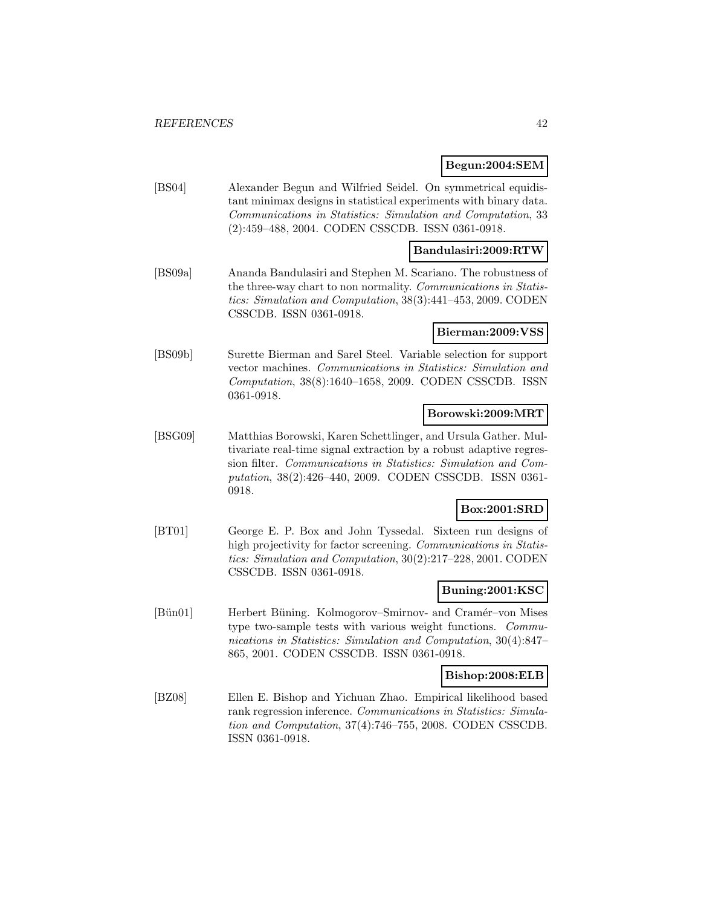**Begun:2004:SEM**

[BS04] Alexander Begun and Wilfried Seidel. On symmetrical equidistant minimax designs in statistical experiments with binary data. *Communications in Statistics: Simulation and Computation*, 33 (2):459–488, 2004. CODEN CSSCDB. ISSN 0361-0918.

**Bandulasiri:2009:RTW**

[BS09a] Ananda Bandulasiri and Stephen M. Scariano. The robustness of the three-way chart to non normality. *Communications in Statistics: Simulation and Computation*, 38(3):441–453, 2009. CODEN CSSCDB. ISSN 0361-0918.

**Bierman:2009:VSS**

[BS09b] Surette Bierman and Sarel Steel. Variable selection for support vector machines. *Communications in Statistics: Simulation and Computation*, 38(8):1640–1658, 2009. CODEN CSSCDB. ISSN 0361-0918.

**Borowski:2009:MRT**

[BSG09] Matthias Borowski, Karen Schettlinger, and Ursula Gather. Multivariate real-time signal extraction by a robust adaptive regression filter. *Communications in Statistics: Simulation and Computation*, 38(2):426–440, 2009. CODEN CSSCDB. ISSN 0361-0918.

**Box:2001:SRD**

[BT01] George E. P. Box and John Tyssedal. Sixteen run designs of high projectivity for factor screening. *Communications in Statistics: Simulation and Computation*, 30(2):217–228, 2001. CODEN CSSCDB. ISSN 0361-0918.

**Buning:2001:KSC**

[Bün01] Herbert Büning. Kolmogorov–Smirnov- and Cramér–von Mises type two-sample tests with various weight functions. *Communications in Statistics: Simulation and Computation*, 30(4):847–865, 2001. CODEN CSSCDB. ISSN 0361-0918.

**Bishop:2008:ELB**

[BZ08] Ellen E. Bishop and Yichuan Zhao. Empirical likelihood based rank regression inference. *Communications in Statistics: Simulation and Computation*, 37(4):746–755, 2008. CODEN CSSCDB. ISSN 0361-0918.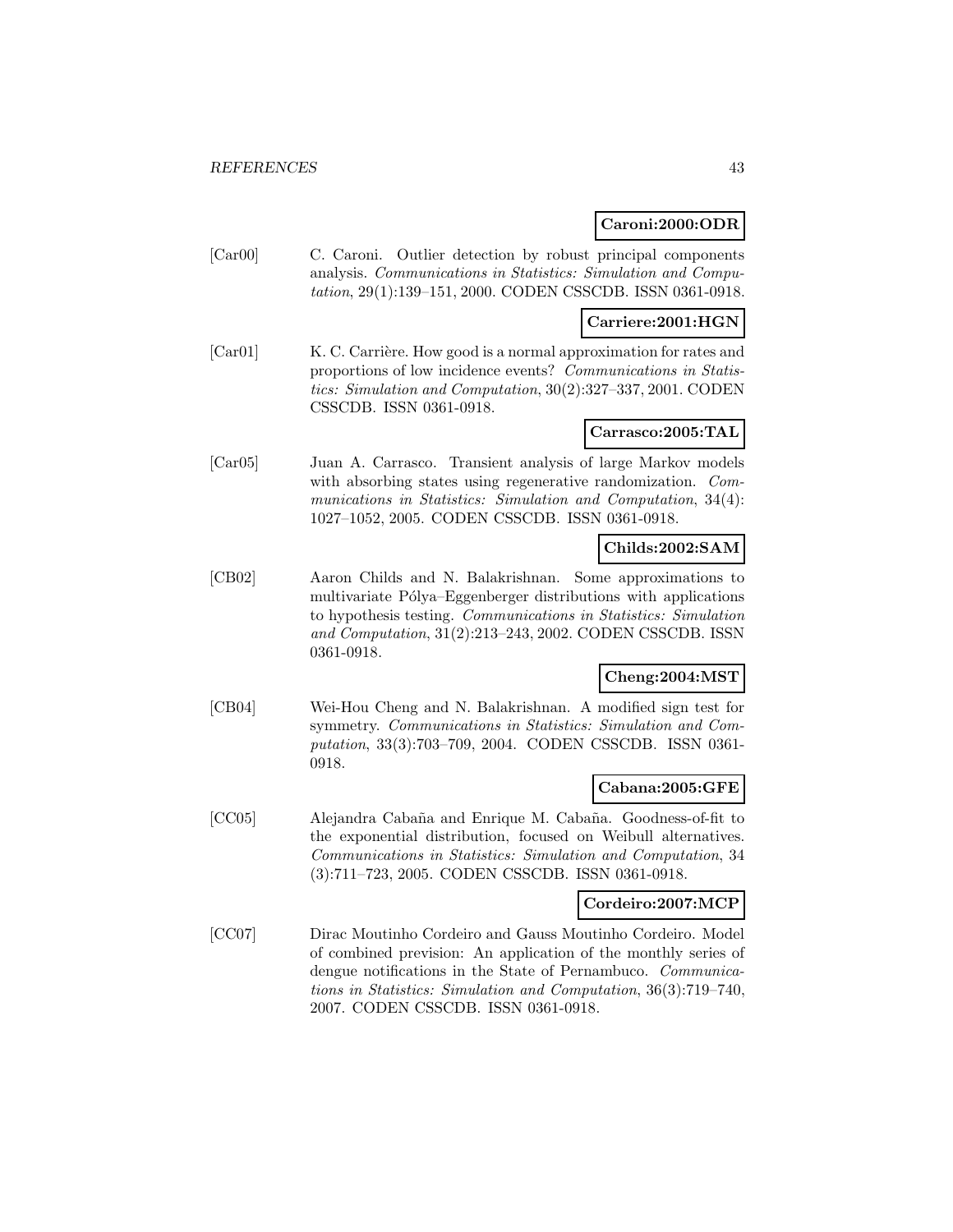**Caroni:2000:ODR**

[Car00] C. Caroni. Outlier detection by robust principal components analysis. *Communications in Statistics: Simulation and Computation*, 29(1):139–151, 2000. CODEN CSSCDB. ISSN 0361-0918.

**Carriere:2001:HGN**

[Car01] K. C. Carrière. How good is a normal approximation for rates and proportions of low incidence events? *Communications in Statistics: Simulation and Computation*, 30(2):327–337, 2001. CODEN CSSCDB. ISSN 0361-0918.

**Carrasco:2005:TAL**

[Car05] Juan A. Carrasco. Transient analysis of large Markov models with absorbing states using regenerative randomization. *Communications in Statistics: Simulation and Computation*, 34(4): 1027–1052, 2005. CODEN CSSCDB. ISSN 0361-0918.

**Childs:2002:SAM**

[CB02] Aaron Childs and N. Balakrishnan. Some approximations to multivariate Pólya–Eggenberger distributions with applications to hypothesis testing. *Communications in Statistics: Simulation and Computation*, 31(2):213–243, 2002. CODEN CSSCDB. ISSN 0361-0918.

**Cheng:2004:MST**

[CB04] Wei-Hou Cheng and N. Balakrishnan. A modified sign test for symmetry. *Communications in Statistics: Simulation and Computation*, 33(3):703–709, 2004. CODEN CSSCDB. ISSN 0361-0918.

**Cabana:2005:GFE**

[CC05] Alejandra Cabaña and Enrique M. Cabaña. Goodness-of-fit to the exponential distribution, focused on Weibull alternatives. *Communications in Statistics: Simulation and Computation*, 34 (3):711–723, 2005. CODEN CSSCDB. ISSN 0361-0918.

**Cordeiro:2007:MCP**

[CC07] Dirac Moutinho Cordeiro and Gauss Moutinho Cordeiro. Model of combined prevision: An application of the monthly series of dengue notifications in the State of Pernambuco. *Communications in Statistics: Simulation and Computation*, 36(3):719–740, 2007. CODEN CSSCDB. ISSN 0361-0918.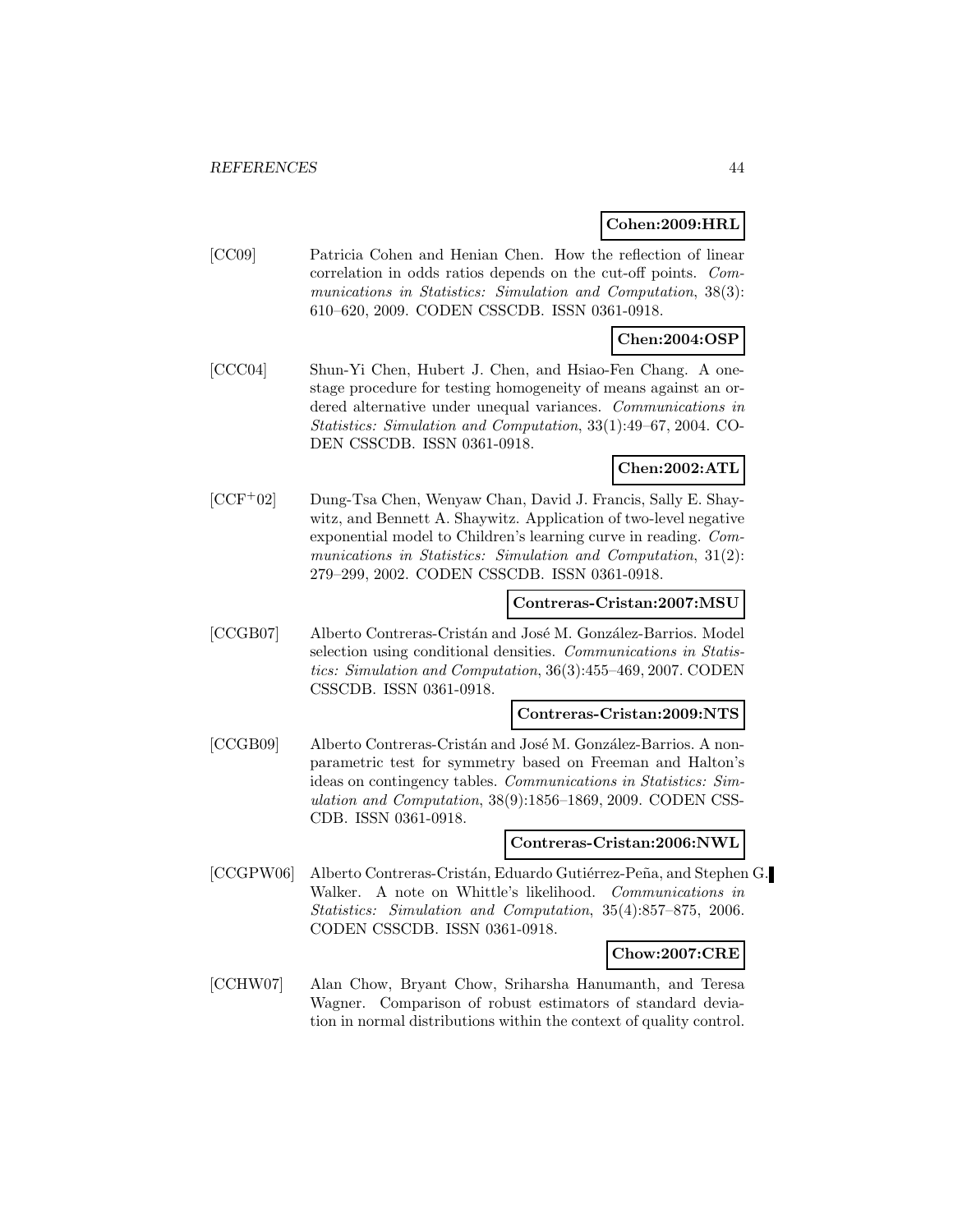**Cohen:2009:HRL**

[CC09] Patricia Cohen and Henian Chen. How the reflection of linear correlation in odds ratios depends on the cut-off points. *Communications in Statistics: Simulation and Computation*, 38(3): 610–620, 2009. CODEN CSSCDB. ISSN 0361-0918.

**Chen:2004:OSP**

[CCC04] Shun-Yi Chen, Hubert J. Chen, and Hsiao-Fen Chang. A one-stage procedure for testing homogeneity of means against an ordered alternative under unequal variances. *Communications in Statistics: Simulation and Computation*, 33(1):49–67, 2004. CODEN CSSCDB. ISSN 0361-0918.

**Chen:2002:ATL**

[CCF+02] Dung-Tsa Chen, Wenyaw Chan, David J. Francis, Sally E. Shaywitz, and Bennett A. Shaywitz. Application of two-level negative exponential model to Children's learning curve in reading. *Communications in Statistics: Simulation and Computation*, 31(2): 279–299, 2002. CODEN CSSCDB. ISSN 0361-0918.

**Contreras-Cristan:2007:MSU**

[CCGB07] Alberto Contreras-Cristán and José M. González-Barrios. Model selection using conditional densities. *Communications in Statistics: Simulation and Computation*, 36(3):455–469, 2007. CODEN CSSCDB. ISSN 0361-0918.

**Contreras-Cristan:2009:NTS**

[CCGB09] Alberto Contreras-Cristán and José M. González-Barrios. A nonparametric test for symmetry based on Freeman and Halton's ideas on contingency tables. *Communications in Statistics: Simulation and Computation*, 38(9):1856–1869, 2009. CODEN CSSCDB. ISSN 0361-0918.

**Contreras-Cristan:2006:NWL**

[CCGPW06] Alberto Contreras-Cristán, Eduardo Gutiérrez-Peña, and Stephen G. Walker. A note on Whittle's likelihood. *Communications in Statistics: Simulation and Computation*, 35(4):857–875, 2006. CODEN CSSCDB. ISSN 0361-0918.

**Chow:2007:CRE**

[CCHW07] Alan Chow, Bryant Chow, Sriharsha Hanumanth, and Teresa Wagner. Comparison of robust estimators of standard deviation in normal distributions within the context of quality control.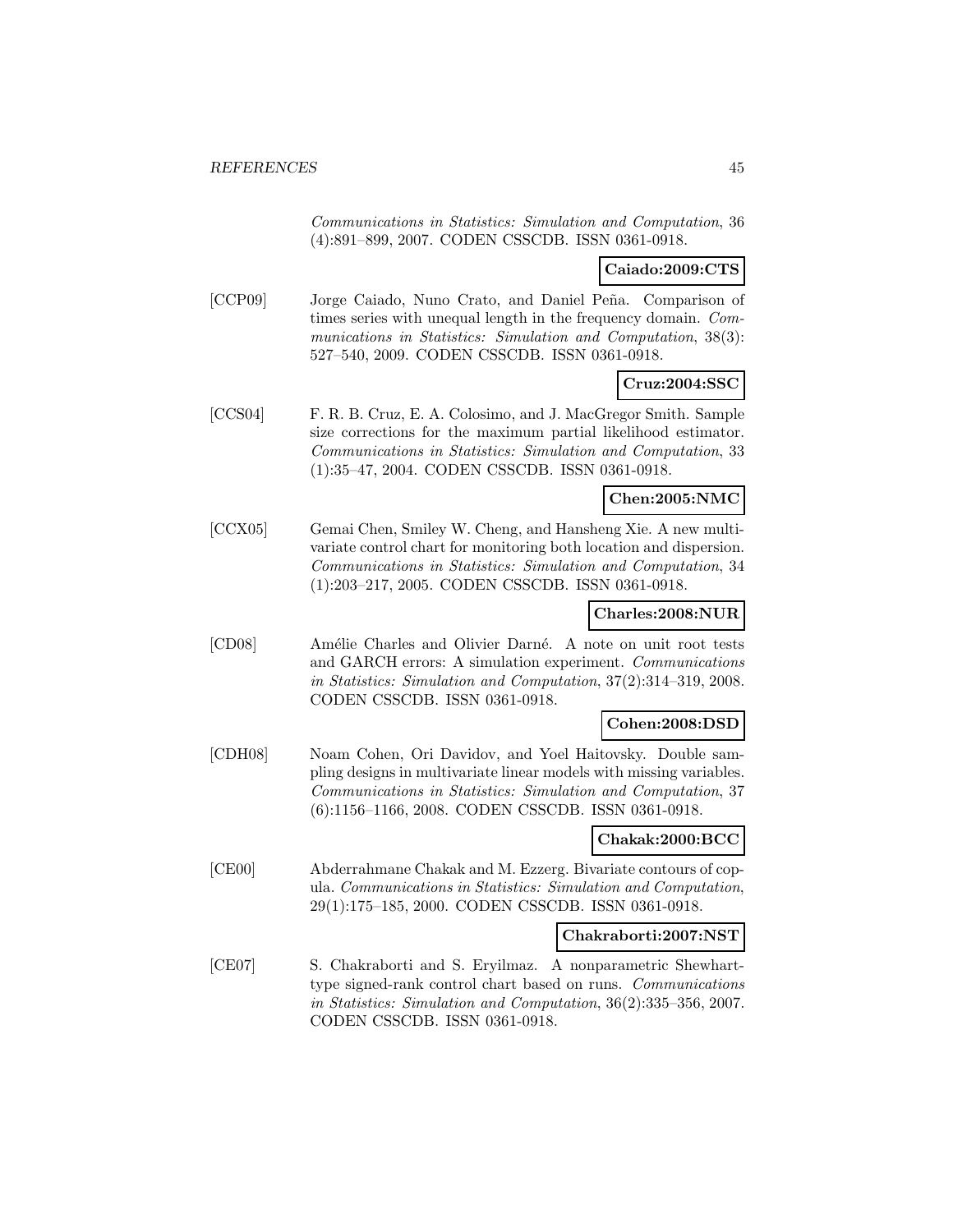*Communications in Statistics: Simulation and Computation*, 36 (4):891–899, 2007. CODEN CSSCDB. ISSN 0361-0918.

**Caiado:2009:CTS**

[CCP09] Jorge Caiado, Nuno Crato, and Daniel Peña. Comparison of times series with unequal length in the frequency domain. *Communications in Statistics: Simulation and Computation*, 38(3): 527–540, 2009. CODEN CSSCDB. ISSN 0361-0918.

**Cruz:2004:SSC**

[CCS04] F. R. B. Cruz, E. A. Colosimo, and J. MacGregor Smith. Sample size corrections for the maximum partial likelihood estimator. *Communications in Statistics: Simulation and Computation*, 33 (1):35–47, 2004. CODEN CSSCDB. ISSN 0361-0918.

**Chen:2005:NMC**

[CCX05] Gemai Chen, Smiley W. Cheng, and Hansheng Xie. A new multivariate control chart for monitoring both location and dispersion. *Communications in Statistics: Simulation and Computation*, 34 (1):203–217, 2005. CODEN CSSCDB. ISSN 0361-0918.

**Charles:2008:NUR**

[CD08] Amélie Charles and Olivier Darné. A note on unit root tests and GARCH errors: A simulation experiment. *Communications in Statistics: Simulation and Computation*, 37(2):314–319, 2008. CODEN CSSCDB. ISSN 0361-0918.

**Cohen:2008:DSD**

[CDH08] Noam Cohen, Ori Davidov, and Yoel Haitovsky. Double sampling designs in multivariate linear models with missing variables. *Communications in Statistics: Simulation and Computation*, 37 (6):1156–1166, 2008. CODEN CSSCDB. ISSN 0361-0918.

**Chakak:2000:BCC**

[CE00] Abderrahmane Chakak and M. Ezzerg. Bivariate contours of copula. *Communications in Statistics: Simulation and Computation*, 29(1):175–185, 2000. CODEN CSSCDB. ISSN 0361-0918.

**Chakraborti:2007:NST**

[CE07] S. Chakraborti and S. Eryilmaz. A nonparametric Shewhart-type signed-rank control chart based on runs. *Communications in Statistics: Simulation and Computation*, 36(2):335–356, 2007. CODEN CSSCDB. ISSN 0361-0918.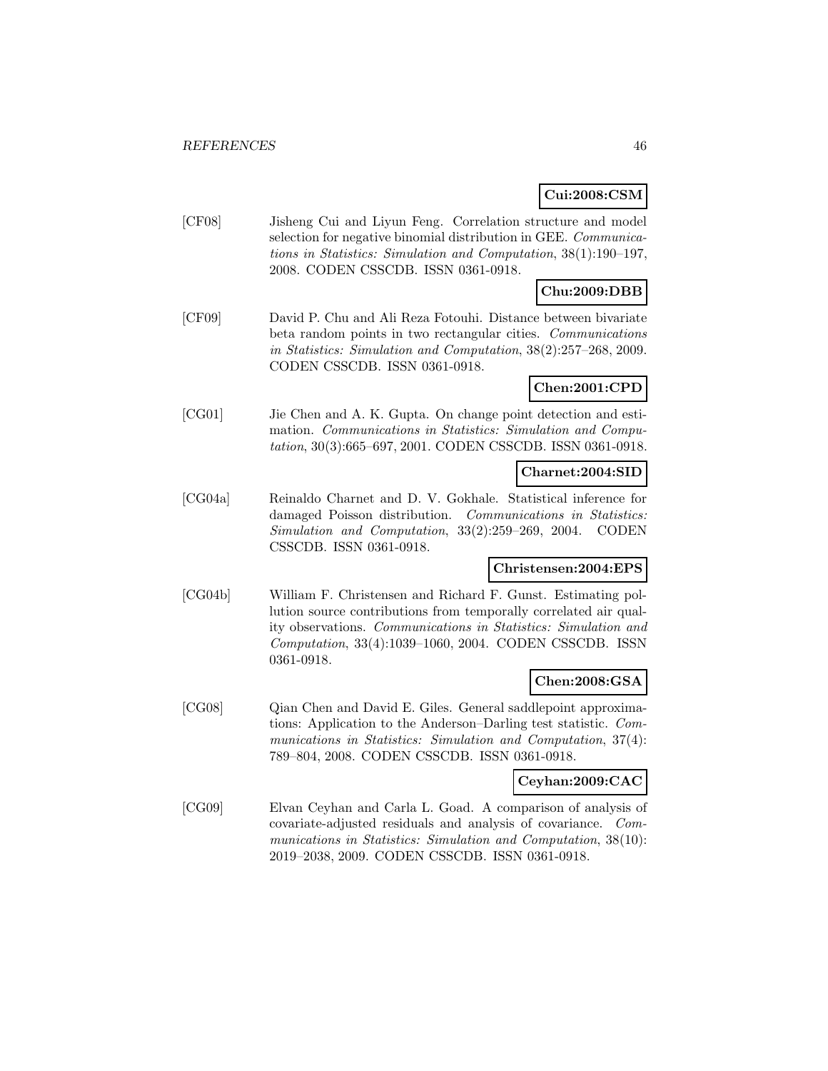**Cui:2008:CSM**

[CF08] Jisheng Cui and Liyun Feng. Correlation structure and model selection for negative binomial distribution in GEE. *Communications in Statistics: Simulation and Computation*, 38(1):190–197, 2008. CODEN CSSCDB. ISSN 0361-0918.

**Chu:2009:DBB**

[CF09] David P. Chu and Ali Reza Fotouhi. Distance between bivariate beta random points in two rectangular cities. *Communications in Statistics: Simulation and Computation*, 38(2):257–268, 2009. CODEN CSSCDB. ISSN 0361-0918.

**Chen:2001:CPD**

[CG01] Jie Chen and A. K. Gupta. On change point detection and estimation. *Communications in Statistics: Simulation and Computation*, 30(3):665–697, 2001. CODEN CSSCDB. ISSN 0361-0918.

**Charnet:2004:SID**

[CG04a] Reinaldo Charnet and D. V. Gokhale. Statistical inference for damaged Poisson distribution. *Communications in Statistics: Simulation and Computation*, 33(2):259–269, 2004. CODEN CSSCDB. ISSN 0361-0918.

**Christensen:2004:EPS**

[CG04b] William F. Christensen and Richard F. Gunst. Estimating pollution source contributions from temporally correlated air quality observations. *Communications in Statistics: Simulation and Computation*, 33(4):1039–1060, 2004. CODEN CSSCDB. ISSN 0361-0918.

**Chen:2008:GSA**

[CG08] Qian Chen and David E. Giles. General saddlepoint approximations: Application to the Anderson–Darling test statistic. *Communications in Statistics: Simulation and Computation*, 37(4): 789–804, 2008. CODEN CSSCDB. ISSN 0361-0918.

**Ceyhan:2009:CAC**

[CG09] Elvan Ceyhan and Carla L. Goad. A comparison of analysis of covariate-adjusted residuals and analysis of covariance. *Communications in Statistics: Simulation and Computation*, 38(10): 2019–2038, 2009. CODEN CSSCDB. ISSN 0361-0918.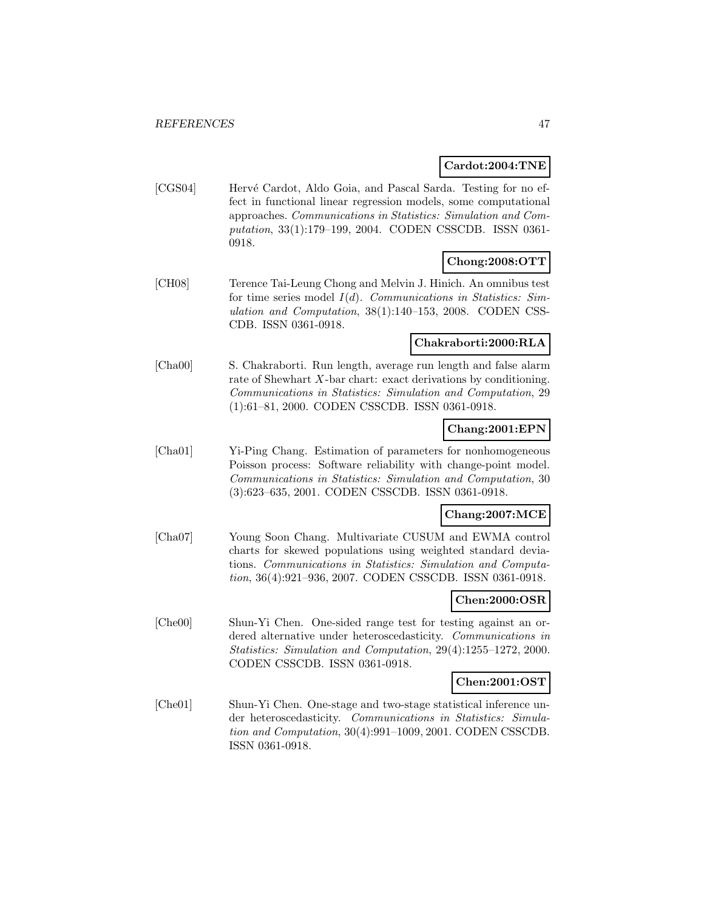**Cardot:2004:TNE**

[CGS04] Hervé Cardot, Aldo Goia, and Pascal Sarda. Testing for no effect in functional linear regression models, some computational approaches. *Communications in Statistics: Simulation and Computation*, 33(1):179–199, 2004. CODEN CSSCDB. ISSN 0361-0918.

**Chong:2008:OTT**

[CH08] Terence Tai-Leung Chong and Melvin J. Hinich. An omnibus test for time series model $I(d)$. *Communications in Statistics: Simulation and Computation*, 38(1):140–153, 2008. CODEN CSSCDB. ISSN 0361-0918.

**Chakraborti:2000:RLA**

[Cha00] S. Chakraborti. Run length, average run length and false alarm rate of Shewhart $X$-bar chart: exact derivations by conditioning. *Communications in Statistics: Simulation and Computation*, 29 (1):61–81, 2000. CODEN CSSCDB. ISSN 0361-0918.

**Chang:2001:EPN**

[Cha01] Yi-Ping Chang. Estimation of parameters for nonhomogeneous Poisson process: Software reliability with change-point model. *Communications in Statistics: Simulation and Computation*, 30 (3):623–635, 2001. CODEN CSSCDB. ISSN 0361-0918.

**Chang:2007:MCE**

[Cha07] Young Soon Chang. Multivariate CUSUM and EWMA control charts for skewed populations using weighted standard deviations. *Communications in Statistics: Simulation and Computation*, 36(4):921–936, 2007. CODEN CSSCDB. ISSN 0361-0918.

**Chen:2000:OSR**

[Che00] Shun-Yi Chen. One-sided range test for testing against an ordered alternative under heteroscedasticity. *Communications in Statistics: Simulation and Computation*, 29(4):1255–1272, 2000. CODEN CSSCDB. ISSN 0361-0918.

**Chen:2001:OST**

[Che01] Shun-Yi Chen. One-stage and two-stage statistical inference under heteroscedasticity. *Communications in Statistics: Simulation and Computation*, 30(4):991–1009, 2001. CODEN CSSCDB. ISSN 0361-0918.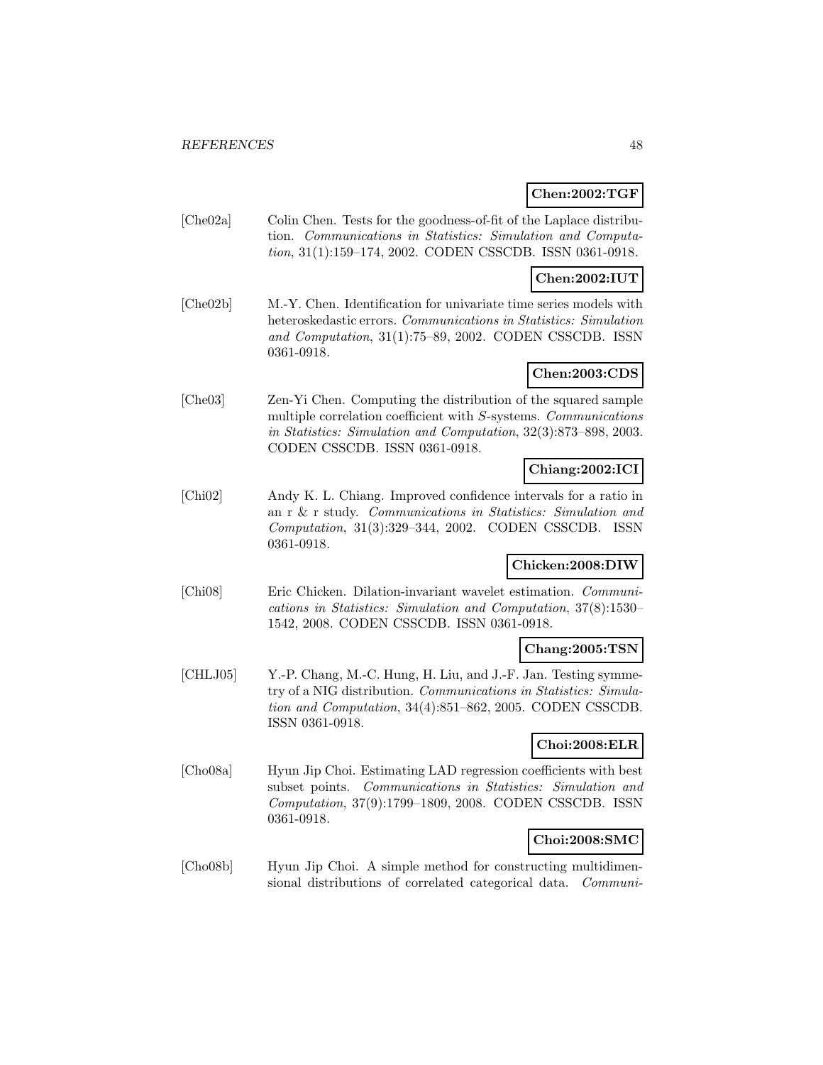**Chen:2002:TGF**

[Che02a] Colin Chen. Tests for the goodness-of-fit of the Laplace distribution. *Communications in Statistics: Simulation and Computation*, 31(1):159–174, 2002. CODEN CSSCDB. ISSN 0361-0918.

**Chen:2002:IUT**

[Che02b] M.-Y. Chen. Identification for univariate time series models with heteroskedastic errors. *Communications in Statistics: Simulation and Computation*, 31(1):75–89, 2002. CODEN CSSCDB. ISSN 0361-0918.

**Chen:2003:CDS**

[Che03] Zen-Yi Chen. Computing the distribution of the squared sample multiple correlation coefficient with *S*-systems. *Communications in Statistics: Simulation and Computation*, 32(3):873–898, 2003. CODEN CSSCDB. ISSN 0361-0918.

**Chiang:2002:ICI**

[Chi02] Andy K. L. Chiang. Improved confidence intervals for a ratio in an r & r study. *Communications in Statistics: Simulation and Computation*, 31(3):329–344, 2002. CODEN CSSCDB. ISSN 0361-0918.

**Chicken:2008:DIW**

[Chi08] Eric Chicken. Dilation-invariant wavelet estimation. *Communications in Statistics: Simulation and Computation*, 37(8):1530–1542, 2008. CODEN CSSCDB. ISSN 0361-0918.

**Chang:2005:TSN**

[CHLJ05] Y.-P. Chang, M.-C. Hung, H. Liu, and J.-F. Jan. Testing symmetry of a NIG distribution. *Communications in Statistics: Simulation and Computation*, 34(4):851–862, 2005. CODEN CSSCDB. ISSN 0361-0918.

**Choi:2008:ELR**

[Cho08a] Hyun Jip Choi. Estimating LAD regression coefficients with best subset points. *Communications in Statistics: Simulation and Computation*, 37(9):1799–1809, 2008. CODEN CSSCDB. ISSN 0361-0918.

**Choi:2008:SMC**

[Cho08b] Hyun Jip Choi. A simple method for constructing multidimensional distributions of correlated categorical data. *Communi-*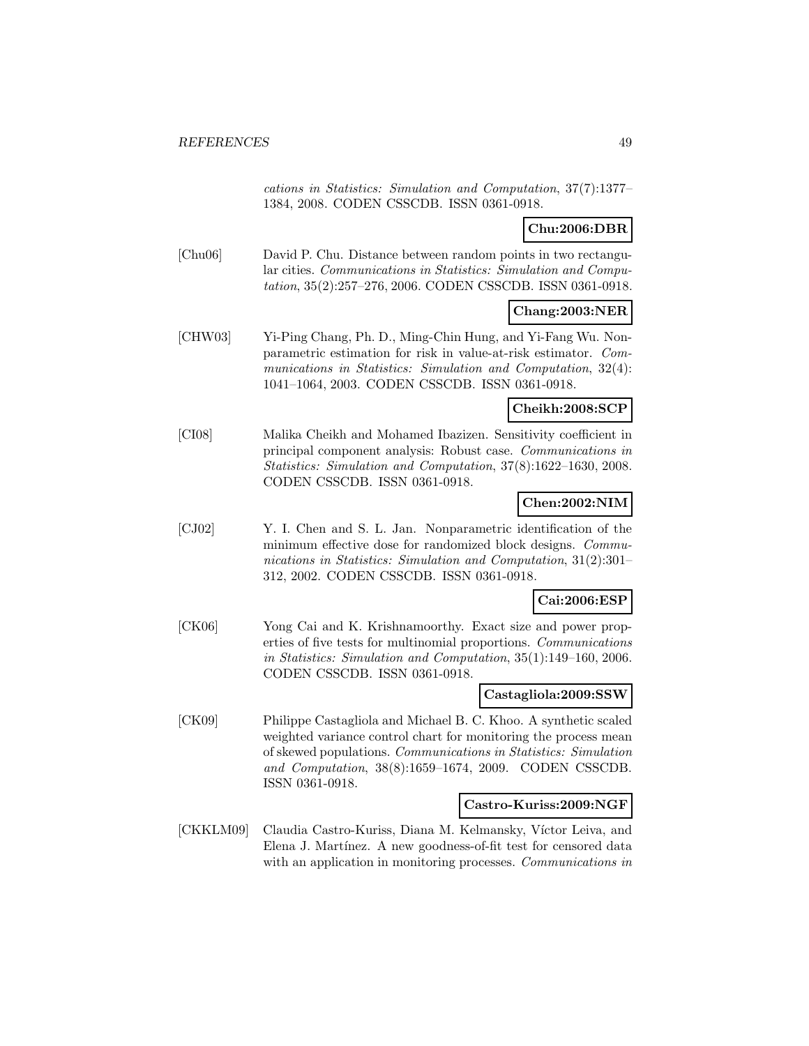cations in Statistics: Simulation and Computation*, 37(7):1377–1384, 2008. CODEN CSSCDB. ISSN 0361-0918.

**Chu:2006:DBR**

[Chu06] David P. Chu. Distance between random points in two rectangular cities. *Communications in Statistics: Simulation and Computation*, 35(2):257–276, 2006. CODEN CSSCDB. ISSN 0361-0918.

**Chang:2003:NER**

[CHW03] Yi-Ping Chang, Ph. D., Ming-Chin Hung, and Yi-Fang Wu. Nonparametric estimation for risk in value-at-risk estimator. *Communications in Statistics: Simulation and Computation*, 32(4): 1041–1064, 2003. CODEN CSSCDB. ISSN 0361-0918.

**Cheikh:2008:SCP**

[CI08] Malika Cheikh and Mohamed Ibazizen. Sensitivity coefficient in principal component analysis: Robust case. *Communications in Statistics: Simulation and Computation*, 37(8):1622–1630, 2008. CODEN CSSCDB. ISSN 0361-0918.

**Chen:2002:NIM**

[CJ02] Y. I. Chen and S. L. Jan. Nonparametric identification of the minimum effective dose for randomized block designs. *Communications in Statistics: Simulation and Computation*, 31(2):301–312, 2002. CODEN CSSCDB. ISSN 0361-0918.

**Cai:2006:ESP**

[CK06] Yong Cai and K. Krishnamoorthy. Exact size and power properties of five tests for multinomial proportions. *Communications in Statistics: Simulation and Computation*, 35(1):149–160, 2006. CODEN CSSCDB. ISSN 0361-0918.

**Castagliola:2009:SSW**

[CK09] Philippe Castagliola and Michael B. C. Khoo. A synthetic scaled weighted variance control chart for monitoring the process mean of skewed populations. *Communications in Statistics: Simulation and Computation*, 38(8):1659–1674, 2009. CODEN CSSCDB. ISSN 0361-0918.

**Castro-Kuriss:2009:NGF**

[CKKLM09] Claudia Castro-Kuriss, Diana M. Kelmansky, Víctor Leiva, and Elena J. Martínez. A new goodness-of-fit test for censored data with an application in monitoring processes. *Communications in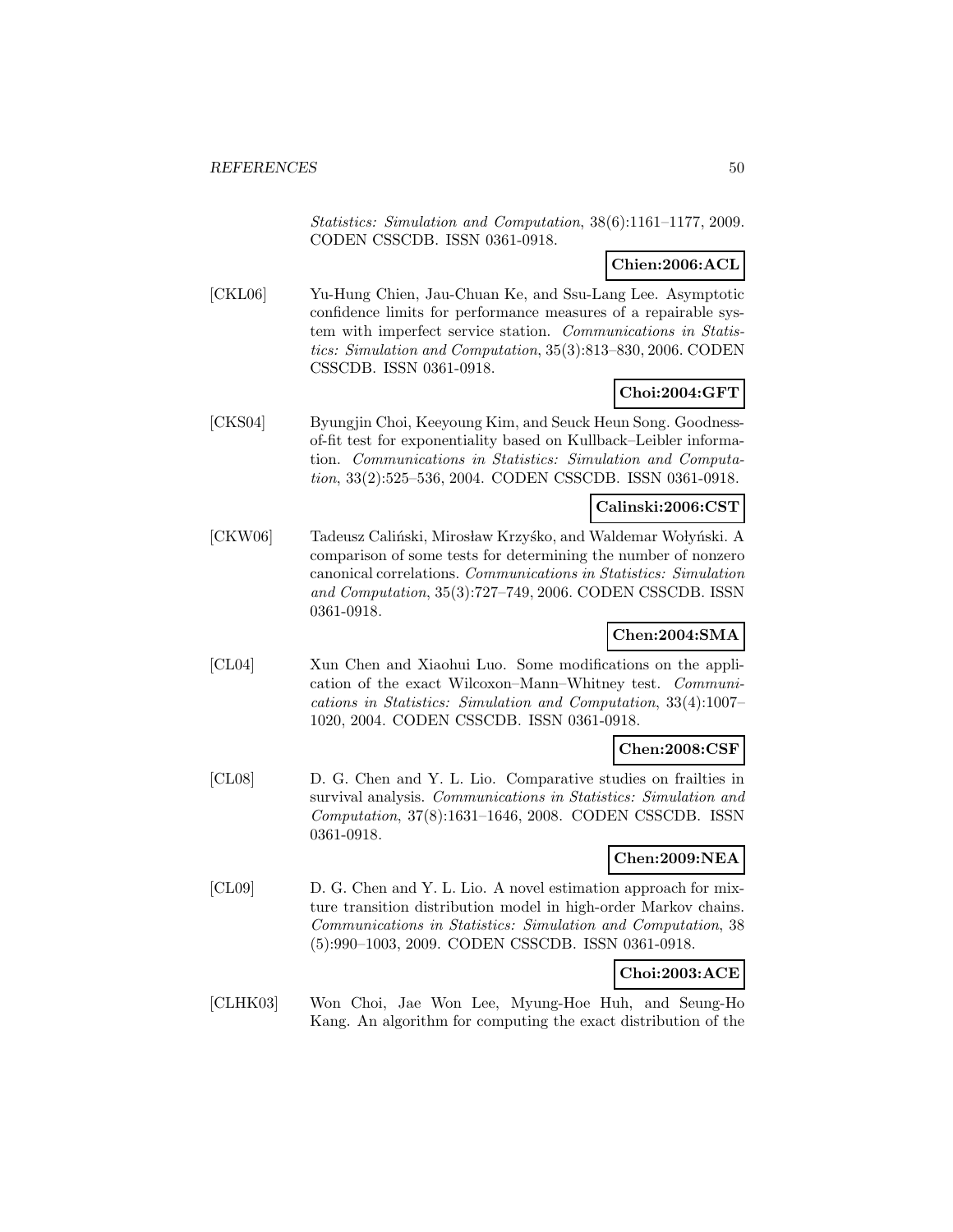*Statistics: Simulation and Computation*, 38(6):1161–1177, 2009. CODEN CSSCDB. ISSN 0361-0918.

**Chien:2006:ACL**

[CKL06] Yu-Hung Chien, Jau-Chuan Ke, and Ssu-Lang Lee. Asymptotic confidence limits for performance measures of a repairable system with imperfect service station. *Communications in Statistics: Simulation and Computation*, 35(3):813–830, 2006. CODEN CSSCDB. ISSN 0361-0918.

**Choi:2004:GFT**

[CKS04] Byungjin Choi, Keeyoung Kim, and Seuck Heun Song. Goodness-of-fit test for exponentiality based on Kullback–Leibler information. *Communications in Statistics: Simulation and Computation*, 33(2):525–536, 2004. CODEN CSSCDB. ISSN 0361-0918.

**Calinski:2006:CST**

[CKW06] Tadeusz Caliński, Mirosław Krzyśko, and Waldemar Wołyński. A comparison of some tests for determining the number of nonzero canonical correlations. *Communications in Statistics: Simulation and Computation*, 35(3):727–749, 2006. CODEN CSSCDB. ISSN 0361-0918.

**Chen:2004:SMA**

[CL04] Xun Chen and Xiaohui Luo. Some modifications on the application of the exact Wilcoxon–Mann–Whitney test. *Communications in Statistics: Simulation and Computation*, 33(4):1007–1020, 2004. CODEN CSSCDB. ISSN 0361-0918.

**Chen:2008:CSF**

[CL08] D. G. Chen and Y. L. Lio. Comparative studies on frailties in survival analysis. *Communications in Statistics: Simulation and Computation*, 37(8):1631–1646, 2008. CODEN CSSCDB. ISSN 0361-0918.

**Chen:2009:NEA**

[CL09] D. G. Chen and Y. L. Lio. A novel estimation approach for mixture transition distribution model in high-order Markov chains. *Communications in Statistics: Simulation and Computation*, 38 (5):990–1003, 2009. CODEN CSSCDB. ISSN 0361-0918.

**Choi:2003:ACE**

[CLHK03] Won Choi, Jae Won Lee, Myung-Hoe Huh, and Seung-Ho Kang. An algorithm for computing the exact distribution of the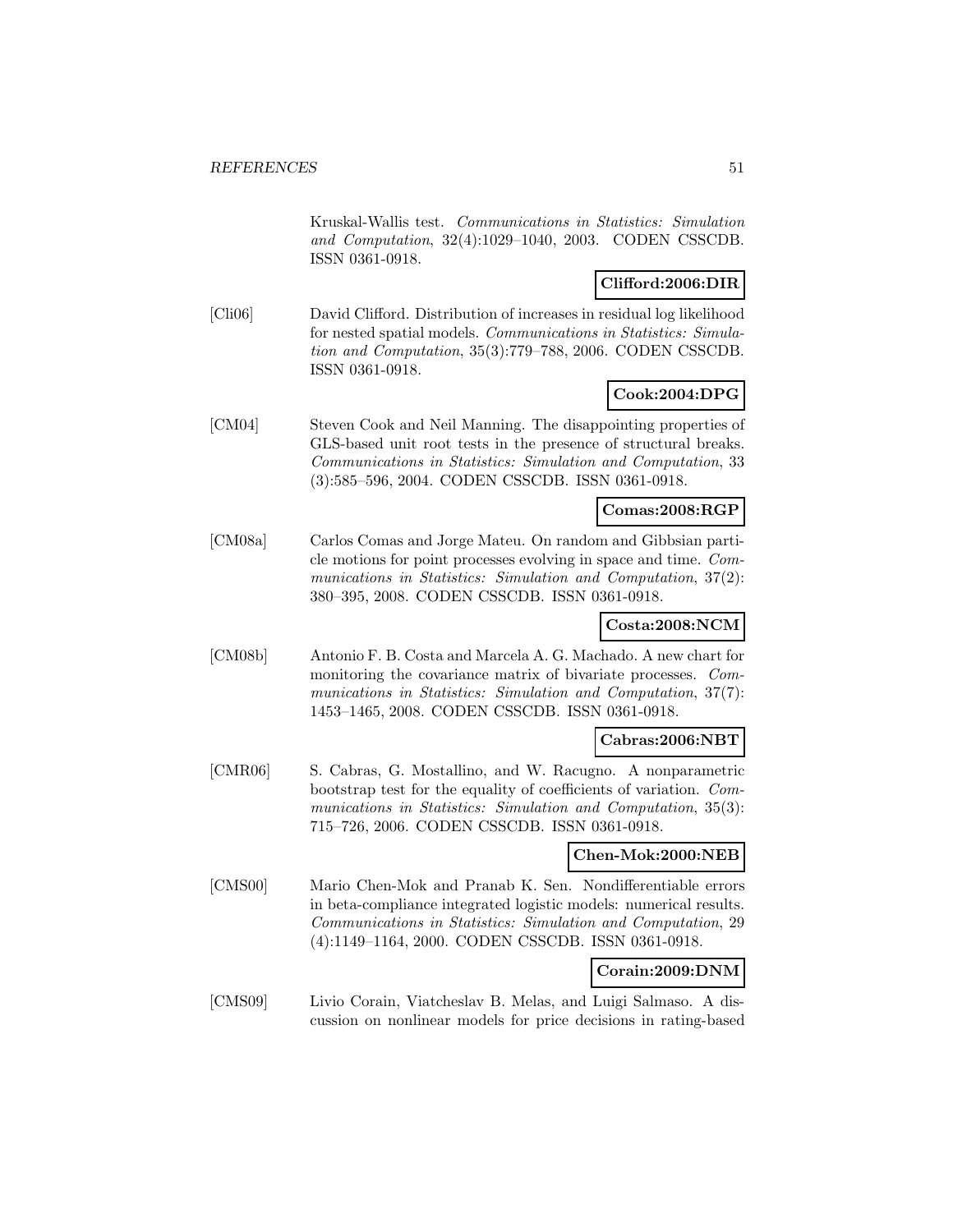Kruskal-Wallis test. *Communications in Statistics: Simulation and Computation*, 32(4):1029–1040, 2003. CODEN CSSCDB. ISSN 0361-0918.

**Clifford:2006:DIR**

[Cli06] David Clifford. Distribution of increases in residual log likelihood for nested spatial models. *Communications in Statistics: Simulation and Computation*, 35(3):779–788, 2006. CODEN CSSCDB. ISSN 0361-0918.

**Cook:2004:DPG**

[CM04] Steven Cook and Neil Manning. The disappointing properties of GLS-based unit root tests in the presence of structural breaks. *Communications in Statistics: Simulation and Computation*, 33 (3):585–596, 2004. CODEN CSSCDB. ISSN 0361-0918.

**Comas:2008:RGP**

[CM08a] Carlos Comas and Jorge Mateu. On random and Gibbsian particle motions for point processes evolving in space and time. *Communications in Statistics: Simulation and Computation*, 37(2): 380–395, 2008. CODEN CSSCDB. ISSN 0361-0918.

**Costa:2008:NCM**

[CM08b] Antonio F. B. Costa and Marcela A. G. Machado. A new chart for monitoring the covariance matrix of bivariate processes. *Communications in Statistics: Simulation and Computation*, 37(7): 1453–1465, 2008. CODEN CSSCDB. ISSN 0361-0918.

**Cabras:2006:NBT**

[CMR06] S. Cabras, G. Mostallino, and W. Racugno. A nonparametric bootstrap test for the equality of coefficients of variation. *Communications in Statistics: Simulation and Computation*, 35(3): 715–726, 2006. CODEN CSSCDB. ISSN 0361-0918.

**Chen-Mok:2000:NEB**

[CMS00] Mario Chen-Mok and Pranab K. Sen. Nondifferentiable errors in beta-compliance integrated logistic models: numerical results. *Communications in Statistics: Simulation and Computation*, 29 (4):1149–1164, 2000. CODEN CSSCDB. ISSN 0361-0918.

**Corain:2009:DNM**

[CMS09] Livio Corain, Viatcheslav B. Melas, and Luigi Salmaso. A discussion on nonlinear models for price decisions in rating-based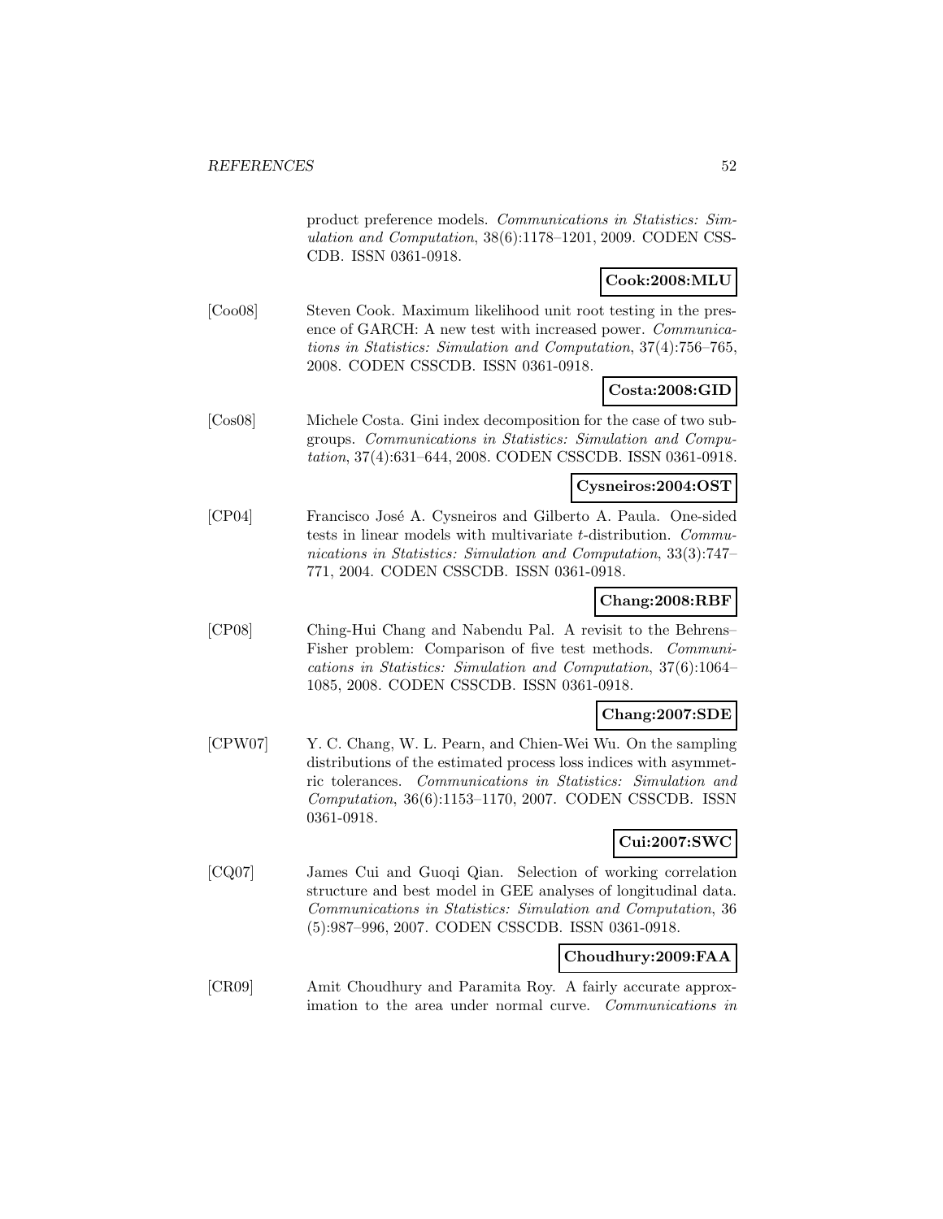product preference models. *Communications in Statistics: Simulation and Computation*, 38(6):1178–1201, 2009. CODEN CSSCDB. ISSN 0361-0918.

**Cook:2008:MLU**

[Coo08] Steven Cook. Maximum likelihood unit root testing in the presence of GARCH: A new test with increased power. *Communications in Statistics: Simulation and Computation*, 37(4):756–765, 2008. CODEN CSSCDB. ISSN 0361-0918.

**Costa:2008:GID**

[Cos08] Michele Costa. Gini index decomposition for the case of two subgroups. *Communications in Statistics: Simulation and Computation*, 37(4):631–644, 2008. CODEN CSSCDB. ISSN 0361-0918.

**Cysneiros:2004:OST**

[CP04] Francisco José A. Cysneiros and Gilberto A. Paula. One-sided tests in linear models with multivariate $t$-distribution. *Communications in Statistics: Simulation and Computation*, 33(3):747–771, 2004. CODEN CSSCDB. ISSN 0361-0918.

**Chang:2008:RBF**

[CP08] Ching-Hui Chang and Nabendu Pal. A revisit to the Behrens–Fisher problem: Comparison of five test methods. *Communications in Statistics: Simulation and Computation*, 37(6):1064–1085, 2008. CODEN CSSCDB. ISSN 0361-0918.

**Chang:2007:SDE**

[CPW07] Y. C. Chang, W. L. Pearn, and Chien-Wei Wu. On the sampling distributions of the estimated process loss indices with asymmetric tolerances. *Communications in Statistics: Simulation and Computation*, 36(6):1153–1170, 2007. CODEN CSSCDB. ISSN 0361-0918.

**Cui:2007:SWC**

[CQ07] James Cui and Guoqi Qian. Selection of working correlation structure and best model in GEE analyses of longitudinal data. *Communications in Statistics: Simulation and Computation*, 36 (5):987–996, 2007. CODEN CSSCDB. ISSN 0361-0918.

**Choudhury:2009:FAA**

[CR09] Amit Choudhury and Paramita Roy. A fairly accurate approximation to the area under normal curve. *Communications in*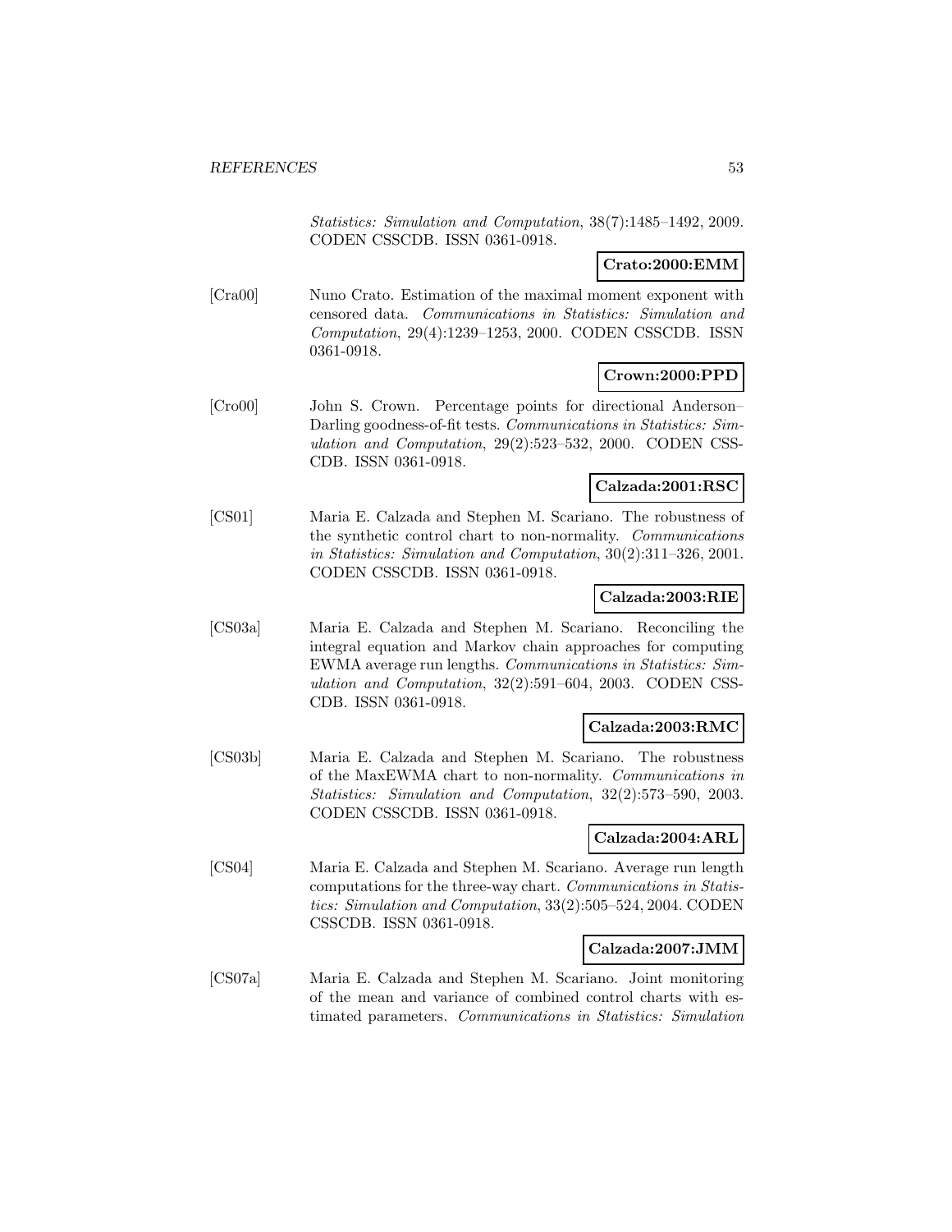*Statistics: Simulation and Computation*, 38(7):1485–1492, 2009. CODEN CSSCDB. ISSN 0361-0918.

**Crato:2000:EMM**

[Cra00] Nuno Crato. Estimation of the maximal moment exponent with censored data. *Communications in Statistics: Simulation and Computation*, 29(4):1239–1253, 2000. CODEN CSSCDB. ISSN 0361-0918.

**Crown:2000:PPD**

[Cro00] John S. Crown. Percentage points for directional Anderson–Darling goodness-of-fit tests. *Communications in Statistics: Simulation and Computation*, 29(2):523–532, 2000. CODEN CSSCDB. ISSN 0361-0918.

**Calzada:2001:RSC**

[CS01] Maria E. Calzada and Stephen M. Scariano. The robustness of the synthetic control chart to non-normality. *Communications in Statistics: Simulation and Computation*, 30(2):311–326, 2001. CODEN CSSCDB. ISSN 0361-0918.

**Calzada:2003:RIE**

[CS03a] Maria E. Calzada and Stephen M. Scariano. Reconciling the integral equation and Markov chain approaches for computing EWMA average run lengths. *Communications in Statistics: Simulation and Computation*, 32(2):591–604, 2003. CODEN CSSCDB. ISSN 0361-0918.

**Calzada:2003:RMC**

[CS03b] Maria E. Calzada and Stephen M. Scariano. The robustness of the MaxEWMA chart to non-normality. *Communications in Statistics: Simulation and Computation*, 32(2):573–590, 2003. CODEN CSSCDB. ISSN 0361-0918.

**Calzada:2004:ARL**

[CS04] Maria E. Calzada and Stephen M. Scariano. Average run length computations for the three-way chart. *Communications in Statistics: Simulation and Computation*, 33(2):505–524, 2004. CODEN CSSCDB. ISSN 0361-0918.

**Calzada:2007:JMM**

[CS07a] Maria E. Calzada and Stephen M. Scariano. Joint monitoring of the mean and variance of combined control charts with estimated parameters. *Communications in Statistics: Simulation*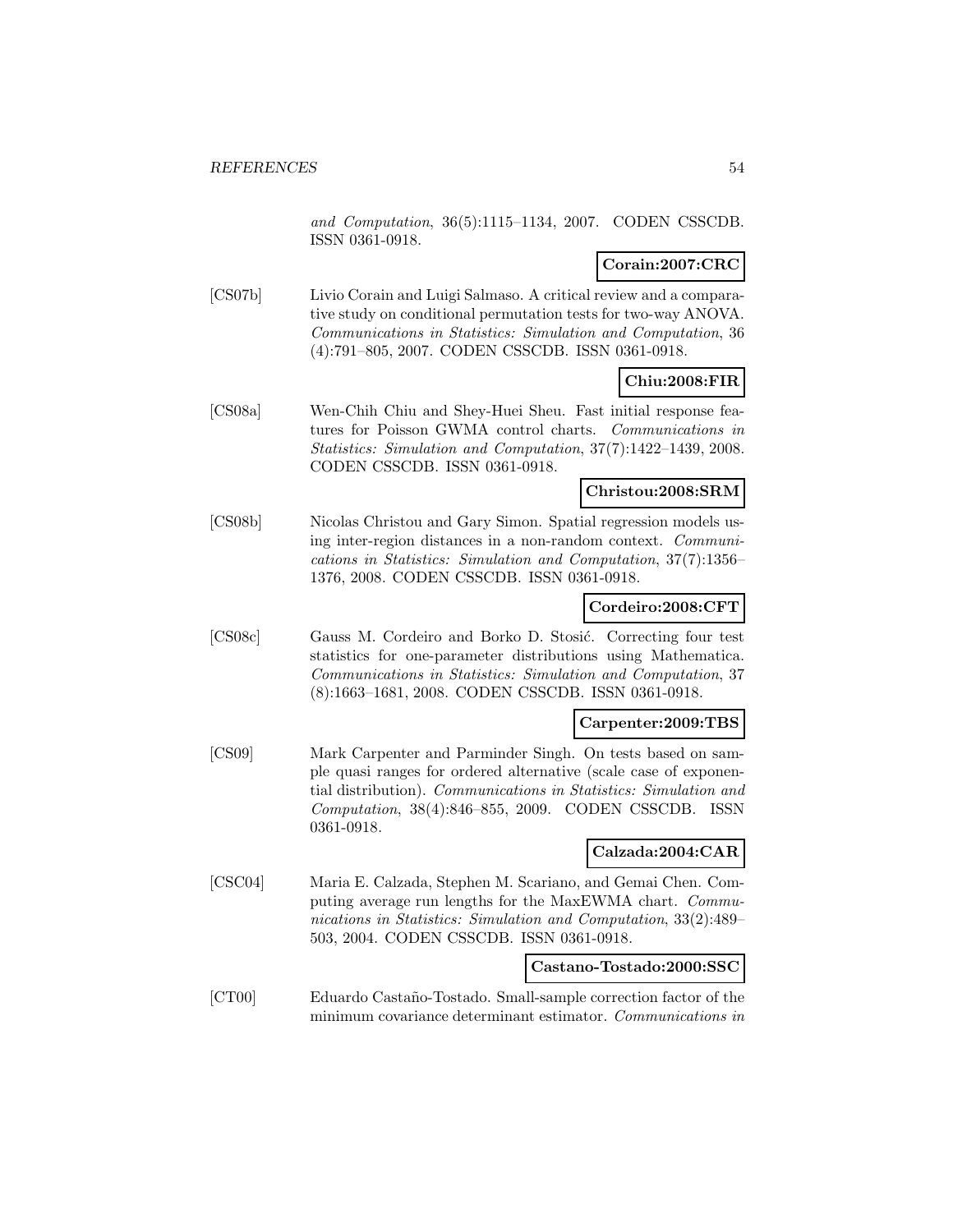*and Computation*, 36(5):1115–1134, 2007. CODEN CSSCDB. ISSN 0361-0918.

**Corain:2007:CRC**

[CS07b] Livio Corain and Luigi Salmaso. A critical review and a comparative study on conditional permutation tests for two-way ANOVA. *Communications in Statistics: Simulation and Computation*, 36 (4):791–805, 2007. CODEN CSSCDB. ISSN 0361-0918.

**Chiu:2008:FIR**

[CS08a] Wen-Chih Chiu and Shey-Huei Sheu. Fast initial response features for Poisson GWMA control charts. *Communications in Statistics: Simulation and Computation*, 37(7):1422–1439, 2008. CODEN CSSCDB. ISSN 0361-0918.

**Christou:2008:SRM**

[CS08b] Nicolas Christou and Gary Simon. Spatial regression models using inter-region distances in a non-random context. *Communications in Statistics: Simulation and Computation*, 37(7):1356–1376, 2008. CODEN CSSCDB. ISSN 0361-0918.

**Cordeiro:2008:CFT**

[CS08c] Gauss M. Cordeiro and Borko D. Stosić. Correcting four test statistics for one-parameter distributions using Mathematica. *Communications in Statistics: Simulation and Computation*, 37 (8):1663–1681, 2008. CODEN CSSCDB. ISSN 0361-0918.

**Carpenter:2009:TBS**

[CS09] Mark Carpenter and Parminder Singh. On tests based on sample quasi ranges for ordered alternative (scale case of exponential distribution). *Communications in Statistics: Simulation and Computation*, 38(4):846–855, 2009. CODEN CSSCDB. ISSN 0361-0918.

**Calzada:2004:CAR**

[CSC04] Maria E. Calzada, Stephen M. Scariano, and Gemai Chen. Computing average run lengths for the MaxEWMA chart. *Communications in Statistics: Simulation and Computation*, 33(2):489–503, 2004. CODEN CSSCDB. ISSN 0361-0918.

**Castano-Tostado:2000:SSC**

[CT00] Eduardo Castaño-Tostado. Small-sample correction factor of the minimum covariance determinant estimator. *Communications in*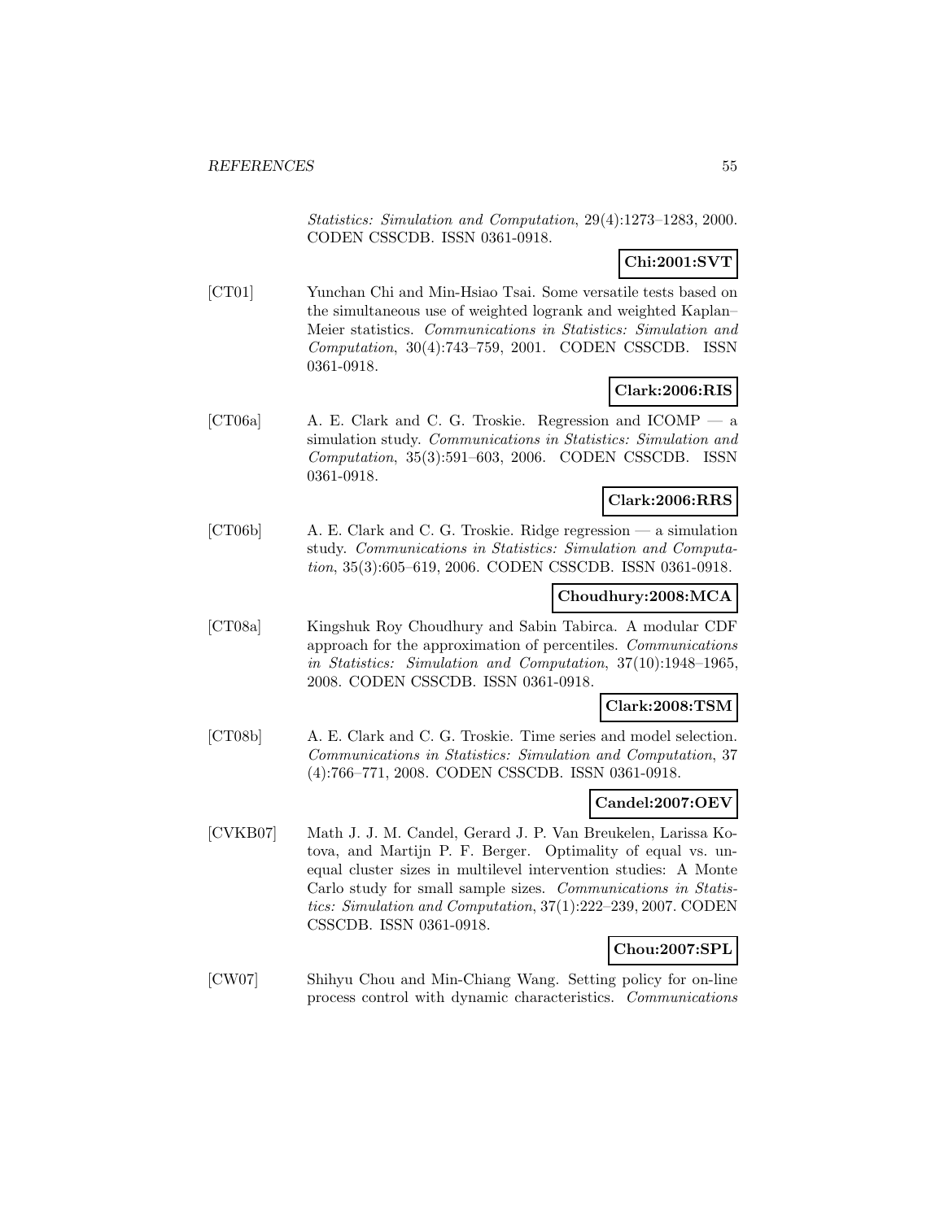*Statistics: Simulation and Computation*, 29(4):1273–1283, 2000. CODEN CSSCDB. ISSN 0361-0918.

**Chi:2001:SVT**

[CT01] Yunchan Chi and Min-Hsiao Tsai. Some versatile tests based on the simultaneous use of weighted logrank and weighted Kaplan–Meier statistics. *Communications in Statistics: Simulation and Computation*, 30(4):743–759, 2001. CODEN CSSCDB. ISSN 0361-0918.

**Clark:2006:RIS**

[CT06a] A. E. Clark and C. G. Troskie. Regression and ICOMP — a simulation study. *Communications in Statistics: Simulation and Computation*, 35(3):591–603, 2006. CODEN CSSCDB. ISSN 0361-0918.

**Clark:2006:RRS**

[CT06b] A. E. Clark and C. G. Troskie. Ridge regression — a simulation study. *Communications in Statistics: Simulation and Computation*, 35(3):605–619, 2006. CODEN CSSCDB. ISSN 0361-0918.

**Choudhury:2008:MCA**

[CT08a] Kingshuk Roy Choudhury and Sabin Tabirca. A modular CDF approach for the approximation of percentiles. *Communications in Statistics: Simulation and Computation*, 37(10):1948–1965, 2008. CODEN CSSCDB. ISSN 0361-0918.

**Clark:2008:TSM**

[CT08b] A. E. Clark and C. G. Troskie. Time series and model selection. *Communications in Statistics: Simulation and Computation*, 37 (4):766–771, 2008. CODEN CSSCDB. ISSN 0361-0918.

**Candel:2007:OEV**

[CVKB07] Math J. J. M. Candel, Gerard J. P. Van Breukelen, Larissa Kotova, and Martijn P. F. Berger. Optimality of equal vs. unequal cluster sizes in multilevel intervention studies: A Monte Carlo study for small sample sizes. *Communications in Statistics: Simulation and Computation*, 37(1):222–239, 2007. CODEN CSSCDB. ISSN 0361-0918.

**Chou:2007:SPL**

[CW07] Shihyu Chou and Min-Chiang Wang. Setting policy for on-line process control with dynamic characteristics. *Communications*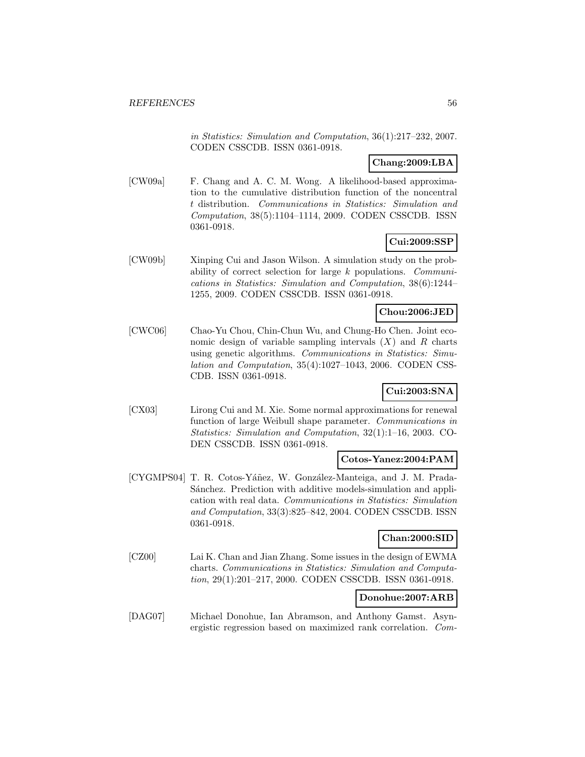*in Statistics: Simulation and Computation*, 36(1):217–232, 2007. CODEN CSSCDB. ISSN 0361-0918.

**Chang:2009:LBA**

[CW09a] F. Chang and A. C. M. Wong. A likelihood-based approximation to the cumulative distribution function of the noncentral $t$ distribution. *Communications in Statistics: Simulation and Computation*, 38(5):1104–1114, 2009. CODEN CSSCDB. ISSN 0361-0918.

**Cui:2009:SSP**

[CW09b] Xinping Cui and Jason Wilson. A simulation study on the probability of correct selection for large $k$ populations. *Communications in Statistics: Simulation and Computation*, 38(6):1244–1255, 2009. CODEN CSSCDB. ISSN 0361-0918.

**Chou:2006:JED**

[CWC06] Chao-Yu Chou, Chin-Chun Wu, and Chung-Ho Chen. Joint economic design of variable sampling intervals $(X)$ and $R$ charts using genetic algorithms. *Communications in Statistics: Simulation and Computation*, 35(4):1027–1043, 2006. CODEN CSSCDB. ISSN 0361-0918.

**Cui:2003:SNA**

[CX03] Lirong Cui and M. Xie. Some normal approximations for renewal function of large Weibull shape parameter. *Communications in Statistics: Simulation and Computation*, 32(1):1–16, 2003. CODEN CSSCDB. ISSN 0361-0918.

**Cotos-Yanez:2004:PAM**

[CYGMPS04] T. R. Cotos-Yáñez, W. González-Manteiga, and J. M. Prada-Sánchez. Prediction with additive models-simulation and application with real data. *Communications in Statistics: Simulation and Computation*, 33(3):825–842, 2004. CODEN CSSCDB. ISSN 0361-0918.

**Chan:2000:SID**

[CZ00] Lai K. Chan and Jian Zhang. Some issues in the design of EWMA charts. *Communications in Statistics: Simulation and Computation*, 29(1):201–217, 2000. CODEN CSSCDB. ISSN 0361-0918.

**Donohue:2007:ARB**

[DAG07] Michael Donohue, Ian Abramson, and Anthony Gamst. Asynergistic regression based on maximized rank correlation. *Com-*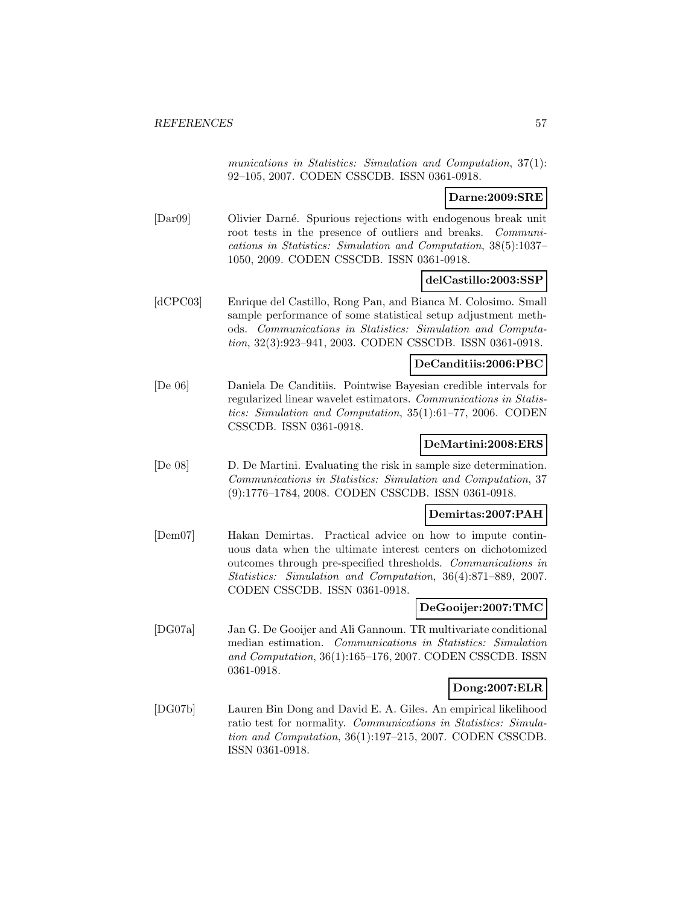*munications in Statistics: Simulation and Computation*, 37(1): 92–105, 2007. CODEN CSSCDB. ISSN 0361-0918.

**Darne:2009:SRE**

[Dar09] Olivier Darné. Spurious rejections with endogenous break unit root tests in the presence of outliers and breaks. *Communications in Statistics: Simulation and Computation*, 38(5):1037–1050, 2009. CODEN CSSCDB. ISSN 0361-0918.

**delCastillo:2003:SSP**

[dCPC03] Enrique del Castillo, Rong Pan, and Bianca M. Colosimo. Small sample performance of some statistical setup adjustment methods. *Communications in Statistics: Simulation and Computation*, 32(3):923–941, 2003. CODEN CSSCDB. ISSN 0361-0918.

**DeCanditiis:2006:PBC**

[De 06] Daniela De Canditiis. Pointwise Bayesian credible intervals for regularized linear wavelet estimators. *Communications in Statistics: Simulation and Computation*, 35(1):61–77, 2006. CODEN CSSCDB. ISSN 0361-0918.

**DeMartini:2008:ERS**

[De 08] D. De Martini. Evaluating the risk in sample size determination. *Communications in Statistics: Simulation and Computation*, 37 (9):1776–1784, 2008. CODEN CSSCDB. ISSN 0361-0918.

**Demirtas:2007:PAH**

[Dem07] Hakan Demirtas. Practical advice on how to impute continuous data when the ultimate interest centers on dichotomized outcomes through pre-specified thresholds. *Communications in Statistics: Simulation and Computation*, 36(4):871–889, 2007. CODEN CSSCDB. ISSN 0361-0918.

**DeGooijer:2007:TMC**

[DG07a] Jan G. De Gooijer and Ali Gannoun. TR multivariate conditional median estimation. *Communications in Statistics: Simulation and Computation*, 36(1):165–176, 2007. CODEN CSSCDB. ISSN 0361-0918.

**Dong:2007:ELR**

[DG07b] Lauren Bin Dong and David E. A. Giles. An empirical likelihood ratio test for normality. *Communications in Statistics: Simulation and Computation*, 36(1):197–215, 2007. CODEN CSSCDB. ISSN 0361-0918.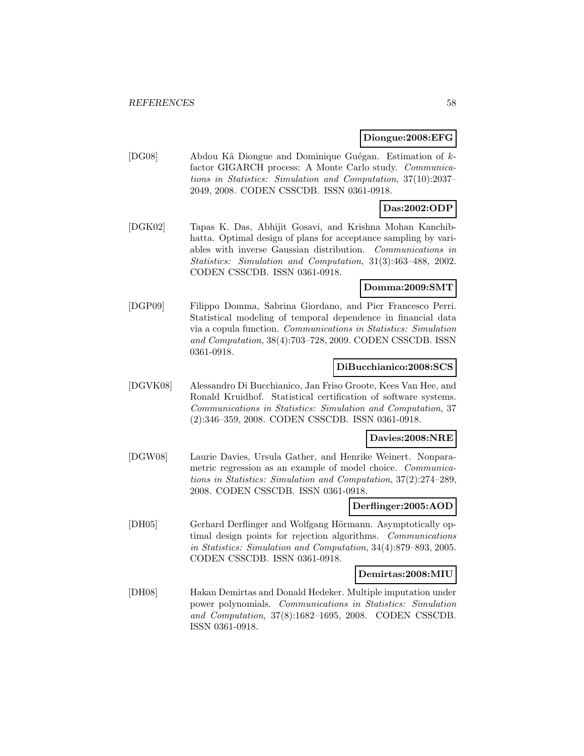**Diongue:2008:EFG**

[DG08] Abdou Kâ Diongue and Dominique Guégan. Estimation of $k$-factor GIGARCH process: A Monte Carlo study. *Communications in Statistics: Simulation and Computation*, 37(10):2037–2049, 2008. CODEN CSSCDB. ISSN 0361-0918.

**Das:2002:ODP**

[DGK02] Tapas K. Das, Abhijit Gosavi, and Krishna Mohan Kanchibhatta. Optimal design of plans for acceptance sampling by variables with inverse Gaussian distribution. *Communications in Statistics: Simulation and Computation*, 31(3):463–488, 2002. CODEN CSSCDB. ISSN 0361-0918.

**Domma:2009:SMT**

[DGP09] Filippo Domma, Sabrina Giordano, and Pier Francesco Perri. Statistical modeling of temporal dependence in financial data via a copula function. *Communications in Statistics: Simulation and Computation*, 38(4):703–728, 2009. CODEN CSSCDB. ISSN 0361-0918.

**DiBucchianico:2008:SCS**

[DGVK08] Alessandro Di Bucchianico, Jan Friso Groote, Kees Van Hee, and Ronald Kruidhof. Statistical certification of software systems. *Communications in Statistics: Simulation and Computation*, 37 (2):346–359, 2008. CODEN CSSCDB. ISSN 0361-0918.

**Davies:2008:NRE**

[DGW08] Laurie Davies, Ursula Gather, and Henrike Weinert. Nonparametric regression as an example of model choice. *Communications in Statistics: Simulation and Computation*, 37(2):274–289, 2008. CODEN CSSCDB. ISSN 0361-0918.

**Derflinger:2005:AOD**

[DH05] Gerhard Derflinger and Wolfgang Hörmann. Asymptotically optimal design points for rejection algorithms. *Communications in Statistics: Simulation and Computation*, 34(4):879–893, 2005. CODEN CSSCDB. ISSN 0361-0918.

**Demirtas:2008:MIU**

[DH08] Hakan Demirtas and Donald Hedeker. Multiple imputation under power polynomials. *Communications in Statistics: Simulation and Computation*, 37(8):1682–1695, 2008. CODEN CSSCDB. ISSN 0361-0918.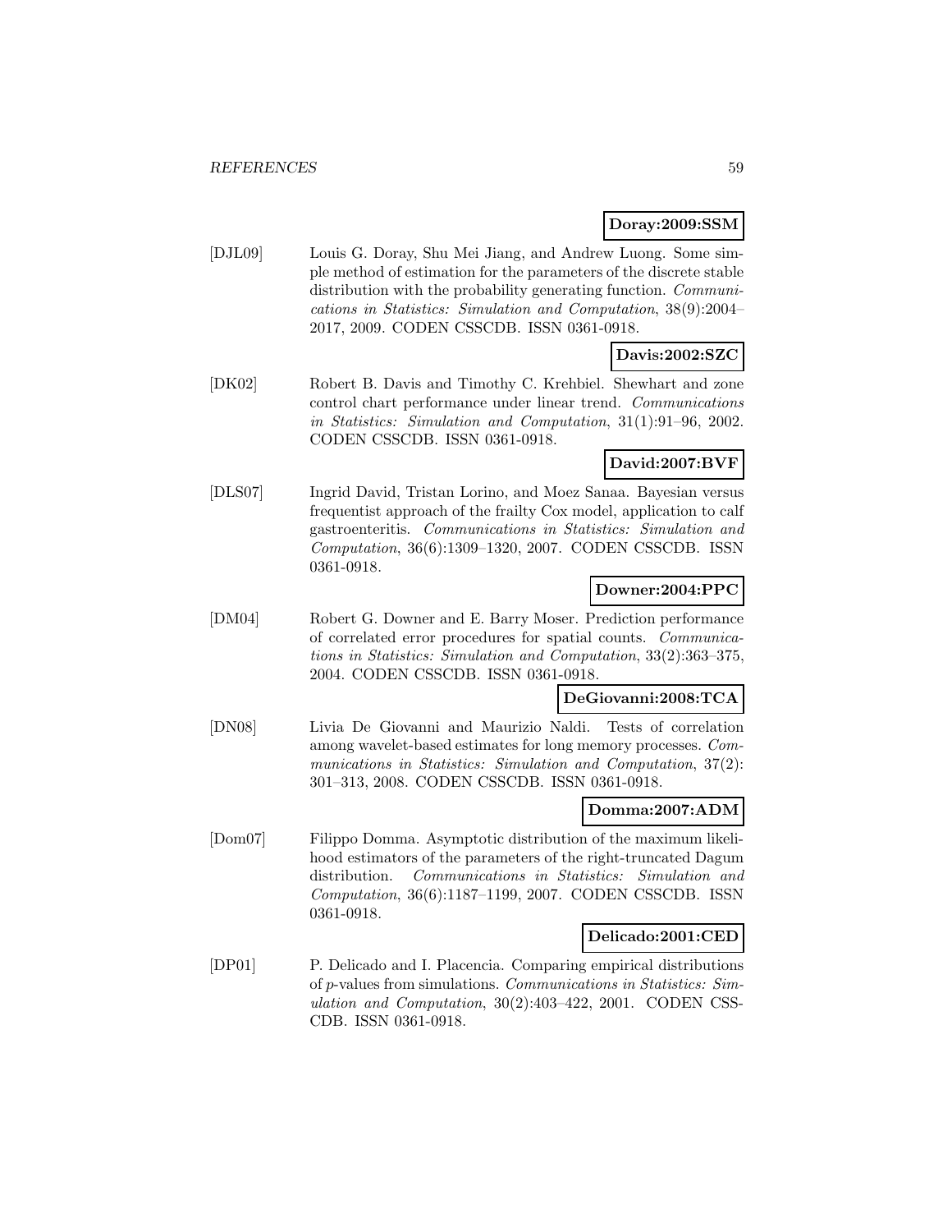**Doray:2009:SSM**

[DJL09] Louis G. Doray, Shu Mei Jiang, and Andrew Luong. Some simple method of estimation for the parameters of the discrete stable distribution with the probability generating function. *Communications in Statistics: Simulation and Computation*, 38(9):2004–2017, 2009. CODEN CSSCDB. ISSN 0361-0918.

**Davis:2002:SZC**

[DK02] Robert B. Davis and Timothy C. Krehbiel. Shewhart and zone control chart performance under linear trend. *Communications in Statistics: Simulation and Computation*, 31(1):91–96, 2002. CODEN CSSCDB. ISSN 0361-0918.

**David:2007:BVF**

[DLS07] Ingrid David, Tristan Lorino, and Moez Sanaa. Bayesian versus frequentist approach of the frailty Cox model, application to calf gastroenteritis. *Communications in Statistics: Simulation and Computation*, 36(6):1309–1320, 2007. CODEN CSSCDB. ISSN 0361-0918.

**Downer:2004:PPC**

[DM04] Robert G. Downer and E. Barry Moser. Prediction performance of correlated error procedures for spatial counts. *Communications in Statistics: Simulation and Computation*, 33(2):363–375, 2004. CODEN CSSCDB. ISSN 0361-0918.

**DeGiovanni:2008:TCA**

[DN08] Livia De Giovanni and Maurizio Naldi. Tests of correlation among wavelet-based estimates for long memory processes. *Communications in Statistics: Simulation and Computation*, 37(2): 301–313, 2008. CODEN CSSCDB. ISSN 0361-0918.

**Domma:2007:ADM**

[Dom07] Filippo Domma. Asymptotic distribution of the maximum likelihood estimators of the parameters of the right-truncated Dagum distribution. *Communications in Statistics: Simulation and Computation*, 36(6):1187–1199, 2007. CODEN CSSCDB. ISSN 0361-0918.

**Delicado:2001:CED**

[DP01] P. Delicado and I. Placencia. Comparing empirical distributions of $p$-values from simulations. *Communications in Statistics: Simulation and Computation*, 30(2):403–422, 2001. CODEN CSSCDB. ISSN 0361-0918.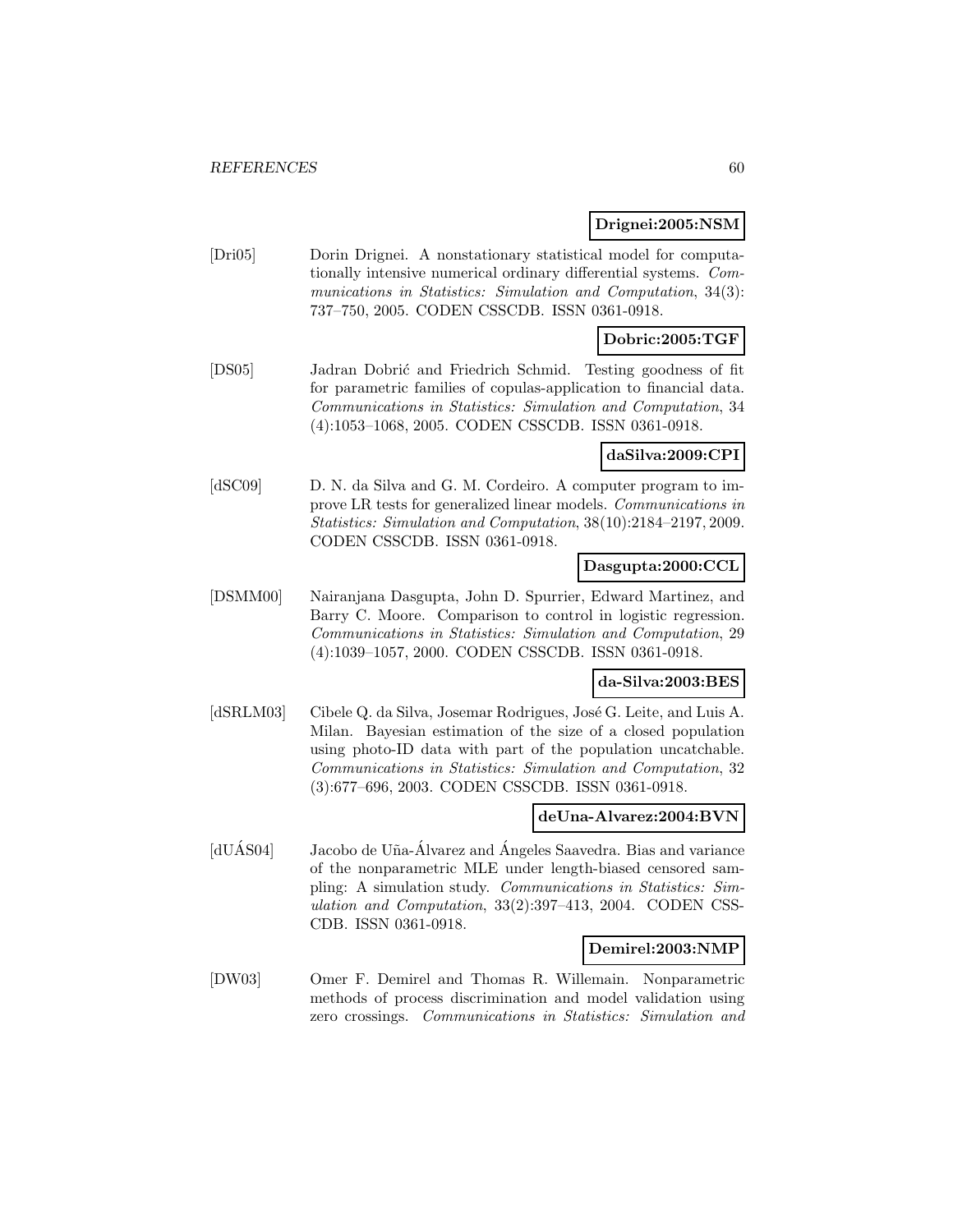**Drignei:2005:NSM**

[Dri05] Dorin Drignei. A nonstationary statistical model for computationally intensive numerical ordinary differential systems. *Communications in Statistics: Simulation and Computation*, 34(3): 737–750, 2005. CODEN CSSCDB. ISSN 0361-0918.

**Dobric:2005:TGF**

[DS05] Jadran Dobrić and Friedrich Schmid. Testing goodness of fit for parametric families of copulas-application to financial data. *Communications in Statistics: Simulation and Computation*, 34 (4):1053–1068, 2005. CODEN CSSCDB. ISSN 0361-0918.

**daSilva:2009:CPI**

[dSC09] D. N. da Silva and G. M. Cordeiro. A computer program to improve LR tests for generalized linear models. *Communications in Statistics: Simulation and Computation*, 38(10):2184–2197, 2009. CODEN CSSCDB. ISSN 0361-0918.

**Dasgupta:2000:CCL**

[DSMM00] Nairanjana Dasgupta, John D. Spurrier, Edward Martinez, and Barry C. Moore. Comparison to control in logistic regression. *Communications in Statistics: Simulation and Computation*, 29 (4):1039–1057, 2000. CODEN CSSCDB. ISSN 0361-0918.

**da-Silva:2003:BES**

[dSRLM03] Cibele Q. da Silva, Josemar Rodrigues, José G. Leite, and Luis A. Milan. Bayesian estimation of the size of a closed population using photo-ID data with part of the population uncatchable. *Communications in Statistics: Simulation and Computation*, 32 (3):677–696, 2003. CODEN CSSCDB. ISSN 0361-0918.

**deUna-Alvarez:2004:BVN**

[dUÁS04] Jacobo de Uña-Álvarez and Ángeles Saavedra. Bias and variance of the nonparametric MLE under length-biased censored sampling: A simulation study. *Communications in Statistics: Simulation and Computation*, 33(2):397–413, 2004. CODEN CSSCDB. ISSN 0361-0918.

**Demirel:2003:NMP**

[DW03] Omer F. Demirel and Thomas R. Willemain. Nonparametric methods of process discrimination and model validation using zero crossings. *Communications in Statistics: Simulation and*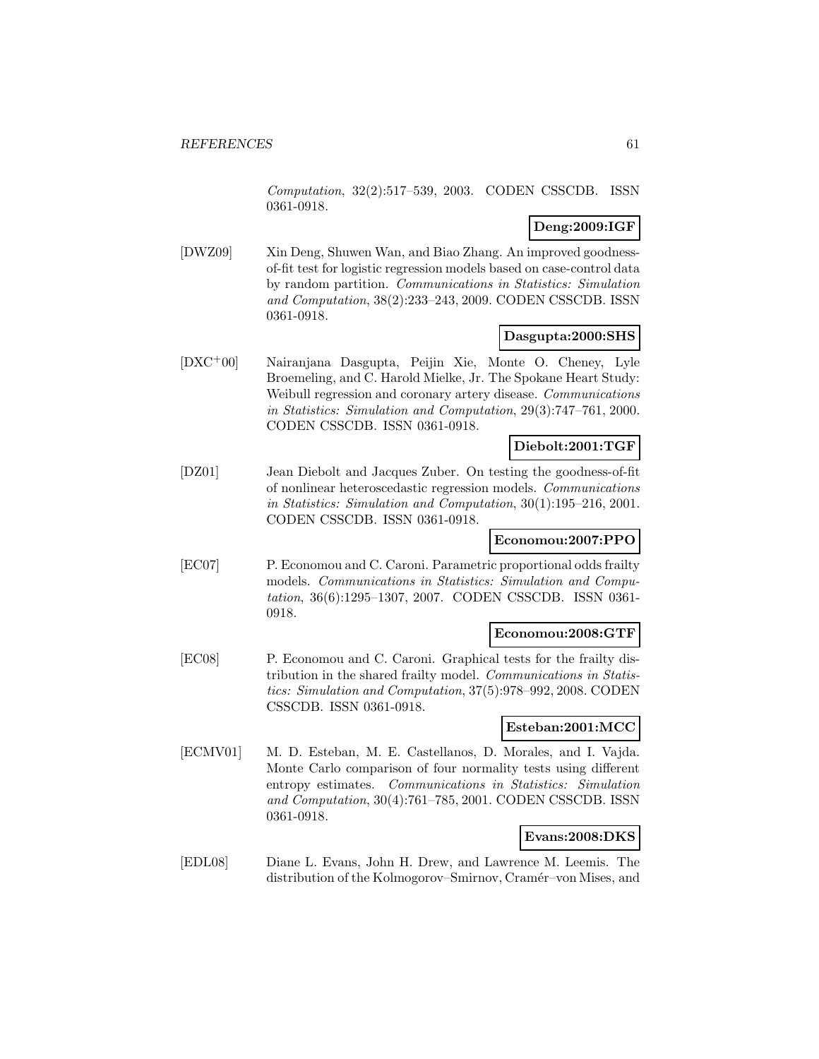*Computation*, 32(2):517–539, 2003. CODEN CSSCDB. ISSN 0361-0918.

**Deng:2009:IGF**

[DWZ09] Xin Deng, Shuwen Wan, and Biao Zhang. An improved goodness-of-fit test for logistic regression models based on case-control data by random partition. *Communications in Statistics: Simulation and Computation*, 38(2):233–243, 2009. CODEN CSSCDB. ISSN 0361-0918.

**Dasgupta:2000:SHS**

[DXC+00] Nairanjana Dasgupta, Peijin Xie, Monte O. Cheney, Lyle Broemeling, and C. Harold Mielke, Jr. The Spokane Heart Study: Weibull regression and coronary artery disease. *Communications in Statistics: Simulation and Computation*, 29(3):747–761, 2000. CODEN CSSCDB. ISSN 0361-0918.

**Diebolt:2001:TGF**

[DZ01] Jean Diebolt and Jacques Zuber. On testing the goodness-of-fit of nonlinear heteroscedastic regression models. *Communications in Statistics: Simulation and Computation*, 30(1):195–216, 2001. CODEN CSSCDB. ISSN 0361-0918.

**Economou:2007:PPO**

[EC07] P. Economou and C. Caroni. Parametric proportional odds frailty models. *Communications in Statistics: Simulation and Computation*, 36(6):1295–1307, 2007. CODEN CSSCDB. ISSN 0361-0918.

**Economou:2008:GTF**

[EC08] P. Economou and C. Caroni. Graphical tests for the frailty distribution in the shared frailty model. *Communications in Statistics: Simulation and Computation*, 37(5):978–992, 2008. CODEN CSSCDB. ISSN 0361-0918.

**Esteban:2001:MCC**

[ECMV01] M. D. Esteban, M. E. Castellanos, D. Morales, and I. Vajda. Monte Carlo comparison of four normality tests using different entropy estimates. *Communications in Statistics: Simulation and Computation*, 30(4):761–785, 2001. CODEN CSSCDB. ISSN 0361-0918.

**Evans:2008:DKS**

[EDL08] Diane L. Evans, John H. Drew, and Lawrence M. Leemis. The distribution of the Kolmogorov–Smirnov, Cramér–von Mises, and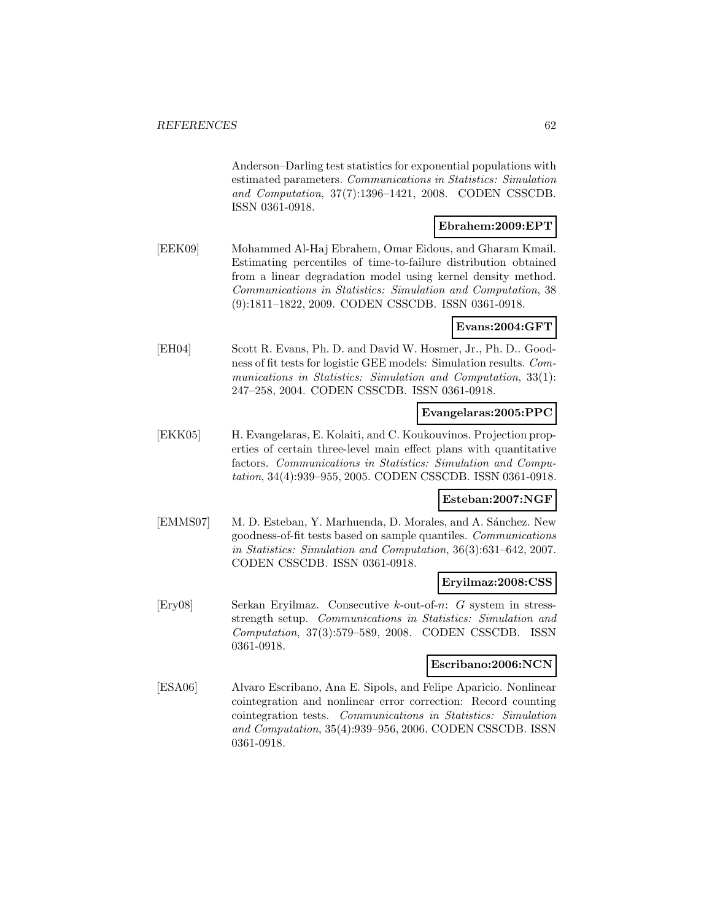Anderson–Darling test statistics for exponential populations with estimated parameters. *Communications in Statistics: Simulation and Computation*, 37(7):1396–1421, 2008. CODEN CSSCDB. ISSN 0361-0918.

**Ebrahem:2009:EPT**

[EEK09] Mohammed Al-Haj Ebrahem, Omar Eidous, and Gharam Kmail. Estimating percentiles of time-to-failure distribution obtained from a linear degradation model using kernel density method. *Communications in Statistics: Simulation and Computation*, 38 (9):1811–1822, 2009. CODEN CSSCDB. ISSN 0361-0918.

**Evans:2004:GFT**

[EH04] Scott R. Evans, Ph. D. and David W. Hosmer, Jr., Ph. D.. Goodness of fit tests for logistic GEE models: Simulation results. *Communications in Statistics: Simulation and Computation*, 33(1): 247–258, 2004. CODEN CSSCDB. ISSN 0361-0918.

**Evangelaras:2005:PPC**

[EKK05] H. Evangelaras, E. Kolaiti, and C. Koukouvinos. Projection properties of certain three-level main effect plans with quantitative factors. *Communications in Statistics: Simulation and Computation*, 34(4):939–955, 2005. CODEN CSSCDB. ISSN 0361-0918.

**Esteban:2007:NGF**

[EMMS07] M. D. Esteban, Y. Marhuenda, D. Morales, and A. Sánchez. New goodness-of-fit tests based on sample quantiles. *Communications in Statistics: Simulation and Computation*, 36(3):631–642, 2007. CODEN CSSCDB. ISSN 0361-0918.

**Eryilmaz:2008:CSS**

[Ery08] Serkan Eryilmaz. Consecutive $k$-out-of-$n$: $G$ system in stress-strength setup. *Communications in Statistics: Simulation and Computation*, 37(3):579–589, 2008. CODEN CSSCDB. ISSN 0361-0918.

**Escribano:2006:NCN**

[ESA06] Alvaro Escribano, Ana E. Sipols, and Felipe Aparicio. Nonlinear cointegration and nonlinear error correction: Record counting cointegration tests. *Communications in Statistics: Simulation and Computation*, 35(4):939–956, 2006. CODEN CSSCDB. ISSN 0361-0918.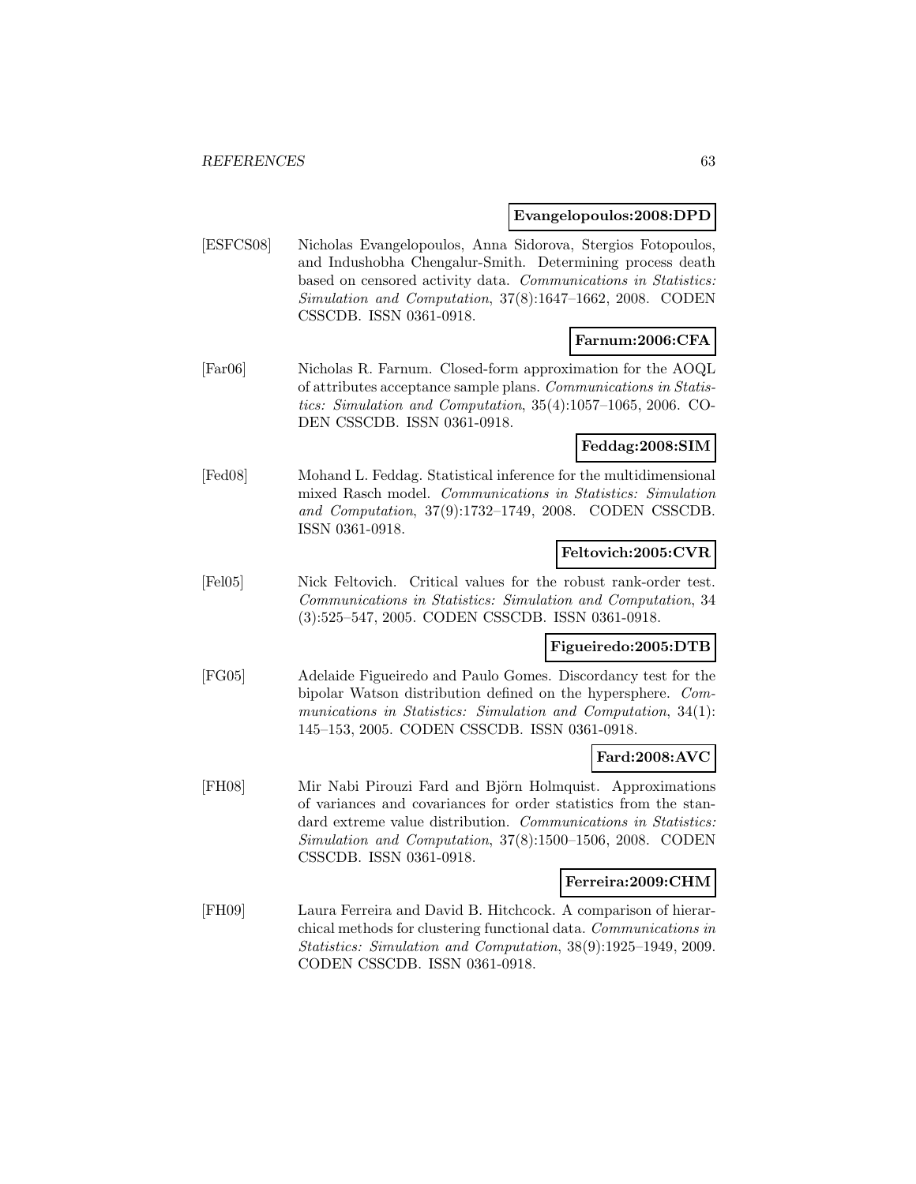**Evangelopoulos:2008:DPD**

[ESFCS08] Nicholas Evangelopoulos, Anna Sidorova, Stergios Fotopoulos, and Indushobha Chengalur-Smith. Determining process death based on censored activity data. *Communications in Statistics: Simulation and Computation*, 37(8):1647–1662, 2008. CODEN CSSCDB. ISSN 0361-0918.

**Farnum:2006:CFA**

[Far06] Nicholas R. Farnum. Closed-form approximation for the AOQL of attributes acceptance sample plans. *Communications in Statistics: Simulation and Computation*, 35(4):1057–1065, 2006. CODEN CSSCDB. ISSN 0361-0918.

**Feddag:2008:SIM**

[Fed08] Mohand L. Feddag. Statistical inference for the multidimensional mixed Rasch model. *Communications in Statistics: Simulation and Computation*, 37(9):1732–1749, 2008. CODEN CSSCDB. ISSN 0361-0918.

**Feltovich:2005:CVR**

[Fel05] Nick Feltovich. Critical values for the robust rank-order test. *Communications in Statistics: Simulation and Computation*, 34 (3):525–547, 2005. CODEN CSSCDB. ISSN 0361-0918.

**Figueiredo:2005:DTB**

[FG05] Adelaide Figueiredo and Paulo Gomes. Discordancy test for the bipolar Watson distribution defined on the hypersphere. *Communications in Statistics: Simulation and Computation*, 34(1): 145–153, 2005. CODEN CSSCDB. ISSN 0361-0918.

**Fard:2008:AVC**

[FH08] Mir Nabi Pirouzi Fard and Björn Holmquist. Approximations of variances and covariances for order statistics from the standard extreme value distribution. *Communications in Statistics: Simulation and Computation*, 37(8):1500–1506, 2008. CODEN CSSCDB. ISSN 0361-0918.

**Ferreira:2009:CHM**

[FH09] Laura Ferreira and David B. Hitchcock. A comparison of hierarchical methods for clustering functional data. *Communications in Statistics: Simulation and Computation*, 38(9):1925–1949, 2009. CODEN CSSCDB. ISSN 0361-0918.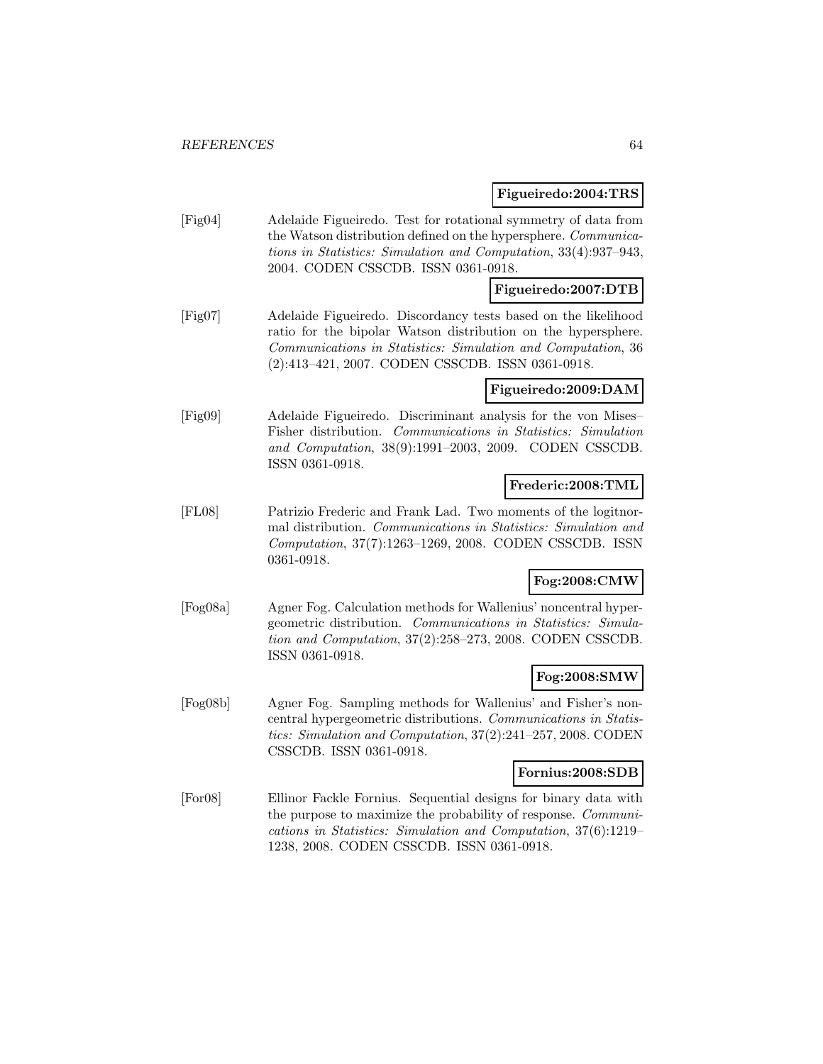**Figueiredo:2004:TRS**

[Fig04] Adelaide Figueiredo. Test for rotational symmetry of data from the Watson distribution defined on the hypersphere. *Communications in Statistics: Simulation and Computation*, 33(4):937–943, 2004. CODEN CSSCDB. ISSN 0361-0918.

**Figueiredo:2007:DTB**

[Fig07] Adelaide Figueiredo. Discordancy tests based on the likelihood ratio for the bipolar Watson distribution on the hypersphere. *Communications in Statistics: Simulation and Computation*, 36 (2):413–421, 2007. CODEN CSSCDB. ISSN 0361-0918.

**Figueiredo:2009:DAM**

[Fig09] Adelaide Figueiredo. Discriminant analysis for the von Mises–Fisher distribution. *Communications in Statistics: Simulation and Computation*, 38(9):1991–2003, 2009. CODEN CSSCDB. ISSN 0361-0918.

**Frederic:2008:TML**

[FL08] Patrizio Frederic and Frank Lad. Two moments of the logitnormal distribution. *Communications in Statistics: Simulation and Computation*, 37(7):1263–1269, 2008. CODEN CSSCDB. ISSN 0361-0918.

**Fog:2008:CMW**

[Fog08a] Agner Fog. Calculation methods for Wallenius' noncentral hypergeometric distribution. *Communications in Statistics: Simulation and Computation*, 37(2):258–273, 2008. CODEN CSSCDB. ISSN 0361-0918.

**Fog:2008:SMW**

[Fog08b] Agner Fog. Sampling methods for Wallenius' and Fisher's noncentral hypergeometric distributions. *Communications in Statistics: Simulation and Computation*, 37(2):241–257, 2008. CODEN CSSCDB. ISSN 0361-0918.

**Fornius:2008:SDB**

[For08] Ellinor Fackle Fornius. Sequential designs for binary data with the purpose to maximize the probability of response. *Communications in Statistics: Simulation and Computation*, 37(6):1219–1238, 2008. CODEN CSSCDB. ISSN 0361-0918.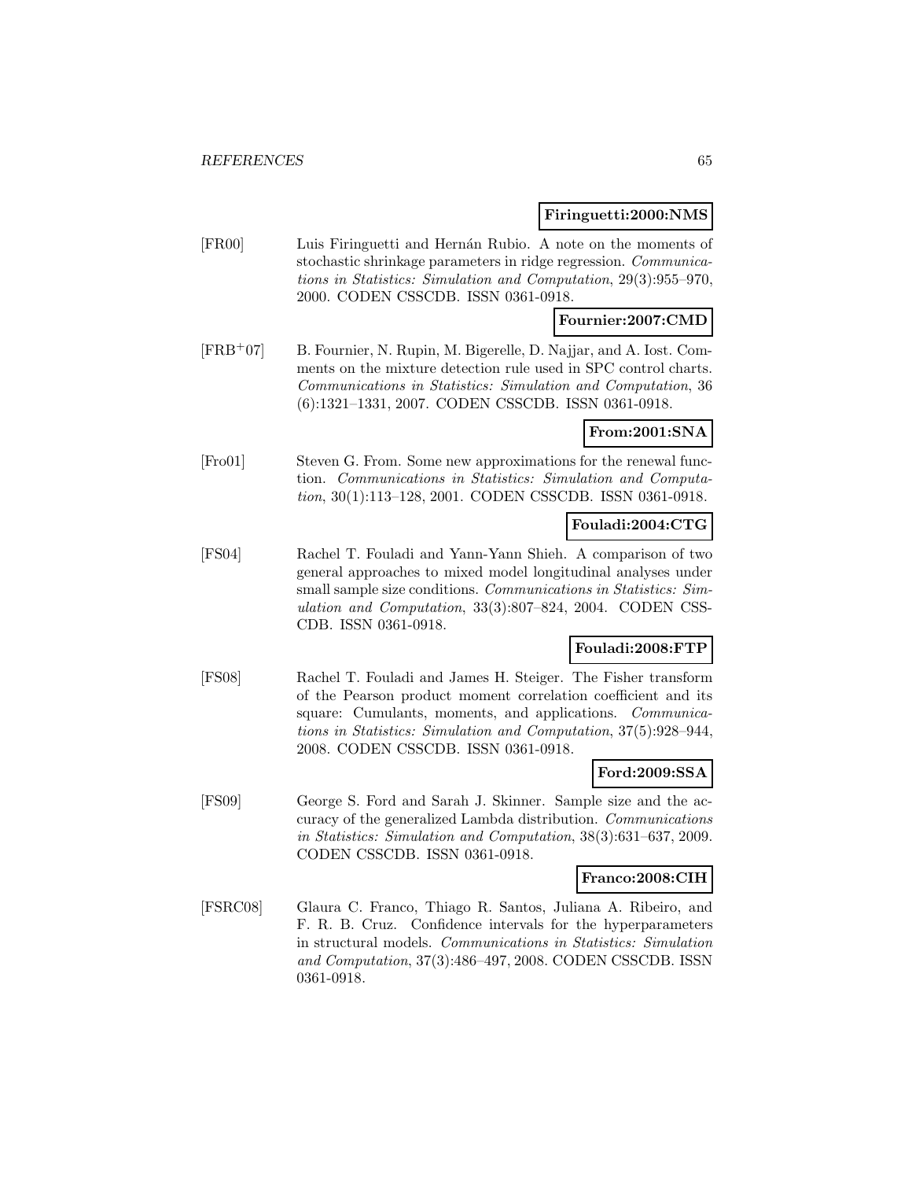**Firinguetti:2000:NMS**

[FR00] Luis Firinguetti and Hernán Rubio. A note on the moments of stochastic shrinkage parameters in ridge regression. *Communications in Statistics: Simulation and Computation*, 29(3):955–970, 2000. CODEN CSSCDB. ISSN 0361-0918.

**Fournier:2007:CMD**

[FRB+07] B. Fournier, N. Rupin, M. Bigerelle, D. Najjar, and A. Iost. Comments on the mixture detection rule used in SPC control charts. *Communications in Statistics: Simulation and Computation*, 36 (6):1321–1331, 2007. CODEN CSSCDB. ISSN 0361-0918.

**From:2001:SNA**

[Fro01] Steven G. From. Some new approximations for the renewal function. *Communications in Statistics: Simulation and Computation*, 30(1):113–128, 2001. CODEN CSSCDB. ISSN 0361-0918.

**Fouladi:2004:CTG**

[FS04] Rachel T. Fouladi and Yann-Yann Shieh. A comparison of two general approaches to mixed model longitudinal analyses under small sample size conditions. *Communications in Statistics: Simulation and Computation*, 33(3):807–824, 2004. CODEN CSSCDB. ISSN 0361-0918.

**Fouladi:2008:FTP**

[FS08] Rachel T. Fouladi and James H. Steiger. The Fisher transform of the Pearson product moment correlation coefficient and its square: Cumulants, moments, and applications. *Communications in Statistics: Simulation and Computation*, 37(5):928–944, 2008. CODEN CSSCDB. ISSN 0361-0918.

**Ford:2009:SSA**

[FS09] George S. Ford and Sarah J. Skinner. Sample size and the accuracy of the generalized Lambda distribution. *Communications in Statistics: Simulation and Computation*, 38(3):631–637, 2009. CODEN CSSCDB. ISSN 0361-0918.

**Franco:2008:CIH**

[FSRC08] Glaura C. Franco, Thiago R. Santos, Juliana A. Ribeiro, and F. R. B. Cruz. Confidence intervals for the hyperparameters in structural models. *Communications in Statistics: Simulation and Computation*, 37(3):486–497, 2008. CODEN CSSCDB. ISSN 0361-0918.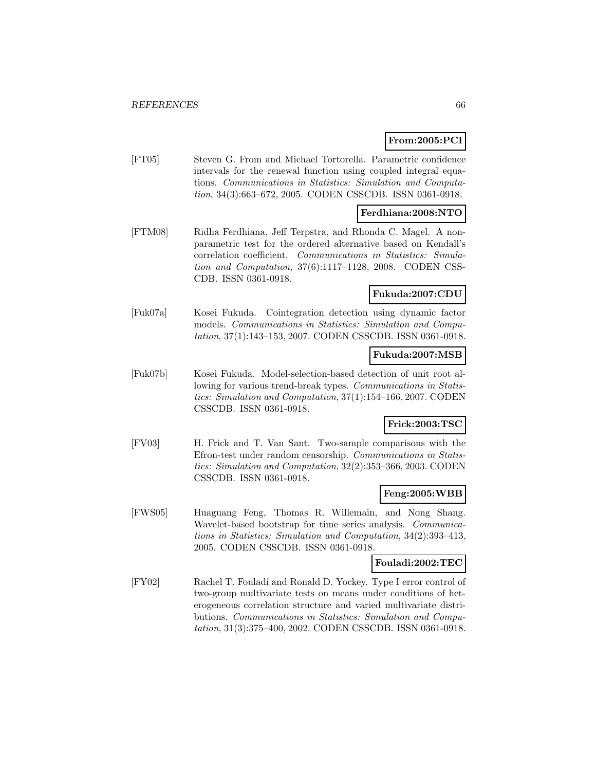**From:2005:PCI**

[FT05] Steven G. From and Michael Tortorella. Parametric confidence intervals for the renewal function using coupled integral equations. *Communications in Statistics: Simulation and Computation*, 34(3):663–672, 2005. CODEN CSSCDB. ISSN 0361-0918.

**Ferdhiana:2008:NTO**

[FTM08] Ridha Ferdhiana, Jeff Terpstra, and Rhonda C. Magel. A nonparametric test for the ordered alternative based on Kendall's correlation coefficient. *Communications in Statistics: Simulation and Computation*, 37(6):1117–1128, 2008. CODEN CSSCDB. ISSN 0361-0918.

**Fukuda:2007:CDU**

[Fuk07a] Kosei Fukuda. Cointegration detection using dynamic factor models. *Communications in Statistics: Simulation and Computation*, 37(1):143–153, 2007. CODEN CSSCDB. ISSN 0361-0918.

**Fukuda:2007:MSB**

[Fuk07b] Kosei Fukuda. Model-selection-based detection of unit root allowing for various trend-break types. *Communications in Statistics: Simulation and Computation*, 37(1):154–166, 2007. CODEN CSSCDB. ISSN 0361-0918.

**Frick:2003:TSC**

[FV03] H. Frick and T. Van Sant. Two-sample comparisons with the Efron-test under random censorship. *Communications in Statistics: Simulation and Computation*, 32(2):353–366, 2003. CODEN CSSCDB. ISSN 0361-0918.

**Feng:2005:WBB**

[FWS05] Huaguang Feng, Thomas R. Willemain, and Nong Shang. Wavelet-based bootstrap for time series analysis. *Communications in Statistics: Simulation and Computation*, 34(2):393–413, 2005. CODEN CSSCDB. ISSN 0361-0918.

**Fouladi:2002:TEC**

[FY02] Rachel T. Fouladi and Ronald D. Yockey. Type I error control of two-group multivariate tests on means under conditions of heterogeneous correlation structure and varied multivariate distributions. *Communications in Statistics: Simulation and Computation*, 31(3):375–400, 2002. CODEN CSSCDB. ISSN 0361-0918.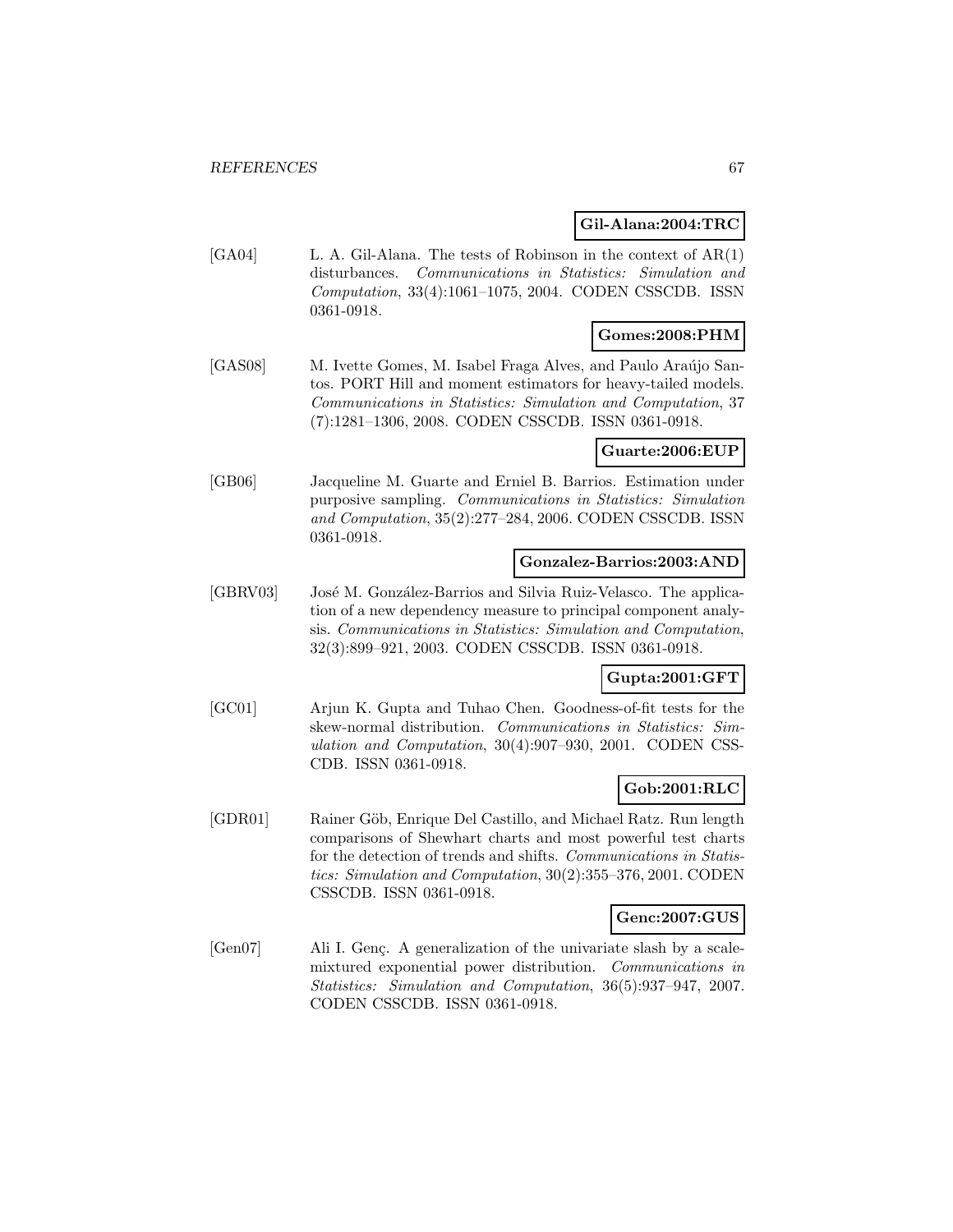**Gil-Alana:2004:TRC**

[GA04] L. A. Gil-Alana. The tests of Robinson in the context of AR(1) disturbances. *Communications in Statistics: Simulation and Computation*, 33(4):1061–1075, 2004. CODEN CSSCDB. ISSN 0361-0918.

**Gomes:2008:PHM**

[GAS08] M. Ivette Gomes, M. Isabel Fraga Alves, and Paulo Araújo Santos. PORT Hill and moment estimators for heavy-tailed models. *Communications in Statistics: Simulation and Computation*, 37 (7):1281–1306, 2008. CODEN CSSCDB. ISSN 0361-0918.

**Guarte:2006:EUP**

[GB06] Jacqueline M. Guarte and Erniel B. Barrios. Estimation under purposive sampling. *Communications in Statistics: Simulation and Computation*, 35(2):277–284, 2006. CODEN CSSCDB. ISSN 0361-0918.

**Gonzalez-Barrios:2003:AND**

[GBRV03] José M. González-Barrios and Silvia Ruiz-Velasco. The application of a new dependency measure to principal component analysis. *Communications in Statistics: Simulation and Computation*, 32(3):899–921, 2003. CODEN CSSCDB. ISSN 0361-0918.

**Gupta:2001:GFT**

[GC01] Arjun K. Gupta and Tuhao Chen. Goodness-of-fit tests for the skew-normal distribution. *Communications in Statistics: Simulation and Computation*, 30(4):907–930, 2001. CODEN CSSCDB. ISSN 0361-0918.

**Gob:2001:RLC**

[GDR01] Rainer Göb, Enrique Del Castillo, and Michael Ratz. Run length comparisons of Shewhart charts and most powerful test charts for the detection of trends and shifts. *Communications in Statistics: Simulation and Computation*, 30(2):355–376, 2001. CODEN CSSCDB. ISSN 0361-0918.

**Genc:2007:GUS**

[Gen07] Ali I. Genç. A generalization of the univariate slash by a scale-mixtured exponential power distribution. *Communications in Statistics: Simulation and Computation*, 36(5):937–947, 2007. CODEN CSSCDB. ISSN 0361-0918.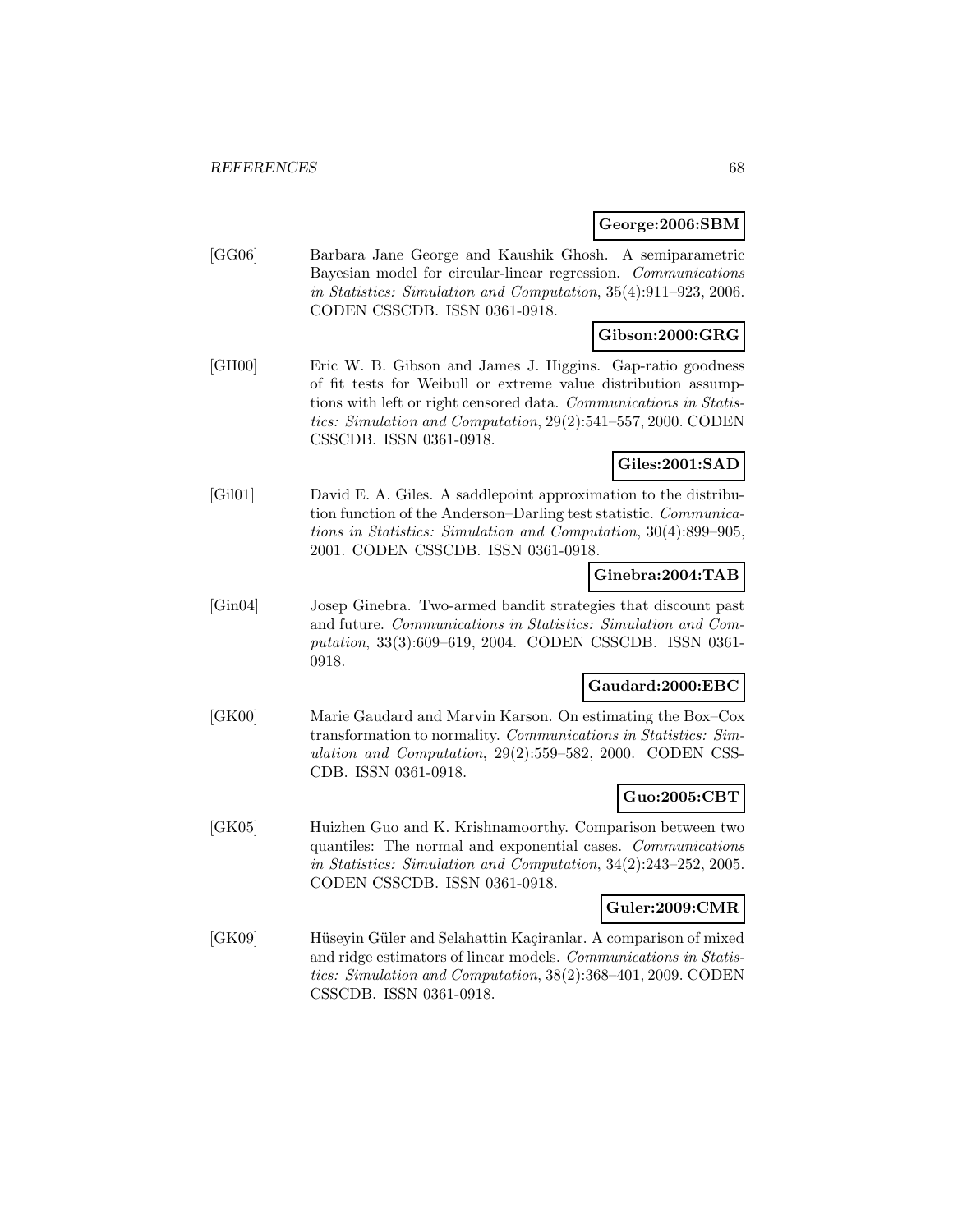**George:2006:SBM**

[GG06] Barbara Jane George and Kaushik Ghosh. A semiparametric Bayesian model for circular-linear regression. *Communications in Statistics: Simulation and Computation*, 35(4):911–923, 2006. CODEN CSSCDB. ISSN 0361-0918.

**Gibson:2000:GRG**

[GH00] Eric W. B. Gibson and James J. Higgins. Gap-ratio goodness of fit tests for Weibull or extreme value distribution assumptions with left or right censored data. *Communications in Statistics: Simulation and Computation*, 29(2):541–557, 2000. CODEN CSSCDB. ISSN 0361-0918.

**Giles:2001:SAD**

[Gil01] David E. A. Giles. A saddlepoint approximation to the distribution function of the Anderson–Darling test statistic. *Communications in Statistics: Simulation and Computation*, 30(4):899–905, 2001. CODEN CSSCDB. ISSN 0361-0918.

**Ginebra:2004:TAB**

[Gin04] Josep Ginebra. Two-armed bandit strategies that discount past and future. *Communications in Statistics: Simulation and Computation*, 33(3):609–619, 2004. CODEN CSSCDB. ISSN 0361-0918.

**Gaudard:2000:EBC**

[GK00] Marie Gaudard and Marvin Karson. On estimating the Box–Cox transformation to normality. *Communications in Statistics: Simulation and Computation*, 29(2):559–582, 2000. CODEN CSSCDB. ISSN 0361-0918.

**Guo:2005:CBT**

[GK05] Huizhen Guo and K. Krishnamoorthy. Comparison between two quantiles: The normal and exponential cases. *Communications in Statistics: Simulation and Computation*, 34(2):243–252, 2005. CODEN CSSCDB. ISSN 0361-0918.

**Guler:2009:CMR**

[GK09] Hüseyin Güler and Selahattin Kaçiranlar. A comparison of mixed and ridge estimators of linear models. *Communications in Statistics: Simulation and Computation*, 38(2):368–401, 2009. CODEN CSSCDB. ISSN 0361-0918.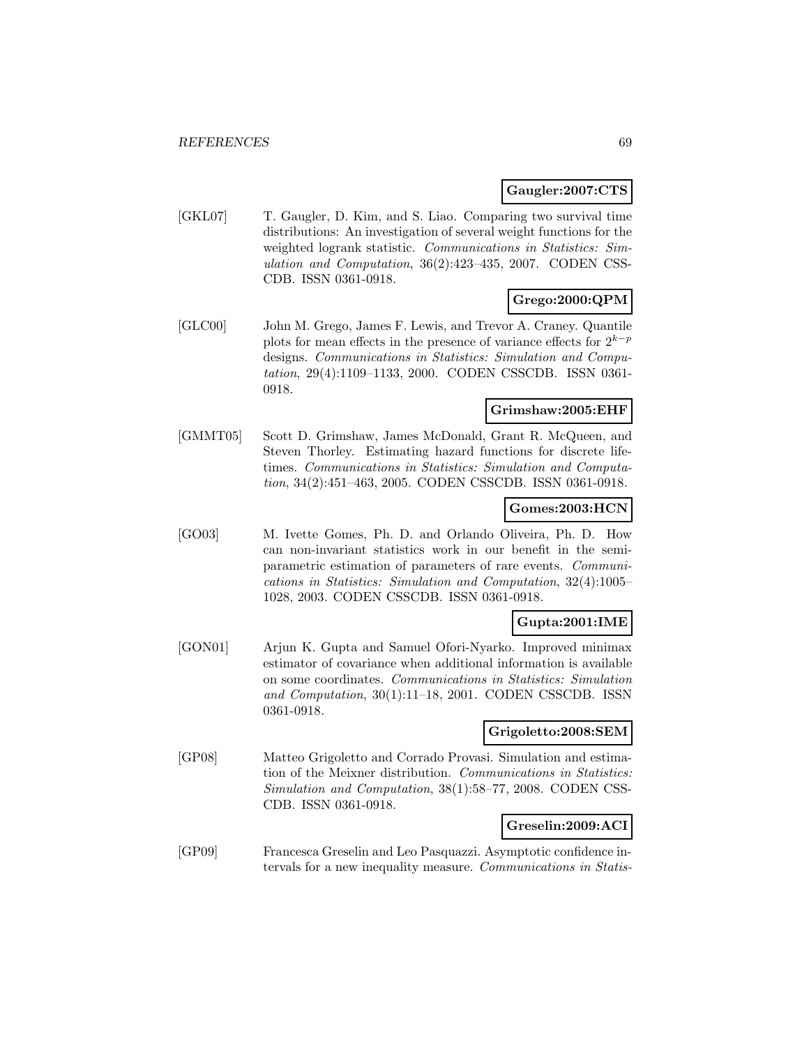**Gaugler:2007:CTS**

[GKL07] T. Gaugler, D. Kim, and S. Liao. Comparing two survival time distributions: An investigation of several weight functions for the weighted logrank statistic. *Communications in Statistics: Simulation and Computation*, 36(2):423–435, 2007. CODEN CSSCDB. ISSN 0361-0918.

**Grego:2000:QPM**

[GLC00] John M. Grego, James F. Lewis, and Trevor A. Craney. Quantile plots for mean effects in the presence of variance effects for $2^{k-p}$ designs. *Communications in Statistics: Simulation and Computation*, 29(4):1109–1133, 2000. CODEN CSSCDB. ISSN 0361-0918.

**Grimshaw:2005:EHF**

[GMMT05] Scott D. Grimshaw, James McDonald, Grant R. McQueen, and Steven Thorley. Estimating hazard functions for discrete lifetimes. *Communications in Statistics: Simulation and Computation*, 34(2):451–463, 2005. CODEN CSSCDB. ISSN 0361-0918.

**Gomes:2003:HCN**

[GO03] M. Ivette Gomes, Ph. D. and Orlando Oliveira, Ph. D. How can non-invariant statistics work in our benefit in the semi-parametric estimation of parameters of rare events. *Communications in Statistics: Simulation and Computation*, 32(4):1005–1028, 2003. CODEN CSSCDB. ISSN 0361-0918.

**Gupta:2001:IME**

[GON01] Arjun K. Gupta and Samuel Ofori-Nyarko. Improved minimax estimator of covariance when additional information is available on some coordinates. *Communications in Statistics: Simulation and Computation*, 30(1):11–18, 2001. CODEN CSSCDB. ISSN 0361-0918.

**Grigoletto:2008:SEM**

[GP08] Matteo Grigoletto and Corrado Provasi. Simulation and estimation of the Meixner distribution. *Communications in Statistics: Simulation and Computation*, 38(1):58–77, 2008. CODEN CSSCDB. ISSN 0361-0918.

**Greselin:2009:ACI**

[GP09] Francesca Greselin and Leo Pasquazzi. Asymptotic confidence intervals for a new inequality measure. *Communications in Statis-*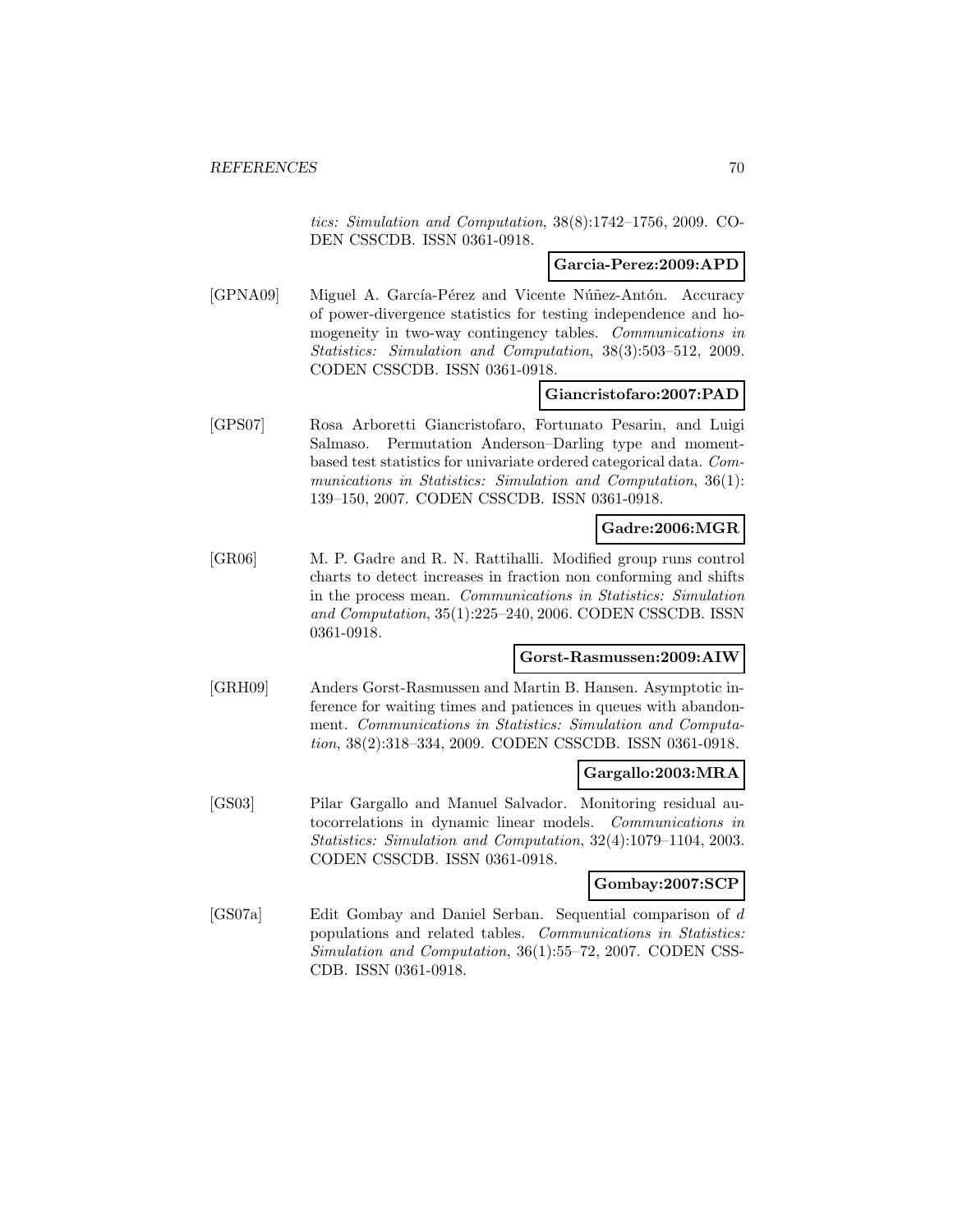*tics: Simulation and Computation*, 38(8):1742–1756, 2009. CODEN CSSCDB. ISSN 0361-0918.

**Garcia-Perez:2009:APD**

[GPNA09] Miguel A. García-Pérez and Vicente Núñez-Antón. Accuracy of power-divergence statistics for testing independence and homogeneity in two-way contingency tables. *Communications in Statistics: Simulation and Computation*, 38(3):503–512, 2009. CODEN CSSCDB. ISSN 0361-0918.

**Giancristofaro:2007:PAD**

[GPS07] Rosa Arboretti Giancristofaro, Fortunato Pesarin, and Luigi Salmaso. Permutation Anderson–Darling type and moment-based test statistics for univariate ordered categorical data. *Communications in Statistics: Simulation and Computation*, 36(1): 139–150, 2007. CODEN CSSCDB. ISSN 0361-0918.

**Gadre:2006:MGR**

[GR06] M. P. Gadre and R. N. Rattihalli. Modified group runs control charts to detect increases in fraction non conforming and shifts in the process mean. *Communications in Statistics: Simulation and Computation*, 35(1):225–240, 2006. CODEN CSSCDB. ISSN 0361-0918.

**Gorst-Rasmussen:2009:AIW**

[GRH09] Anders Gorst-Rasmussen and Martin B. Hansen. Asymptotic inference for waiting times and patiences in queues with abandonment. *Communications in Statistics: Simulation and Computation*, 38(2):318–334, 2009. CODEN CSSCDB. ISSN 0361-0918.

**Gargallo:2003:MRA**

[GS03] Pilar Gargallo and Manuel Salvador. Monitoring residual autocorrelations in dynamic linear models. *Communications in Statistics: Simulation and Computation*, 32(4):1079–1104, 2003. CODEN CSSCDB. ISSN 0361-0918.

**Gombay:2007:SCP**

[GS07a] Edit Gombay and Daniel Serban. Sequential comparison of $d$ populations and related tables. *Communications in Statistics: Simulation and Computation*, 36(1):55–72, 2007. CODEN CSSCDB. ISSN 0361-0918.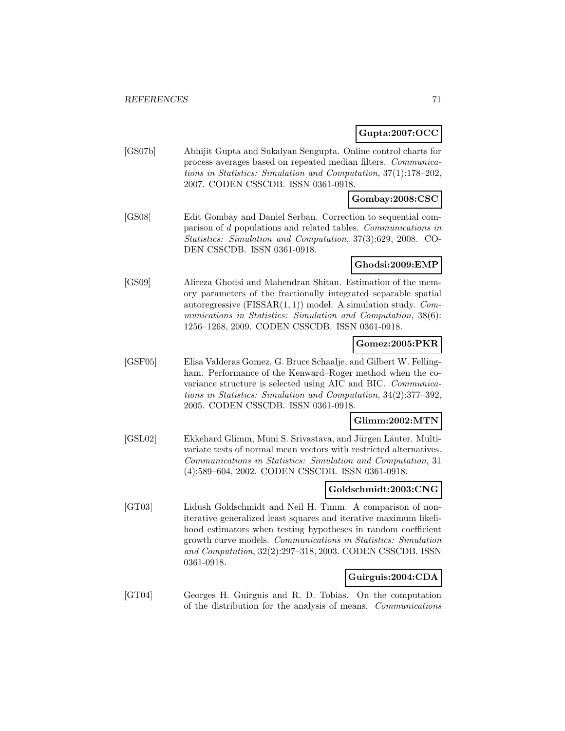**Gupta:2007:OCC**

[GS07b] Abhijit Gupta and Sukalyan Sengupta. Online control charts for process averages based on repeated median filters. *Communications in Statistics: Simulation and Computation*, 37(1):178–202, 2007. CODEN CSSCDB. ISSN 0361-0918.

**Gombay:2008:CSC**

[GS08] Edit Gombay and Daniel Serban. Correction to sequential comparison of $d$ populations and related tables. *Communications in Statistics: Simulation and Computation*, 37(3):629, 2008. CODEN CSSCDB. ISSN 0361-0918.

**Ghodsi:2009:EMP**

[GS09] Alireza Ghodsi and Mahendran Shitan. Estimation of the memory parameters of the fractionally integrated separable spatial autoregressive (FISSAR$(1,1)$) model: A simulation study. *Communications in Statistics: Simulation and Computation*, 38(6): 1256–1268, 2009. CODEN CSSCDB. ISSN 0361-0918.

**Gomez:2005:PKR**

[GSF05] Elisa Valderas Gomez, G. Bruce Schaalje, and Gilbert W. Fellingham. Performance of the Kenward–Roger method when the covariance structure is selected using AIC and BIC. *Communications in Statistics: Simulation and Computation*, 34(2):377–392, 2005. CODEN CSSCDB. ISSN 0361-0918.

**Glimm:2002:MTN**

[GSL02] Ekkehard Glimm, Muni S. Srivastava, and Jürgen Läuter. Multivariate tests of normal mean vectors with restricted alternatives. *Communications in Statistics: Simulation and Computation*, 31 (4):589–604, 2002. CODEN CSSCDB. ISSN 0361-0918.

**Goldschmidt:2003:CNG**

[GT03] Lidush Goldschmidt and Neil H. Timm. A comparison of noniterative generalized least squares and iterative maximum likelihood estimators when testing hypotheses in random coefficient growth curve models. *Communications in Statistics: Simulation and Computation*, 32(2):297–318, 2003. CODEN CSSCDB. ISSN 0361-0918.

**Guirguis:2004:CDA**

[GT04] Georges H. Guirguis and R. D. Tobias. On the computation of the distribution for the analysis of means. *Communications*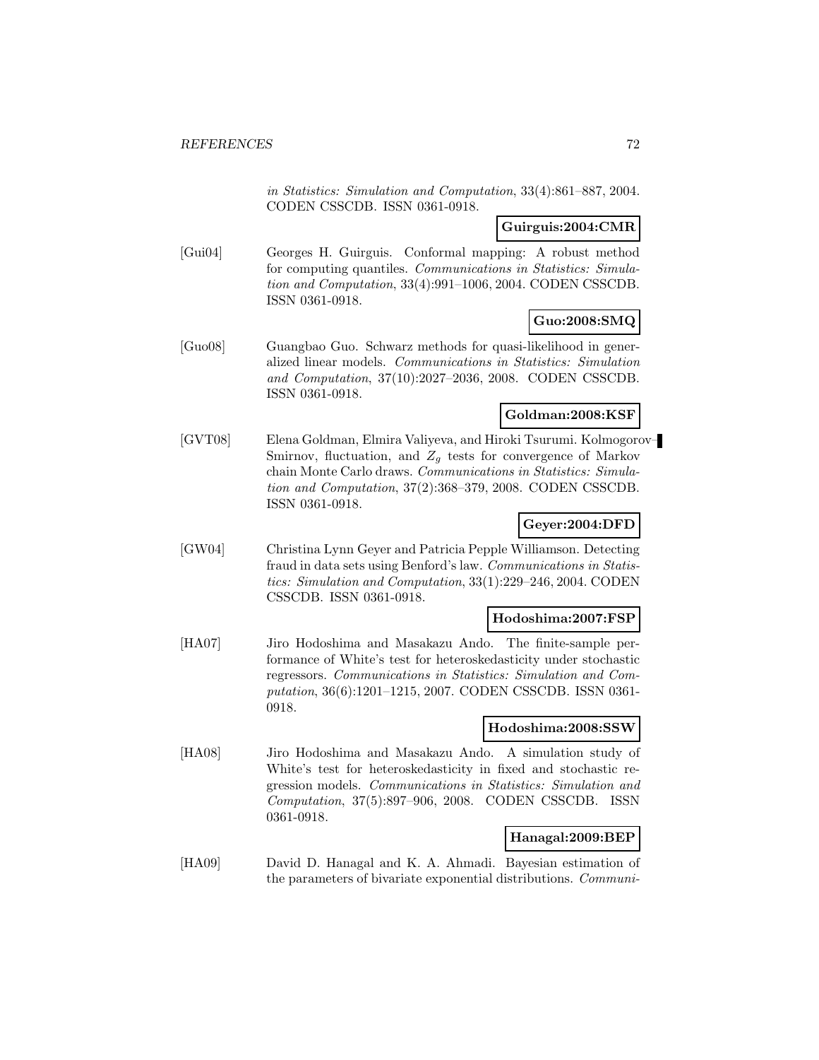*in Statistics: Simulation and Computation*, 33(4):861–887, 2004. CODEN CSSCDB. ISSN 0361-0918.

**Guirguis:2004:CMR**

[Gui04] Georges H. Guirguis. Conformal mapping: A robust method for computing quantiles. *Communications in Statistics: Simulation and Computation*, 33(4):991–1006, 2004. CODEN CSSCDB. ISSN 0361-0918.

**Guo:2008:SMQ**

[Guo08] Guangbao Guo. Schwarz methods for quasi-likelihood in generalized linear models. *Communications in Statistics: Simulation and Computation*, 37(10):2027–2036, 2008. CODEN CSSCDB. ISSN 0361-0918.

**Goldman:2008:KSF**

[GVT08] Elena Goldman, Elmira Valiyeva, and Hiroki Tsurumi. Kolmogorov–Smirnov, fluctuation, and $Z_g$ tests for convergence of Markov chain Monte Carlo draws. *Communications in Statistics: Simulation and Computation*, 37(2):368–379, 2008. CODEN CSSCDB. ISSN 0361-0918.

**Geyer:2004:DFD**

[GW04] Christina Lynn Geyer and Patricia Pepple Williamson. Detecting fraud in data sets using Benford's law. *Communications in Statistics: Simulation and Computation*, 33(1):229–246, 2004. CODEN CSSCDB. ISSN 0361-0918.

**Hodoshima:2007:FSP**

[HA07] Jiro Hodoshima and Masakazu Ando. The finite-sample performance of White's test for heteroskedasticity under stochastic regressors. *Communications in Statistics: Simulation and Computation*, 36(6):1201–1215, 2007. CODEN CSSCDB. ISSN 0361-0918.

**Hodoshima:2008:SSW**

[HA08] Jiro Hodoshima and Masakazu Ando. A simulation study of White's test for heteroskedasticity in fixed and stochastic regression models. *Communications in Statistics: Simulation and Computation*, 37(5):897–906, 2008. CODEN CSSCDB. ISSN 0361-0918.

**Hanagal:2009:BEP**

[HA09] David D. Hanagal and K. A. Ahmadi. Bayesian estimation of the parameters of bivariate exponential distributions. *Communi-*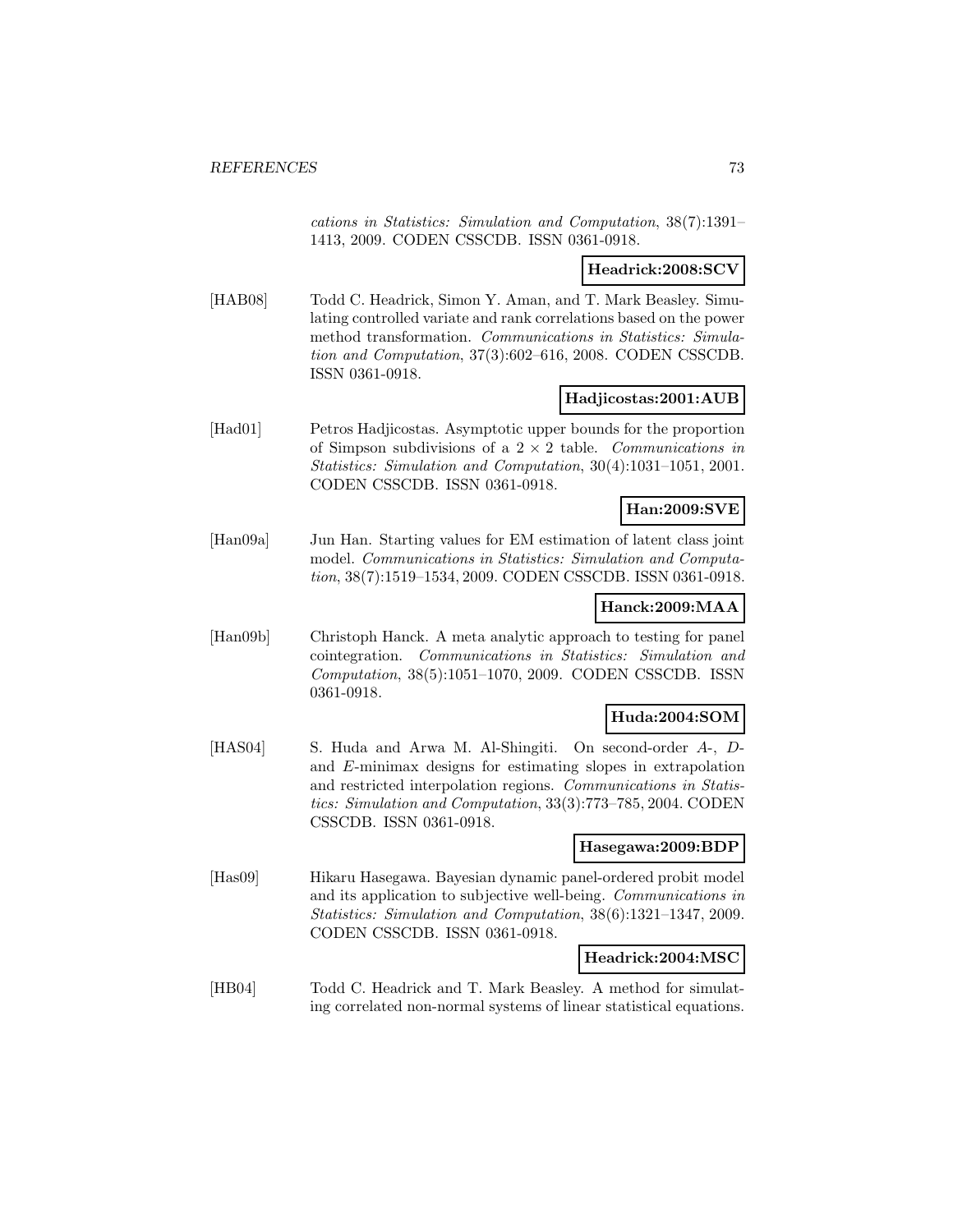*cations in Statistics: Simulation and Computation*, 38(7):1391–1413, 2009. CODEN CSSCDB. ISSN 0361-0918.

**Headrick:2008:SCV**

[HAB08] Todd C. Headrick, Simon Y. Aman, and T. Mark Beasley. Simulating controlled variate and rank correlations based on the power method transformation. *Communications in Statistics: Simulation and Computation*, 37(3):602–616, 2008. CODEN CSSCDB. ISSN 0361-0918.

**Hadjicostas:2001:AUB**

[Had01] Petros Hadjicostas. Asymptotic upper bounds for the proportion of Simpson subdivisions of a $2 \times 2$ table. *Communications in Statistics: Simulation and Computation*, 30(4):1031–1051, 2001. CODEN CSSCDB. ISSN 0361-0918.

**Han:2009:SVE**

[Han09a] Jun Han. Starting values for EM estimation of latent class joint model. *Communications in Statistics: Simulation and Computation*, 38(7):1519–1534, 2009. CODEN CSSCDB. ISSN 0361-0918.

**Hanck:2009:MAA**

[Han09b] Christoph Hanck. A meta analytic approach to testing for panel cointegration. *Communications in Statistics: Simulation and Computation*, 38(5):1051–1070, 2009. CODEN CSSCDB. ISSN 0361-0918.

**Huda:2004:SOM**

[HAS04] S. Huda and Arwa M. Al-Shingiti. On second-order *A*-, *D*- and *E*-minimax designs for estimating slopes in extrapolation and restricted interpolation regions. *Communications in Statistics: Simulation and Computation*, 33(3):773–785, 2004. CODEN CSSCDB. ISSN 0361-0918.

**Hasegawa:2009:BDP**

[Has09] Hikaru Hasegawa. Bayesian dynamic panel-ordered probit model and its application to subjective well-being. *Communications in Statistics: Simulation and Computation*, 38(6):1321–1347, 2009. CODEN CSSCDB. ISSN 0361-0918.

**Headrick:2004:MSC**

[HB04] Todd C. Headrick and T. Mark Beasley. A method for simulating correlated non-normal systems of linear statistical equations.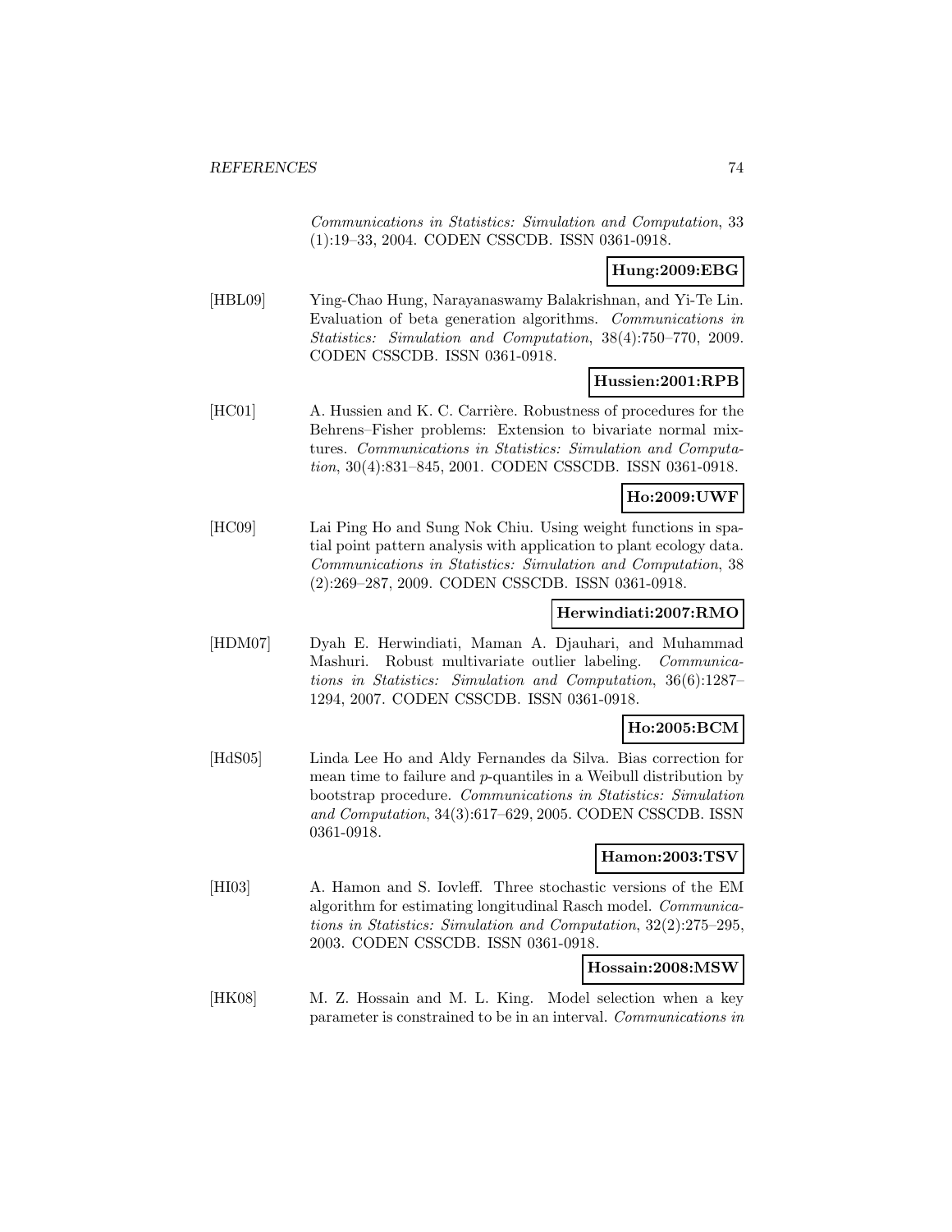*Communications in Statistics: Simulation and Computation*, 33 (1):19–33, 2004. CODEN CSSCDB. ISSN 0361-0918.

**Hung:2009:EBG**

[HBL09] Ying-Chao Hung, Narayanaswamy Balakrishnan, and Yi-Te Lin. Evaluation of beta generation algorithms. *Communications in Statistics: Simulation and Computation*, 38(4):750–770, 2009. CODEN CSSCDB. ISSN 0361-0918.

**Hussien:2001:RPB**

[HC01] A. Hussien and K. C. Carrière. Robustness of procedures for the Behrens–Fisher problems: Extension to bivariate normal mixtures. *Communications in Statistics: Simulation and Computation*, 30(4):831–845, 2001. CODEN CSSCDB. ISSN 0361-0918.

**Ho:2009:UWF**

[HC09] Lai Ping Ho and Sung Nok Chiu. Using weight functions in spatial point pattern analysis with application to plant ecology data. *Communications in Statistics: Simulation and Computation*, 38 (2):269–287, 2009. CODEN CSSCDB. ISSN 0361-0918.

**Herwindiati:2007:RMO**

[HDM07] Dyah E. Herwindiati, Maman A. Djauhari, and Muhammad Mashuri. Robust multivariate outlier labeling. *Communications in Statistics: Simulation and Computation*, 36(6):1287–1294, 2007. CODEN CSSCDB. ISSN 0361-0918.

**Ho:2005:BCM**

[HdS05] Linda Lee Ho and Aldy Fernandes da Silva. Bias correction for mean time to failure and $p$-quantiles in a Weibull distribution by bootstrap procedure. *Communications in Statistics: Simulation and Computation*, 34(3):617–629, 2005. CODEN CSSCDB. ISSN 0361-0918.

**Hamon:2003:TSV**

[HI03] A. Hamon and S. Iovleff. Three stochastic versions of the EM algorithm for estimating longitudinal Rasch model. *Communications in Statistics: Simulation and Computation*, 32(2):275–295, 2003. CODEN CSSCDB. ISSN 0361-0918.

**Hossain:2008:MSW**

[HK08] M. Z. Hossain and M. L. King. Model selection when a key parameter is constrained to be in an interval. *Communications in*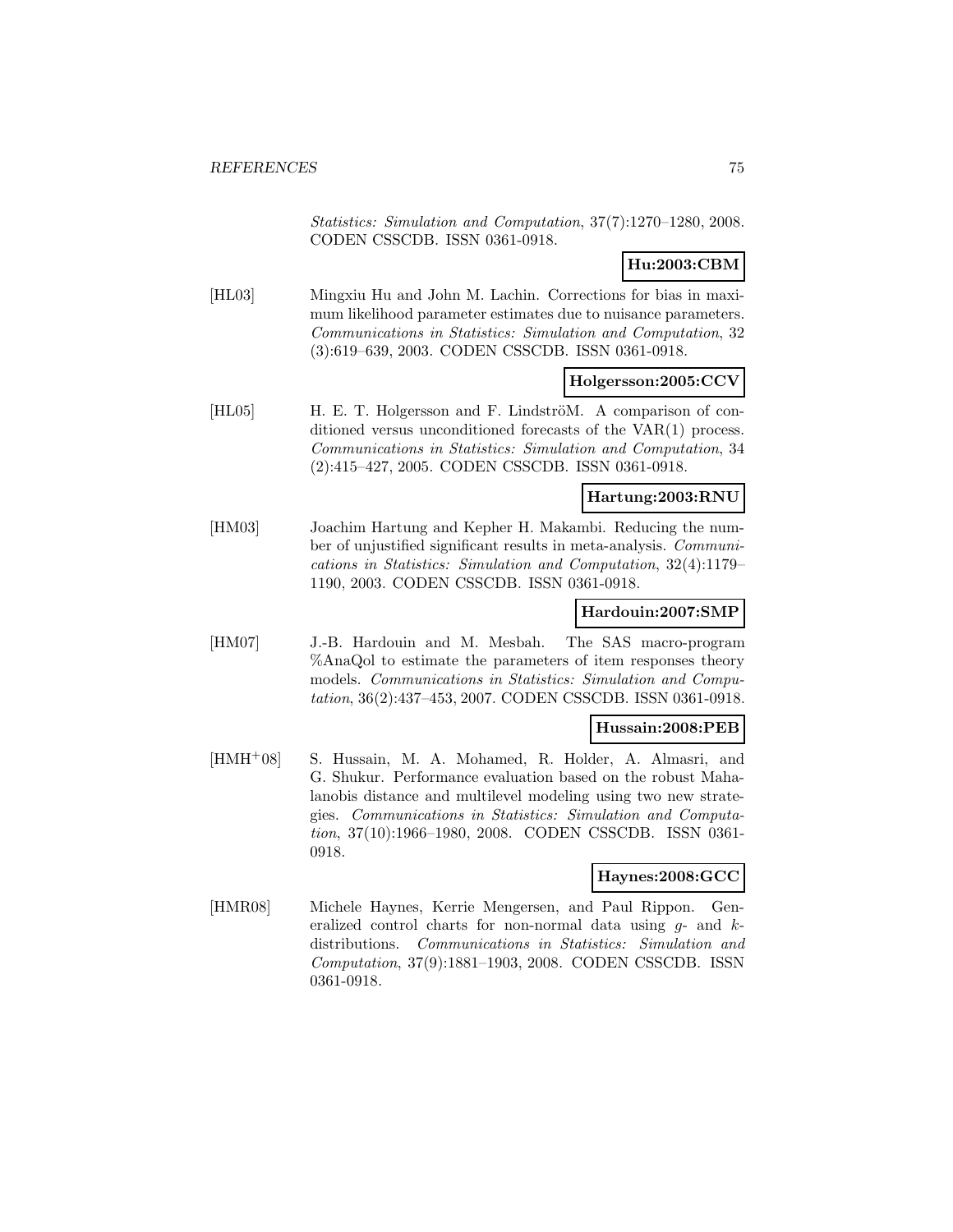*Statistics: Simulation and Computation*, 37(7):1270–1280, 2008. CODEN CSSCDB. ISSN 0361-0918.

**Hu:2003:CBM**

[HL03] Mingxiu Hu and John M. Lachin. Corrections for bias in maximum likelihood parameter estimates due to nuisance parameters. *Communications in Statistics: Simulation and Computation*, 32 (3):619–639, 2003. CODEN CSSCDB. ISSN 0361-0918.

**Holgersson:2005:CCV**

[HL05] H. E. T. Holgersson and F. LindströM. A comparison of conditioned versus unconditioned forecasts of the VAR(1) process. *Communications in Statistics: Simulation and Computation*, 34 (2):415–427, 2005. CODEN CSSCDB. ISSN 0361-0918.

**Hartung:2003:RNU**

[HM03] Joachim Hartung and Kepher H. Makambi. Reducing the number of unjustified significant results in meta-analysis. *Communications in Statistics: Simulation and Computation*, 32(4):1179–1190, 2003. CODEN CSSCDB. ISSN 0361-0918.

**Hardouin:2007:SMP**

[HM07] J.-B. Hardouin and M. Mesbah. The SAS macro-program %AnaQol to estimate the parameters of item responses theory models. *Communications in Statistics: Simulation and Computation*, 36(2):437–453, 2007. CODEN CSSCDB. ISSN 0361-0918.

**Hussain:2008:PEB**

[HMH+08] S. Hussain, M. A. Mohamed, R. Holder, A. Almasri, and G. Shukur. Performance evaluation based on the robust Mahalanobis distance and multilevel modeling using two new strategies. *Communications in Statistics: Simulation and Computation*, 37(10):1966–1980, 2008. CODEN CSSCDB. ISSN 0361-0918.

**Haynes:2008:GCC**

[HMR08] Michele Haynes, Kerrie Mengersen, and Paul Rippon. Generalized control charts for non-normal data using $g$- and $k$-distributions. *Communications in Statistics: Simulation and Computation*, 37(9):1881–1903, 2008. CODEN CSSCDB. ISSN 0361-0918.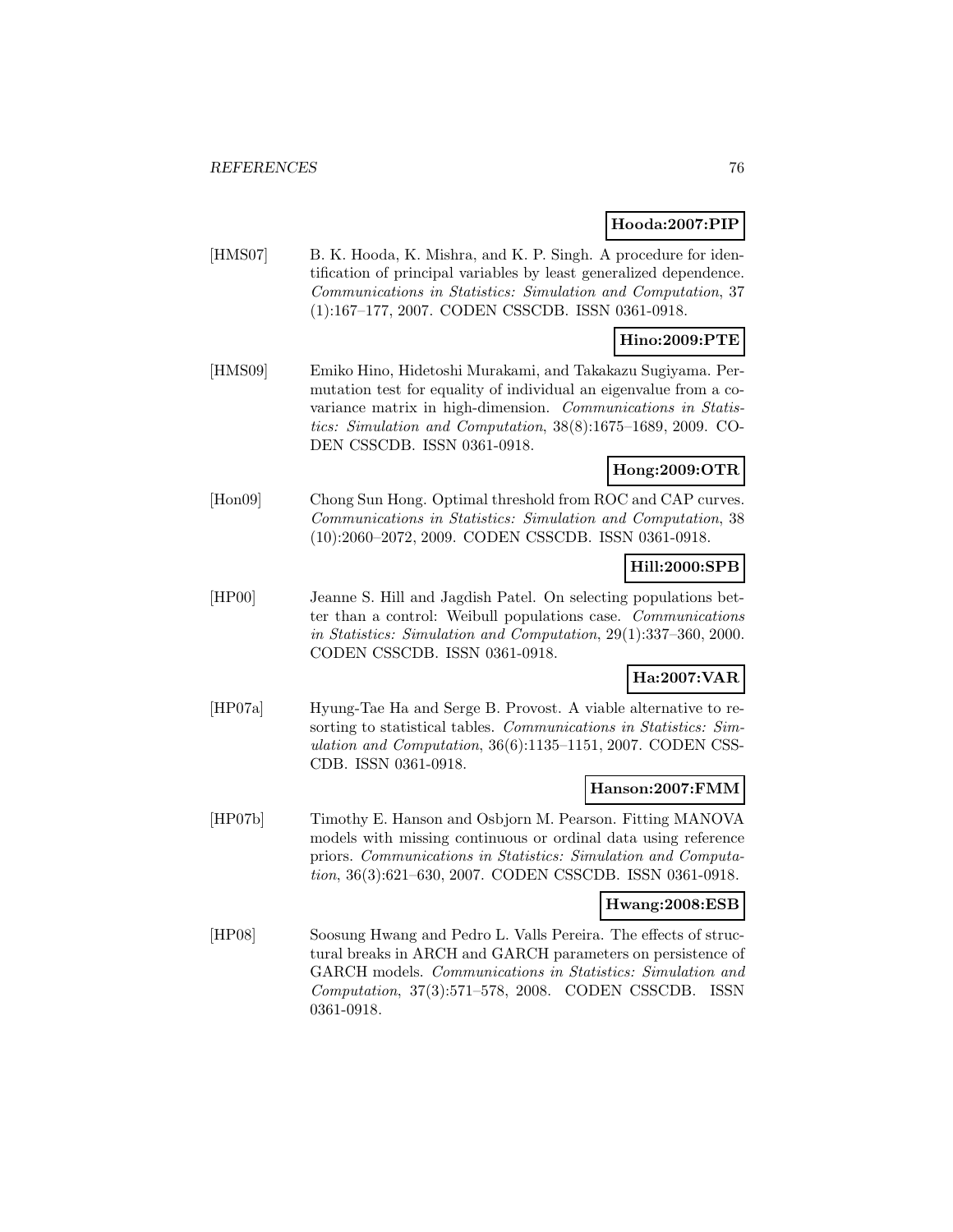**Hooda:2007:PIP**

[HMS07] B. K. Hooda, K. Mishra, and K. P. Singh. A procedure for identification of principal variables by least generalized dependence. *Communications in Statistics: Simulation and Computation*, 37 (1):167–177, 2007. CODEN CSSCDB. ISSN 0361-0918.

**Hino:2009:PTE**

[HMS09] Emiko Hino, Hidetoshi Murakami, and Takakazu Sugiyama. Permutation test for equality of individual an eigenvalue from a covariance matrix in high-dimension. *Communications in Statistics: Simulation and Computation*, 38(8):1675–1689, 2009. CODEN CSSCDB. ISSN 0361-0918.

**Hong:2009:OTR**

[Hon09] Chong Sun Hong. Optimal threshold from ROC and CAP curves. *Communications in Statistics: Simulation and Computation*, 38 (10):2060–2072, 2009. CODEN CSSCDB. ISSN 0361-0918.

**Hill:2000:SPB**

[HP00] Jeanne S. Hill and Jagdish Patel. On selecting populations better than a control: Weibull populations case. *Communications in Statistics: Simulation and Computation*, 29(1):337–360, 2000. CODEN CSSCDB. ISSN 0361-0918.

**Ha:2007:VAR**

[HP07a] Hyung-Tae Ha and Serge B. Provost. A viable alternative to resorting to statistical tables. *Communications in Statistics: Simulation and Computation*, 36(6):1135–1151, 2007. CODEN CSSCDB. ISSN 0361-0918.

**Hanson:2007:FMM**

[HP07b] Timothy E. Hanson and Osbjorn M. Pearson. Fitting MANOVA models with missing continuous or ordinal data using reference priors. *Communications in Statistics: Simulation and Computation*, 36(3):621–630, 2007. CODEN CSSCDB. ISSN 0361-0918.

**Hwang:2008:ESB**

[HP08] Soosung Hwang and Pedro L. Valls Pereira. The effects of structural breaks in ARCH and GARCH parameters on persistence of GARCH models. *Communications in Statistics: Simulation and Computation*, 37(3):571–578, 2008. CODEN CSSCDB. ISSN 0361-0918.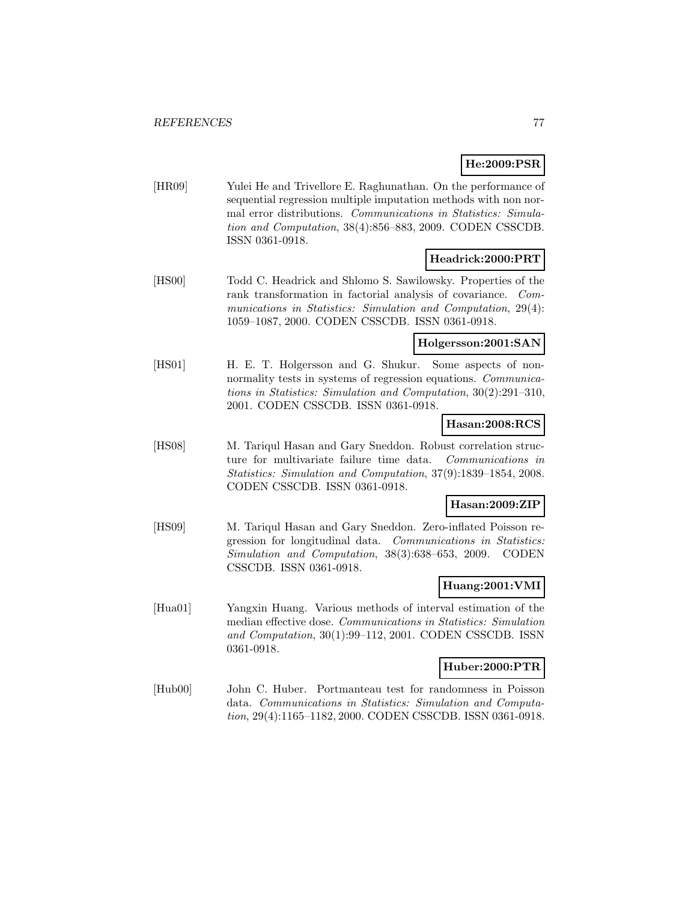**He:2009:PSR**

[HR09] Yulei He and Trivellore E. Raghunathan. On the performance of sequential regression multiple imputation methods with non normal error distributions. *Communications in Statistics: Simulation and Computation*, 38(4):856–883, 2009. CODEN CSSCDB. ISSN 0361-0918.

**Headrick:2000:PRT**

[HS00] Todd C. Headrick and Shlomo S. Sawilowsky. Properties of the rank transformation in factorial analysis of covariance. *Communications in Statistics: Simulation and Computation*, 29(4): 1059–1087, 2000. CODEN CSSCDB. ISSN 0361-0918.

**Holgersson:2001:SAN**

[HS01] H. E. T. Holgersson and G. Shukur. Some aspects of nonnormality tests in systems of regression equations. *Communications in Statistics: Simulation and Computation*, 30(2):291–310, 2001. CODEN CSSCDB. ISSN 0361-0918.

**Hasan:2008:RCS**

[HS08] M. Tariqul Hasan and Gary Sneddon. Robust correlation structure for multivariate failure time data. *Communications in Statistics: Simulation and Computation*, 37(9):1839–1854, 2008. CODEN CSSCDB. ISSN 0361-0918.

**Hasan:2009:ZIP**

[HS09] M. Tariqul Hasan and Gary Sneddon. Zero-inflated Poisson regression for longitudinal data. *Communications in Statistics: Simulation and Computation*, 38(3):638–653, 2009. CODEN CSSCDB. ISSN 0361-0918.

**Huang:2001:VMI**

[Hua01] Yangxin Huang. Various methods of interval estimation of the median effective dose. *Communications in Statistics: Simulation and Computation*, 30(1):99–112, 2001. CODEN CSSCDB. ISSN 0361-0918.

**Huber:2000:PTR**

[Hub00] John C. Huber. Portmanteau test for randomness in Poisson data. *Communications in Statistics: Simulation and Computation*, 29(4):1165–1182, 2000. CODEN CSSCDB. ISSN 0361-0918.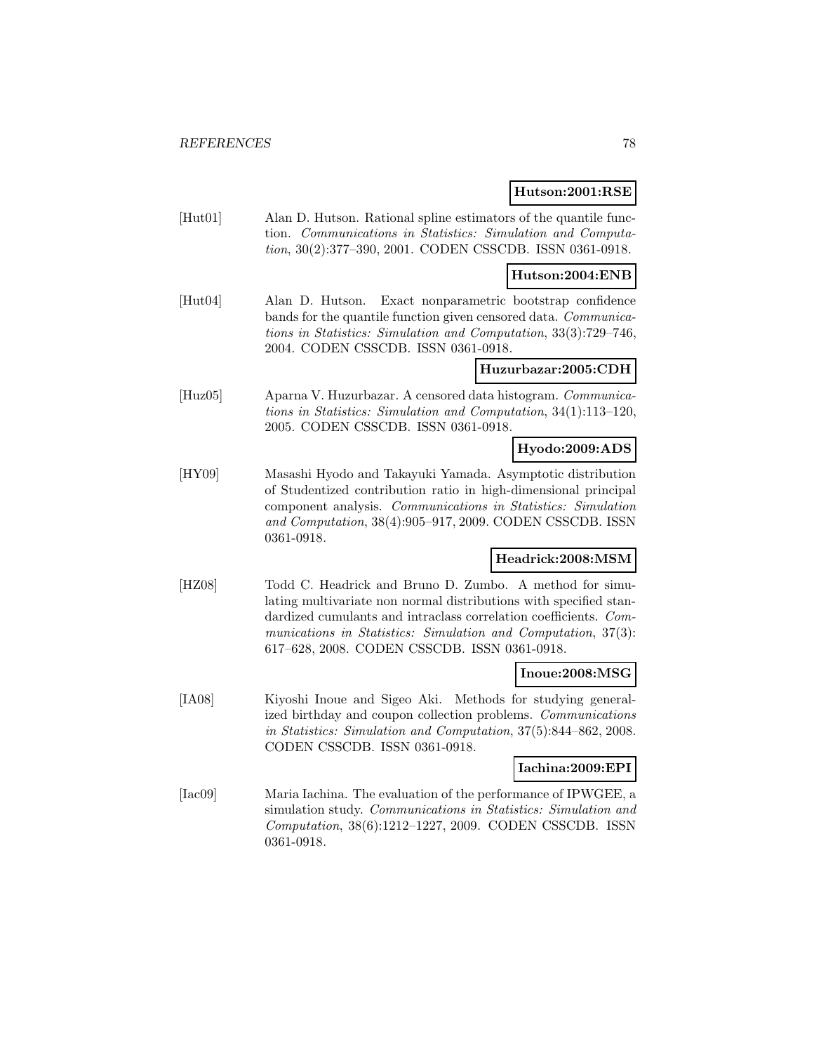**Hutson:2001:RSE**

[Hut01] Alan D. Hutson. Rational spline estimators of the quantile function. *Communications in Statistics: Simulation and Computation*, 30(2):377–390, 2001. CODEN CSSCDB. ISSN 0361-0918.

**Hutson:2004:ENB**

[Hut04] Alan D. Hutson. Exact nonparametric bootstrap confidence bands for the quantile function given censored data. *Communications in Statistics: Simulation and Computation*, 33(3):729–746, 2004. CODEN CSSCDB. ISSN 0361-0918.

**Huzurbazar:2005:CDH**

[Huz05] Aparna V. Huzurbazar. A censored data histogram. *Communications in Statistics: Simulation and Computation*, 34(1):113–120, 2005. CODEN CSSCDB. ISSN 0361-0918.

**Hyodo:2009:ADS**

[HY09] Masashi Hyodo and Takayuki Yamada. Asymptotic distribution of Studentized contribution ratio in high-dimensional principal component analysis. *Communications in Statistics: Simulation and Computation*, 38(4):905–917, 2009. CODEN CSSCDB. ISSN 0361-0918.

**Headrick:2008:MSM**

[HZ08] Todd C. Headrick and Bruno D. Zumbo. A method for simulating multivariate non normal distributions with specified standardized cumulants and intraclass correlation coefficients. *Communications in Statistics: Simulation and Computation*, 37(3): 617–628, 2008. CODEN CSSCDB. ISSN 0361-0918.

**Inoue:2008:MSG**

[IA08] Kiyoshi Inoue and Sigeo Aki. Methods for studying generalized birthday and coupon collection problems. *Communications in Statistics: Simulation and Computation*, 37(5):844–862, 2008. CODEN CSSCDB. ISSN 0361-0918.

**Iachina:2009:EPI**

[Iac09] Maria Iachina. The evaluation of the performance of IPWGEE, a simulation study. *Communications in Statistics: Simulation and Computation*, 38(6):1212–1227, 2009. CODEN CSSCDB. ISSN 0361-0918.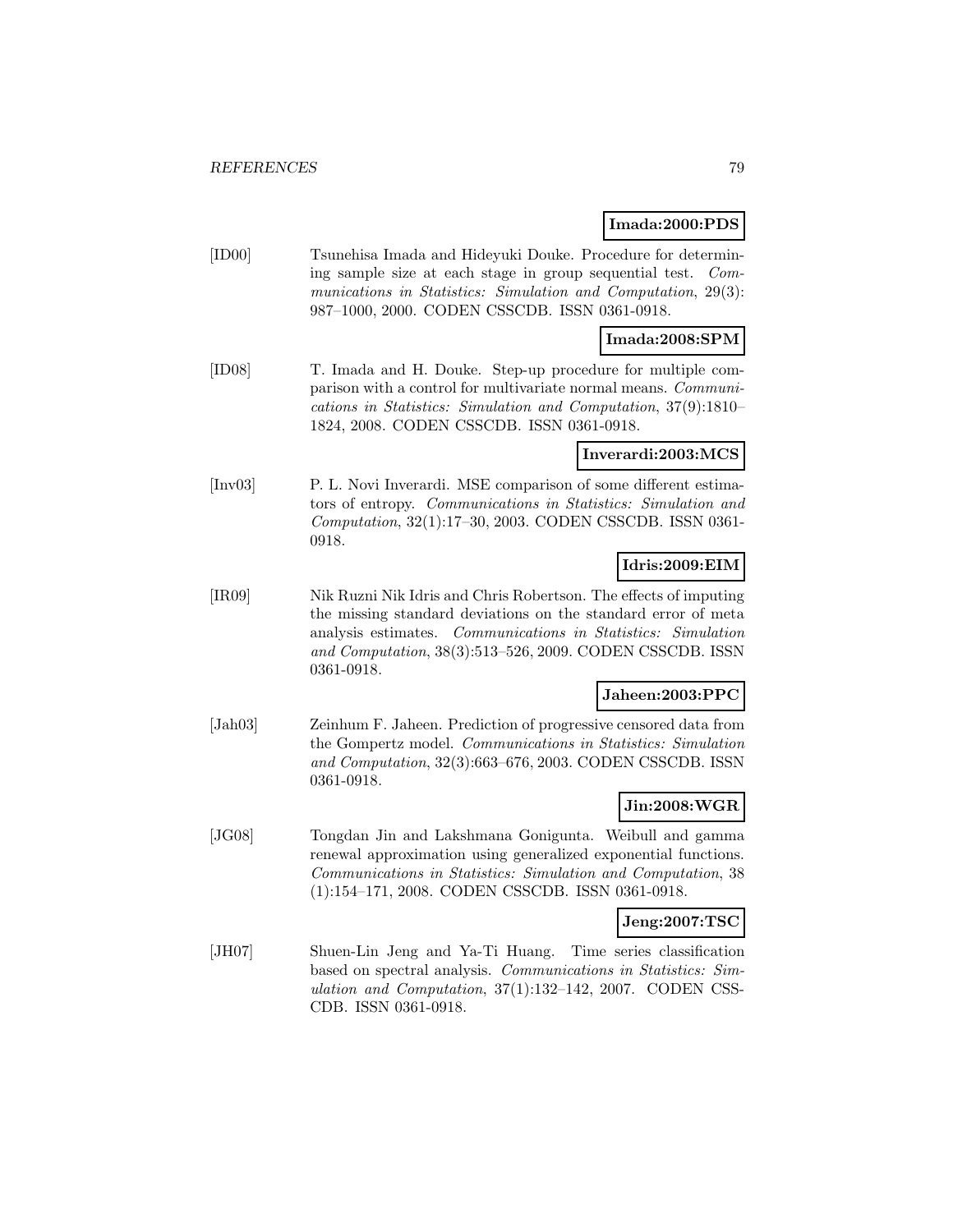**Imada:2000:PDS**

[ID00] Tsunehisa Imada and Hideyuki Douke. Procedure for determining sample size at each stage in group sequential test. *Communications in Statistics: Simulation and Computation*, 29(3): 987–1000, 2000. CODEN CSSCDB. ISSN 0361-0918.

**Imada:2008:SPM**

[ID08] T. Imada and H. Douke. Step-up procedure for multiple comparison with a control for multivariate normal means. *Communications in Statistics: Simulation and Computation*, 37(9):1810–1824, 2008. CODEN CSSCDB. ISSN 0361-0918.

**Inverardi:2003:MCS**

[Inv03] P. L. Novi Inverardi. MSE comparison of some different estimators of entropy. *Communications in Statistics: Simulation and Computation*, 32(1):17–30, 2003. CODEN CSSCDB. ISSN 0361-0918.

**Idris:2009:EIM**

[IR09] Nik Ruzni Nik Idris and Chris Robertson. The effects of imputing the missing standard deviations on the standard error of meta analysis estimates. *Communications in Statistics: Simulation and Computation*, 38(3):513–526, 2009. CODEN CSSCDB. ISSN 0361-0918.

**Jaheen:2003:PPC**

[Jah03] Zeinhum F. Jaheen. Prediction of progressive censored data from the Gompertz model. *Communications in Statistics: Simulation and Computation*, 32(3):663–676, 2003. CODEN CSSCDB. ISSN 0361-0918.

**Jin:2008:WGR**

[JG08] Tongdan Jin and Lakshmana Gonigunta. Weibull and gamma renewal approximation using generalized exponential functions. *Communications in Statistics: Simulation and Computation*, 38 (1):154–171, 2008. CODEN CSSCDB. ISSN 0361-0918.

**Jeng:2007:TSC**

[JH07] Shuen-Lin Jeng and Ya-Ti Huang. Time series classification based on spectral analysis. *Communications in Statistics: Simulation and Computation*, 37(1):132–142, 2007. CODEN CSSCDB. ISSN 0361-0918.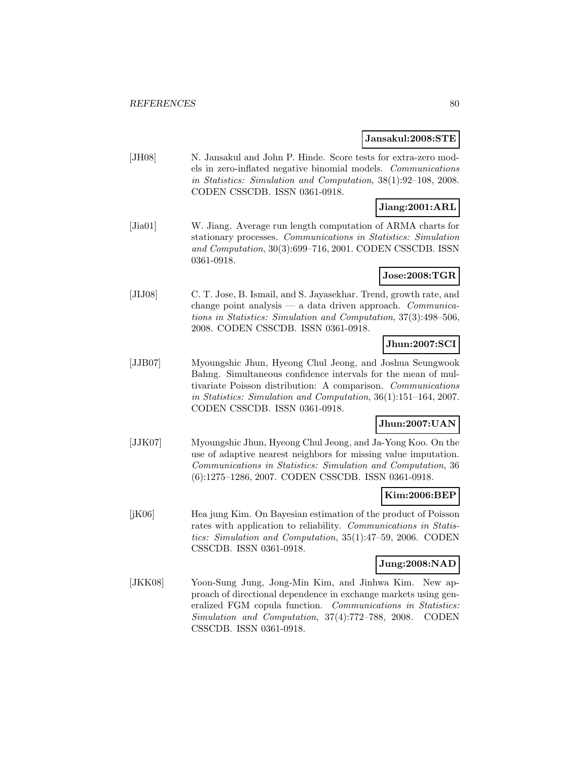**Jansakul:2008:STE**

[JH08] N. Jansakul and John P. Hinde. Score tests for extra-zero models in zero-inflated negative binomial models. *Communications in Statistics: Simulation and Computation*, 38(1):92–108, 2008. CODEN CSSCDB. ISSN 0361-0918.

**Jiang:2001:ARL**

[Jia01] W. Jiang. Average run length computation of ARMA charts for stationary processes. *Communications in Statistics: Simulation and Computation*, 30(3):699–716, 2001. CODEN CSSCDB. ISSN 0361-0918.

**Jose:2008:TGR**

[JIJ08] C. T. Jose, B. Ismail, and S. Jayasekhar. Trend, growth rate, and change point analysis — a data driven approach. *Communications in Statistics: Simulation and Computation*, 37(3):498–506, 2008. CODEN CSSCDB. ISSN 0361-0918.

**Jhun:2007:SCI**

[JJB07] Myoungshic Jhun, Hyeong Chul Jeong, and Joshua Seungwook Bahng. Simultaneous confidence intervals for the mean of multivariate Poisson distribution: A comparison. *Communications in Statistics: Simulation and Computation*, 36(1):151–164, 2007. CODEN CSSCDB. ISSN 0361-0918.

**Jhun:2007:UAN**

[JJK07] Myoungshic Jhun, Hyeong Chul Jeong, and Ja-Yong Koo. On the use of adaptive nearest neighbors for missing value imputation. *Communications in Statistics: Simulation and Computation*, 36 (6):1275–1286, 2007. CODEN CSSCDB. ISSN 0361-0918.

**Kim:2006:BEP**

[jK06] Hea jung Kim. On Bayesian estimation of the product of Poisson rates with application to reliability. *Communications in Statistics: Simulation and Computation*, 35(1):47–59, 2006. CODEN CSSCDB. ISSN 0361-0918.

**Jung:2008:NAD**

[JKK08] Yoon-Sung Jung, Jong-Min Kim, and Jinhwa Kim. New approach of directional dependence in exchange markets using generalized FGM copula function. *Communications in Statistics: Simulation and Computation*, 37(4):772–788, 2008. CODEN CSSCDB. ISSN 0361-0918.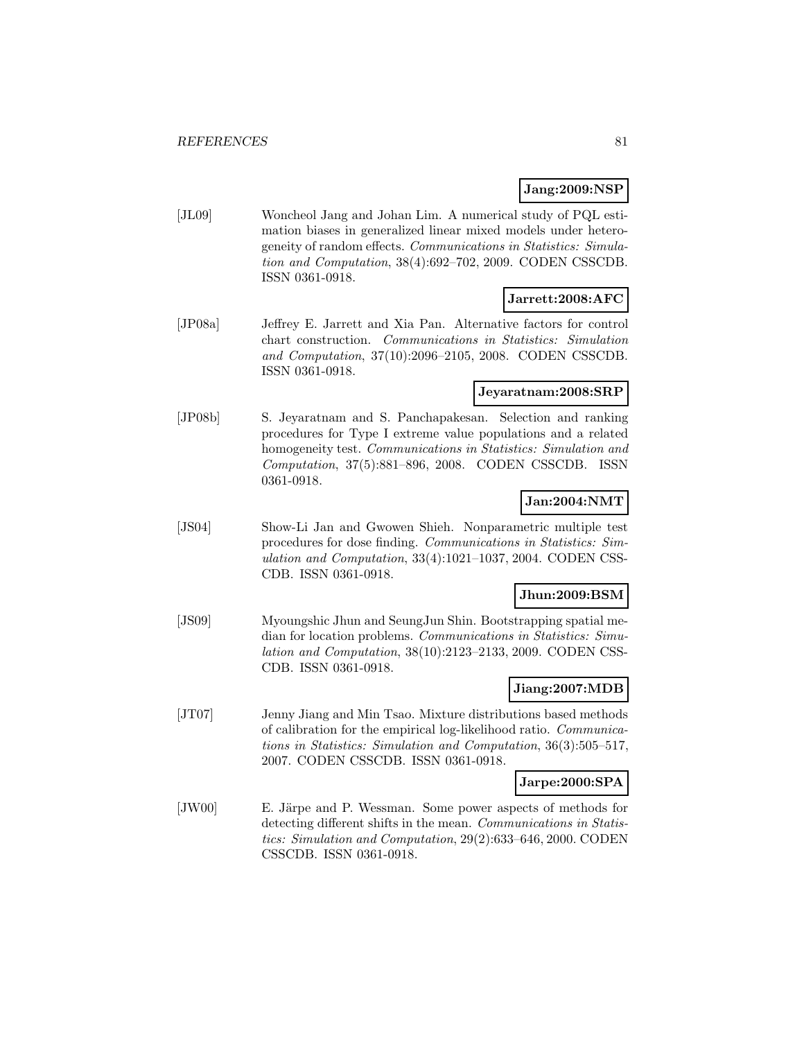**Jang:2009:NSP**

[JL09] Woncheol Jang and Johan Lim. A numerical study of PQL estimation biases in generalized linear mixed models under heterogeneity of random effects. *Communications in Statistics: Simulation and Computation*, 38(4):692–702, 2009. CODEN CSSCDB. ISSN 0361-0918.

**Jarrett:2008:AFC**

[JP08a] Jeffrey E. Jarrett and Xia Pan. Alternative factors for control chart construction. *Communications in Statistics: Simulation and Computation*, 37(10):2096–2105, 2008. CODEN CSSCDB. ISSN 0361-0918.

**Jeyaratnam:2008:SRP**

[JP08b] S. Jeyaratnam and S. Panchapakesan. Selection and ranking procedures for Type I extreme value populations and a related homogeneity test. *Communications in Statistics: Simulation and Computation*, 37(5):881–896, 2008. CODEN CSSCDB. ISSN 0361-0918.

**Jan:2004:NMT**

[JS04] Show-Li Jan and Gwowen Shieh. Nonparametric multiple test procedures for dose finding. *Communications in Statistics: Simulation and Computation*, 33(4):1021–1037, 2004. CODEN CSSCDB. ISSN 0361-0918.

**Jhun:2009:BSM**

[JS09] Myoungshic Jhun and SeungJun Shin. Bootstrapping spatial median for location problems. *Communications in Statistics: Simulation and Computation*, 38(10):2123–2133, 2009. CODEN CSSCDB. ISSN 0361-0918.

**Jiang:2007:MDB**

[JT07] Jenny Jiang and Min Tsao. Mixture distributions based methods of calibration for the empirical log-likelihood ratio. *Communications in Statistics: Simulation and Computation*, 36(3):505–517, 2007. CODEN CSSCDB. ISSN 0361-0918.

**Jarpe:2000:SPA**

[JW00] E. Järpe and P. Wessman. Some power aspects of methods for detecting different shifts in the mean. *Communications in Statistics: Simulation and Computation*, 29(2):633–646, 2000. CODEN CSSCDB. ISSN 0361-0918.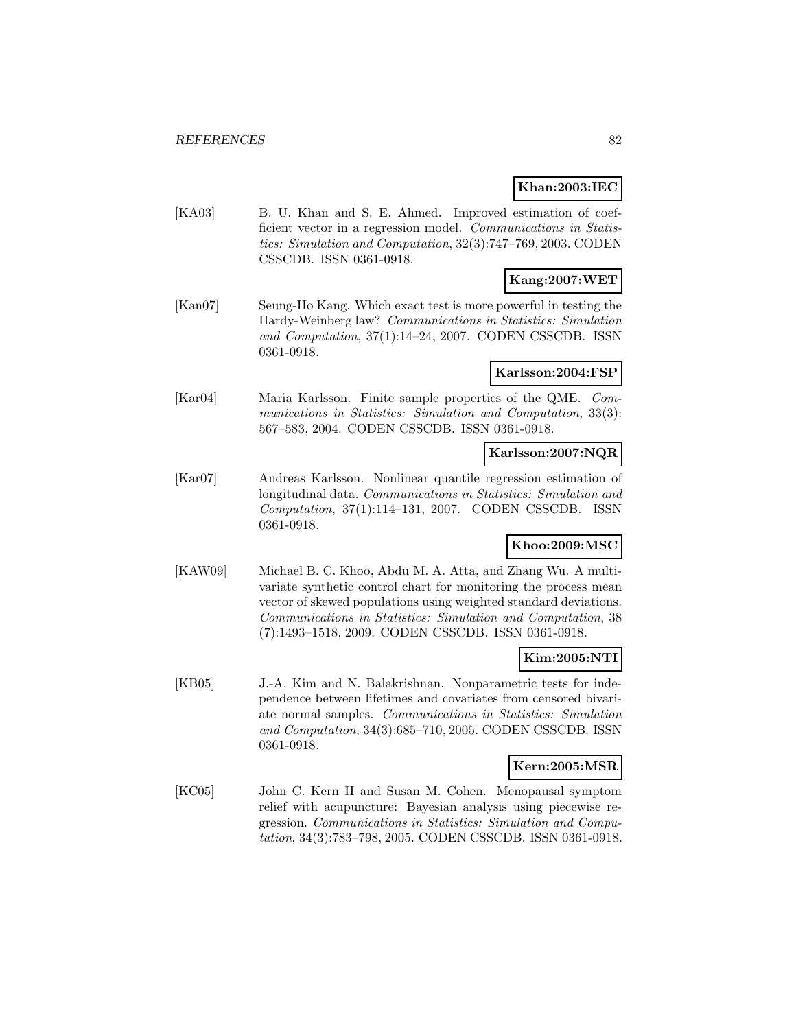**Khan:2003:IEC**

[KA03] B. U. Khan and S. E. Ahmed. Improved estimation of coefficient vector in a regression model. *Communications in Statistics: Simulation and Computation*, 32(3):747–769, 2003. CODEN CSSCDB. ISSN 0361-0918.

**Kang:2007:WET**

[Kan07] Seung-Ho Kang. Which exact test is more powerful in testing the Hardy-Weinberg law? *Communications in Statistics: Simulation and Computation*, 37(1):14–24, 2007. CODEN CSSCDB. ISSN 0361-0918.

**Karlsson:2004:FSP**

[Kar04] Maria Karlsson. Finite sample properties of the QME. *Communications in Statistics: Simulation and Computation*, 33(3): 567–583, 2004. CODEN CSSCDB. ISSN 0361-0918.

**Karlsson:2007:NQR**

[Kar07] Andreas Karlsson. Nonlinear quantile regression estimation of longitudinal data. *Communications in Statistics: Simulation and Computation*, 37(1):114–131, 2007. CODEN CSSCDB. ISSN 0361-0918.

**Khoo:2009:MSC**

[KAW09] Michael B. C. Khoo, Abdu M. A. Atta, and Zhang Wu. A multivariate synthetic control chart for monitoring the process mean vector of skewed populations using weighted standard deviations. *Communications in Statistics: Simulation and Computation*, 38 (7):1493–1518, 2009. CODEN CSSCDB. ISSN 0361-0918.

**Kim:2005:NTI**

[KB05] J.-A. Kim and N. Balakrishnan. Nonparametric tests for independence between lifetimes and covariates from censored bivariate normal samples. *Communications in Statistics: Simulation and Computation*, 34(3):685–710, 2005. CODEN CSSCDB. ISSN 0361-0918.

**Kern:2005:MSR**

[KC05] John C. Kern II and Susan M. Cohen. Menopausal symptom relief with acupuncture: Bayesian analysis using piecewise regression. *Communications in Statistics: Simulation and Computation*, 34(3):783–798, 2005. CODEN CSSCDB. ISSN 0361-0918.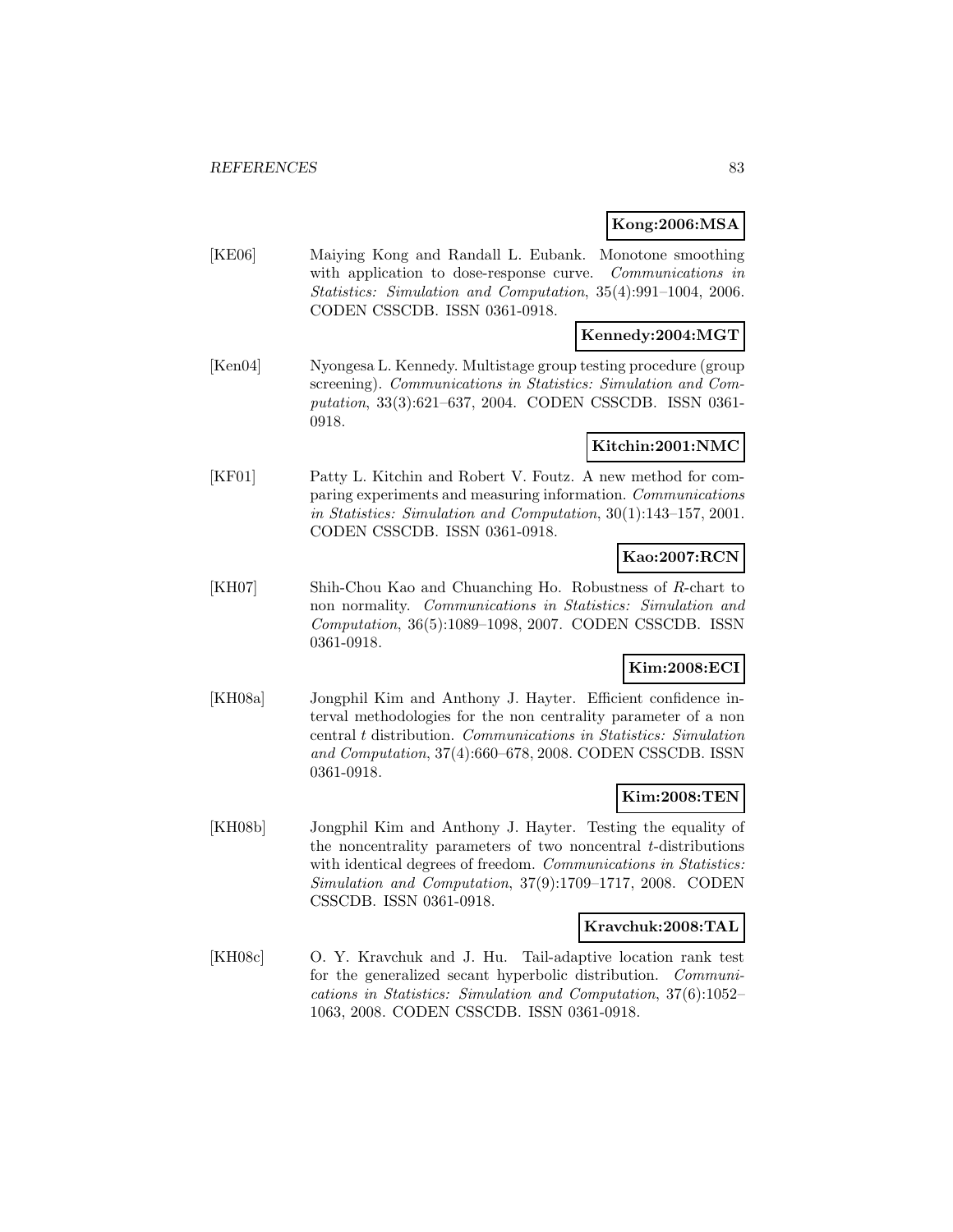**Kong:2006:MSA**

[KE06] Maiying Kong and Randall L. Eubank. Monotone smoothing with application to dose-response curve. *Communications in Statistics: Simulation and Computation*, 35(4):991–1004, 2006. CODEN CSSCDB. ISSN 0361-0918.

**Kennedy:2004:MGT**

[Ken04] Nyongesa L. Kennedy. Multistage group testing procedure (group screening). *Communications in Statistics: Simulation and Computation*, 33(3):621–637, 2004. CODEN CSSCDB. ISSN 0361-0918.

**Kitchin:2001:NMC**

[KF01] Patty L. Kitchin and Robert V. Foutz. A new method for comparing experiments and measuring information. *Communications in Statistics: Simulation and Computation*, 30(1):143–157, 2001. CODEN CSSCDB. ISSN 0361-0918.

**Kao:2007:RCN**

[KH07] Shih-Chou Kao and Chuanching Ho. Robustness of $R$-chart to non normality. *Communications in Statistics: Simulation and Computation*, 36(5):1089–1098, 2007. CODEN CSSCDB. ISSN 0361-0918.

**Kim:2008:ECI**

[KH08a] Jongphil Kim and Anthony J. Hayter. Efficient confidence interval methodologies for the non centrality parameter of a non central $t$ distribution. *Communications in Statistics: Simulation and Computation*, 37(4):660–678, 2008. CODEN CSSCDB. ISSN 0361-0918.

**Kim:2008:TEN**

[KH08b] Jongphil Kim and Anthony J. Hayter. Testing the equality of the noncentrality parameters of two noncentral $t$-distributions with identical degrees of freedom. *Communications in Statistics: Simulation and Computation*, 37(9):1709–1717, 2008. CODEN CSSCDB. ISSN 0361-0918.

**Kravchuk:2008:TAL**

[KH08c] O. Y. Kravchuk and J. Hu. Tail-adaptive location rank test for the generalized secant hyperbolic distribution. *Communications in Statistics: Simulation and Computation*, 37(6):1052–1063, 2008. CODEN CSSCDB. ISSN 0361-0918.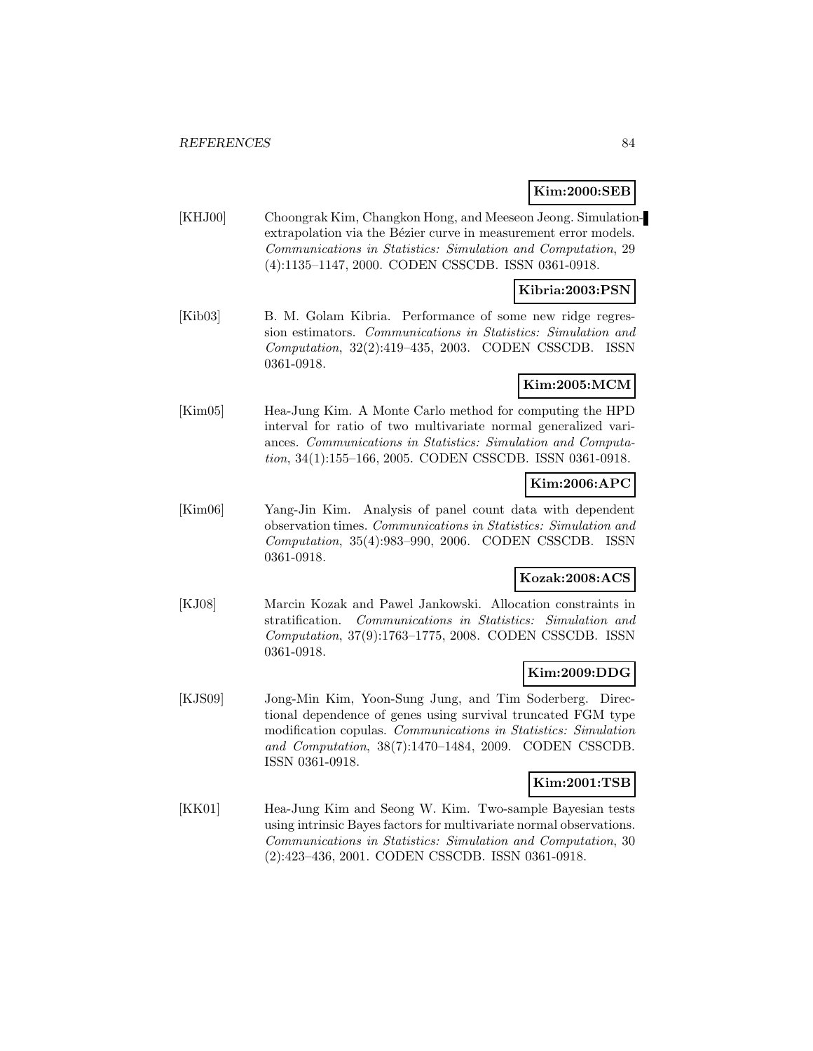**Kim:2000:SEB**

[KHJ00] Choongrak Kim, Changkon Hong, and Meeseon Jeong. Simulation-extrapolation via the Bézier curve in measurement error models. *Communications in Statistics: Simulation and Computation*, 29 (4):1135–1147, 2000. CODEN CSSCDB. ISSN 0361-0918.

**Kibria:2003:PSN**

[Kib03] B. M. Golam Kibria. Performance of some new ridge regression estimators. *Communications in Statistics: Simulation and Computation*, 32(2):419–435, 2003. CODEN CSSCDB. ISSN 0361-0918.

**Kim:2005:MCM**

[Kim05] Hea-Jung Kim. A Monte Carlo method for computing the HPD interval for ratio of two multivariate normal generalized variances. *Communications in Statistics: Simulation and Computation*, 34(1):155–166, 2005. CODEN CSSCDB. ISSN 0361-0918.

**Kim:2006:APC**

[Kim06] Yang-Jin Kim. Analysis of panel count data with dependent observation times. *Communications in Statistics: Simulation and Computation*, 35(4):983–990, 2006. CODEN CSSCDB. ISSN 0361-0918.

**Kozak:2008:ACS**

[KJ08] Marcin Kozak and Pawel Jankowski. Allocation constraints in stratification. *Communications in Statistics: Simulation and Computation*, 37(9):1763–1775, 2008. CODEN CSSCDB. ISSN 0361-0918.

**Kim:2009:DDG**

[KJS09] Jong-Min Kim, Yoon-Sung Jung, and Tim Soderberg. Directional dependence of genes using survival truncated FGM type modification copulas. *Communications in Statistics: Simulation and Computation*, 38(7):1470–1484, 2009. CODEN CSSCDB. ISSN 0361-0918.

**Kim:2001:TSB**

[KK01] Hea-Jung Kim and Seong W. Kim. Two-sample Bayesian tests using intrinsic Bayes factors for multivariate normal observations. *Communications in Statistics: Simulation and Computation*, 30 (2):423–436, 2001. CODEN CSSCDB. ISSN 0361-0918.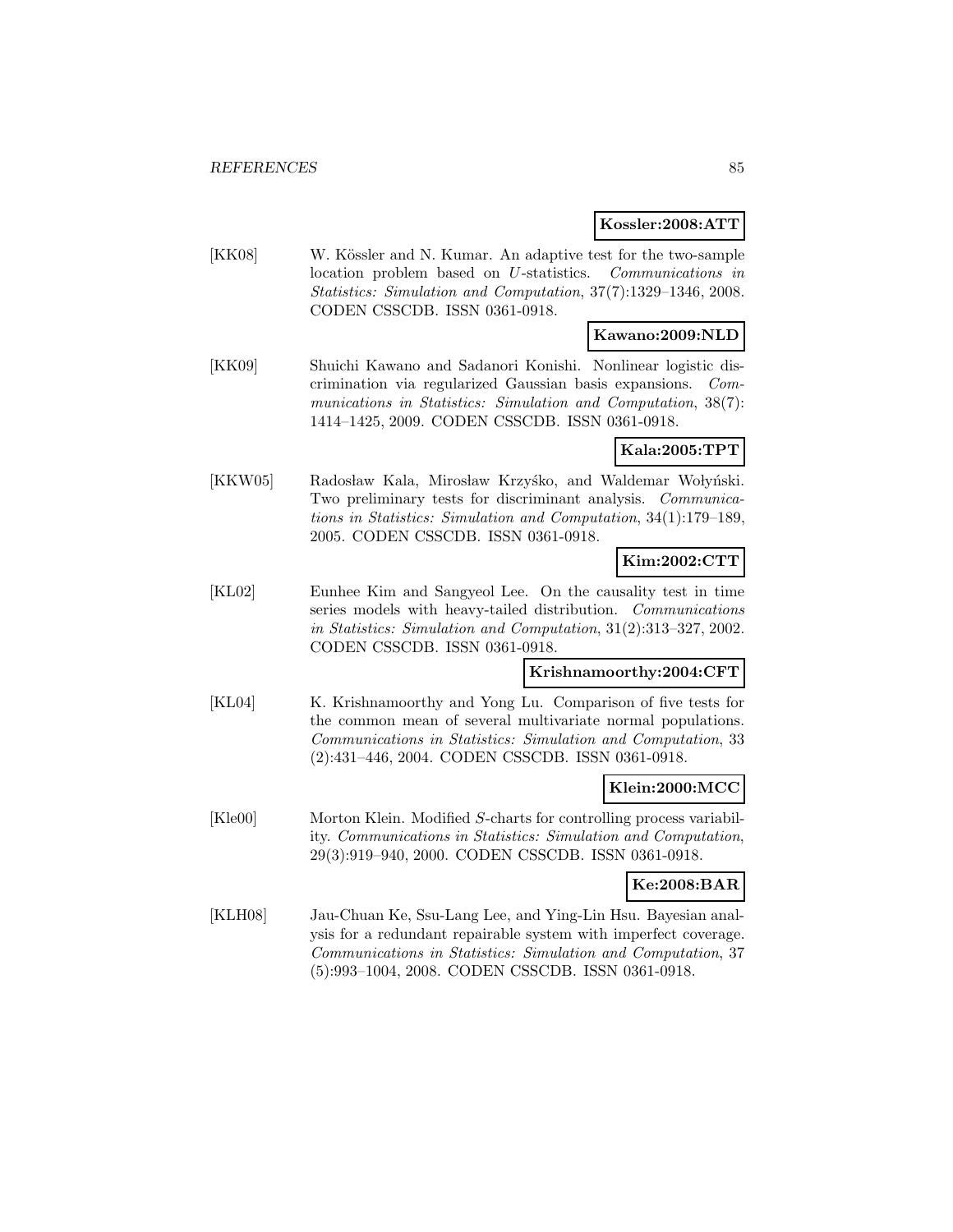**Kossler:2008:ATT**

[KK08] W. Kössler and N. Kumar. An adaptive test for the two-sample location problem based on $U$-statistics. *Communications in Statistics: Simulation and Computation*, 37(7):1329–1346, 2008. CODEN CSSCDB. ISSN 0361-0918.

**Kawano:2009:NLD**

[KK09] Shuichi Kawano and Sadanori Konishi. Nonlinear logistic discrimination via regularized Gaussian basis expansions. *Communications in Statistics: Simulation and Computation*, 38(7): 1414–1425, 2009. CODEN CSSCDB. ISSN 0361-0918.

**Kala:2005:TPT**

[KKW05] Radosław Kala, Mirosław Krzyśko, and Waldemar Wołyński. Two preliminary tests for discriminant analysis. *Communications in Statistics: Simulation and Computation*, 34(1):179–189, 2005. CODEN CSSCDB. ISSN 0361-0918.

**Kim:2002:CTT**

[KL02] Eunhee Kim and Sangyeol Lee. On the causality test in time series models with heavy-tailed distribution. *Communications in Statistics: Simulation and Computation*, 31(2):313–327, 2002. CODEN CSSCDB. ISSN 0361-0918.

**Krishnamoorthy:2004:CFT**

[KL04] K. Krishnamoorthy and Yong Lu. Comparison of five tests for the common mean of several multivariate normal populations. *Communications in Statistics: Simulation and Computation*, 33 (2):431–446, 2004. CODEN CSSCDB. ISSN 0361-0918.

**Klein:2000:MCC**

[Kle00] Morton Klein. Modified $S$-charts for controlling process variability. *Communications in Statistics: Simulation and Computation*, 29(3):919–940, 2000. CODEN CSSCDB. ISSN 0361-0918.

**Ke:2008:BAR**

[KLH08] Jau-Chuan Ke, Ssu-Lang Lee, and Ying-Lin Hsu. Bayesian analysis for a redundant repairable system with imperfect coverage. *Communications in Statistics: Simulation and Computation*, 37 (5):993–1004, 2008. CODEN CSSCDB. ISSN 0361-0918.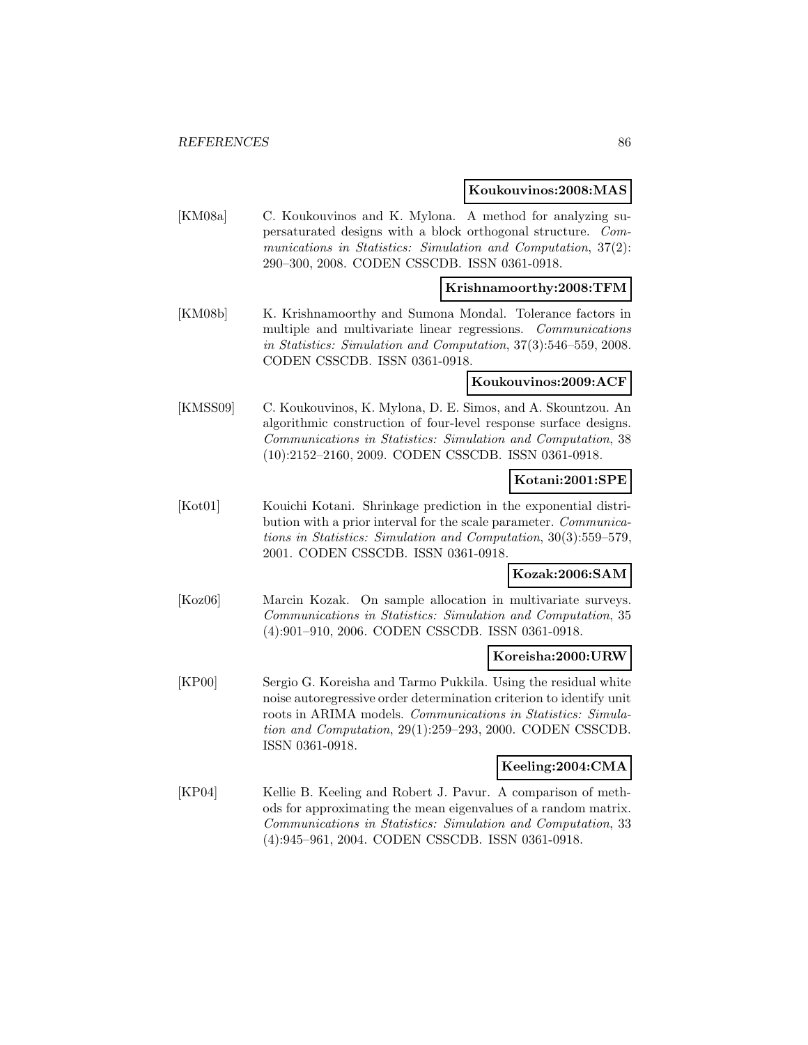**Koukouvinos:2008:MAS**

[KM08a] C. Koukouvinos and K. Mylona. A method for analyzing supersaturated designs with a block orthogonal structure. *Communications in Statistics: Simulation and Computation*, 37(2): 290–300, 2008. CODEN CSSCDB. ISSN 0361-0918.

**Krishnamoorthy:2008:TFM**

[KM08b] K. Krishnamoorthy and Sumona Mondal. Tolerance factors in multiple and multivariate linear regressions. *Communications in Statistics: Simulation and Computation*, 37(3):546–559, 2008. CODEN CSSCDB. ISSN 0361-0918.

**Koukouvinos:2009:ACF**

[KMSS09] C. Koukouvinos, K. Mylona, D. E. Simos, and A. Skountzou. An algorithmic construction of four-level response surface designs. *Communications in Statistics: Simulation and Computation*, 38 (10):2152–2160, 2009. CODEN CSSCDB. ISSN 0361-0918.

**Kotani:2001:SPE**

[Kot01] Kouichi Kotani. Shrinkage prediction in the exponential distribution with a prior interval for the scale parameter. *Communications in Statistics: Simulation and Computation*, 30(3):559–579, 2001. CODEN CSSCDB. ISSN 0361-0918.

**Kozak:2006:SAM**

[Koz06] Marcin Kozak. On sample allocation in multivariate surveys. *Communications in Statistics: Simulation and Computation*, 35 (4):901–910, 2006. CODEN CSSCDB. ISSN 0361-0918.

**Koreisha:2000:URW**

[KP00] Sergio G. Koreisha and Tarmo Pukkila. Using the residual white noise autoregressive order determination criterion to identify unit roots in ARIMA models. *Communications in Statistics: Simulation and Computation*, 29(1):259–293, 2000. CODEN CSSCDB. ISSN 0361-0918.

**Keeling:2004:CMA**

[KP04] Kellie B. Keeling and Robert J. Pavur. A comparison of methods for approximating the mean eigenvalues of a random matrix. *Communications in Statistics: Simulation and Computation*, 33 (4):945–961, 2004. CODEN CSSCDB. ISSN 0361-0918.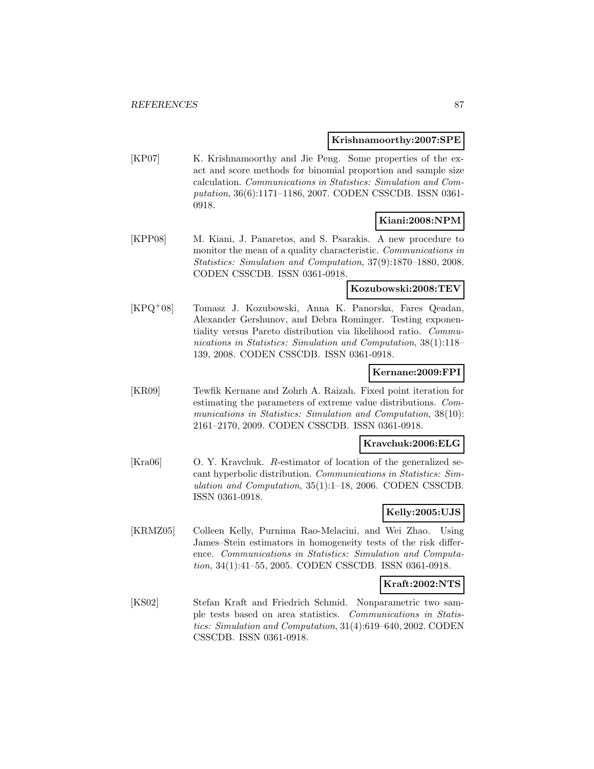**Krishnamoorthy:2007:SPE**

[KP07] K. Krishnamoorthy and Jie Peng. Some properties of the exact and score methods for binomial proportion and sample size calculation. *Communications in Statistics: Simulation and Computation*, 36(6):1171–1186, 2007. CODEN CSSCDB. ISSN 0361-0918.

**Kiani:2008:NPM**

[KPP08] M. Kiani, J. Panaretos, and S. Psarakis. A new procedure to monitor the mean of a quality characteristic. *Communications in Statistics: Simulation and Computation*, 37(9):1870–1880, 2008. CODEN CSSCDB. ISSN 0361-0918.

**Kozubowski:2008:TEV**

[KPQ+08] Tomasz J. Kozubowski, Anna K. Panorska, Fares Qeadan, Alexander Gershunov, and Debra Rominger. Testing exponentiality versus Pareto distribution via likelihood ratio. *Communications in Statistics: Simulation and Computation*, 38(1):118–139, 2008. CODEN CSSCDB. ISSN 0361-0918.

**Kernane:2009:FPI**

[KR09] Tewfik Kernane and Zohrh A. Raizah. Fixed point iteration for estimating the parameters of extreme value distributions. *Communications in Statistics: Simulation and Computation*, 38(10): 2161–2170, 2009. CODEN CSSCDB. ISSN 0361-0918.

**Kravchuk:2006:ELG**

[Kra06] O. Y. Kravchuk. *R*-estimator of location of the generalized secant hyperbolic distribution. *Communications in Statistics: Simulation and Computation*, 35(1):1–18, 2006. CODEN CSSCDB. ISSN 0361-0918.

**Kelly:2005:UJS**

[KRMZ05] Colleen Kelly, Purnima Rao-Melacini, and Wei Zhao. Using James–Stein estimators in homogeneity tests of the risk difference. *Communications in Statistics: Simulation and Computation*, 34(1):41–55, 2005. CODEN CSSCDB. ISSN 0361-0918.

**Kraft:2002:NTS**

[KS02] Stefan Kraft and Friedrich Schmid. Nonparametric two sample tests based on area statistics. *Communications in Statistics: Simulation and Computation*, 31(4):619–640, 2002. CODEN CSSCDB. ISSN 0361-0918.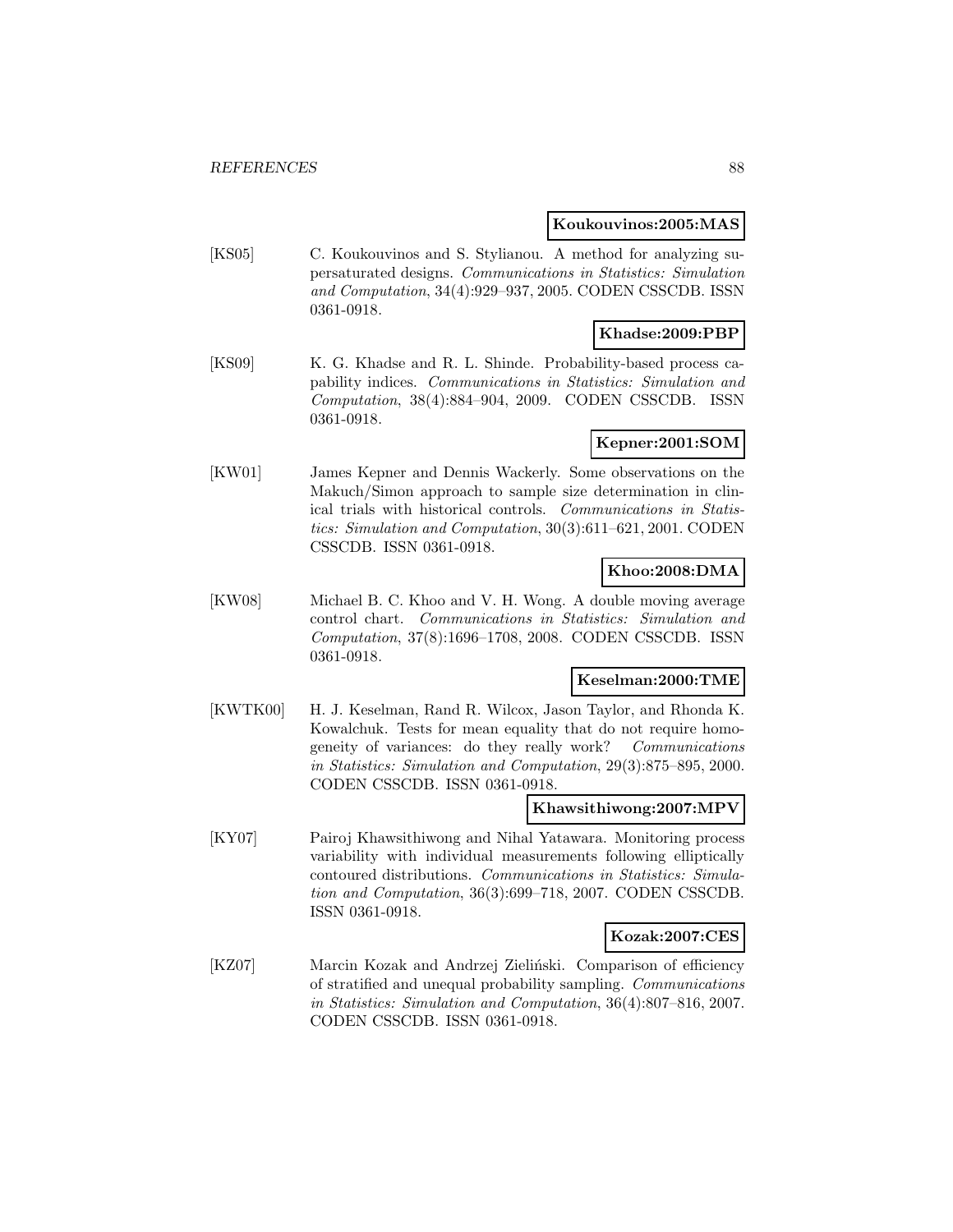**Koukouvinos:2005:MAS**

[KS05] C. Koukouvinos and S. Stylianou. A method for analyzing supersaturated designs. *Communications in Statistics: Simulation and Computation*, 34(4):929–937, 2005. CODEN CSSCDB. ISSN 0361-0918.

**Khadse:2009:PBP**

[KS09] K. G. Khadse and R. L. Shinde. Probability-based process capability indices. *Communications in Statistics: Simulation and Computation*, 38(4):884–904, 2009. CODEN CSSCDB. ISSN 0361-0918.

**Kepner:2001:SOM**

[KW01] James Kepner and Dennis Wackerly. Some observations on the Makuch/Simon approach to sample size determination in clinical trials with historical controls. *Communications in Statistics: Simulation and Computation*, 30(3):611–621, 2001. CODEN CSSCDB. ISSN 0361-0918.

**Khoo:2008:DMA**

[KW08] Michael B. C. Khoo and V. H. Wong. A double moving average control chart. *Communications in Statistics: Simulation and Computation*, 37(8):1696–1708, 2008. CODEN CSSCDB. ISSN 0361-0918.

**Keselman:2000:TME**

[KWTK00] H. J. Keselman, Rand R. Wilcox, Jason Taylor, and Rhonda K. Kowalchuk. Tests for mean equality that do not require homogeneity of variances: do they really work? *Communications in Statistics: Simulation and Computation*, 29(3):875–895, 2000. CODEN CSSCDB. ISSN 0361-0918.

**Khawsithiwong:2007:MPV**

[KY07] Pairoj Khawsithiwong and Nihal Yatawara. Monitoring process variability with individual measurements following elliptically contoured distributions. *Communications in Statistics: Simulation and Computation*, 36(3):699–718, 2007. CODEN CSSCDB. ISSN 0361-0918.

**Kozak:2007:CES**

[KZ07] Marcin Kozak and Andrzej Zieliński. Comparison of efficiency of stratified and unequal probability sampling. *Communications in Statistics: Simulation and Computation*, 36(4):807–816, 2007. CODEN CSSCDB. ISSN 0361-0918.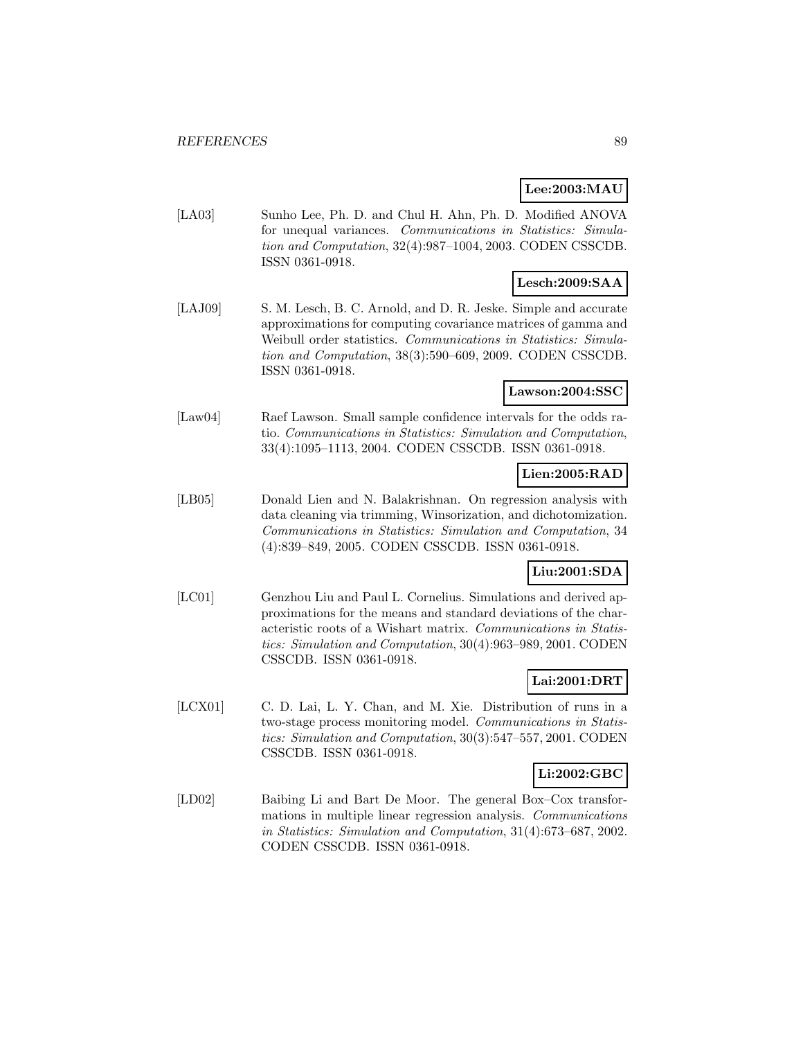**Lee:2003:MAU**

[LA03] Sunho Lee, Ph. D. and Chul H. Ahn, Ph. D. Modified ANOVA for unequal variances. *Communications in Statistics: Simulation and Computation*, 32(4):987–1004, 2003. CODEN CSSCDB. ISSN 0361-0918.

**Lesch:2009:SAA**

[LAJ09] S. M. Lesch, B. C. Arnold, and D. R. Jeske. Simple and accurate approximations for computing covariance matrices of gamma and Weibull order statistics. *Communications in Statistics: Simulation and Computation*, 38(3):590–609, 2009. CODEN CSSCDB. ISSN 0361-0918.

**Lawson:2004:SSC**

[Law04] Raef Lawson. Small sample confidence intervals for the odds ratio. *Communications in Statistics: Simulation and Computation*, 33(4):1095–1113, 2004. CODEN CSSCDB. ISSN 0361-0918.

**Lien:2005:RAD**

[LB05] Donald Lien and N. Balakrishnan. On regression analysis with data cleaning via trimming, Winsorization, and dichotomization. *Communications in Statistics: Simulation and Computation*, 34 (4):839–849, 2005. CODEN CSSCDB. ISSN 0361-0918.

**Liu:2001:SDA**

[LC01] Genzhou Liu and Paul L. Cornelius. Simulations and derived approximations for the means and standard deviations of the characteristic roots of a Wishart matrix. *Communications in Statistics: Simulation and Computation*, 30(4):963–989, 2001. CODEN CSSCDB. ISSN 0361-0918.

**Lai:2001:DRT**

[LCX01] C. D. Lai, L. Y. Chan, and M. Xie. Distribution of runs in a two-stage process monitoring model. *Communications in Statistics: Simulation and Computation*, 30(3):547–557, 2001. CODEN CSSCDB. ISSN 0361-0918.

**Li:2002:GBC**

[LD02] Baibing Li and Bart De Moor. The general Box–Cox transformations in multiple linear regression analysis. *Communications in Statistics: Simulation and Computation*, 31(4):673–687, 2002. CODEN CSSCDB. ISSN 0361-0918.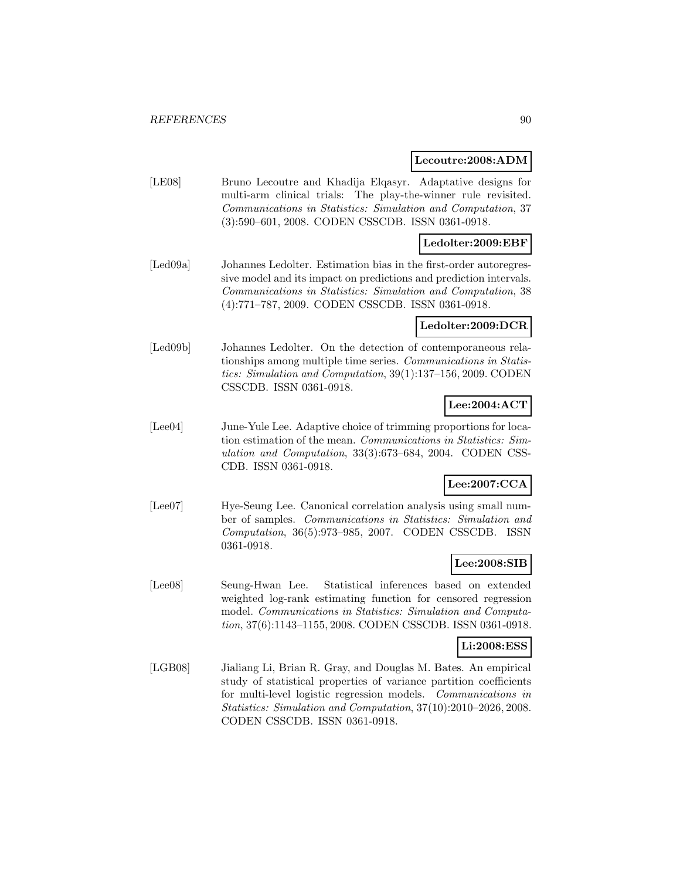**Lecoutre:2008:ADM**

[LE08] Bruno Lecoutre and Khadija Elqasyr. Adaptative designs for multi-arm clinical trials: The play-the-winner rule revisited. *Communications in Statistics: Simulation and Computation*, 37 (3):590–601, 2008. CODEN CSSCDB. ISSN 0361-0918.

**Ledolter:2009:EBF**

[Led09a] Johannes Ledolter. Estimation bias in the first-order autoregressive model and its impact on predictions and prediction intervals. *Communications in Statistics: Simulation and Computation*, 38 (4):771–787, 2009. CODEN CSSCDB. ISSN 0361-0918.

**Ledolter:2009:DCR**

[Led09b] Johannes Ledolter. On the detection of contemporaneous relationships among multiple time series. *Communications in Statistics: Simulation and Computation*, 39(1):137–156, 2009. CODEN CSSCDB. ISSN 0361-0918.

**Lee:2004:ACT**

[Lee04] June-Yule Lee. Adaptive choice of trimming proportions for location estimation of the mean. *Communications in Statistics: Simulation and Computation*, 33(3):673–684, 2004. CODEN CSSCDB. ISSN 0361-0918.

**Lee:2007:CCA**

[Lee07] Hye-Seung Lee. Canonical correlation analysis using small number of samples. *Communications in Statistics: Simulation and Computation*, 36(5):973–985, 2007. CODEN CSSCDB. ISSN 0361-0918.

**Lee:2008:SIB**

[Lee08] Seung-Hwan Lee. Statistical inferences based on extended weighted log-rank estimating function for censored regression model. *Communications in Statistics: Simulation and Computation*, 37(6):1143–1155, 2008. CODEN CSSCDB. ISSN 0361-0918.

**Li:2008:ESS**

[LGB08] Jialiang Li, Brian R. Gray, and Douglas M. Bates. An empirical study of statistical properties of variance partition coefficients for multi-level logistic regression models. *Communications in Statistics: Simulation and Computation*, 37(10):2010–2026, 2008. CODEN CSSCDB. ISSN 0361-0918.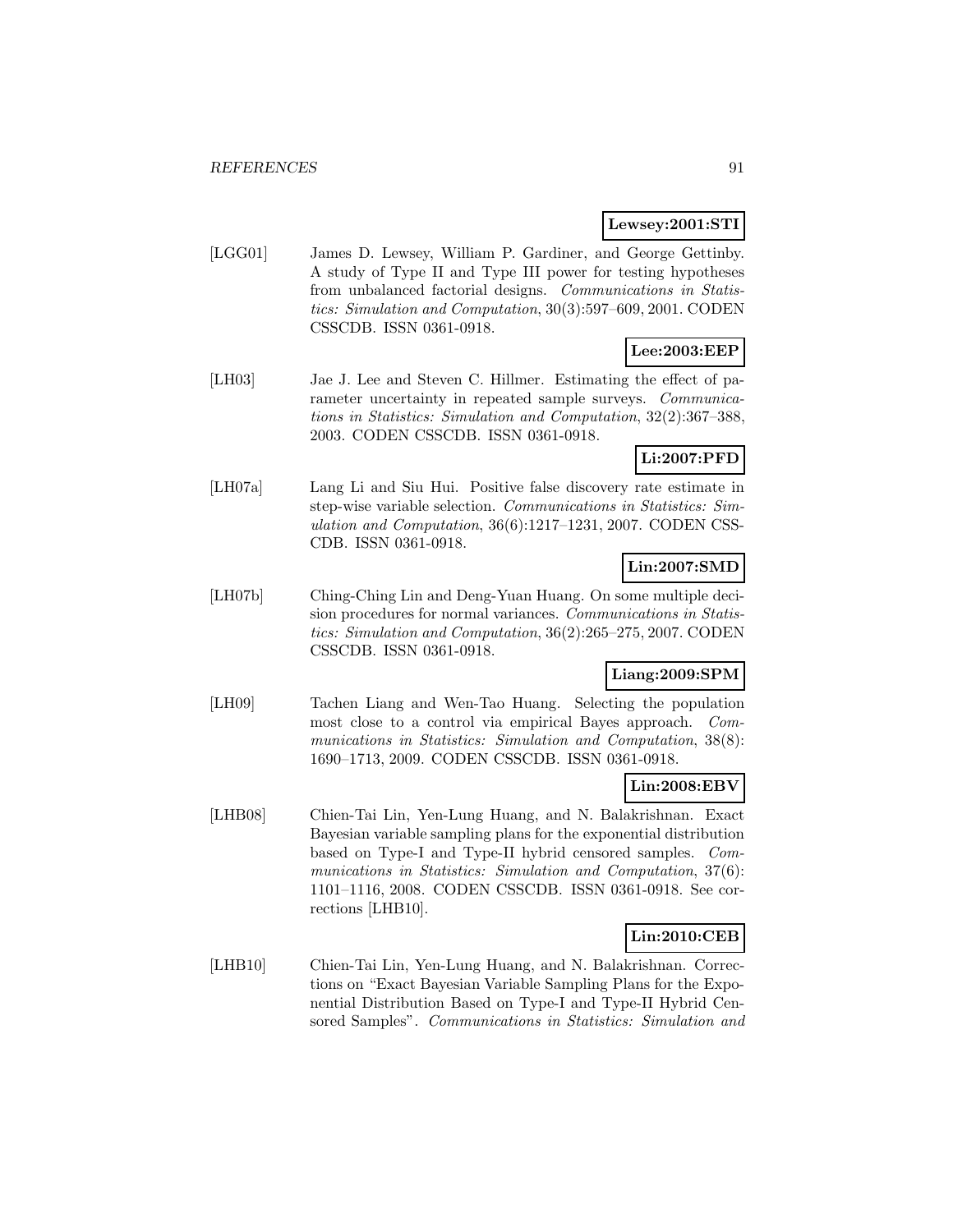**Lewsey:2001:STI**

[LGG01] James D. Lewsey, William P. Gardiner, and George Gettinby. A study of Type II and Type III power for testing hypotheses from unbalanced factorial designs. *Communications in Statistics: Simulation and Computation*, 30(3):597–609, 2001. CODEN CSSCDB. ISSN 0361-0918.

**Lee:2003:EEP**

[LH03] Jae J. Lee and Steven C. Hillmer. Estimating the effect of parameter uncertainty in repeated sample surveys. *Communications in Statistics: Simulation and Computation*, 32(2):367–388, 2003. CODEN CSSCDB. ISSN 0361-0918.

**Li:2007:PFD**

[LH07a] Lang Li and Siu Hui. Positive false discovery rate estimate in step-wise variable selection. *Communications in Statistics: Simulation and Computation*, 36(6):1217–1231, 2007. CODEN CSSCDB. ISSN 0361-0918.

**Lin:2007:SMD**

[LH07b] Ching-Ching Lin and Deng-Yuan Huang. On some multiple decision procedures for normal variances. *Communications in Statistics: Simulation and Computation*, 36(2):265–275, 2007. CODEN CSSCDB. ISSN 0361-0918.

**Liang:2009:SPM**

[LH09] Tachen Liang and Wen-Tao Huang. Selecting the population most close to a control via empirical Bayes approach. *Communications in Statistics: Simulation and Computation*, 38(8): 1690–1713, 2009. CODEN CSSCDB. ISSN 0361-0918.

**Lin:2008:EBV**

[LHB08] Chien-Tai Lin, Yen-Lung Huang, and N. Balakrishnan. Exact Bayesian variable sampling plans for the exponential distribution based on Type-I and Type-II hybrid censored samples. *Communications in Statistics: Simulation and Computation*, 37(6): 1101–1116, 2008. CODEN CSSCDB. ISSN 0361-0918. See corrections [LHB10].

**Lin:2010:CEB**

[LHB10] Chien-Tai Lin, Yen-Lung Huang, and N. Balakrishnan. Corrections on "Exact Bayesian Variable Sampling Plans for the Exponential Distribution Based on Type-I and Type-II Hybrid Censored Samples". *Communications in Statistics: Simulation and*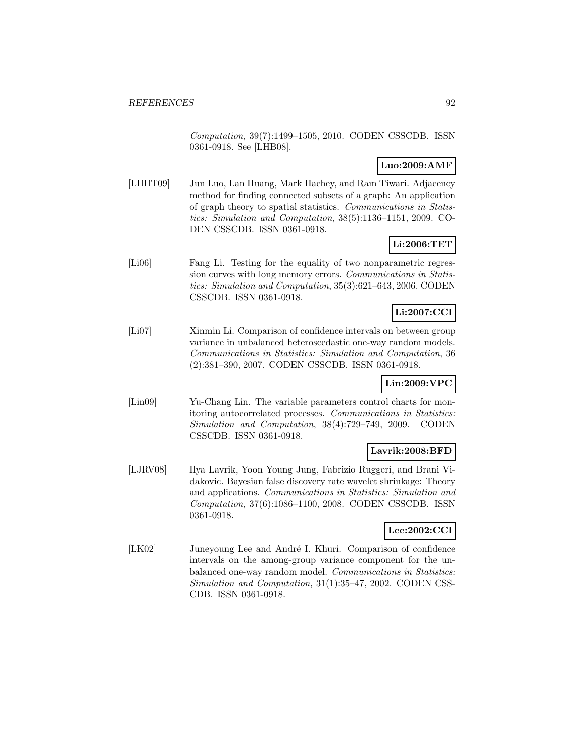*Computation*, 39(7):1499–1505, 2010. CODEN CSSCDB. ISSN 0361-0918. See [LHB08].

**Luo:2009:AMF**

[LHHT09] Jun Luo, Lan Huang, Mark Hachey, and Ram Tiwari. Adjacency method for finding connected subsets of a graph: An application of graph theory to spatial statistics. *Communications in Statistics: Simulation and Computation*, 38(5):1136–1151, 2009. CODEN CSSCDB. ISSN 0361-0918.

**Li:2006:TET**

[Li06] Fang Li. Testing for the equality of two nonparametric regression curves with long memory errors. *Communications in Statistics: Simulation and Computation*, 35(3):621–643, 2006. CODEN CSSCDB. ISSN 0361-0918.

**Li:2007:CCI**

[Li07] Xinmin Li. Comparison of confidence intervals on between group variance in unbalanced heteroscedastic one-way random models. *Communications in Statistics: Simulation and Computation*, 36 (2):381–390, 2007. CODEN CSSCDB. ISSN 0361-0918.

**Lin:2009:VPC**

[Lin09] Yu-Chang Lin. The variable parameters control charts for monitoring autocorrelated processes. *Communications in Statistics: Simulation and Computation*, 38(4):729–749, 2009. CODEN CSSCDB. ISSN 0361-0918.

**Lavrik:2008:BFD**

[LJRV08] Ilya Lavrik, Yoon Young Jung, Fabrizio Ruggeri, and Brani Vidakovic. Bayesian false discovery rate wavelet shrinkage: Theory and applications. *Communications in Statistics: Simulation and Computation*, 37(6):1086–1100, 2008. CODEN CSSCDB. ISSN 0361-0918.

**Lee:2002:CCI**

[LK02] Juneyoung Lee and André I. Khuri. Comparison of confidence intervals on the among-group variance component for the unbalanced one-way random model. *Communications in Statistics: Simulation and Computation*, 31(1):35–47, 2002. CODEN CSSCDB. ISSN 0361-0918.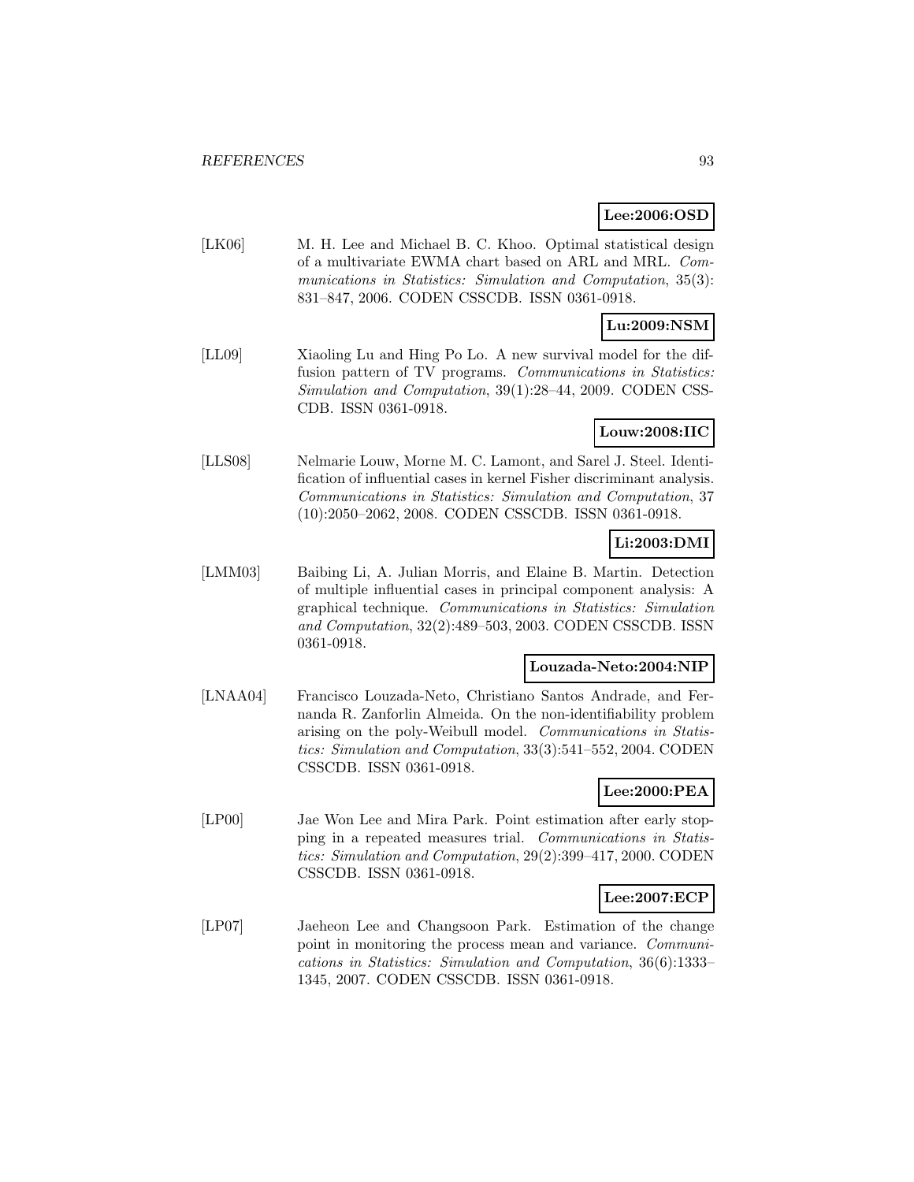**Lee:2006:OSD**

[LK06] M. H. Lee and Michael B. C. Khoo. Optimal statistical design of a multivariate EWMA chart based on ARL and MRL. *Communications in Statistics: Simulation and Computation*, 35(3): 831–847, 2006. CODEN CSSCDB. ISSN 0361-0918.

**Lu:2009:NSM**

[LL09] Xiaoling Lu and Hing Po Lo. A new survival model for the diffusion pattern of TV programs. *Communications in Statistics: Simulation and Computation*, 39(1):28–44, 2009. CODEN CSSCDB. ISSN 0361-0918.

**Louw:2008:IIC**

[LLS08] Nelmarie Louw, Morne M. C. Lamont, and Sarel J. Steel. Identification of influential cases in kernel Fisher discriminant analysis. *Communications in Statistics: Simulation and Computation*, 37 (10):2050–2062, 2008. CODEN CSSCDB. ISSN 0361-0918.

**Li:2003:DMI**

[LMM03] Baibing Li, A. Julian Morris, and Elaine B. Martin. Detection of multiple influential cases in principal component analysis: A graphical technique. *Communications in Statistics: Simulation and Computation*, 32(2):489–503, 2003. CODEN CSSCDB. ISSN 0361-0918.

**Louzada-Neto:2004:NIP**

[LNAA04] Francisco Louzada-Neto, Christiano Santos Andrade, and Fernanda R. Zanforlin Almeida. On the non-identifiability problem arising on the poly-Weibull model. *Communications in Statistics: Simulation and Computation*, 33(3):541–552, 2004. CODEN CSSCDB. ISSN 0361-0918.

**Lee:2000:PEA**

[LP00] Jae Won Lee and Mira Park. Point estimation after early stopping in a repeated measures trial. *Communications in Statistics: Simulation and Computation*, 29(2):399–417, 2000. CODEN CSSCDB. ISSN 0361-0918.

**Lee:2007:ECP**

[LP07] Jaeheon Lee and Changsoon Park. Estimation of the change point in monitoring the process mean and variance. *Communications in Statistics: Simulation and Computation*, 36(6):1333–1345, 2007. CODEN CSSCDB. ISSN 0361-0918.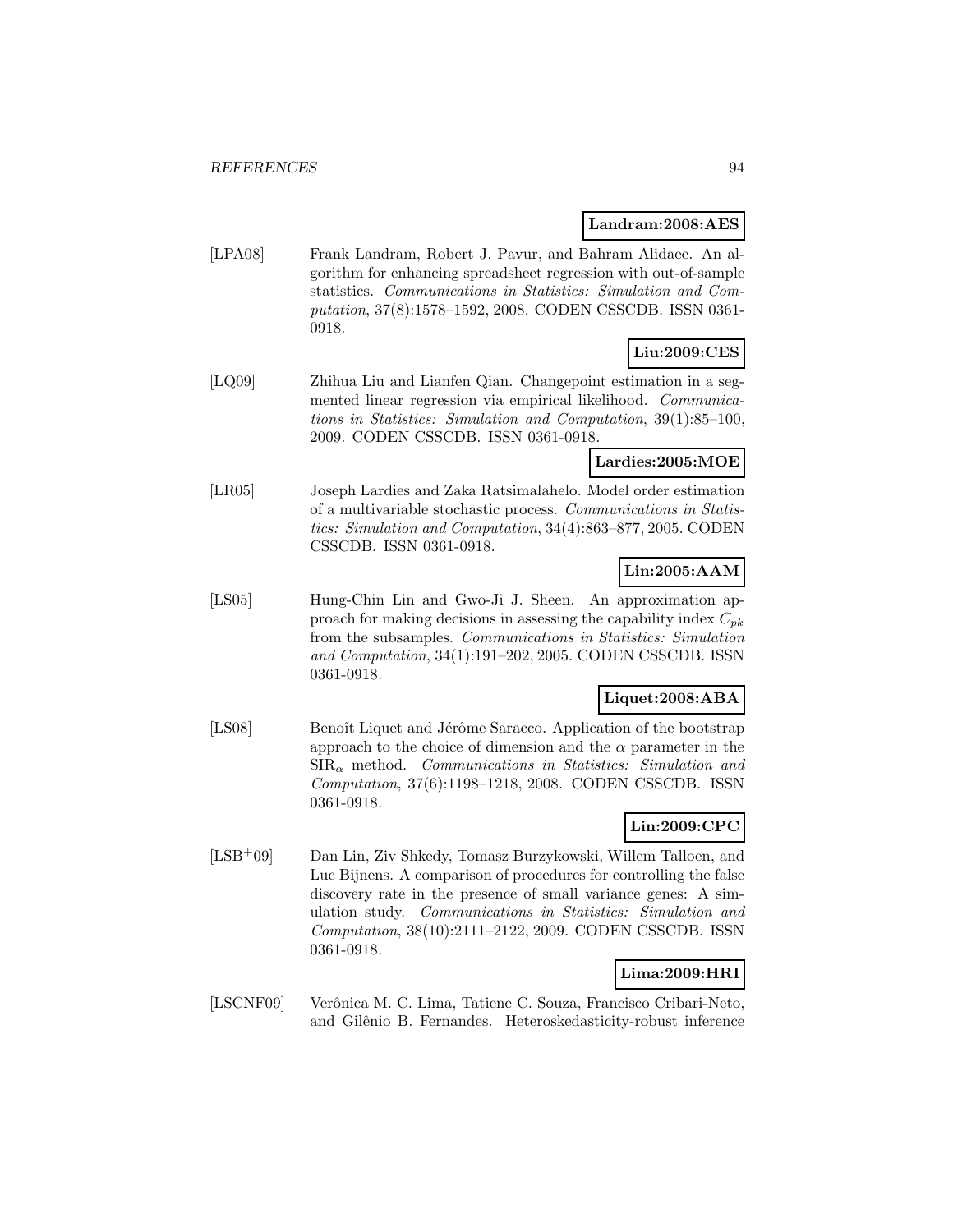**Landram:2008:AES**

[LPA08] Frank Landram, Robert J. Pavur, and Bahram Alidaee. An algorithm for enhancing spreadsheet regression with out-of-sample statistics. *Communications in Statistics: Simulation and Computation*, 37(8):1578–1592, 2008. CODEN CSSCDB. ISSN 0361-0918.

**Liu:2009:CES**

[LQ09] Zhihua Liu and Lianfen Qian. Changepoint estimation in a segmented linear regression via empirical likelihood. *Communications in Statistics: Simulation and Computation*, 39(1):85–100, 2009. CODEN CSSCDB. ISSN 0361-0918.

**Lardies:2005:MOE**

[LR05] Joseph Lardies and Zaka Ratsimalahelo. Model order estimation of a multivariable stochastic process. *Communications in Statistics: Simulation and Computation*, 34(4):863–877, 2005. CODEN CSSCDB. ISSN 0361-0918.

**Lin:2005:AAM**

[LS05] Hung-Chin Lin and Gwo-Ji J. Sheen. An approximation approach for making decisions in assessing the capability index $C_{pk}$ from the subsamples. *Communications in Statistics: Simulation and Computation*, 34(1):191–202, 2005. CODEN CSSCDB. ISSN 0361-0918.

**Liquet:2008:ABA**

[LS08] Benoît Liquet and Jérôme Saracco. Application of the bootstrap approach to the choice of dimension and the $\alpha$ parameter in the $\mathrm{SIR}_{\alpha}$ method. *Communications in Statistics: Simulation and Computation*, 37(6):1198–1218, 2008. CODEN CSSCDB. ISSN 0361-0918.

**Lin:2009:CPC**

[LSB+09] Dan Lin, Ziv Shkedy, Tomasz Burzykowski, Willem Talloen, and Luc Bijnens. A comparison of procedures for controlling the false discovery rate in the presence of small variance genes: A simulation study. *Communications in Statistics: Simulation and Computation*, 38(10):2111–2122, 2009. CODEN CSSCDB. ISSN 0361-0918.

**Lima:2009:HRI**

[LSCNF09] Verônica M. C. Lima, Tatiene C. Souza, Francisco Cribari-Neto, and Gilênio B. Fernandes. Heteroskedasticity-robust inference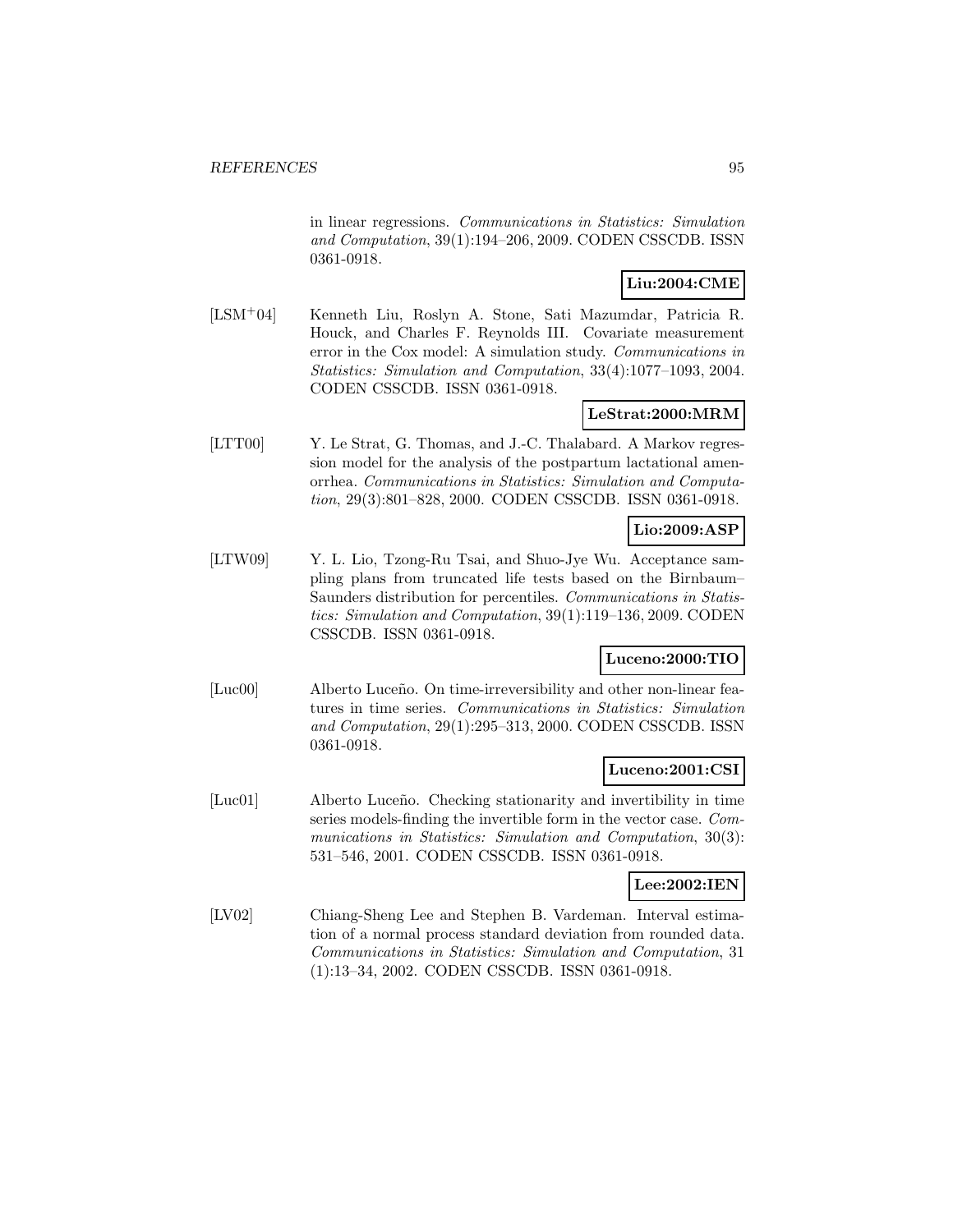in linear regressions. *Communications in Statistics: Simulation and Computation*, 39(1):194–206, 2009. CODEN CSSCDB. ISSN 0361-0918.

**Liu:2004:CME**

[LSM+04] Kenneth Liu, Roslyn A. Stone, Sati Mazumdar, Patricia R. Houck, and Charles F. Reynolds III. Covariate measurement error in the Cox model: A simulation study. *Communications in Statistics: Simulation and Computation*, 33(4):1077–1093, 2004. CODEN CSSCDB. ISSN 0361-0918.

**LeStrat:2000:MRM**

[LTT00] Y. Le Strat, G. Thomas, and J.-C. Thalabard. A Markov regression model for the analysis of the postpartum lactational amenorrhea. *Communications in Statistics: Simulation and Computation*, 29(3):801–828, 2000. CODEN CSSCDB. ISSN 0361-0918.

**Lio:2009:ASP**

[LTW09] Y. L. Lio, Tzong-Ru Tsai, and Shuo-Jye Wu. Acceptance sampling plans from truncated life tests based on the Birnbaum–Saunders distribution for percentiles. *Communications in Statistics: Simulation and Computation*, 39(1):119–136, 2009. CODEN CSSCDB. ISSN 0361-0918.

**Luceno:2000:TIO**

[Luc00] Alberto Luceño. On time-irreversibility and other non-linear features in time series. *Communications in Statistics: Simulation and Computation*, 29(1):295–313, 2000. CODEN CSSCDB. ISSN 0361-0918.

**Luceno:2001:CSI**

[Luc01] Alberto Luceño. Checking stationarity and invertibility in time series models-finding the invertible form in the vector case. *Communications in Statistics: Simulation and Computation*, 30(3): 531–546, 2001. CODEN CSSCDB. ISSN 0361-0918.

**Lee:2002:IEN**

[LV02] Chiang-Sheng Lee and Stephen B. Vardeman. Interval estimation of a normal process standard deviation from rounded data. *Communications in Statistics: Simulation and Computation*, 31 (1):13–34, 2002. CODEN CSSCDB. ISSN 0361-0918.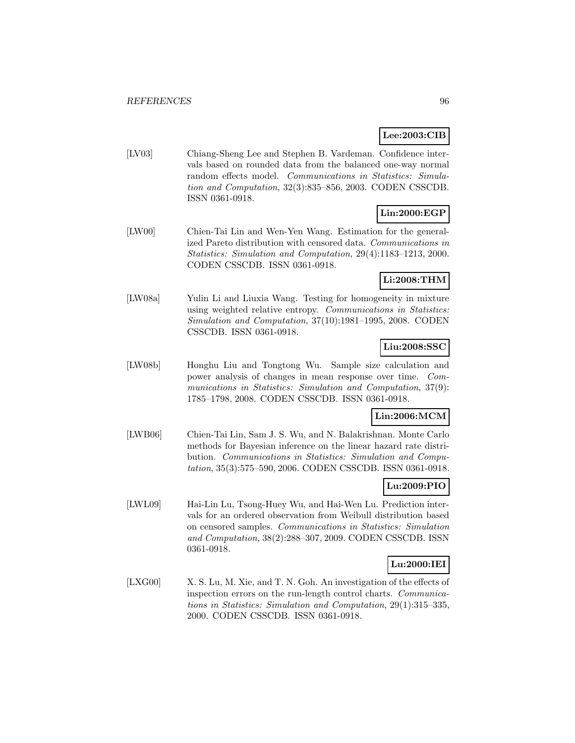**Lee:2003:CIB**

[LV03] Chiang-Sheng Lee and Stephen B. Vardeman. Confidence intervals based on rounded data from the balanced one-way normal random effects model. *Communications in Statistics: Simulation and Computation*, 32(3):835–856, 2003. CODEN CSSCDB. ISSN 0361-0918.

**Lin:2000:EGP**

[LW00] Chien-Tai Lin and Wen-Yen Wang. Estimation for the generalized Pareto distribution with censored data. *Communications in Statistics: Simulation and Computation*, 29(4):1183–1213, 2000. CODEN CSSCDB. ISSN 0361-0918.

**Li:2008:THM**

[LW08a] Yulin Li and Liuxia Wang. Testing for homogeneity in mixture using weighted relative entropy. *Communications in Statistics: Simulation and Computation*, 37(10):1981–1995, 2008. CODEN CSSCDB. ISSN 0361-0918.

**Liu:2008:SSC**

[LW08b] Honghu Liu and Tongtong Wu. Sample size calculation and power analysis of changes in mean response over time. *Communications in Statistics: Simulation and Computation*, 37(9):1785–1798, 2008. CODEN CSSCDB. ISSN 0361-0918.

**Lin:2006:MCM**

[LWB06] Chien-Tai Lin, Sam J. S. Wu, and N. Balakrishnan. Monte Carlo methods for Bayesian inference on the linear hazard rate distribution. *Communications in Statistics: Simulation and Computation*, 35(3):575–590, 2006. CODEN CSSCDB. ISSN 0361-0918.

**Lu:2009:PIO**

[LWL09] Hai-Lin Lu, Tsong-Huey Wu, and Hai-Wen Lu. Prediction intervals for an ordered observation from Weibull distribution based on censored samples. *Communications in Statistics: Simulation and Computation*, 38(2):288–307, 2009. CODEN CSSCDB. ISSN 0361-0918.

**Lu:2000:IEI**

[LXG00] X. S. Lu, M. Xie, and T. N. Goh. An investigation of the effects of inspection errors on the run-length control charts. *Communications in Statistics: Simulation and Computation*, 29(1):315–335, 2000. CODEN CSSCDB. ISSN 0361-0918.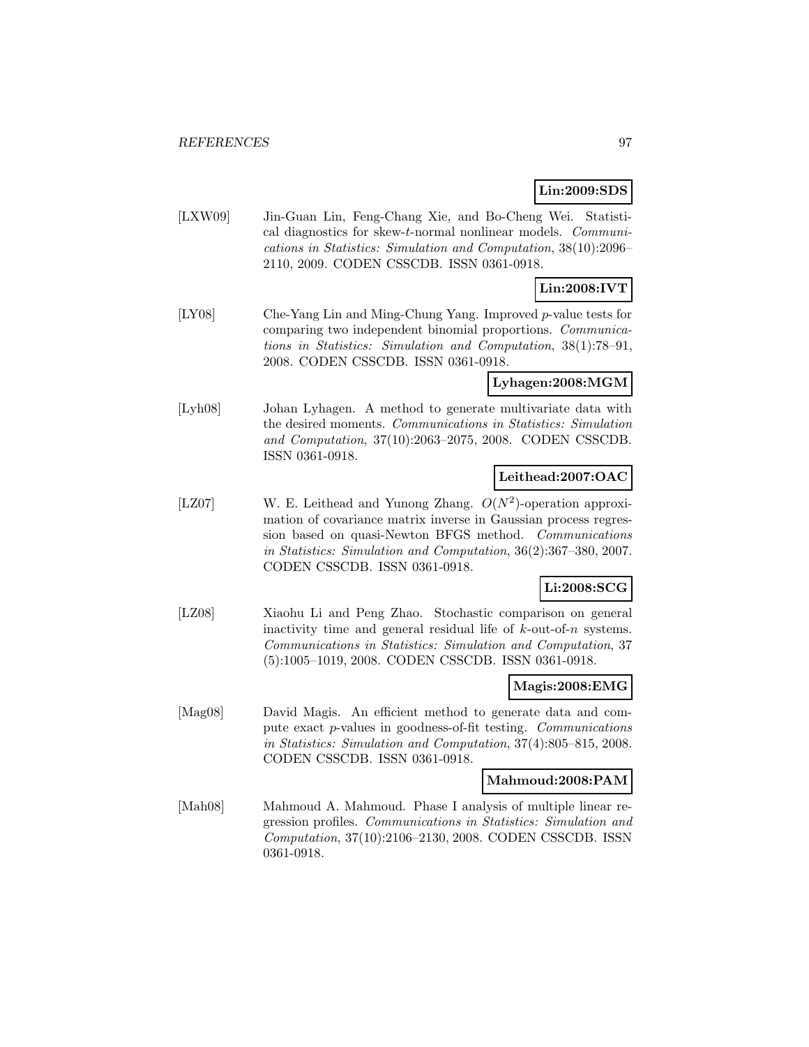**Lin:2009:SDS**

[LXW09] Jin-Guan Lin, Feng-Chang Xie, and Bo-Cheng Wei. Statistical diagnostics for skew-$t$-normal nonlinear models. *Communications in Statistics: Simulation and Computation*, 38(10):2096–2110, 2009. CODEN CSSCDB. ISSN 0361-0918.

**Lin:2008:IVT**

[LY08] Che-Yang Lin and Ming-Chung Yang. Improved $p$-value tests for comparing two independent binomial proportions. *Communications in Statistics: Simulation and Computation*, 38(1):78–91, 2008. CODEN CSSCDB. ISSN 0361-0918.

**Lyhagen:2008:MGM**

[Lyh08] Johan Lyhagen. A method to generate multivariate data with the desired moments. *Communications in Statistics: Simulation and Computation*, 37(10):2063–2075, 2008. CODEN CSSCDB. ISSN 0361-0918.

**Leithead:2007:OAC**

[LZ07] W. E. Leithead and Yunong Zhang. $O(N^2)$-operation approximation of covariance matrix inverse in Gaussian process regression based on quasi-Newton BFGS method. *Communications in Statistics: Simulation and Computation*, 36(2):367–380, 2007. CODEN CSSCDB. ISSN 0361-0918.

**Li:2008:SCG**

[LZ08] Xiaohu Li and Peng Zhao. Stochastic comparison on general inactivity time and general residual life of $k$-out-of-$n$ systems. *Communications in Statistics: Simulation and Computation*, 37 (5):1005–1019, 2008. CODEN CSSCDB. ISSN 0361-0918.

**Magis:2008:EMG**

[Mag08] David Magis. An efficient method to generate data and compute exact $p$-values in goodness-of-fit testing. *Communications in Statistics: Simulation and Computation*, 37(4):805–815, 2008. CODEN CSSCDB. ISSN 0361-0918.

**Mahmoud:2008:PAM**

[Mah08] Mahmoud A. Mahmoud. Phase I analysis of multiple linear regression profiles. *Communications in Statistics: Simulation and Computation*, 37(10):2106–2130, 2008. CODEN CSSCDB. ISSN 0361-0918.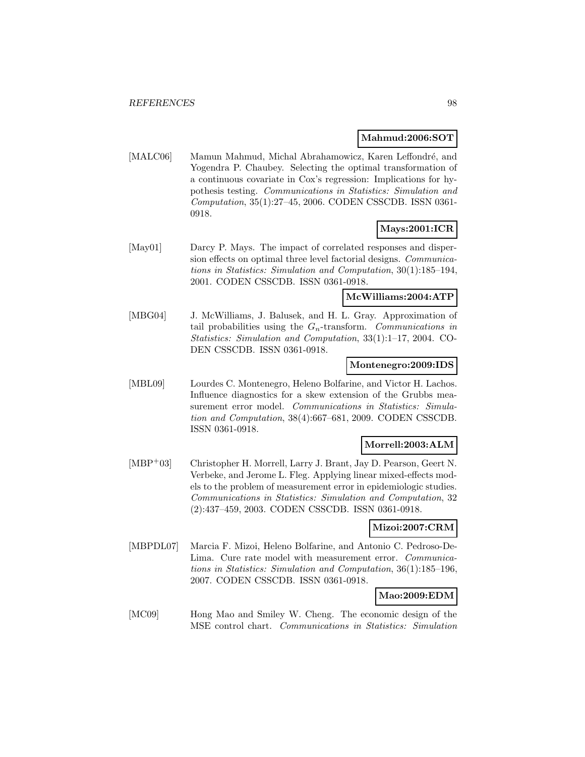**Mahmud:2006:SOT**

[MALC06] Mamun Mahmud, Michal Abrahamowicz, Karen Leffondré, and Yogendra P. Chaubey. Selecting the optimal transformation of a continuous covariate in Cox's regression: Implications for hypothesis testing. *Communications in Statistics: Simulation and Computation*, 35(1):27–45, 2006. CODEN CSSCDB. ISSN 0361-0918.

**Mays:2001:ICR**

[May01] Darcy P. Mays. The impact of correlated responses and dispersion effects on optimal three level factorial designs. *Communications in Statistics: Simulation and Computation*, 30(1):185–194, 2001. CODEN CSSCDB. ISSN 0361-0918.

**McWilliams:2004:ATP**

[MBG04] J. McWilliams, J. Balusek, and H. L. Gray. Approximation of tail probabilities using the $G_n$-transform. *Communications in Statistics: Simulation and Computation*, 33(1):1–17, 2004. CODEN CSSCDB. ISSN 0361-0918.

**Montenegro:2009:IDS**

[MBL09] Lourdes C. Montenegro, Heleno Bolfarine, and Victor H. Lachos. Influence diagnostics for a skew extension of the Grubbs measurement error model. *Communications in Statistics: Simulation and Computation*, 38(4):667–681, 2009. CODEN CSSCDB. ISSN 0361-0918.

**Morrell:2003:ALM**

[MBP+03] Christopher H. Morrell, Larry J. Brant, Jay D. Pearson, Geert N. Verbeke, and Jerome L. Fleg. Applying linear mixed-effects models to the problem of measurement error in epidemiologic studies. *Communications in Statistics: Simulation and Computation*, 32 (2):437–459, 2003. CODEN CSSCDB. ISSN 0361-0918.

**Mizoi:2007:CRM**

[MBPDL07] Marcia F. Mizoi, Heleno Bolfarine, and Antonio C. Pedroso-De-Lima. Cure rate model with measurement error. *Communications in Statistics: Simulation and Computation*, 36(1):185–196, 2007. CODEN CSSCDB. ISSN 0361-0918.

**Mao:2009:EDM**

[MC09] Hong Mao and Smiley W. Cheng. The economic design of the MSE control chart. *Communications in Statistics: Simulation*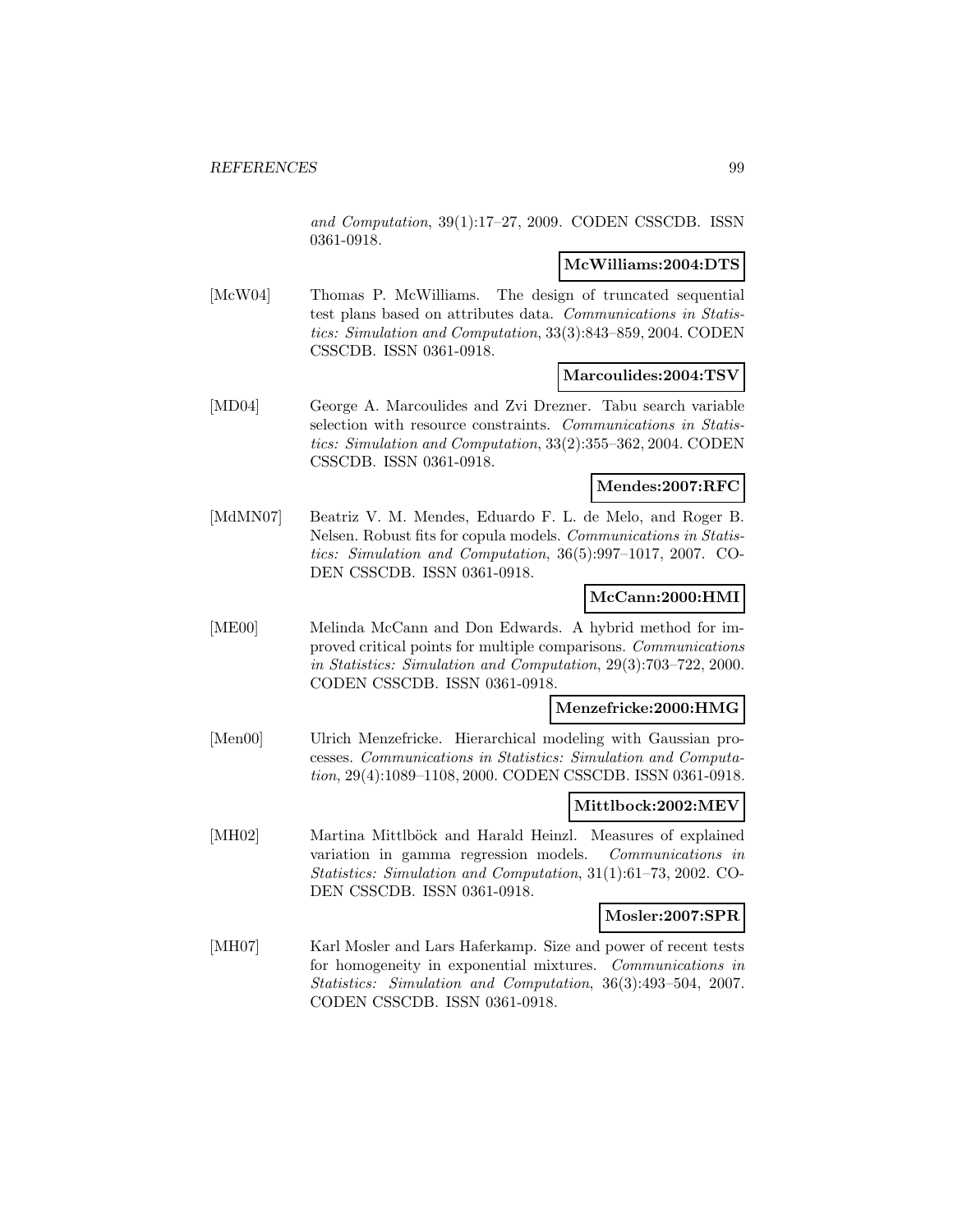*and Computation*, 39(1):17–27, 2009. CODEN CSSCDB. ISSN 0361-0918.

**McWilliams:2004:DTS**

[McW04] Thomas P. McWilliams. The design of truncated sequential test plans based on attributes data. *Communications in Statistics: Simulation and Computation*, 33(3):843–859, 2004. CODEN CSSCDB. ISSN 0361-0918.

**Marcoulides:2004:TSV**

[MD04] George A. Marcoulides and Zvi Drezner. Tabu search variable selection with resource constraints. *Communications in Statistics: Simulation and Computation*, 33(2):355–362, 2004. CODEN CSSCDB. ISSN 0361-0918.

**Mendes:2007:RFC**

[MdMN07] Beatriz V. M. Mendes, Eduardo F. L. de Melo, and Roger B. Nelsen. Robust fits for copula models. *Communications in Statistics: Simulation and Computation*, 36(5):997–1017, 2007. CODEN CSSCDB. ISSN 0361-0918.

**McCann:2000:HMI**

[ME00] Melinda McCann and Don Edwards. A hybrid method for improved critical points for multiple comparisons. *Communications in Statistics: Simulation and Computation*, 29(3):703–722, 2000. CODEN CSSCDB. ISSN 0361-0918.

**Menzefricke:2000:HMG**

[Men00] Ulrich Menzefricke. Hierarchical modeling with Gaussian processes. *Communications in Statistics: Simulation and Computation*, 29(4):1089–1108, 2000. CODEN CSSCDB. ISSN 0361-0918.

**Mittlbock:2002:MEV**

[MH02] Martina Mittlböck and Harald Heinzl. Measures of explained variation in gamma regression models. *Communications in Statistics: Simulation and Computation*, 31(1):61–73, 2002. CODEN CSSCDB. ISSN 0361-0918.

**Mosler:2007:SPR**

[MH07] Karl Mosler and Lars Haferkamp. Size and power of recent tests for homogeneity in exponential mixtures. *Communications in Statistics: Simulation and Computation*, 36(3):493–504, 2007. CODEN CSSCDB. ISSN 0361-0918.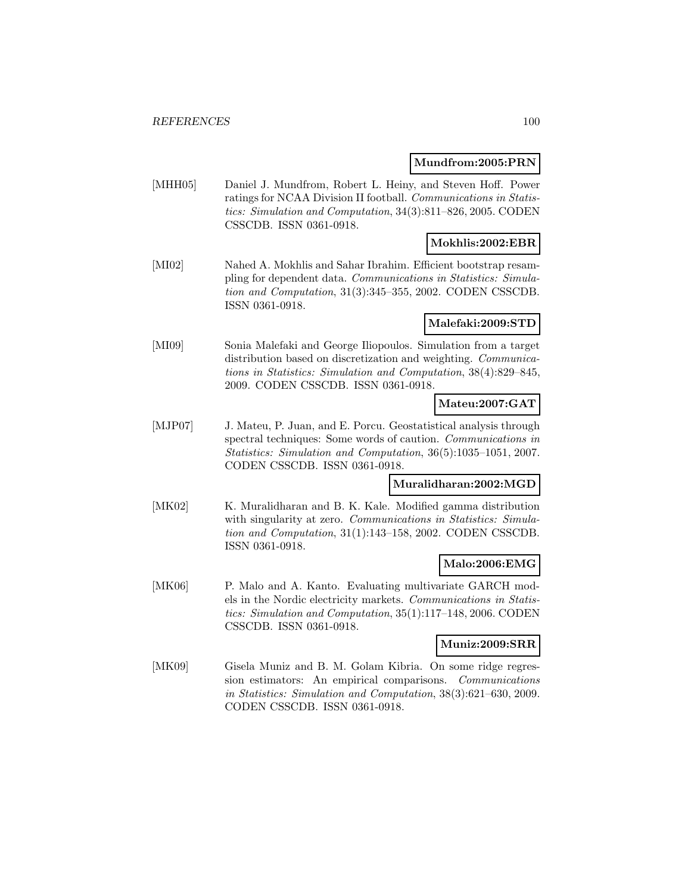**Mundfrom:2005:PRN**

[MHH05] Daniel J. Mundfrom, Robert L. Heiny, and Steven Hoff. Power ratings for NCAA Division II football. *Communications in Statistics: Simulation and Computation*, 34(3):811–826, 2005. CODEN CSSCDB. ISSN 0361-0918.

**Mokhlis:2002:EBR**

[MI02] Nahed A. Mokhlis and Sahar Ibrahim. Efficient bootstrap resampling for dependent data. *Communications in Statistics: Simulation and Computation*, 31(3):345–355, 2002. CODEN CSSCDB. ISSN 0361-0918.

**Malefaki:2009:STD**

[MI09] Sonia Malefaki and George Iliopoulos. Simulation from a target distribution based on discretization and weighting. *Communications in Statistics: Simulation and Computation*, 38(4):829–845, 2009. CODEN CSSCDB. ISSN 0361-0918.

**Mateu:2007:GAT**

[MJP07] J. Mateu, P. Juan, and E. Porcu. Geostatistical analysis through spectral techniques: Some words of caution. *Communications in Statistics: Simulation and Computation*, 36(5):1035–1051, 2007. CODEN CSSCDB. ISSN 0361-0918.

**Muralidharan:2002:MGD**

[MK02] K. Muralidharan and B. K. Kale. Modified gamma distribution with singularity at zero. *Communications in Statistics: Simulation and Computation*, 31(1):143–158, 2002. CODEN CSSCDB. ISSN 0361-0918.

**Malo:2006:EMG**

[MK06] P. Malo and A. Kanto. Evaluating multivariate GARCH models in the Nordic electricity markets. *Communications in Statistics: Simulation and Computation*, 35(1):117–148, 2006. CODEN CSSCDB. ISSN 0361-0918.

**Muniz:2009:SRR**

[MK09] Gisela Muniz and B. M. Golam Kibria. On some ridge regression estimators: An empirical comparisons. *Communications in Statistics: Simulation and Computation*, 38(3):621–630, 2009. CODEN CSSCDB. ISSN 0361-0918.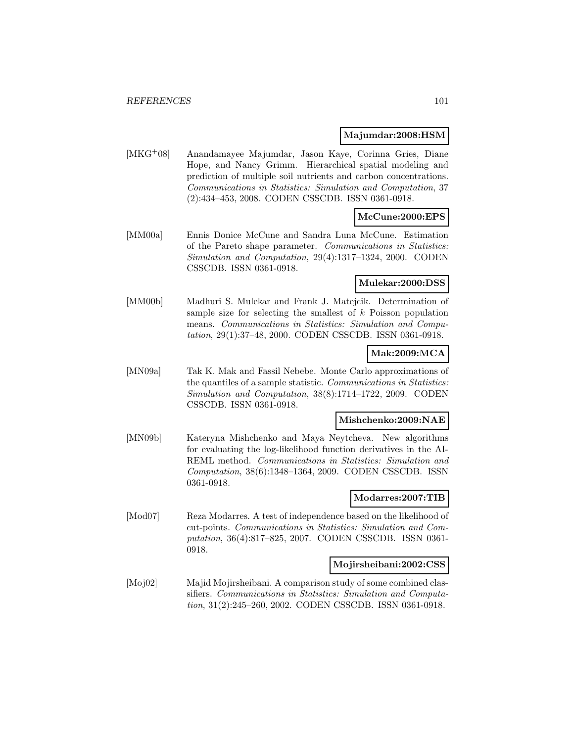**Majumdar:2008:HSM**

[MKG[+]08] Anandamayee Majumdar, Jason Kaye, Corinna Gries, Diane Hope, and Nancy Grimm. Hierarchical spatial modeling and prediction of multiple soil nutrients and carbon concentrations. *Communications in Statistics: Simulation and Computation*, 37 (2):434–453, 2008. CODEN CSSCDB. ISSN 0361-0918.

**McCune:2000:EPS**

[MM00a] Ennis Donice McCune and Sandra Luna McCune. Estimation of the Pareto shape parameter. *Communications in Statistics: Simulation and Computation*, 29(4):1317–1324, 2000. CODEN CSSCDB. ISSN 0361-0918.

**Mulekar:2000:DSS**

[MM00b] Madhuri S. Mulekar and Frank J. Matejcik. Determination of sample size for selecting the smallest of $k$ Poisson population means. *Communications in Statistics: Simulation and Computation*, 29(1):37–48, 2000. CODEN CSSCDB. ISSN 0361-0918.

**Mak:2009:MCA**

[MN09a] Tak K. Mak and Fassil Nebebe. Monte Carlo approximations of the quantiles of a sample statistic. *Communications in Statistics: Simulation and Computation*, 38(8):1714–1722, 2009. CODEN CSSCDB. ISSN 0361-0918.

**Mishchenko:2009:NAE**

[MN09b] Kateryna Mishchenko and Maya Neytcheva. New algorithms for evaluating the log-likelihood function derivatives in the AI-REML method. *Communications in Statistics: Simulation and Computation*, 38(6):1348–1364, 2009. CODEN CSSCDB. ISSN 0361-0918.

**Modarres:2007:TIB**

[Mod07] Reza Modarres. A test of independence based on the likelihood of cut-points. *Communications in Statistics: Simulation and Computation*, 36(4):817–825, 2007. CODEN CSSCDB. ISSN 0361-0918.

**Mojirsheibani:2002:CSS**

[Moj02] Majid Mojirsheibani. A comparison study of some combined classifiers. *Communications in Statistics: Simulation and Computation*, 31(2):245–260, 2002. CODEN CSSCDB. ISSN 0361-0918.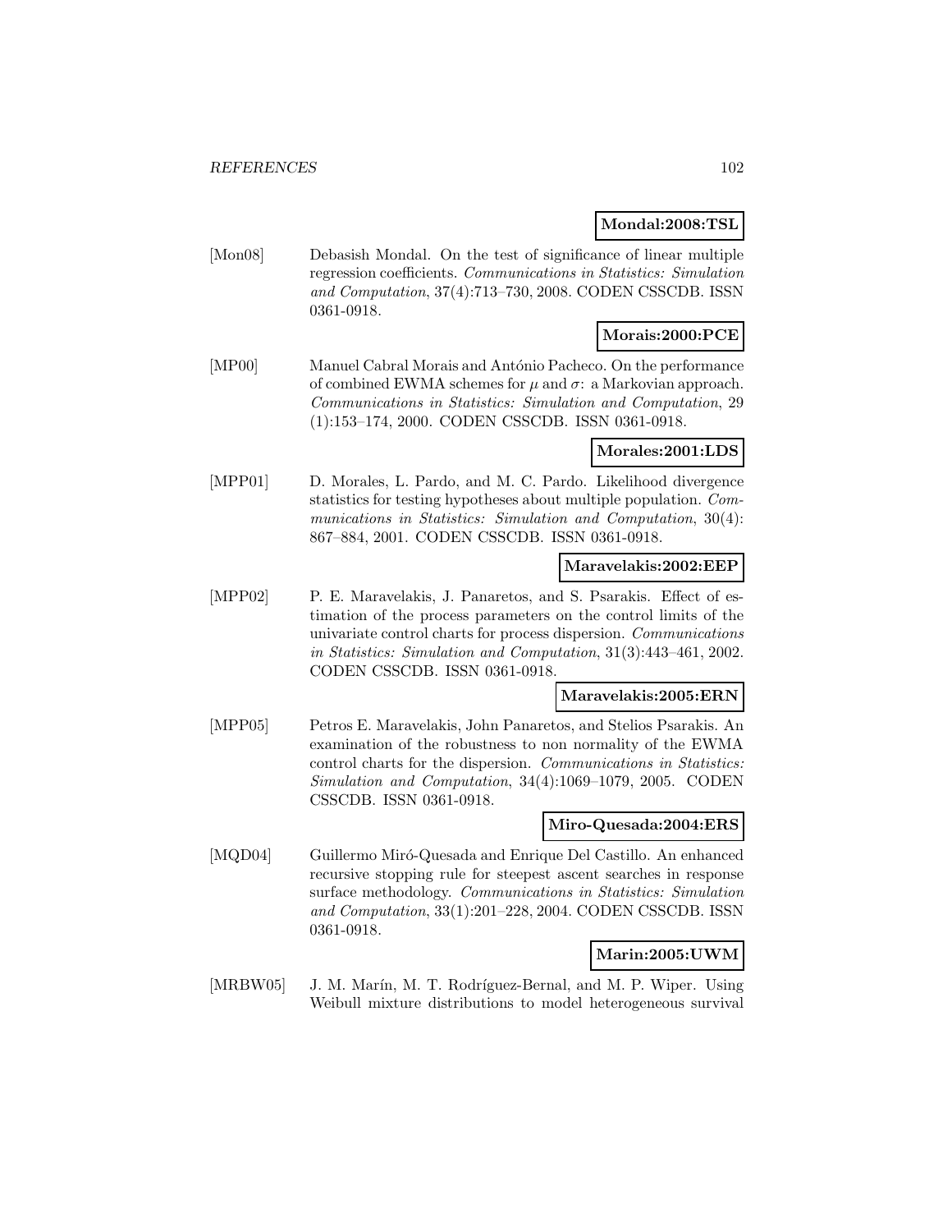**Mondal:2008:TSL**

[Mon08] Debasish Mondal. On the test of significance of linear multiple regression coefficients. *Communications in Statistics: Simulation and Computation*, 37(4):713–730, 2008. CODEN CSSCDB. ISSN 0361-0918.

**Morais:2000:PCE**

[MP00] Manuel Cabral Morais and António Pacheco. On the performance of combined EWMA schemes for $\mu$ and $\sigma$: a Markovian approach. *Communications in Statistics: Simulation and Computation*, 29 (1):153–174, 2000. CODEN CSSCDB. ISSN 0361-0918.

**Morales:2001:LDS**

[MPP01] D. Morales, L. Pardo, and M. C. Pardo. Likelihood divergence statistics for testing hypotheses about multiple population. *Communications in Statistics: Simulation and Computation*, 30(4): 867–884, 2001. CODEN CSSCDB. ISSN 0361-0918.

**Maravelakis:2002:EEP**

[MPP02] P. E. Maravelakis, J. Panaretos, and S. Psarakis. Effect of estimation of the process parameters on the control limits of the univariate control charts for process dispersion. *Communications in Statistics: Simulation and Computation*, 31(3):443–461, 2002. CODEN CSSCDB. ISSN 0361-0918.

**Maravelakis:2005:ERN**

[MPP05] Petros E. Maravelakis, John Panaretos, and Stelios Psarakis. An examination of the robustness to non normality of the EWMA control charts for the dispersion. *Communications in Statistics: Simulation and Computation*, 34(4):1069–1079, 2005. CODEN CSSCDB. ISSN 0361-0918.

**Miro-Quesada:2004:ERS**

[MQD04] Guillermo Miró-Quesada and Enrique Del Castillo. An enhanced recursive stopping rule for steepest ascent searches in response surface methodology. *Communications in Statistics: Simulation and Computation*, 33(1):201–228, 2004. CODEN CSSCDB. ISSN 0361-0918.

**Marin:2005:UWM**

[MRBW05] J. M. Marín, M. T. Rodríguez-Bernal, and M. P. Wiper. Using Weibull mixture distributions to model heterogeneous survival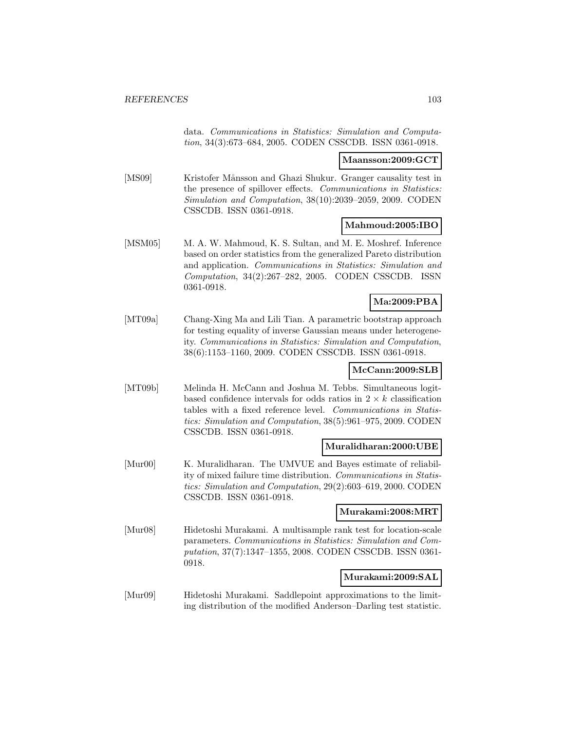data. *Communications in Statistics: Simulation and Computation*, 34(3):673–684, 2005. CODEN CSSCDB. ISSN 0361-0918.

**Maansson:2009:GCT**

[MS09] Kristofer Månsson and Ghazi Shukur. Granger causality test in the presence of spillover effects. *Communications in Statistics: Simulation and Computation*, 38(10):2039–2059, 2009. CODEN CSSCDB. ISSN 0361-0918.

**Mahmoud:2005:IBO**

[MSM05] M. A. W. Mahmoud, K. S. Sultan, and M. E. Moshref. Inference based on order statistics from the generalized Pareto distribution and application. *Communications in Statistics: Simulation and Computation*, 34(2):267–282, 2005. CODEN CSSCDB. ISSN 0361-0918.

**Ma:2009:PBA**

[MT09a] Chang-Xing Ma and Lili Tian. A parametric bootstrap approach for testing equality of inverse Gaussian means under heterogeneity. *Communications in Statistics: Simulation and Computation*, 38(6):1153–1160, 2009. CODEN CSSCDB. ISSN 0361-0918.

**McCann:2009:SLB**

[MT09b] Melinda H. McCann and Joshua M. Tebbs. Simultaneous logit-based confidence intervals for odds ratios in $2 \times k$ classification tables with a fixed reference level. *Communications in Statistics: Simulation and Computation*, 38(5):961–975, 2009. CODEN CSSCDB. ISSN 0361-0918.

**Muralidharan:2000:UBE**

[Mur00] K. Muralidharan. The UMVUE and Bayes estimate of reliability of mixed failure time distribution. *Communications in Statistics: Simulation and Computation*, 29(2):603–619, 2000. CODEN CSSCDB. ISSN 0361-0918.

**Murakami:2008:MRT**

[Mur08] Hidetoshi Murakami. A multisample rank test for location-scale parameters. *Communications in Statistics: Simulation and Computation*, 37(7):1347–1355, 2008. CODEN CSSCDB. ISSN 0361-0918.

**Murakami:2009:SAL**

[Mur09] Hidetoshi Murakami. Saddlepoint approximations to the limiting distribution of the modified Anderson–Darling test statistic.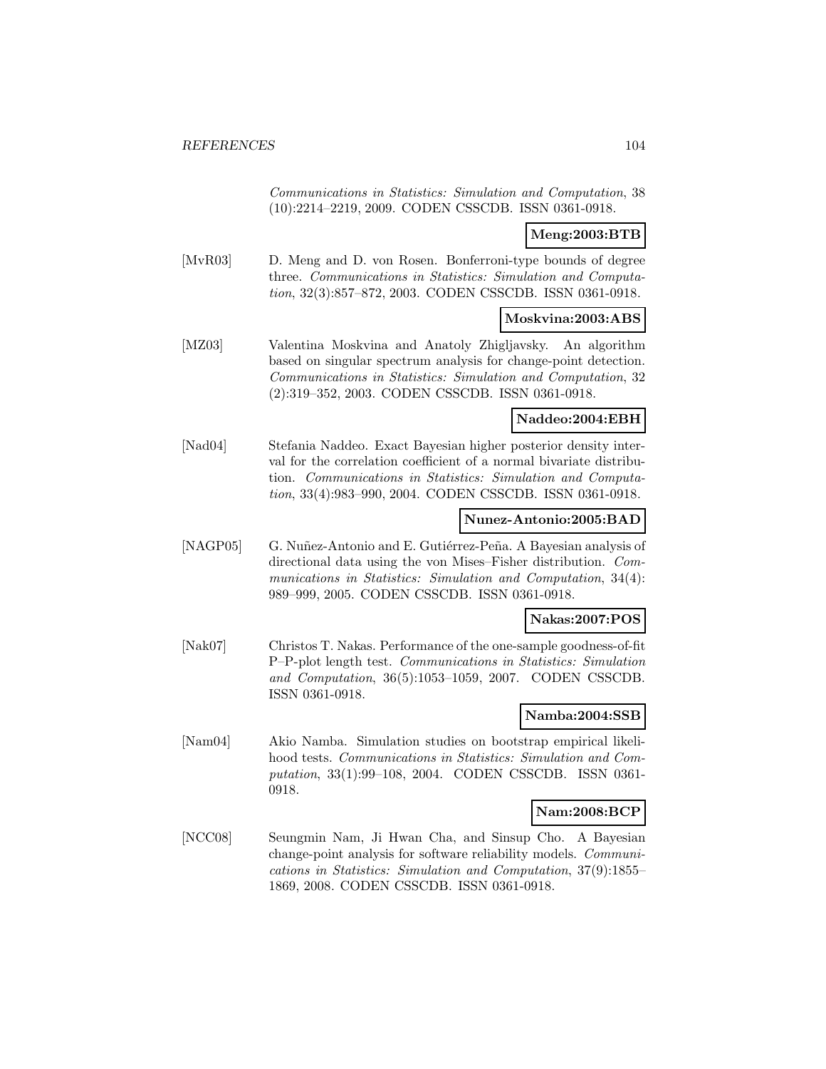*Communications in Statistics: Simulation and Computation*, 38 (10):2214–2219, 2009. CODEN CSSCDB. ISSN 0361-0918.

**Meng:2003:BTB**

[MvR03] D. Meng and D. von Rosen. Bonferroni-type bounds of degree three. *Communications in Statistics: Simulation and Computation*, 32(3):857–872, 2003. CODEN CSSCDB. ISSN 0361-0918.

**Moskvina:2003:ABS**

[MZ03] Valentina Moskvina and Anatoly Zhigljavsky. An algorithm based on singular spectrum analysis for change-point detection. *Communications in Statistics: Simulation and Computation*, 32 (2):319–352, 2003. CODEN CSSCDB. ISSN 0361-0918.

**Naddeo:2004:EBH**

[Nad04] Stefania Naddeo. Exact Bayesian higher posterior density interval for the correlation coefficient of a normal bivariate distribution. *Communications in Statistics: Simulation and Computation*, 33(4):983–990, 2004. CODEN CSSCDB. ISSN 0361-0918.

**Nunez-Antonio:2005:BAD**

[NAGP05] G. Nuñez-Antonio and E. Gutiérrez-Peña. A Bayesian analysis of directional data using the von Mises–Fisher distribution. *Communications in Statistics: Simulation and Computation*, 34(4): 989–999, 2005. CODEN CSSCDB. ISSN 0361-0918.

**Nakas:2007:POS**

[Nak07] Christos T. Nakas. Performance of the one-sample goodness-of-fit P–P-plot length test. *Communications in Statistics: Simulation and Computation*, 36(5):1053–1059, 2007. CODEN CSSCDB. ISSN 0361-0918.

**Namba:2004:SSB**

[Nam04] Akio Namba. Simulation studies on bootstrap empirical likelihood tests. *Communications in Statistics: Simulation and Computation*, 33(1):99–108, 2004. CODEN CSSCDB. ISSN 0361-0918.

**Nam:2008:BCP**

[NCC08] Seungmin Nam, Ji Hwan Cha, and Sinsup Cho. A Bayesian change-point analysis for software reliability models. *Communications in Statistics: Simulation and Computation*, 37(9):1855–1869, 2008. CODEN CSSCDB. ISSN 0361-0918.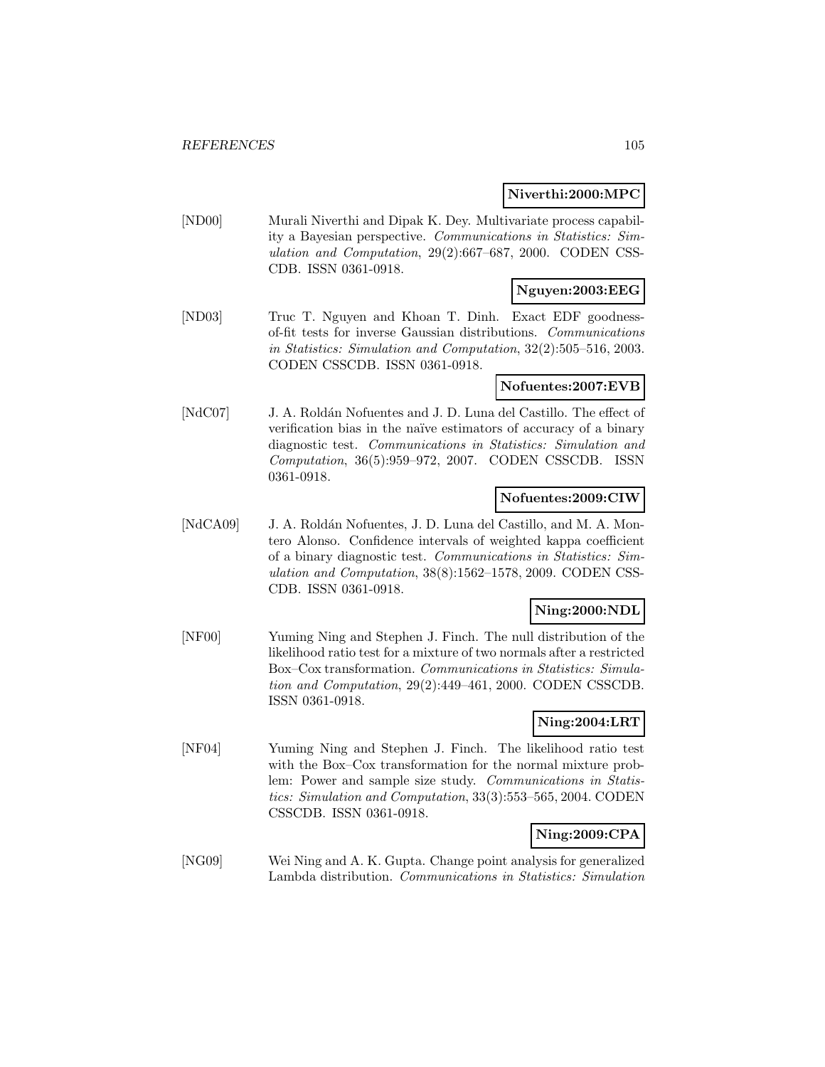**Niverthi:2000:MPC**

[ND00] Murali Niverthi and Dipak K. Dey. Multivariate process capability a Bayesian perspective. *Communications in Statistics: Simulation and Computation*, 29(2):667–687, 2000. CODEN CSSCDB. ISSN 0361-0918.

**Nguyen:2003:EEG**

[ND03] Truc T. Nguyen and Khoan T. Dinh. Exact EDF goodness-of-fit tests for inverse Gaussian distributions. *Communications in Statistics: Simulation and Computation*, 32(2):505–516, 2003. CODEN CSSCDB. ISSN 0361-0918.

**Nofuentes:2007:EVB**

[NdC07] J. A. Roldán Nofuentes and J. D. Luna del Castillo. The effect of verification bias in the naïve estimators of accuracy of a binary diagnostic test. *Communications in Statistics: Simulation and Computation*, 36(5):959–972, 2007. CODEN CSSCDB. ISSN 0361-0918.

**Nofuentes:2009:CIW**

[NdCA09] J. A. Roldán Nofuentes, J. D. Luna del Castillo, and M. A. Montero Alonso. Confidence intervals of weighted kappa coefficient of a binary diagnostic test. *Communications in Statistics: Simulation and Computation*, 38(8):1562–1578, 2009. CODEN CSSCDB. ISSN 0361-0918.

**Ning:2000:NDL**

[NF00] Yuming Ning and Stephen J. Finch. The null distribution of the likelihood ratio test for a mixture of two normals after a restricted Box–Cox transformation. *Communications in Statistics: Simulation and Computation*, 29(2):449–461, 2000. CODEN CSSCDB. ISSN 0361-0918.

**Ning:2004:LRT**

[NF04] Yuming Ning and Stephen J. Finch. The likelihood ratio test with the Box–Cox transformation for the normal mixture problem: Power and sample size study. *Communications in Statistics: Simulation and Computation*, 33(3):553–565, 2004. CODEN CSSCDB. ISSN 0361-0918.

**Ning:2009:CPA**

[NG09] Wei Ning and A. K. Gupta. Change point analysis for generalized Lambda distribution. *Communications in Statistics: Simulation*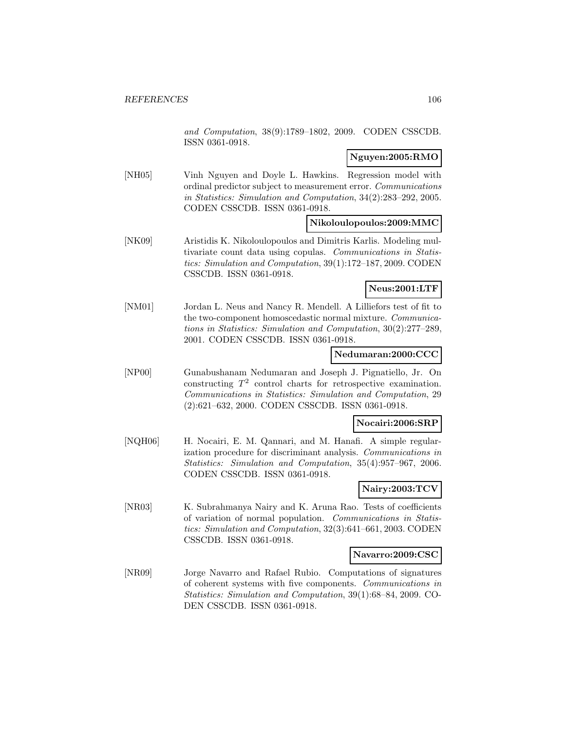*and Computation*, 38(9):1789–1802, 2009. CODEN CSSCDB. ISSN 0361-0918.

**Nguyen:2005:RMO**

[NH05] Vinh Nguyen and Doyle L. Hawkins. Regression model with ordinal predictor subject to measurement error. *Communications in Statistics: Simulation and Computation*, 34(2):283–292, 2005. CODEN CSSCDB. ISSN 0361-0918.

**Nikoloulopoulos:2009:MMC**

[NK09] Aristidis K. Nikoloulopoulos and Dimitris Karlis. Modeling multivariate count data using copulas. *Communications in Statistics: Simulation and Computation*, 39(1):172–187, 2009. CODEN CSSCDB. ISSN 0361-0918.

**Neus:2001:LTF**

[NM01] Jordan L. Neus and Nancy R. Mendell. A Lilliefors test of fit to the two-component homoscedastic normal mixture. *Communications in Statistics: Simulation and Computation*, 30(2):277–289, 2001. CODEN CSSCDB. ISSN 0361-0918.

**Nedumaran:2000:CCC**

[NP00] Gunabushanam Nedumaran and Joseph J. Pignatiello, Jr. On constructing $T^2$ control charts for retrospective examination. *Communications in Statistics: Simulation and Computation*, 29 (2):621–632, 2000. CODEN CSSCDB. ISSN 0361-0918.

**Nocairi:2006:SRP**

[NQH06] H. Nocairi, E. M. Qannari, and M. Hanafi. A simple regularization procedure for discriminant analysis. *Communications in Statistics: Simulation and Computation*, 35(4):957–967, 2006. CODEN CSSCDB. ISSN 0361-0918.

**Nairy:2003:TCV**

[NR03] K. Subrahmanya Nairy and K. Aruna Rao. Tests of coefficients of variation of normal population. *Communications in Statistics: Simulation and Computation*, 32(3):641–661, 2003. CODEN CSSCDB. ISSN 0361-0918.

**Navarro:2009:CSC**

[NR09] Jorge Navarro and Rafael Rubio. Computations of signatures of coherent systems with five components. *Communications in Statistics: Simulation and Computation*, 39(1):68–84, 2009. CODEN CSSCDB. ISSN 0361-0918.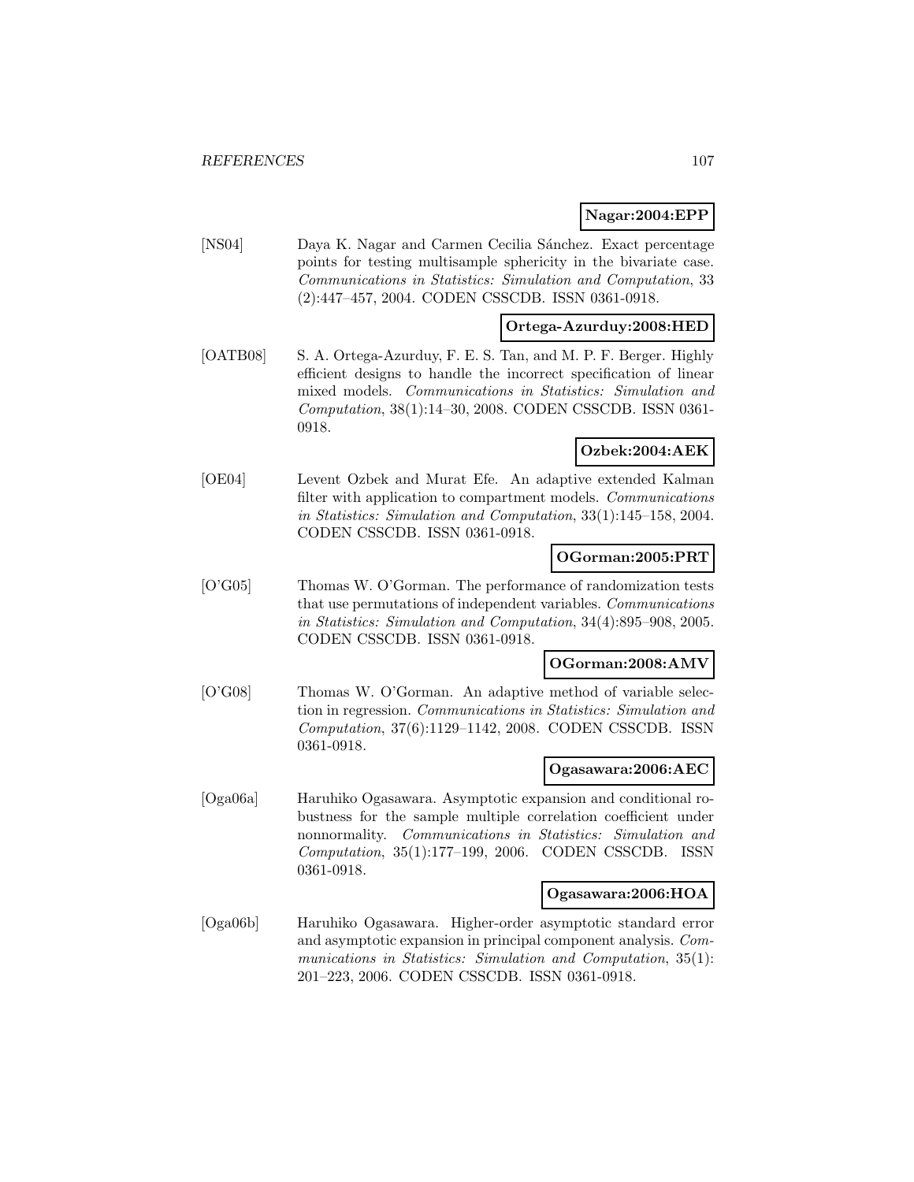**Nagar:2004:EPP**

[NS04] Daya K. Nagar and Carmen Cecilia Sánchez. Exact percentage points for testing multisample sphericity in the bivariate case. *Communications in Statistics: Simulation and Computation*, 33 (2):447–457, 2004. CODEN CSSCDB. ISSN 0361-0918.

**Ortega-Azurduy:2008:HED**

[OATB08] S. A. Ortega-Azurduy, F. E. S. Tan, and M. P. F. Berger. Highly efficient designs to handle the incorrect specification of linear mixed models. *Communications in Statistics: Simulation and Computation*, 38(1):14–30, 2008. CODEN CSSCDB. ISSN 0361-0918.

**Ozbek:2004:AEK**

[OE04] Levent Ozbek and Murat Efe. An adaptive extended Kalman filter with application to compartment models. *Communications in Statistics: Simulation and Computation*, 33(1):145–158, 2004. CODEN CSSCDB. ISSN 0361-0918.

**OGorman:2005:PRT**

[O'G05] Thomas W. O'Gorman. The performance of randomization tests that use permutations of independent variables. *Communications in Statistics: Simulation and Computation*, 34(4):895–908, 2005. CODEN CSSCDB. ISSN 0361-0918.

**OGorman:2008:AMV**

[O'G08] Thomas W. O'Gorman. An adaptive method of variable selection in regression. *Communications in Statistics: Simulation and Computation*, 37(6):1129–1142, 2008. CODEN CSSCDB. ISSN 0361-0918.

**Ogasawara:2006:AEC**

[Oga06a] Haruhiko Ogasawara. Asymptotic expansion and conditional robustness for the sample multiple correlation coefficient under nonnormality. *Communications in Statistics: Simulation and Computation*, 35(1):177–199, 2006. CODEN CSSCDB. ISSN 0361-0918.

**Ogasawara:2006:HOA**

[Oga06b] Haruhiko Ogasawara. Higher-order asymptotic standard error and asymptotic expansion in principal component analysis. *Communications in Statistics: Simulation and Computation*, 35(1): 201–223, 2006. CODEN CSSCDB. ISSN 0361-0918.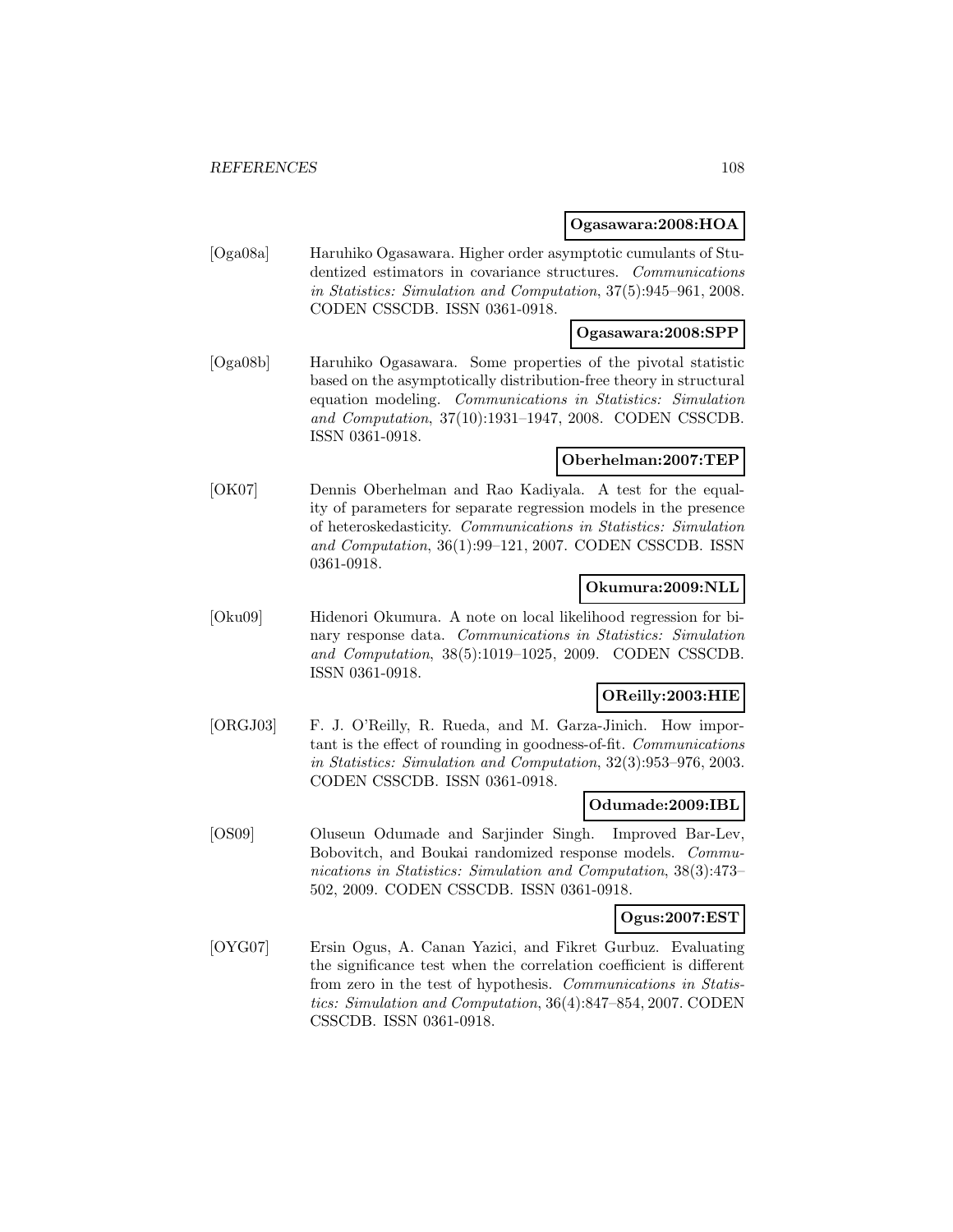**Ogasawara:2008:HOA**

[Oga08a] Haruhiko Ogasawara. Higher order asymptotic cumulants of Studentized estimators in covariance structures. *Communications in Statistics: Simulation and Computation*, 37(5):945–961, 2008. CODEN CSSCDB. ISSN 0361-0918.

**Ogasawara:2008:SPP**

[Oga08b] Haruhiko Ogasawara. Some properties of the pivotal statistic based on the asymptotically distribution-free theory in structural equation modeling. *Communications in Statistics: Simulation and Computation*, 37(10):1931–1947, 2008. CODEN CSSCDB. ISSN 0361-0918.

**Oberhelman:2007:TEP**

[OK07] Dennis Oberhelman and Rao Kadiyala. A test for the equality of parameters for separate regression models in the presence of heteroskedasticity. *Communications in Statistics: Simulation and Computation*, 36(1):99–121, 2007. CODEN CSSCDB. ISSN 0361-0918.

**Okumura:2009:NLL**

[Oku09] Hidenori Okumura. A note on local likelihood regression for binary response data. *Communications in Statistics: Simulation and Computation*, 38(5):1019–1025, 2009. CODEN CSSCDB. ISSN 0361-0918.

**OReilly:2003:HIE**

[ORGJ03] F. J. O'Reilly, R. Rueda, and M. Garza-Jinich. How important is the effect of rounding in goodness-of-fit. *Communications in Statistics: Simulation and Computation*, 32(3):953–976, 2003. CODEN CSSCDB. ISSN 0361-0918.

**Odumade:2009:IBL**

[OS09] Oluseun Odumade and Sarjinder Singh. Improved Bar-Lev, Bobovitch, and Boukai randomized response models. *Communications in Statistics: Simulation and Computation*, 38(3):473–502, 2009. CODEN CSSCDB. ISSN 0361-0918.

**Ogus:2007:EST**

[OYG07] Ersin Ogus, A. Canan Yazici, and Fikret Gurbuz. Evaluating the significance test when the correlation coefficient is different from zero in the test of hypothesis. *Communications in Statistics: Simulation and Computation*, 36(4):847–854, 2007. CODEN CSSCDB. ISSN 0361-0918.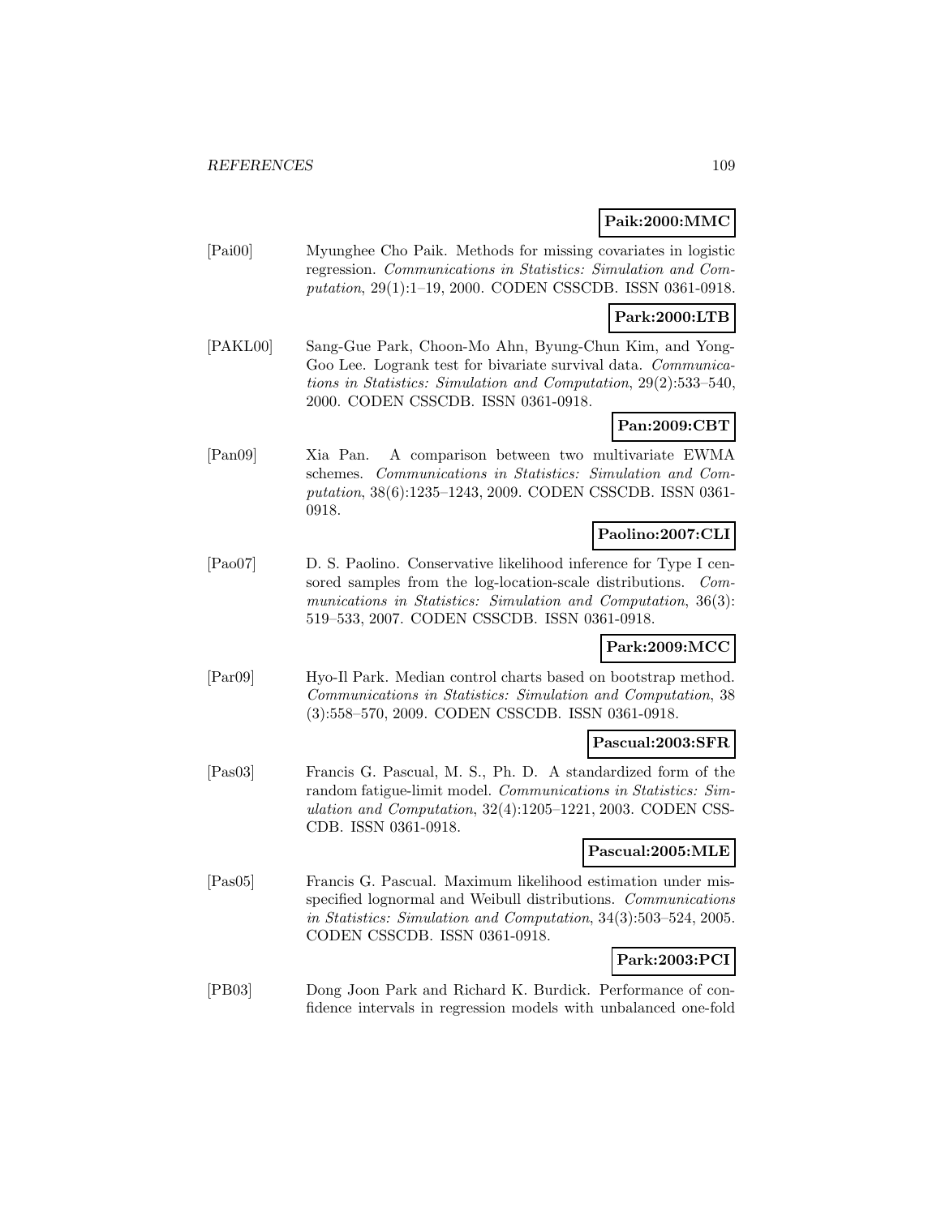**Paik:2000:MMC**

[Pai00] Myunghee Cho Paik. Methods for missing covariates in logistic regression. *Communications in Statistics: Simulation and Computation*, 29(1):1–19, 2000. CODEN CSSCDB. ISSN 0361-0918.

**Park:2000:LTB**

[PAKL00] Sang-Gue Park, Choon-Mo Ahn, Byung-Chun Kim, and Yong-Goo Lee. Logrank test for bivariate survival data. *Communications in Statistics: Simulation and Computation*, 29(2):533–540, 2000. CODEN CSSCDB. ISSN 0361-0918.

**Pan:2009:CBT**

[Pan09] Xia Pan. A comparison between two multivariate EWMA schemes. *Communications in Statistics: Simulation and Computation*, 38(6):1235–1243, 2009. CODEN CSSCDB. ISSN 0361-0918.

**Paolino:2007:CLI**

[Pao07] D. S. Paolino. Conservative likelihood inference for Type I censored samples from the log-location-scale distributions. *Communications in Statistics: Simulation and Computation*, 36(3):519–533, 2007. CODEN CSSCDB. ISSN 0361-0918.

**Park:2009:MCC**

[Par09] Hyo-Il Park. Median control charts based on bootstrap method. *Communications in Statistics: Simulation and Computation*, 38(3):558–570, 2009. CODEN CSSCDB. ISSN 0361-0918.

**Pascual:2003:SFR**

[Pas03] Francis G. Pascual, M. S., Ph. D. A standardized form of the random fatigue-limit model. *Communications in Statistics: Simulation and Computation*, 32(4):1205–1221, 2003. CODEN CSSCDB. ISSN 0361-0918.

**Pascual:2005:MLE**

[Pas05] Francis G. Pascual. Maximum likelihood estimation under misspecified lognormal and Weibull distributions. *Communications in Statistics: Simulation and Computation*, 34(3):503–524, 2005. CODEN CSSCDB. ISSN 0361-0918.

**Park:2003:PCI**

[PB03] Dong Joon Park and Richard K. Burdick. Performance of confidence intervals in regression models with unbalanced one-fold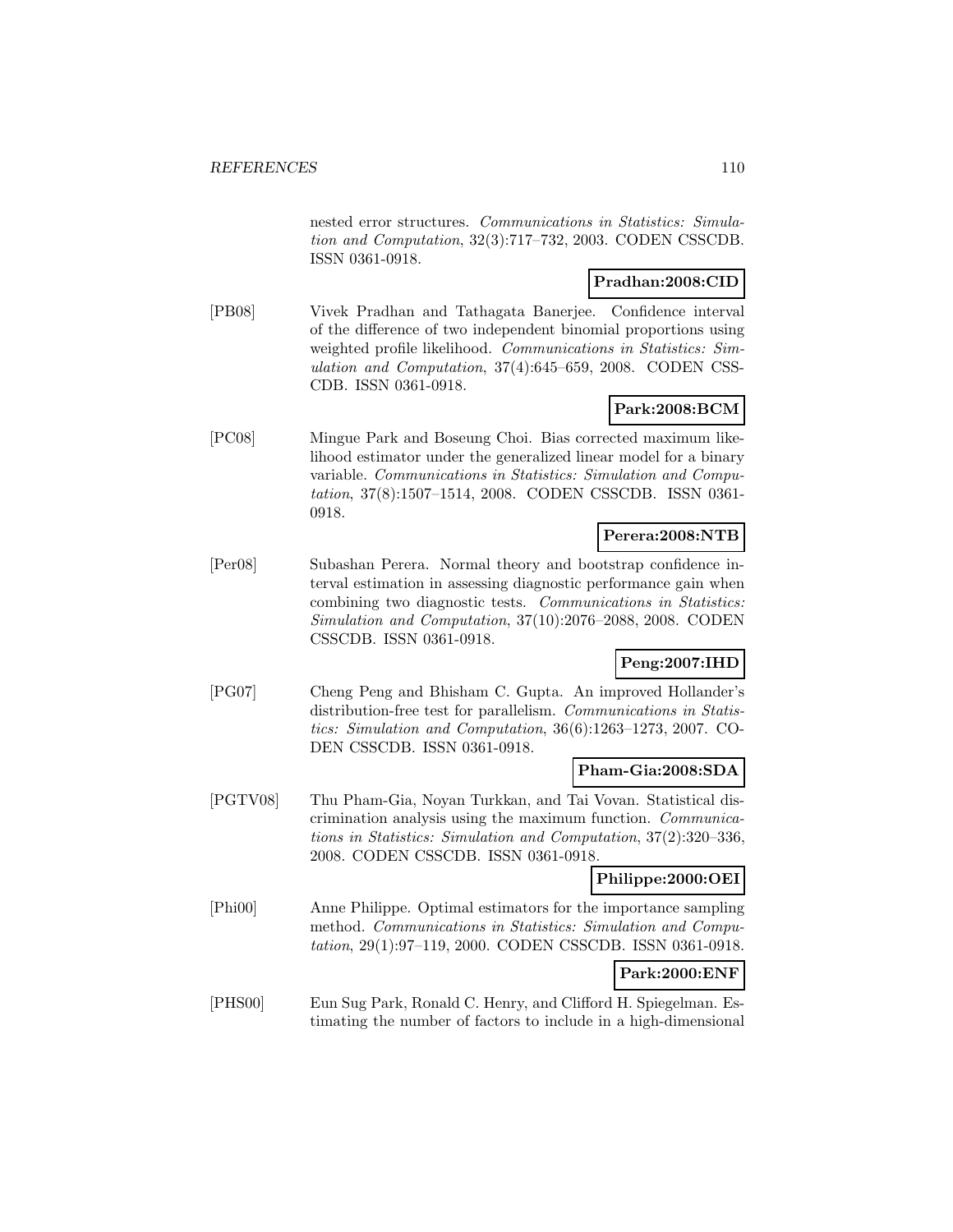nested error structures. *Communications in Statistics: Simulation and Computation*, 32(3):717–732, 2003. CODEN CSSCDB. ISSN 0361-0918.

**Pradhan:2008:CID**

[PB08] Vivek Pradhan and Tathagata Banerjee. Confidence interval of the difference of two independent binomial proportions using weighted profile likelihood. *Communications in Statistics: Simulation and Computation*, 37(4):645–659, 2008. CODEN CSSCDB. ISSN 0361-0918.

**Park:2008:BCM**

[PC08] Mingue Park and Boseung Choi. Bias corrected maximum likelihood estimator under the generalized linear model for a binary variable. *Communications in Statistics: Simulation and Computation*, 37(8):1507–1514, 2008. CODEN CSSCDB. ISSN 0361-0918.

**Perera:2008:NTB**

[Per08] Subashan Perera. Normal theory and bootstrap confidence interval estimation in assessing diagnostic performance gain when combining two diagnostic tests. *Communications in Statistics: Simulation and Computation*, 37(10):2076–2088, 2008. CODEN CSSCDB. ISSN 0361-0918.

**Peng:2007:IHD**

[PG07] Cheng Peng and Bhisham C. Gupta. An improved Hollander's distribution-free test for parallelism. *Communications in Statistics: Simulation and Computation*, 36(6):1263–1273, 2007. CODEN CSSCDB. ISSN 0361-0918.

**Pham-Gia:2008:SDA**

[PGTV08] Thu Pham-Gia, Noyan Turkkan, and Tai Vovan. Statistical discrimination analysis using the maximum function. *Communications in Statistics: Simulation and Computation*, 37(2):320–336, 2008. CODEN CSSCDB. ISSN 0361-0918.

**Philippe:2000:OEI**

[Phi00] Anne Philippe. Optimal estimators for the importance sampling method. *Communications in Statistics: Simulation and Computation*, 29(1):97–119, 2000. CODEN CSSCDB. ISSN 0361-0918.

**Park:2000:ENF**

[PHS00] Eun Sug Park, Ronald C. Henry, and Clifford H. Spiegelman. Estimating the number of factors to include in a high-dimensional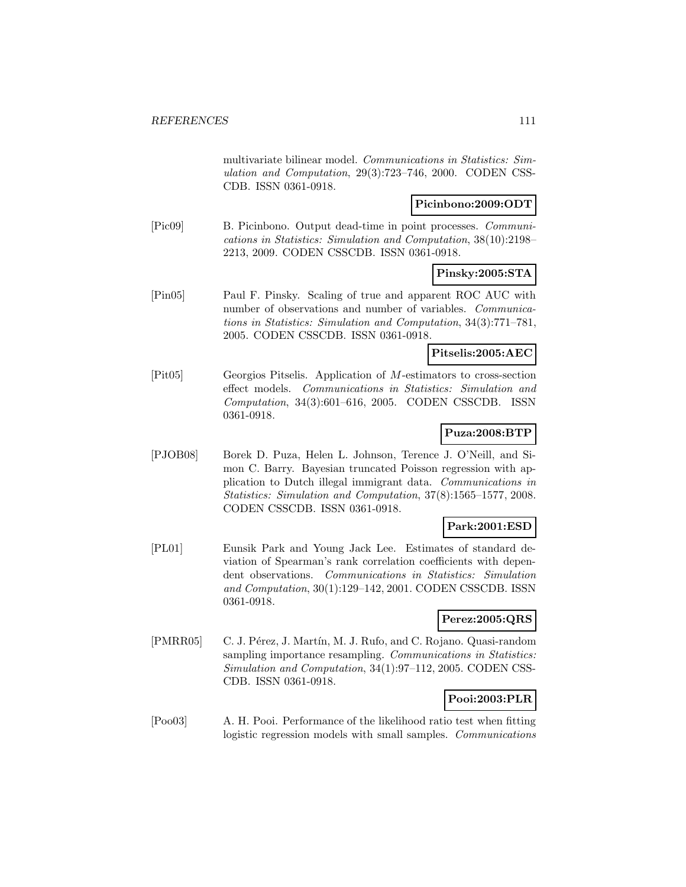multivariate bilinear model. *Communications in Statistics: Simulation and Computation*, 29(3):723–746, 2000. CODEN CSSCDB. ISSN 0361-0918.

**Picinbono:2009:ODT**

[Pic09] B. Picinbono. Output dead-time in point processes. *Communications in Statistics: Simulation and Computation*, 38(10):2198–2213, 2009. CODEN CSSCDB. ISSN 0361-0918.

**Pinsky:2005:STA**

[Pin05] Paul F. Pinsky. Scaling of true and apparent ROC AUC with number of observations and number of variables. *Communications in Statistics: Simulation and Computation*, 34(3):771–781, 2005. CODEN CSSCDB. ISSN 0361-0918.

**Pitselis:2005:AEC**

[Pit05] Georgios Pitselis. Application of $M$-estimators to cross-section effect models. *Communications in Statistics: Simulation and Computation*, 34(3):601–616, 2005. CODEN CSSCDB. ISSN 0361-0918.

**Puza:2008:BTP**

[PJOB08] Borek D. Puza, Helen L. Johnson, Terence J. O'Neill, and Simon C. Barry. Bayesian truncated Poisson regression with application to Dutch illegal immigrant data. *Communications in Statistics: Simulation and Computation*, 37(8):1565–1577, 2008. CODEN CSSCDB. ISSN 0361-0918.

**Park:2001:ESD**

[PL01] Eunsik Park and Young Jack Lee. Estimates of standard deviation of Spearman's rank correlation coefficients with dependent observations. *Communications in Statistics: Simulation and Computation*, 30(1):129–142, 2001. CODEN CSSCDB. ISSN 0361-0918.

**Perez:2005:QRS**

[PMRR05] C. J. Pérez, J. Martín, M. J. Rufo, and C. Rojano. Quasi-random sampling importance resampling. *Communications in Statistics: Simulation and Computation*, 34(1):97–112, 2005. CODEN CSSCDB. ISSN 0361-0918.

**Pooi:2003:PLR**

[Poo03] A. H. Pooi. Performance of the likelihood ratio test when fitting logistic regression models with small samples. *Communications*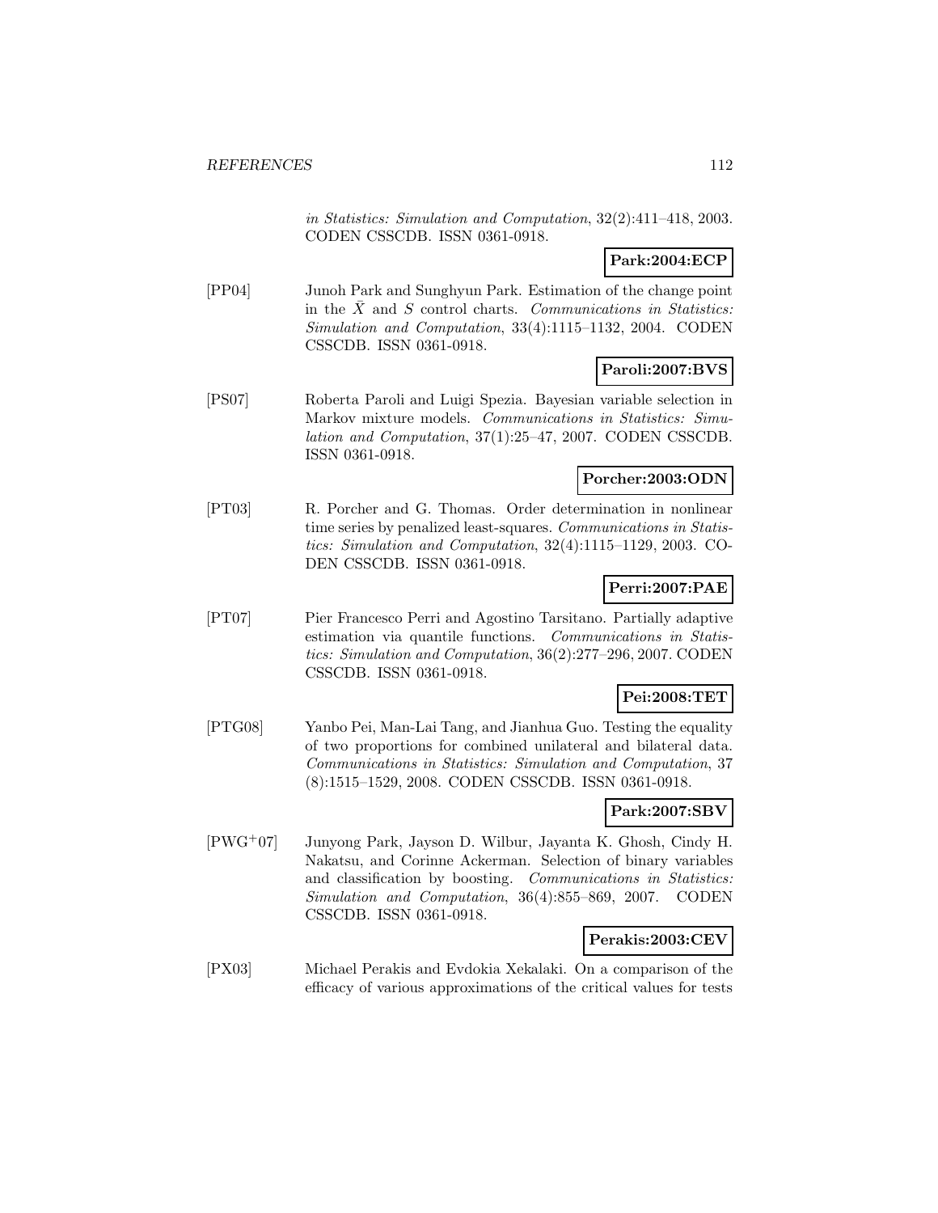in Statistics: Simulation and Computation*, 32(2):411–418, 2003. CODEN CSSCDB. ISSN 0361-0918.

**Park:2004:ECP**

[PP04] Junoh Park and Sunghyun Park. Estimation of the change point in the $\bar{X}$ and $S$ control charts. *Communications in Statistics: Simulation and Computation*, 33(4):1115–1132, 2004. CODEN CSSCDB. ISSN 0361-0918.

**Paroli:2007:BVS**

[PS07] Roberta Paroli and Luigi Spezia. Bayesian variable selection in Markov mixture models. *Communications in Statistics: Simulation and Computation*, 37(1):25–47, 2007. CODEN CSSCDB. ISSN 0361-0918.

**Porcher:2003:ODN**

[PT03] R. Porcher and G. Thomas. Order determination in nonlinear time series by penalized least-squares. *Communications in Statistics: Simulation and Computation*, 32(4):1115–1129, 2003. CODEN CSSCDB. ISSN 0361-0918.

**Perri:2007:PAE**

[PT07] Pier Francesco Perri and Agostino Tarsitano. Partially adaptive estimation via quantile functions. *Communications in Statistics: Simulation and Computation*, 36(2):277–296, 2007. CODEN CSSCDB. ISSN 0361-0918.

**Pei:2008:TET**

[PTG08] Yanbo Pei, Man-Lai Tang, and Jianhua Guo. Testing the equality of two proportions for combined unilateral and bilateral data. *Communications in Statistics: Simulation and Computation*, 37 (8):1515–1529, 2008. CODEN CSSCDB. ISSN 0361-0918.

**Park:2007:SBV**

[PWG+07] Junyong Park, Jayson D. Wilbur, Jayanta K. Ghosh, Cindy H. Nakatsu, and Corinne Ackerman. Selection of binary variables and classification by boosting. *Communications in Statistics: Simulation and Computation*, 36(4):855–869, 2007. CODEN CSSCDB. ISSN 0361-0918.

**Perakis:2003:CEV**

[PX03] Michael Perakis and Evdokia Xekalaki. On a comparison of the efficacy of various approximations of the critical values for tests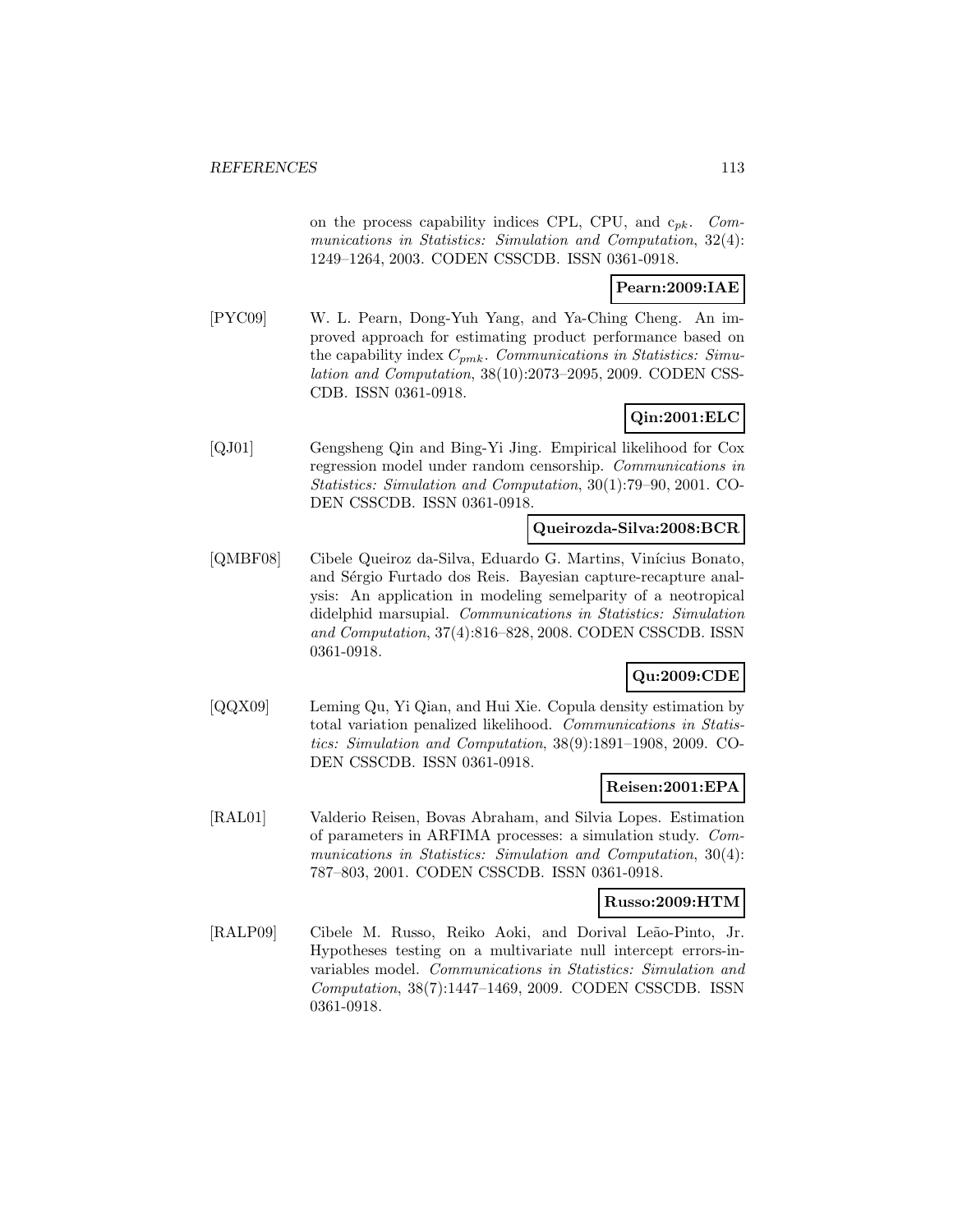on the process capability indices CPL, CPU, and $c_{pk}$. *Communications in Statistics: Simulation and Computation*, 32(4): 1249–1264, 2003. CODEN CSSCDB. ISSN 0361-0918.

**Pearn:2009:IAE**

[PYC09] W. L. Pearn, Dong-Yuh Yang, and Ya-Ching Cheng. An improved approach for estimating product performance based on the capability index $C_{pmk}$. *Communications in Statistics: Simulation and Computation*, 38(10):2073–2095, 2009. CODEN CSSCDB. ISSN 0361-0918.

**Qin:2001:ELC**

[QJ01] Gengsheng Qin and Bing-Yi Jing. Empirical likelihood for Cox regression model under random censorship. *Communications in Statistics: Simulation and Computation*, 30(1):79–90, 2001. CODEN CSSCDB. ISSN 0361-0918.

**Queirozda-Silva:2008:BCR**

[QMBF08] Cibele Queiroz da-Silva, Eduardo G. Martins, Vinícius Bonato, and Sérgio Furtado dos Reis. Bayesian capture-recapture analysis: An application in modeling semelparity of a neotropical didelphid marsupial. *Communications in Statistics: Simulation and Computation*, 37(4):816–828, 2008. CODEN CSSCDB. ISSN 0361-0918.

**Qu:2009:CDE**

[QQX09] Leming Qu, Yi Qian, and Hui Xie. Copula density estimation by total variation penalized likelihood. *Communications in Statistics: Simulation and Computation*, 38(9):1891–1908, 2009. CODEN CSSCDB. ISSN 0361-0918.

**Reisen:2001:EPA**

[RAL01] Valderio Reisen, Bovas Abraham, and Silvia Lopes. Estimation of parameters in ARFIMA processes: a simulation study. *Communications in Statistics: Simulation and Computation*, 30(4): 787–803, 2001. CODEN CSSCDB. ISSN 0361-0918.

**Russo:2009:HTM**

[RALP09] Cibele M. Russo, Reiko Aoki, and Dorival Leão-Pinto, Jr. Hypotheses testing on a multivariate null intercept errors-in-variables model. *Communications in Statistics: Simulation and Computation*, 38(7):1447–1469, 2009. CODEN CSSCDB. ISSN 0361-0918.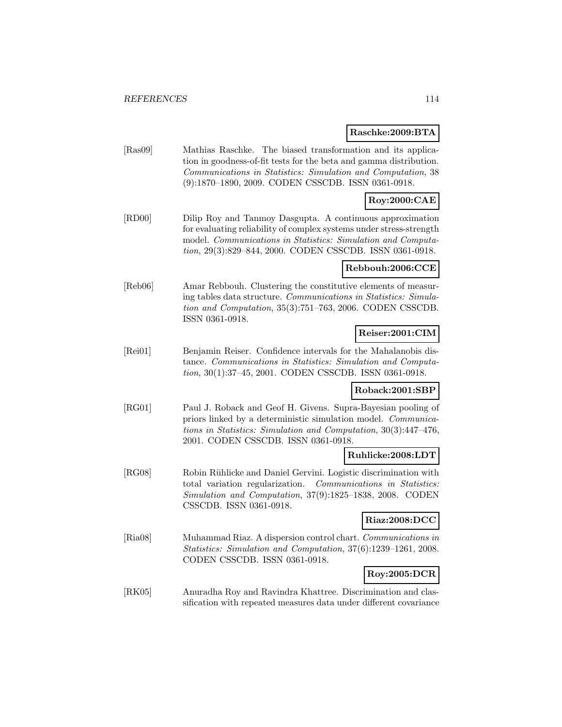**Raschke:2009:BTA**

[Ras09] Mathias Raschke. The biased transformation and its application in goodness-of-fit tests for the beta and gamma distribution. *Communications in Statistics: Simulation and Computation*, 38 (9):1870–1890, 2009. CODEN CSSCDB. ISSN 0361-0918.

**Roy:2000:CAE**

[RD00] Dilip Roy and Tanmoy Dasgupta. A continuous approximation for evaluating reliability of complex systems under stress-strength model. *Communications in Statistics: Simulation and Computation*, 29(3):829–844, 2000. CODEN CSSCDB. ISSN 0361-0918.

**Rebbouh:2006:CCE**

[Reb06] Amar Rebbouh. Clustering the constitutive elements of measuring tables data structure. *Communications in Statistics: Simulation and Computation*, 35(3):751–763, 2006. CODEN CSSCDB. ISSN 0361-0918.

**Reiser:2001:CIM**

[Rei01] Benjamin Reiser. Confidence intervals for the Mahalanobis distance. *Communications in Statistics: Simulation and Computation*, 30(1):37–45, 2001. CODEN CSSCDB. ISSN 0361-0918.

**Roback:2001:SBP**

[RG01] Paul J. Roback and Geof H. Givens. Supra-Bayesian pooling of priors linked by a deterministic simulation model. *Communications in Statistics: Simulation and Computation*, 30(3):447–476, 2001. CODEN CSSCDB. ISSN 0361-0918.

**Ruhlicke:2008:LDT**

[RG08] Robin Rühlicke and Daniel Gervini. Logistic discrimination with total variation regularization. *Communications in Statistics: Simulation and Computation*, 37(9):1825–1838, 2008. CODEN CSSCDB. ISSN 0361-0918.

**Riaz:2008:DCC**

[Ria08] Muhammad Riaz. A dispersion control chart. *Communications in Statistics: Simulation and Computation*, 37(6):1239–1261, 2008. CODEN CSSCDB. ISSN 0361-0918.

**Roy:2005:DCR**

[RK05] Anuradha Roy and Ravindra Khattree. Discrimination and classification with repeated measures data under different covariance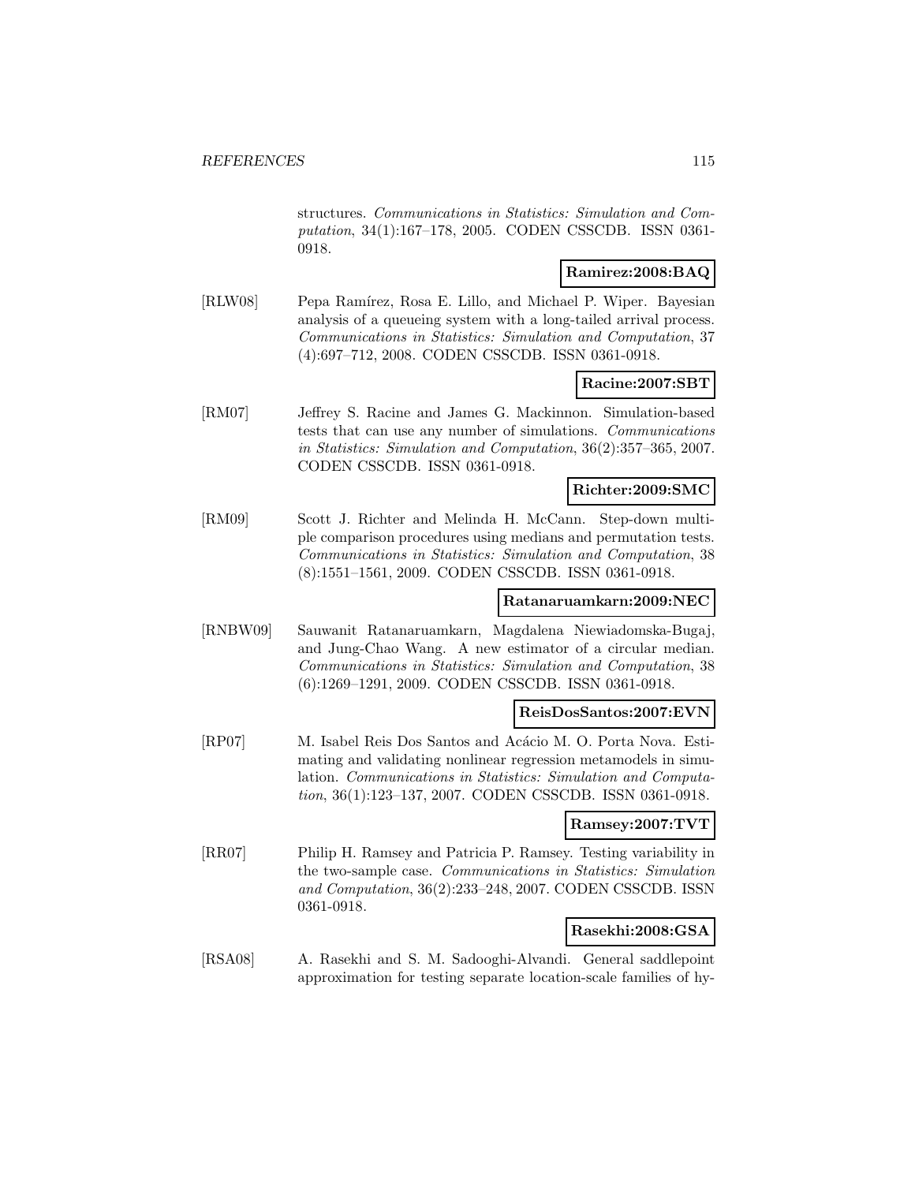structures. *Communications in Statistics: Simulation and Computation*, 34(1):167–178, 2005. CODEN CSSCDB. ISSN 0361-0918.

**Ramirez:2008:BAQ**

[RLW08] Pepa Ramírez, Rosa E. Lillo, and Michael P. Wiper. Bayesian analysis of a queueing system with a long-tailed arrival process. *Communications in Statistics: Simulation and Computation*, 37 (4):697–712, 2008. CODEN CSSCDB. ISSN 0361-0918.

**Racine:2007:SBT**

[RM07] Jeffrey S. Racine and James G. Mackinnon. Simulation-based tests that can use any number of simulations. *Communications in Statistics: Simulation and Computation*, 36(2):357–365, 2007. CODEN CSSCDB. ISSN 0361-0918.

**Richter:2009:SMC**

[RM09] Scott J. Richter and Melinda H. McCann. Step-down multiple comparison procedures using medians and permutation tests. *Communications in Statistics: Simulation and Computation*, 38 (8):1551–1561, 2009. CODEN CSSCDB. ISSN 0361-0918.

**Ratanaruamkarn:2009:NEC**

[RNBW09] Sauwanit Ratanaruamkarn, Magdalena Niewiadomska-Bugaj, and Jung-Chao Wang. A new estimator of a circular median. *Communications in Statistics: Simulation and Computation*, 38 (6):1269–1291, 2009. CODEN CSSCDB. ISSN 0361-0918.

**ReisDosSantos:2007:EVN**

[RP07] M. Isabel Reis Dos Santos and Acácio M. O. Porta Nova. Estimating and validating nonlinear regression metamodels in simulation. *Communications in Statistics: Simulation and Computation*, 36(1):123–137, 2007. CODEN CSSCDB. ISSN 0361-0918.

**Ramsey:2007:TVT**

[RR07] Philip H. Ramsey and Patricia P. Ramsey. Testing variability in the two-sample case. *Communications in Statistics: Simulation and Computation*, 36(2):233–248, 2007. CODEN CSSCDB. ISSN 0361-0918.

**Rasekhi:2008:GSA**

[RSA08] A. Rasekhi and S. M. Sadooghi-Alvandi. General saddlepoint approximation for testing separate location-scale families of hy-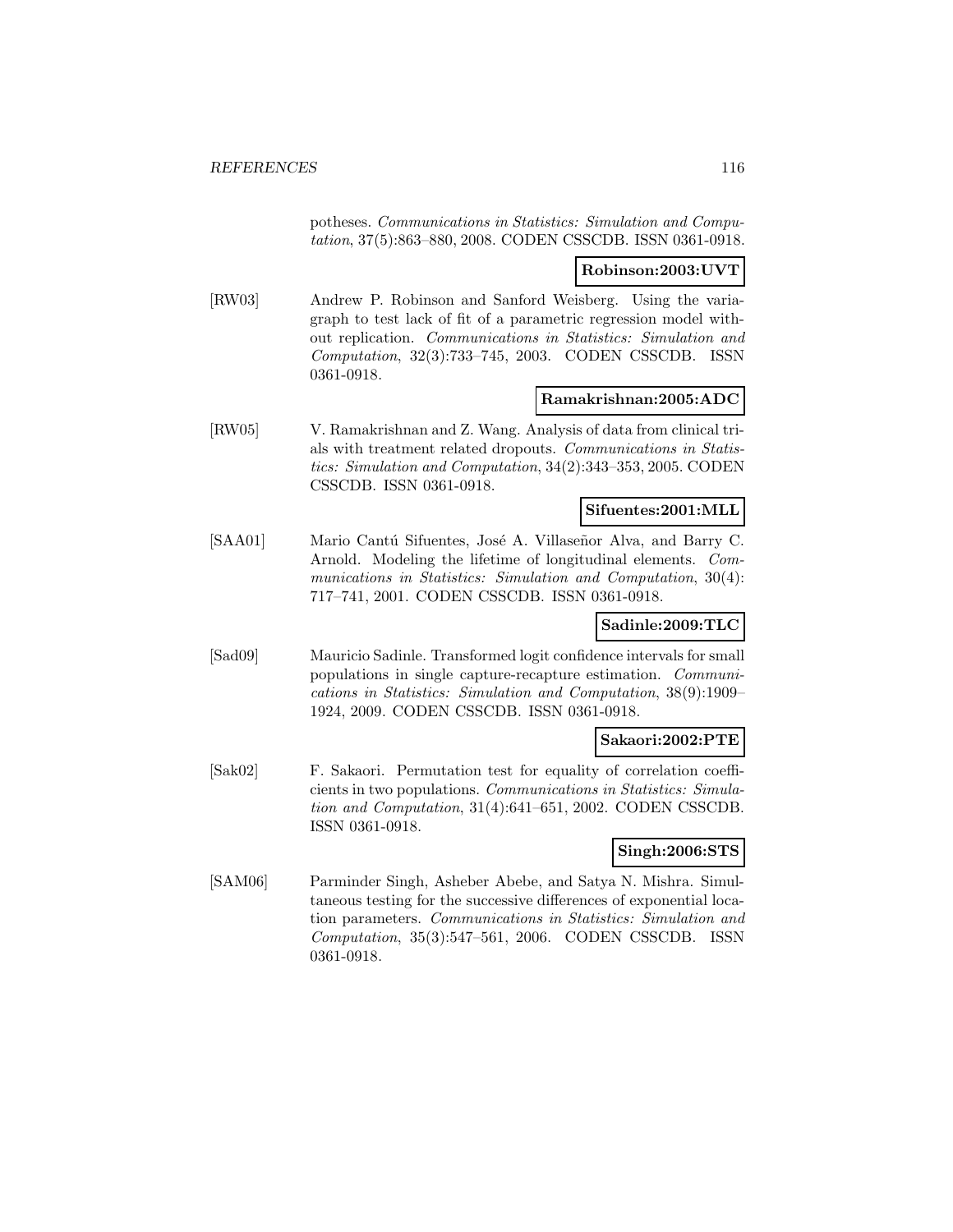potheses. *Communications in Statistics: Simulation and Computation*, 37(5):863–880, 2008. CODEN CSSCDB. ISSN 0361-0918.

**Robinson:2003:UVT**

[RW03] Andrew P. Robinson and Sanford Weisberg. Using the variagraph to test lack of fit of a parametric regression model without replication. *Communications in Statistics: Simulation and Computation*, 32(3):733–745, 2003. CODEN CSSCDB. ISSN 0361-0918.

**Ramakrishnan:2005:ADC**

[RW05] V. Ramakrishnan and Z. Wang. Analysis of data from clinical trials with treatment related dropouts. *Communications in Statistics: Simulation and Computation*, 34(2):343–353, 2005. CODEN CSSCDB. ISSN 0361-0918.

**Sifuentes:2001:MLL**

[SAA01] Mario Cantú Sifuentes, José A. Villaseñor Alva, and Barry C. Arnold. Modeling the lifetime of longitudinal elements. *Communications in Statistics: Simulation and Computation*, 30(4): 717–741, 2001. CODEN CSSCDB. ISSN 0361-0918.

**Sadinle:2009:TLC**

[Sad09] Mauricio Sadinle. Transformed logit confidence intervals for small populations in single capture-recapture estimation. *Communications in Statistics: Simulation and Computation*, 38(9):1909–1924, 2009. CODEN CSSCDB. ISSN 0361-0918.

**Sakaori:2002:PTE**

[Sak02] F. Sakaori. Permutation test for equality of correlation coefficients in two populations. *Communications in Statistics: Simulation and Computation*, 31(4):641–651, 2002. CODEN CSSCDB. ISSN 0361-0918.

**Singh:2006:STS**

[SAM06] Parminder Singh, Asheber Abebe, and Satya N. Mishra. Simultaneous testing for the successive differences of exponential location parameters. *Communications in Statistics: Simulation and Computation*, 35(3):547–561, 2006. CODEN CSSCDB. ISSN 0361-0918.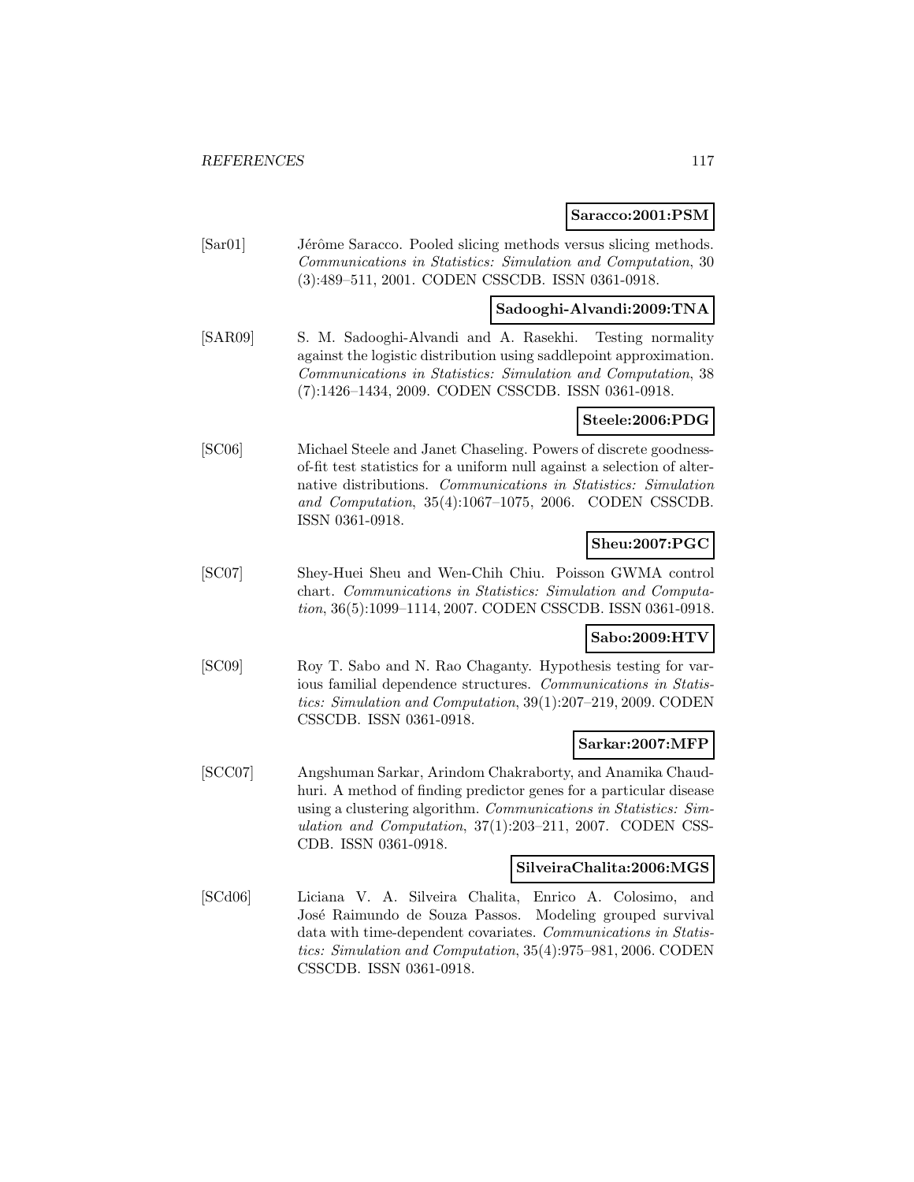**Saracco:2001:PSM**

[Sar01] Jérôme Saracco. Pooled slicing methods versus slicing methods. *Communications in Statistics: Simulation and Computation*, 30 (3):489–511, 2001. CODEN CSSCDB. ISSN 0361-0918.

**Sadooghi-Alvandi:2009:TNA**

[SAR09] S. M. Sadooghi-Alvandi and A. Rasekhi. Testing normality against the logistic distribution using saddlepoint approximation. *Communications in Statistics: Simulation and Computation*, 38 (7):1426–1434, 2009. CODEN CSSCDB. ISSN 0361-0918.

**Steele:2006:PDG**

[SC06] Michael Steele and Janet Chaseling. Powers of discrete goodness-of-fit test statistics for a uniform null against a selection of alternative distributions. *Communications in Statistics: Simulation and Computation*, 35(4):1067–1075, 2006. CODEN CSSCDB. ISSN 0361-0918.

**Sheu:2007:PGC**

[SC07] Shey-Huei Sheu and Wen-Chih Chiu. Poisson GWMA control chart. *Communications in Statistics: Simulation and Computation*, 36(5):1099–1114, 2007. CODEN CSSCDB. ISSN 0361-0918.

**Sabo:2009:HTV**

[SC09] Roy T. Sabo and N. Rao Chaganty. Hypothesis testing for various familial dependence structures. *Communications in Statistics: Simulation and Computation*, 39(1):207–219, 2009. CODEN CSSCDB. ISSN 0361-0918.

**Sarkar:2007:MFP**

[SCC07] Angshuman Sarkar, Arindom Chakraborty, and Anamika Chaudhuri. A method of finding predictor genes for a particular disease using a clustering algorithm. *Communications in Statistics: Simulation and Computation*, 37(1):203–211, 2007. CODEN CSSCDB. ISSN 0361-0918.

**SilveiraChalita:2006:MGS**

[SCd06] Liciana V. A. Silveira Chalita, Enrico A. Colosimo, and José Raimundo de Souza Passos. Modeling grouped survival data with time-dependent covariates. *Communications in Statistics: Simulation and Computation*, 35(4):975–981, 2006. CODEN CSSCDB. ISSN 0361-0918.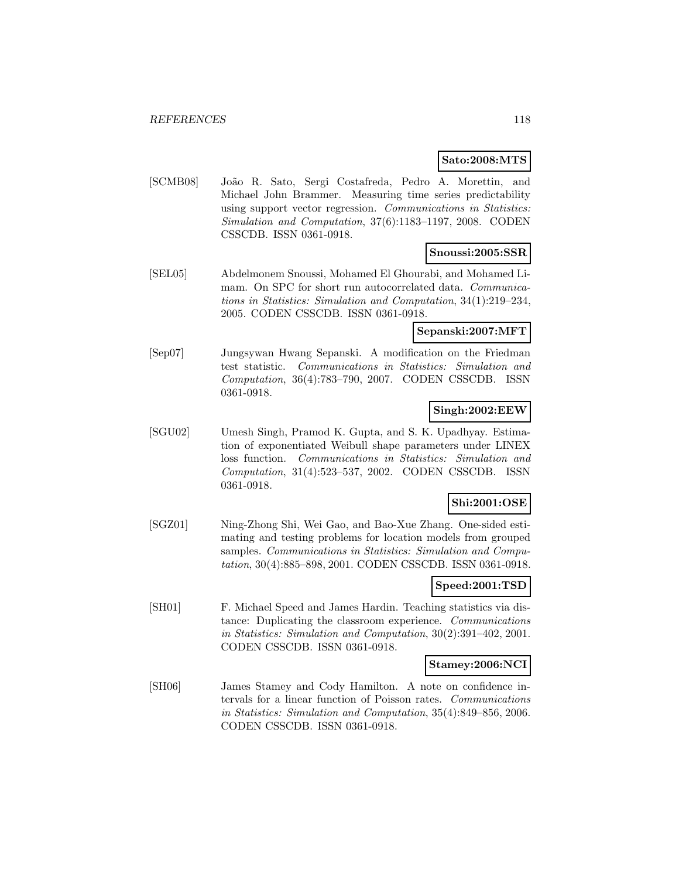**Sato:2008:MTS**

[SCMB08] João R. Sato, Sergi Costafreda, Pedro A. Morettin, and Michael John Brammer. Measuring time series predictability using support vector regression. *Communications in Statistics: Simulation and Computation*, 37(6):1183–1197, 2008. CODEN CSSCDB. ISSN 0361-0918.

**Snoussi:2005:SSR**

[SEL05] Abdelmonem Snoussi, Mohamed El Ghourabi, and Mohamed Limam. On SPC for short run autocorrelated data. *Communications in Statistics: Simulation and Computation*, 34(1):219–234, 2005. CODEN CSSCDB. ISSN 0361-0918.

**Sepanski:2007:MFT**

[Sep07] Jungsywan Hwang Sepanski. A modification on the Friedman test statistic. *Communications in Statistics: Simulation and Computation*, 36(4):783–790, 2007. CODEN CSSCDB. ISSN 0361-0918.

**Singh:2002:EEW**

[SGU02] Umesh Singh, Pramod K. Gupta, and S. K. Upadhyay. Estimation of exponentiated Weibull shape parameters under LINEX loss function. *Communications in Statistics: Simulation and Computation*, 31(4):523–537, 2002. CODEN CSSCDB. ISSN 0361-0918.

**Shi:2001:OSE**

[SGZ01] Ning-Zhong Shi, Wei Gao, and Bao-Xue Zhang. One-sided estimating and testing problems for location models from grouped samples. *Communications in Statistics: Simulation and Computation*, 30(4):885–898, 2001. CODEN CSSCDB. ISSN 0361-0918.

**Speed:2001:TSD**

[SH01] F. Michael Speed and James Hardin. Teaching statistics via distance: Duplicating the classroom experience. *Communications in Statistics: Simulation and Computation*, 30(2):391–402, 2001. CODEN CSSCDB. ISSN 0361-0918.

**Stamey:2006:NCI**

[SH06] James Stamey and Cody Hamilton. A note on confidence intervals for a linear function of Poisson rates. *Communications in Statistics: Simulation and Computation*, 35(4):849–856, 2006. CODEN CSSCDB. ISSN 0361-0918.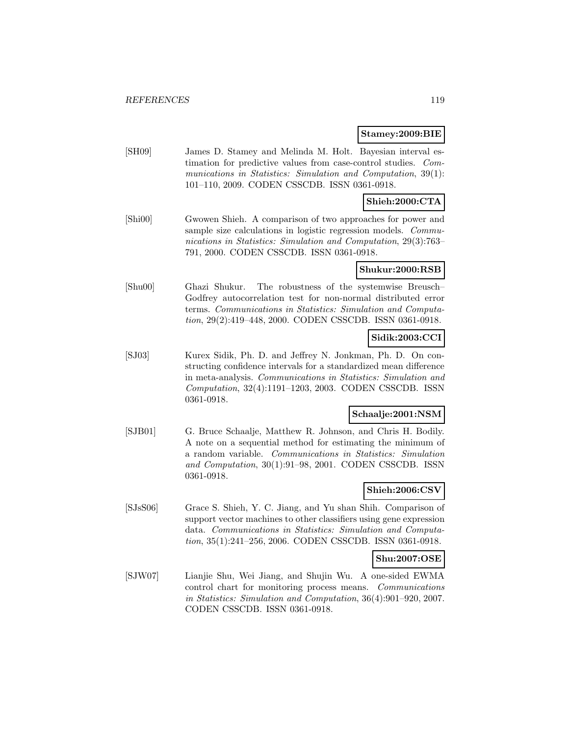**Stamey:2009:BIE**

[SH09] James D. Stamey and Melinda M. Holt. Bayesian interval estimation for predictive values from case-control studies. *Communications in Statistics: Simulation and Computation*, 39(1): 101–110, 2009. CODEN CSSCDB. ISSN 0361-0918.

**Shieh:2000:CTA**

[Shi00] Gwowen Shieh. A comparison of two approaches for power and sample size calculations in logistic regression models. *Communications in Statistics: Simulation and Computation*, 29(3):763–791, 2000. CODEN CSSCDB. ISSN 0361-0918.

**Shukur:2000:RSB**

[Shu00] Ghazi Shukur. The robustness of the systemwise Breusch–Godfrey autocorrelation test for non-normal distributed error terms. *Communications in Statistics: Simulation and Computation*, 29(2):419–448, 2000. CODEN CSSCDB. ISSN 0361-0918.

**Sidik:2003:CCI**

[SJ03] Kurex Sidik, Ph. D. and Jeffrey N. Jonkman, Ph. D. On constructing confidence intervals for a standardized mean difference in meta-analysis. *Communications in Statistics: Simulation and Computation*, 32(4):1191–1203, 2003. CODEN CSSCDB. ISSN 0361-0918.

**Schaalje:2001:NSM**

[SJB01] G. Bruce Schaalje, Matthew R. Johnson, and Chris H. Bodily. A note on a sequential method for estimating the minimum of a random variable. *Communications in Statistics: Simulation and Computation*, 30(1):91–98, 2001. CODEN CSSCDB. ISSN 0361-0918.

**Shieh:2006:CSV**

[SJsS06] Grace S. Shieh, Y. C. Jiang, and Yu shan Shih. Comparison of support vector machines to other classifiers using gene expression data. *Communications in Statistics: Simulation and Computation*, 35(1):241–256, 2006. CODEN CSSCDB. ISSN 0361-0918.

**Shu:2007:OSE**

[SJW07] Lianjie Shu, Wei Jiang, and Shujin Wu. A one-sided EWMA control chart for monitoring process means. *Communications in Statistics: Simulation and Computation*, 36(4):901–920, 2007. CODEN CSSCDB. ISSN 0361-0918.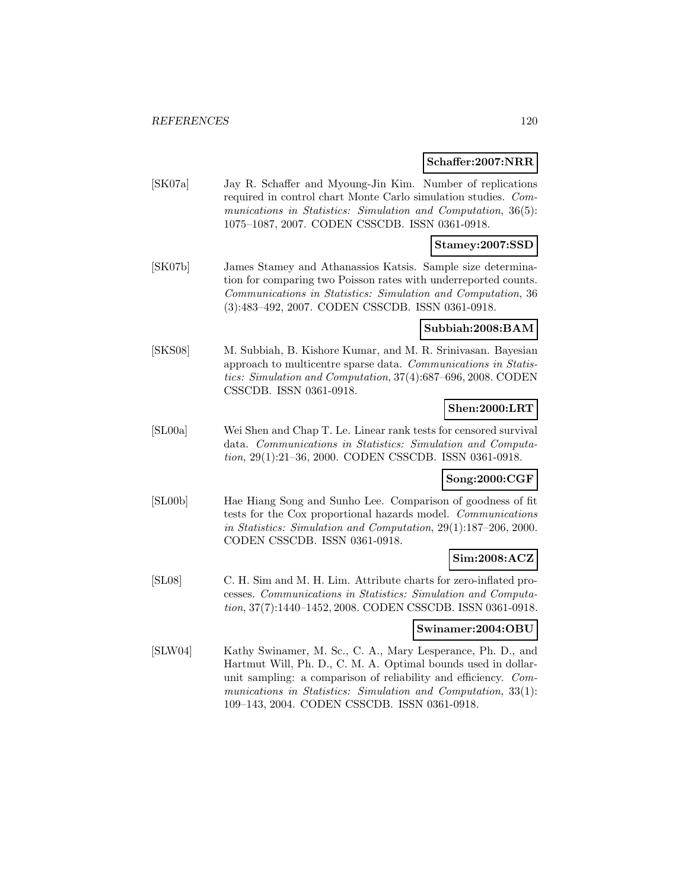**Schaffer:2007:NRR**

[SK07a] Jay R. Schaffer and Myoung-Jin Kim. Number of replications required in control chart Monte Carlo simulation studies. *Communications in Statistics: Simulation and Computation*, 36(5): 1075–1087, 2007. CODEN CSSCDB. ISSN 0361-0918.

**Stamey:2007:SSD**

[SK07b] James Stamey and Athanassios Katsis. Sample size determination for comparing two Poisson rates with underreported counts. *Communications in Statistics: Simulation and Computation*, 36 (3):483–492, 2007. CODEN CSSCDB. ISSN 0361-0918.

**Subbiah:2008:BAM**

[SKS08] M. Subbiah, B. Kishore Kumar, and M. R. Srinivasan. Bayesian approach to multicentre sparse data. *Communications in Statistics: Simulation and Computation*, 37(4):687–696, 2008. CODEN CSSCDB. ISSN 0361-0918.

**Shen:2000:LRT**

[SL00a] Wei Shen and Chap T. Le. Linear rank tests for censored survival data. *Communications in Statistics: Simulation and Computation*, 29(1):21–36, 2000. CODEN CSSCDB. ISSN 0361-0918.

**Song:2000:CGF**

[SL00b] Hae Hiang Song and Sunho Lee. Comparison of goodness of fit tests for the Cox proportional hazards model. *Communications in Statistics: Simulation and Computation*, 29(1):187–206, 2000. CODEN CSSCDB. ISSN 0361-0918.

**Sim:2008:ACZ**

[SL08] C. H. Sim and M. H. Lim. Attribute charts for zero-inflated processes. *Communications in Statistics: Simulation and Computation*, 37(7):1440–1452, 2008. CODEN CSSCDB. ISSN 0361-0918.

**Swinamer:2004:OBU**

[SLW04] Kathy Swinamer, M. Sc., C. A., Mary Lesperance, Ph. D., and Hartmut Will, Ph. D., C. M. A. Optimal bounds used in dollar-unit sampling: a comparison of reliability and efficiency. *Communications in Statistics: Simulation and Computation*, 33(1): 109–143, 2004. CODEN CSSCDB. ISSN 0361-0918.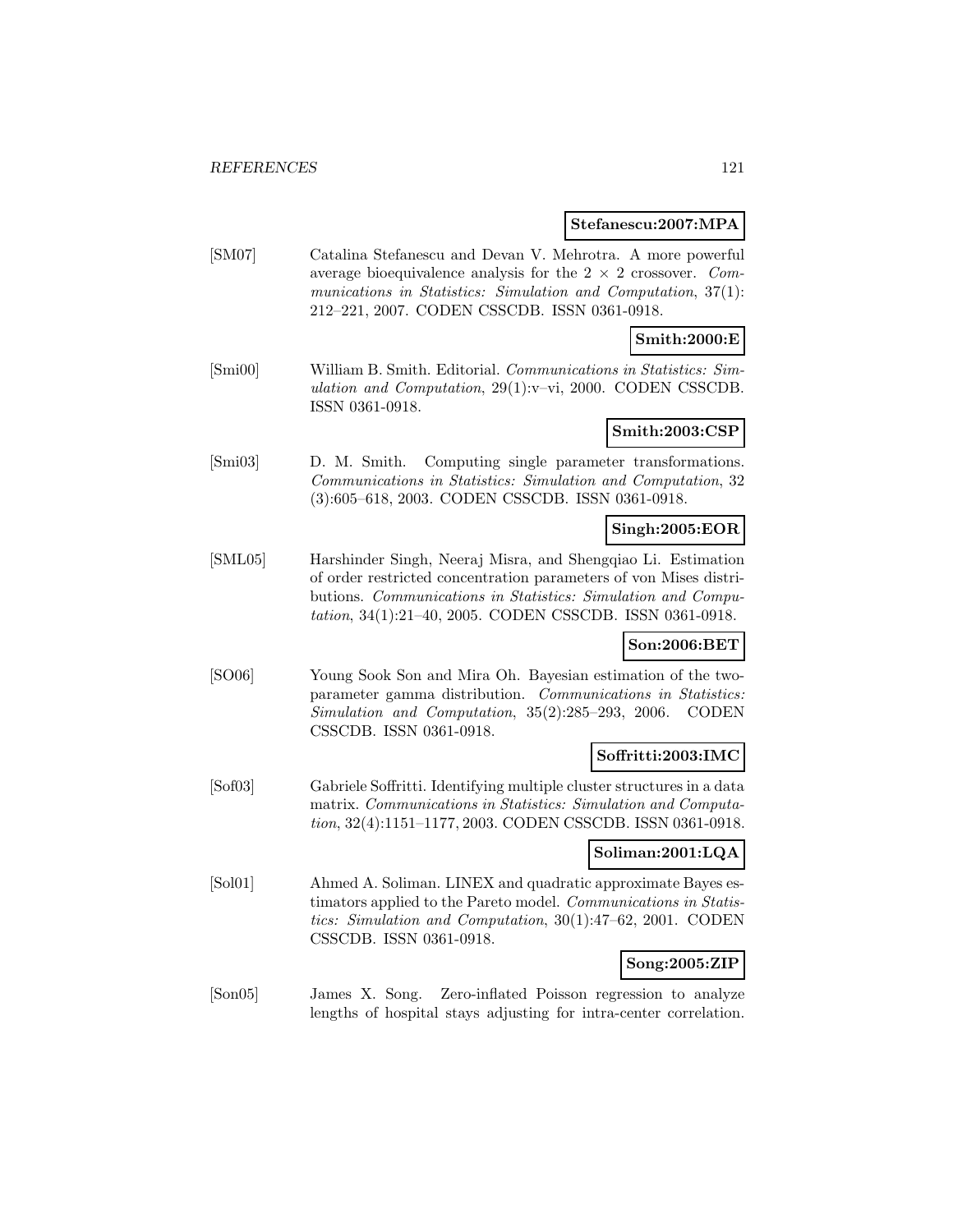**Stefanescu:2007:MPA**

[SM07] Catalina Stefanescu and Devan V. Mehrotra. A more powerful average bioequivalence analysis for the $2 \times 2$ crossover. *Communications in Statistics: Simulation and Computation*, 37(1): 212–221, 2007. CODEN CSSCDB. ISSN 0361-0918.

**Smith:2000:E**

[Smi00] William B. Smith. Editorial. *Communications in Statistics: Simulation and Computation*, 29(1):v–vi, 2000. CODEN CSSCDB. ISSN 0361-0918.

**Smith:2003:CSP**

[Smi03] D. M. Smith. Computing single parameter transformations. *Communications in Statistics: Simulation and Computation*, 32 (3):605–618, 2003. CODEN CSSCDB. ISSN 0361-0918.

**Singh:2005:EOR**

[SML05] Harshinder Singh, Neeraj Misra, and Shengqiao Li. Estimation of order restricted concentration parameters of von Mises distributions. *Communications in Statistics: Simulation and Computation*, 34(1):21–40, 2005. CODEN CSSCDB. ISSN 0361-0918.

**Son:2006:BET**

[SO06] Young Sook Son and Mira Oh. Bayesian estimation of the two-parameter gamma distribution. *Communications in Statistics: Simulation and Computation*, 35(2):285–293, 2006. CODEN CSSCDB. ISSN 0361-0918.

**Soffritti:2003:IMC**

[Sof03] Gabriele Soffritti. Identifying multiple cluster structures in a data matrix. *Communications in Statistics: Simulation and Computation*, 32(4):1151–1177, 2003. CODEN CSSCDB. ISSN 0361-0918.

**Soliman:2001:LQA**

[Sol01] Ahmed A. Soliman. LINEX and quadratic approximate Bayes estimators applied to the Pareto model. *Communications in Statistics: Simulation and Computation*, 30(1):47–62, 2001. CODEN CSSCDB. ISSN 0361-0918.

**Song:2005:ZIP**

[Son05] James X. Song. Zero-inflated Poisson regression to analyze lengths of hospital stays adjusting for intra-center correlation.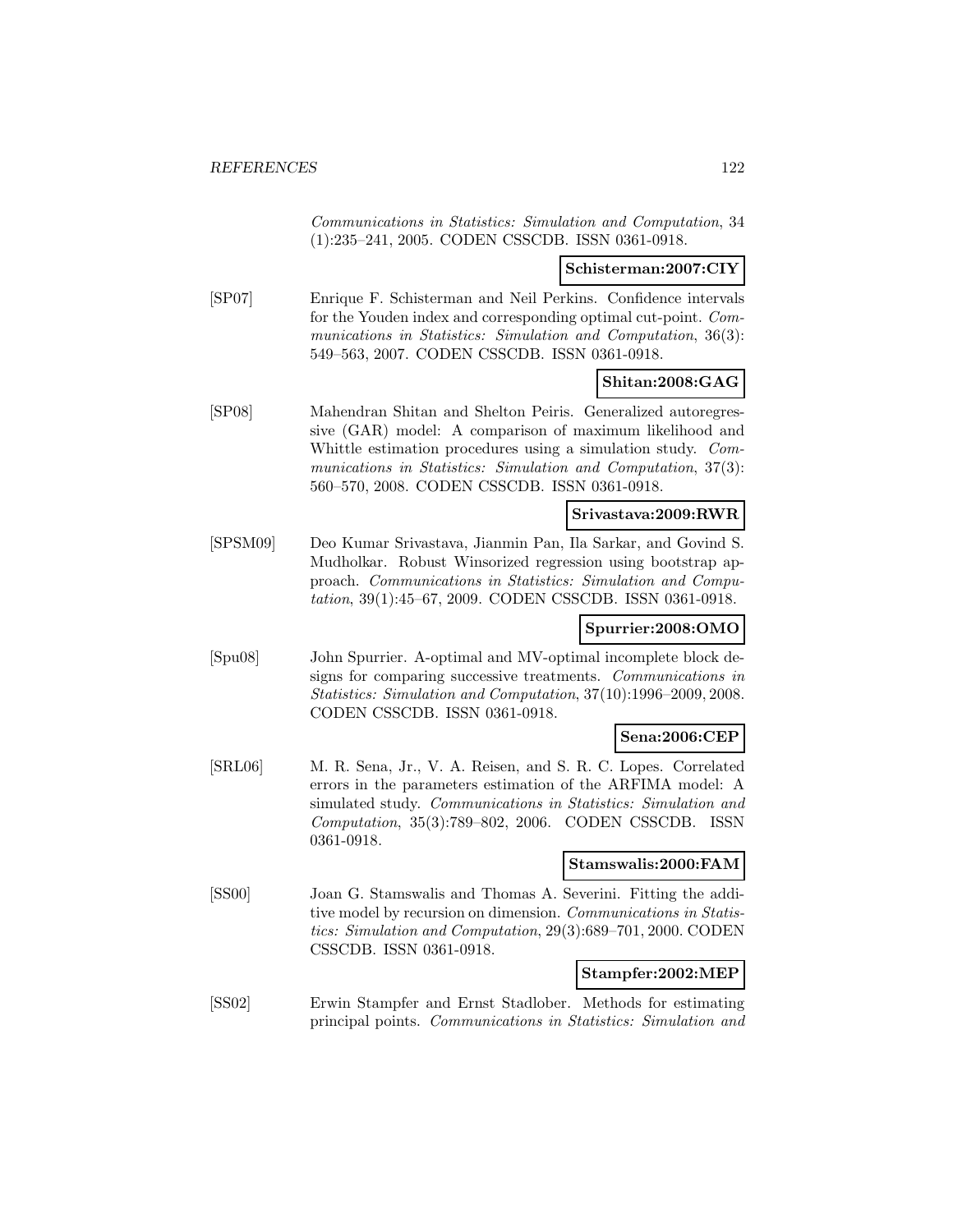*Communications in Statistics: Simulation and Computation*, 34 (1):235–241, 2005. CODEN CSSCDB. ISSN 0361-0918.

**Schisterman:2007:CIY**

[SP07] Enrique F. Schisterman and Neil Perkins. Confidence intervals for the Youden index and corresponding optimal cut-point. *Communications in Statistics: Simulation and Computation*, 36(3): 549–563, 2007. CODEN CSSCDB. ISSN 0361-0918.

**Shitan:2008:GAG**

[SP08] Mahendran Shitan and Shelton Peiris. Generalized autoregressive (GAR) model: A comparison of maximum likelihood and Whittle estimation procedures using a simulation study. *Communications in Statistics: Simulation and Computation*, 37(3): 560–570, 2008. CODEN CSSCDB. ISSN 0361-0918.

**Srivastava:2009:RWR**

[SPSM09] Deo Kumar Srivastava, Jianmin Pan, Ila Sarkar, and Govind S. Mudholkar. Robust Winsorized regression using bootstrap approach. *Communications in Statistics: Simulation and Computation*, 39(1):45–67, 2009. CODEN CSSCDB. ISSN 0361-0918.

**Spurrier:2008:OMO**

[Spu08] John Spurrier. A-optimal and MV-optimal incomplete block designs for comparing successive treatments. *Communications in Statistics: Simulation and Computation*, 37(10):1996–2009, 2008. CODEN CSSCDB. ISSN 0361-0918.

**Sena:2006:CEP**

[SRL06] M. R. Sena, Jr., V. A. Reisen, and S. R. C. Lopes. Correlated errors in the parameters estimation of the ARFIMA model: A simulated study. *Communications in Statistics: Simulation and Computation*, 35(3):789–802, 2006. CODEN CSSCDB. ISSN 0361-0918.

**Stamswalis:2000:FAM**

[SS00] Joan G. Stamswalis and Thomas A. Severini. Fitting the additive model by recursion on dimension. *Communications in Statistics: Simulation and Computation*, 29(3):689–701, 2000. CODEN CSSCDB. ISSN 0361-0918.

**Stampfer:2002:MEP**

[SS02] Erwin Stampfer and Ernst Stadlober. Methods for estimating principal points. *Communications in Statistics: Simulation and*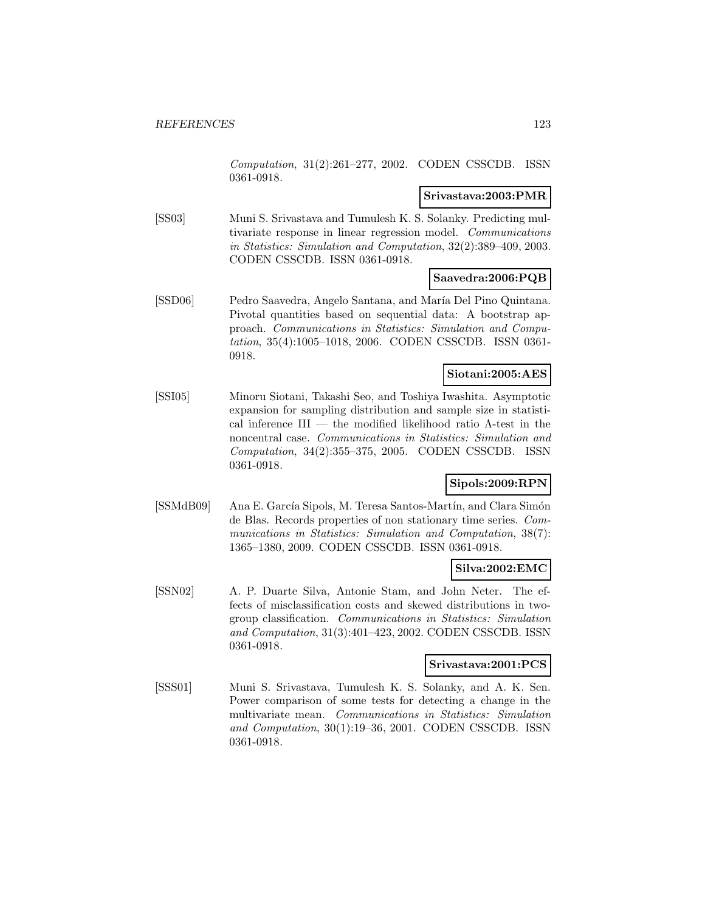*Computation*, 31(2):261–277, 2002. CODEN CSSCDB. ISSN 0361-0918.

**Srivastava:2003:PMR**

[SS03] Muni S. Srivastava and Tumulesh K. S. Solanky. Predicting multivariate response in linear regression model. *Communications in Statistics: Simulation and Computation*, 32(2):389–409, 2003. CODEN CSSCDB. ISSN 0361-0918.

**Saavedra:2006:PQB**

[SSD06] Pedro Saavedra, Angelo Santana, and María Del Pino Quintana. Pivotal quantities based on sequential data: A bootstrap approach. *Communications in Statistics: Simulation and Computation*, 35(4):1005–1018, 2006. CODEN CSSCDB. ISSN 0361-0918.

**Siotani:2005:AES**

[SSI05] Minoru Siotani, Takashi Seo, and Toshiya Iwashita. Asymptotic expansion for sampling distribution and sample size in statistical inference III — the modified likelihood ratio Λ-test in the noncentral case. *Communications in Statistics: Simulation and Computation*, 34(2):355–375, 2005. CODEN CSSCDB. ISSN 0361-0918.

**Sipols:2009:RPN**

[SSMdB09] Ana E. García Sipols, M. Teresa Santos-Martín, and Clara Simón de Blas. Records properties of non stationary time series. *Communications in Statistics: Simulation and Computation*, 38(7): 1365–1380, 2009. CODEN CSSCDB. ISSN 0361-0918.

**Silva:2002:EMC**

[SSN02] A. P. Duarte Silva, Antonie Stam, and John Neter. The effects of misclassification costs and skewed distributions in two-group classification. *Communications in Statistics: Simulation and Computation*, 31(3):401–423, 2002. CODEN CSSCDB. ISSN 0361-0918.

**Srivastava:2001:PCS**

[SSS01] Muni S. Srivastava, Tumulesh K. S. Solanky, and A. K. Sen. Power comparison of some tests for detecting a change in the multivariate mean. *Communications in Statistics: Simulation and Computation*, 30(1):19–36, 2001. CODEN CSSCDB. ISSN 0361-0918.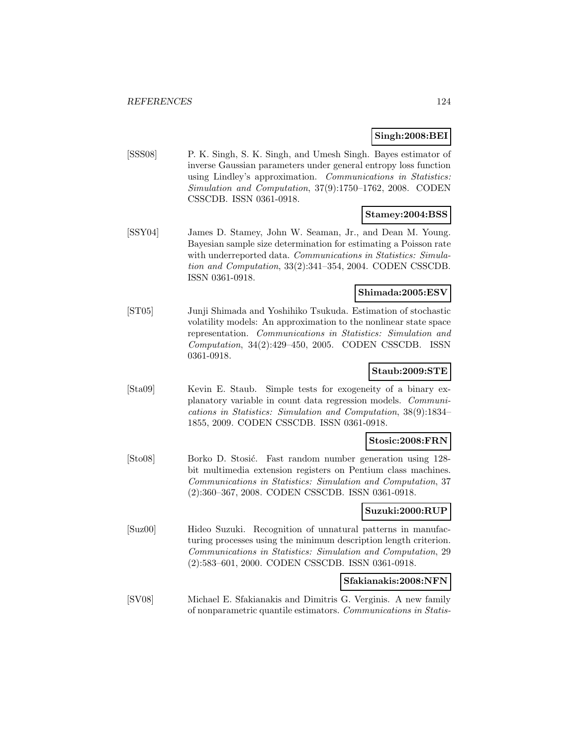**Singh:2008:BEI**

[SSS08] P. K. Singh, S. K. Singh, and Umesh Singh. Bayes estimator of inverse Gaussian parameters under general entropy loss function using Lindley's approximation. *Communications in Statistics: Simulation and Computation*, 37(9):1750–1762, 2008. CODEN CSSCDB. ISSN 0361-0918.

**Stamey:2004:BSS**

[SSY04] James D. Stamey, John W. Seaman, Jr., and Dean M. Young. Bayesian sample size determination for estimating a Poisson rate with underreported data. *Communications in Statistics: Simulation and Computation*, 33(2):341–354, 2004. CODEN CSSCDB. ISSN 0361-0918.

**Shimada:2005:ESV**

[ST05] Junji Shimada and Yoshihiko Tsukuda. Estimation of stochastic volatility models: An approximation to the nonlinear state space representation. *Communications in Statistics: Simulation and Computation*, 34(2):429–450, 2005. CODEN CSSCDB. ISSN 0361-0918.

**Staub:2009:STE**

[Sta09] Kevin E. Staub. Simple tests for exogeneity of a binary explanatory variable in count data regression models. *Communications in Statistics: Simulation and Computation*, 38(9):1834–1855, 2009. CODEN CSSCDB. ISSN 0361-0918.

**Stosic:2008:FRN**

[Sto08] Borko D. Stosić. Fast random number generation using 128-bit multimedia extension registers on Pentium class machines. *Communications in Statistics: Simulation and Computation*, 37 (2):360–367, 2008. CODEN CSSCDB. ISSN 0361-0918.

**Suzuki:2000:RUP**

[Suz00] Hideo Suzuki. Recognition of unnatural patterns in manufacturing processes using the minimum description length criterion. *Communications in Statistics: Simulation and Computation*, 29 (2):583–601, 2000. CODEN CSSCDB. ISSN 0361-0918.

**Sfakianakis:2008:NFN**

[SV08] Michael E. Sfakianakis and Dimitris G. Verginis. A new family of nonparametric quantile estimators. *Communications in Statis-*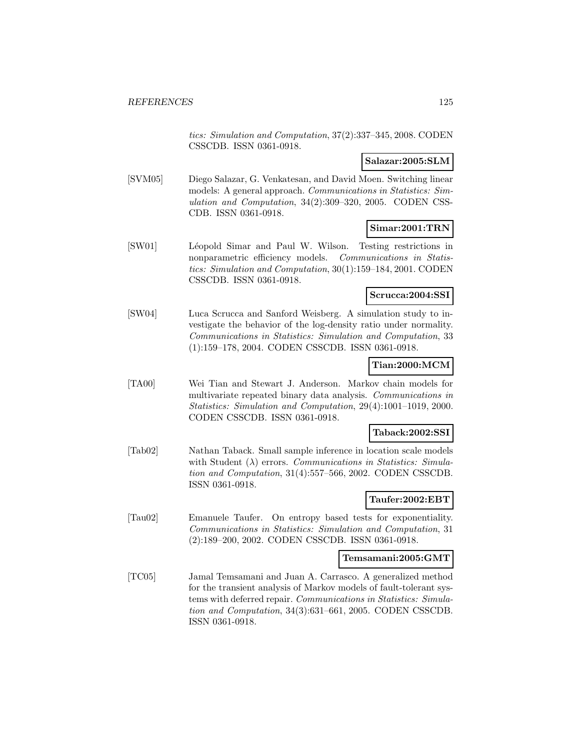*tics: Simulation and Computation*, 37(2):337–345, 2008. CODEN CSSCDB. ISSN 0361-0918.

**Salazar:2005:SLM**

[SVM05] Diego Salazar, G. Venkatesan, and David Moen. Switching linear models: A general approach. *Communications in Statistics: Simulation and Computation*, 34(2):309–320, 2005. CODEN CSSCDB. ISSN 0361-0918.

**Simar:2001:TRN**

[SW01] Léopold Simar and Paul W. Wilson. Testing restrictions in nonparametric efficiency models. *Communications in Statistics: Simulation and Computation*, 30(1):159–184, 2001. CODEN CSSCDB. ISSN 0361-0918.

**Scrucca:2004:SSI**

[SW04] Luca Scrucca and Sanford Weisberg. A simulation study to investigate the behavior of the log-density ratio under normality. *Communications in Statistics: Simulation and Computation*, 33 (1):159–178, 2004. CODEN CSSCDB. ISSN 0361-0918.

**Tian:2000:MCM**

[TA00] Wei Tian and Stewart J. Anderson. Markov chain models for multivariate repeated binary data analysis. *Communications in Statistics: Simulation and Computation*, 29(4):1001–1019, 2000. CODEN CSSCDB. ISSN 0361-0918.

**Taback:2002:SSI**

[Tab02] Nathan Taback. Small sample inference in location scale models with Student ($\lambda$) errors. *Communications in Statistics: Simulation and Computation*, 31(4):557–566, 2002. CODEN CSSCDB. ISSN 0361-0918.

**Taufer:2002:EBT**

[Tau02] Emanuele Taufer. On entropy based tests for exponentiality. *Communications in Statistics: Simulation and Computation*, 31 (2):189–200, 2002. CODEN CSSCDB. ISSN 0361-0918.

**Temsamani:2005:GMT**

[TC05] Jamal Temsamani and Juan A. Carrasco. A generalized method for the transient analysis of Markov models of fault-tolerant systems with deferred repair. *Communications in Statistics: Simulation and Computation*, 34(3):631–661, 2005. CODEN CSSCDB. ISSN 0361-0918.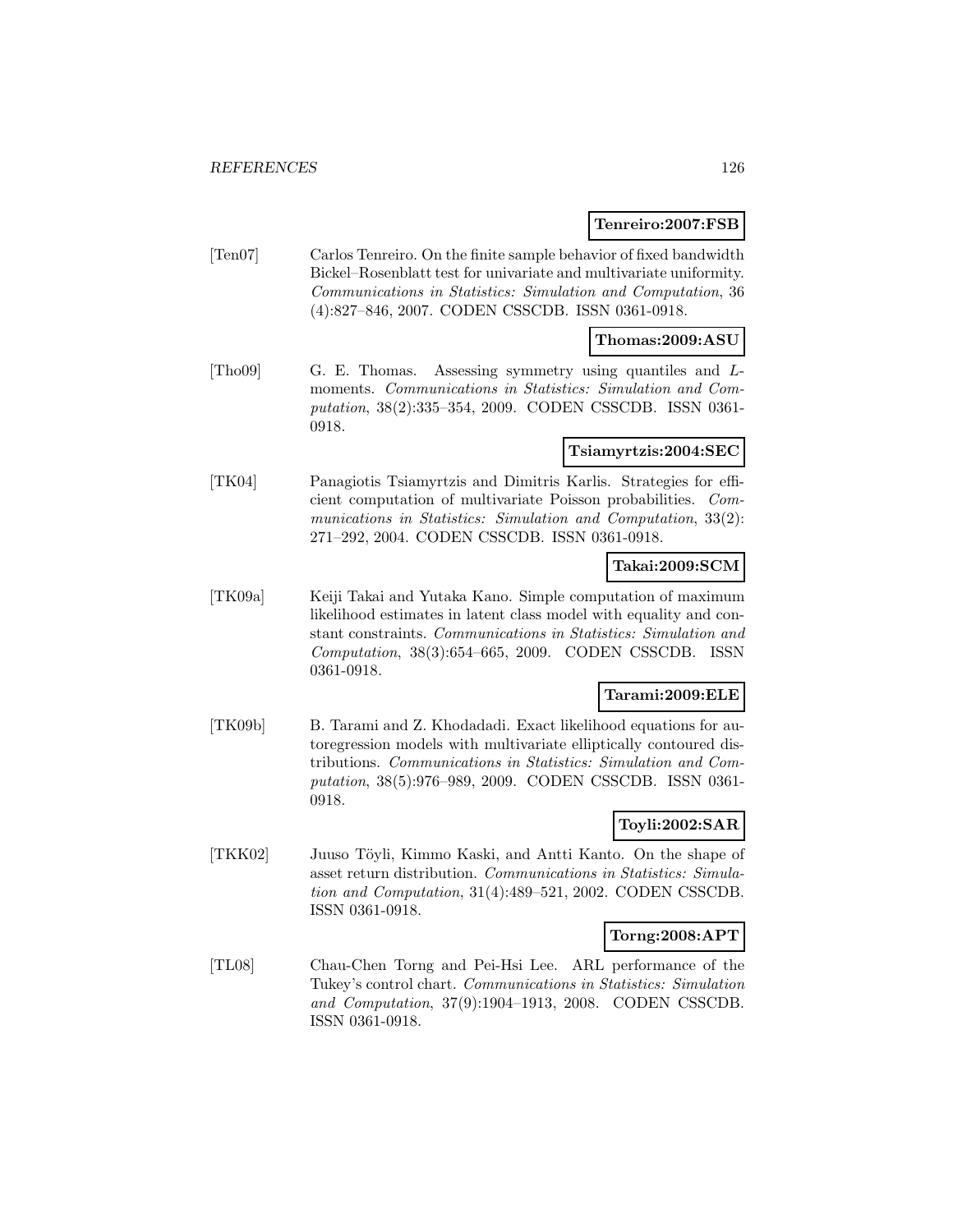**Tenreiro:2007:FSB**

[Ten07] Carlos Tenreiro. On the finite sample behavior of fixed bandwidth Bickel–Rosenblatt test for univariate and multivariate uniformity. *Communications in Statistics: Simulation and Computation*, 36 (4):827–846, 2007. CODEN CSSCDB. ISSN 0361-0918.

**Thomas:2009:ASU**

[Tho09] G. E. Thomas. Assessing symmetry using quantiles and *L*-moments. *Communications in Statistics: Simulation and Computation*, 38(2):335–354, 2009. CODEN CSSCDB. ISSN 0361-0918.

**Tsiamyrtzis:2004:SEC**

[TK04] Panagiotis Tsiamyrtzis and Dimitris Karlis. Strategies for efficient computation of multivariate Poisson probabilities. *Communications in Statistics: Simulation and Computation*, 33(2): 271–292, 2004. CODEN CSSCDB. ISSN 0361-0918.

**Takai:2009:SCM**

[TK09a] Keiji Takai and Yutaka Kano. Simple computation of maximum likelihood estimates in latent class model with equality and constant constraints. *Communications in Statistics: Simulation and Computation*, 38(3):654–665, 2009. CODEN CSSCDB. ISSN 0361-0918.

**Tarami:2009:ELE**

[TK09b] B. Tarami and Z. Khodadadi. Exact likelihood equations for autoregression models with multivariate elliptically contoured distributions. *Communications in Statistics: Simulation and Computation*, 38(5):976–989, 2009. CODEN CSSCDB. ISSN 0361-0918.

**Toyli:2002:SAR**

[TKK02] Juuso Töyli, Kimmo Kaski, and Antti Kanto. On the shape of asset return distribution. *Communications in Statistics: Simulation and Computation*, 31(4):489–521, 2002. CODEN CSSCDB. ISSN 0361-0918.

**Torng:2008:APT**

[TL08] Chau-Chen Torng and Pei-Hsi Lee. ARL performance of the Tukey's control chart. *Communications in Statistics: Simulation and Computation*, 37(9):1904–1913, 2008. CODEN CSSCDB. ISSN 0361-0918.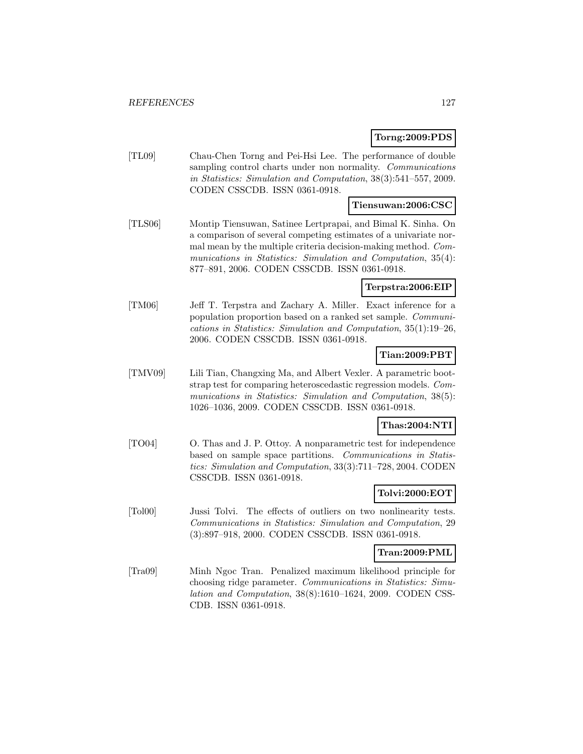**Torng:2009:PDS**

[TL09] Chau-Chen Torng and Pei-Hsi Lee. The performance of double sampling control charts under non normality. *Communications in Statistics: Simulation and Computation*, 38(3):541–557, 2009. CODEN CSSCDB. ISSN 0361-0918.

**Tiensuwan:2006:CSC**

[TLS06] Montip Tiensuwan, Satinee Lertprapai, and Bimal K. Sinha. On a comparison of several competing estimates of a univariate normal mean by the multiple criteria decision-making method. *Communications in Statistics: Simulation and Computation*, 35(4): 877–891, 2006. CODEN CSSCDB. ISSN 0361-0918.

**Terpstra:2006:EIP**

[TM06] Jeff T. Terpstra and Zachary A. Miller. Exact inference for a population proportion based on a ranked set sample. *Communications in Statistics: Simulation and Computation*, 35(1):19–26, 2006. CODEN CSSCDB. ISSN 0361-0918.

**Tian:2009:PBT**

[TMV09] Lili Tian, Changxing Ma, and Albert Vexler. A parametric bootstrap test for comparing heteroscedastic regression models. *Communications in Statistics: Simulation and Computation*, 38(5): 1026–1036, 2009. CODEN CSSCDB. ISSN 0361-0918.

**Thas:2004:NTI**

[TO04] O. Thas and J. P. Ottoy. A nonparametric test for independence based on sample space partitions. *Communications in Statistics: Simulation and Computation*, 33(3):711–728, 2004. CODEN CSSCDB. ISSN 0361-0918.

**Tolvi:2000:EOT**

[Tol00] Jussi Tolvi. The effects of outliers on two nonlinearity tests. *Communications in Statistics: Simulation and Computation*, 29 (3):897–918, 2000. CODEN CSSCDB. ISSN 0361-0918.

**Tran:2009:PML**

[Tra09] Minh Ngoc Tran. Penalized maximum likelihood principle for choosing ridge parameter. *Communications in Statistics: Simulation and Computation*, 38(8):1610–1624, 2009. CODEN CSSCDB. ISSN 0361-0918.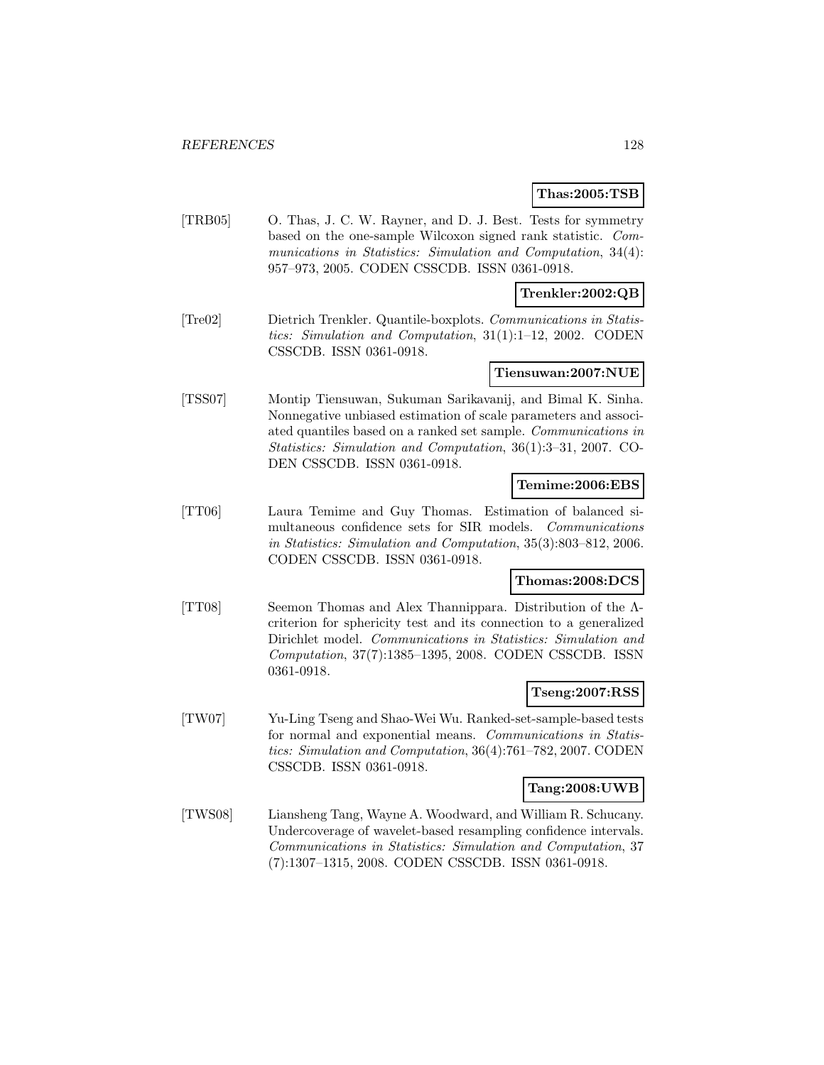**Thas:2005:TSB**

[TRB05] O. Thas, J. C. W. Rayner, and D. J. Best. Tests for symmetry based on the one-sample Wilcoxon signed rank statistic. *Communications in Statistics: Simulation and Computation*, 34(4): 957–973, 2005. CODEN CSSCDB. ISSN 0361-0918.

**Trenkler:2002:QB**

[Tre02] Dietrich Trenkler. Quantile-boxplots. *Communications in Statistics: Simulation and Computation*, 31(1):1–12, 2002. CODEN CSSCDB. ISSN 0361-0918.

**Tiensuwan:2007:NUE**

[TSS07] Montip Tiensuwan, Sukuman Sarikavanij, and Bimal K. Sinha. Nonnegative unbiased estimation of scale parameters and associated quantiles based on a ranked set sample. *Communications in Statistics: Simulation and Computation*, 36(1):3–31, 2007. CODEN CSSCDB. ISSN 0361-0918.

**Temime:2006:EBS**

[TT06] Laura Temime and Guy Thomas. Estimation of balanced simultaneous confidence sets for SIR models. *Communications in Statistics: Simulation and Computation*, 35(3):803–812, 2006. CODEN CSSCDB. ISSN 0361-0918.

**Thomas:2008:DCS**

[TT08] Seemon Thomas and Alex Thannippara. Distribution of the $\Lambda$-criterion for sphericity test and its connection to a generalized Dirichlet model. *Communications in Statistics: Simulation and Computation*, 37(7):1385–1395, 2008. CODEN CSSCDB. ISSN 0361-0918.

**Tseng:2007:RSS**

[TW07] Yu-Ling Tseng and Shao-Wei Wu. Ranked-set-sample-based tests for normal and exponential means. *Communications in Statistics: Simulation and Computation*, 36(4):761–782, 2007. CODEN CSSCDB. ISSN 0361-0918.

**Tang:2008:UWB**

[TWS08] Liansheng Tang, Wayne A. Woodward, and William R. Schucany. Undercoverage of wavelet-based resampling confidence intervals. *Communications in Statistics: Simulation and Computation*, 37 (7):1307–1315, 2008. CODEN CSSCDB. ISSN 0361-0918.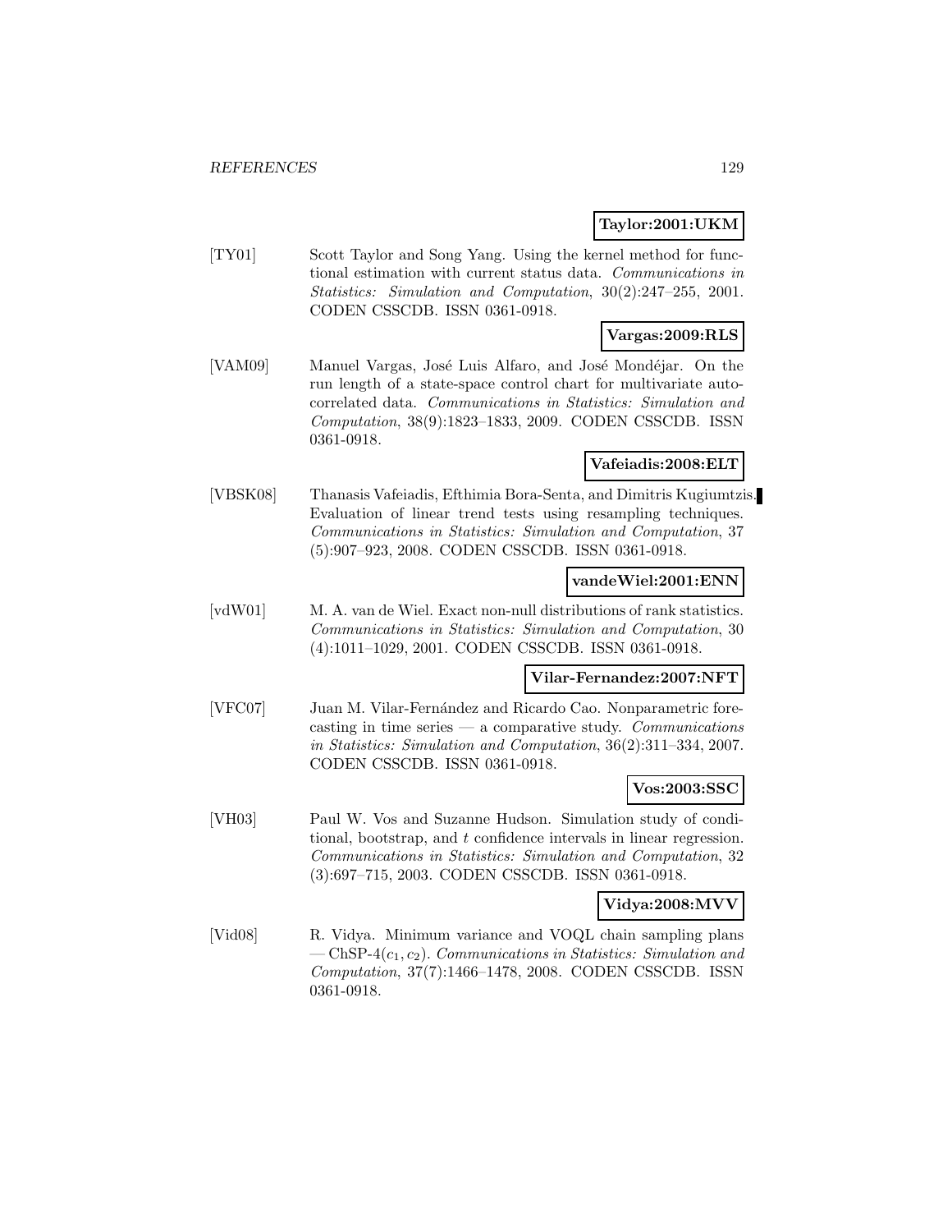**Taylor:2001:UKM**

[TY01] Scott Taylor and Song Yang. Using the kernel method for functional estimation with current status data. *Communications in Statistics: Simulation and Computation*, 30(2):247–255, 2001. CODEN CSSCDB. ISSN 0361-0918.

**Vargas:2009:RLS**

[VAM09] Manuel Vargas, José Luis Alfaro, and José Mondéjar. On the run length of a state-space control chart for multivariate autocorrelated data. *Communications in Statistics: Simulation and Computation*, 38(9):1823–1833, 2009. CODEN CSSCDB. ISSN 0361-0918.

**Vafeiadis:2008:ELT**

[VBSK08] Thanasis Vafeiadis, Efthimia Bora-Senta, and Dimitris Kugiumtzis. Evaluation of linear trend tests using resampling techniques. *Communications in Statistics: Simulation and Computation*, 37 (5):907–923, 2008. CODEN CSSCDB. ISSN 0361-0918.

**vandeWiel:2001:ENN**

[vdW01] M. A. van de Wiel. Exact non-null distributions of rank statistics. *Communications in Statistics: Simulation and Computation*, 30 (4):1011–1029, 2001. CODEN CSSCDB. ISSN 0361-0918.

**Vilar-Fernandez:2007:NFT**

[VFC07] Juan M. Vilar-Fernández and Ricardo Cao. Nonparametric forecasting in time series — a comparative study. *Communications in Statistics: Simulation and Computation*, 36(2):311–334, 2007. CODEN CSSCDB. ISSN 0361-0918.

**Vos:2003:SSC**

[VH03] Paul W. Vos and Suzanne Hudson. Simulation study of conditional, bootstrap, and $t$ confidence intervals in linear regression. *Communications in Statistics: Simulation and Computation*, 32 (3):697–715, 2003. CODEN CSSCDB. ISSN 0361-0918.

**Vidya:2008:MVV**

[Vid08] R. Vidya. Minimum variance and VOQL chain sampling plans — ChSP-4($c_1, c_2$). *Communications in Statistics: Simulation and Computation*, 37(7):1466–1478, 2008. CODEN CSSCDB. ISSN 0361-0918.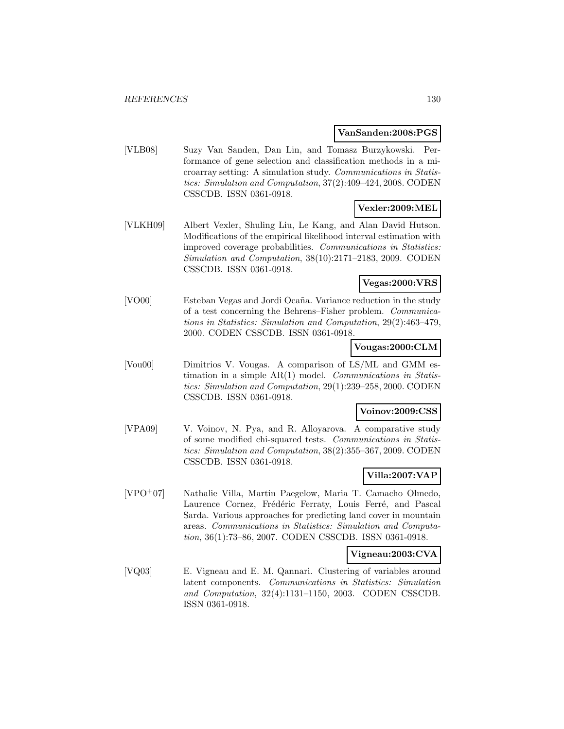**VanSanden:2008:PGS**

[VLB08] Suzy Van Sanden, Dan Lin, and Tomasz Burzykowski. Performance of gene selection and classification methods in a microarray setting: A simulation study. *Communications in Statistics: Simulation and Computation*, 37(2):409–424, 2008. CODEN CSSCDB. ISSN 0361-0918.

**Vexler:2009:MEL**

[VLKH09] Albert Vexler, Shuling Liu, Le Kang, and Alan David Hutson. Modifications of the empirical likelihood interval estimation with improved coverage probabilities. *Communications in Statistics: Simulation and Computation*, 38(10):2171–2183, 2009. CODEN CSSCDB. ISSN 0361-0918.

**Vegas:2000:VRS**

[VO00] Esteban Vegas and Jordi Ocaña. Variance reduction in the study of a test concerning the Behrens–Fisher problem. *Communications in Statistics: Simulation and Computation*, 29(2):463–479, 2000. CODEN CSSCDB. ISSN 0361-0918.

**Vougas:2000:CLM**

[Vou00] Dimitrios V. Vougas. A comparison of LS/ML and GMM estimation in a simple AR(1) model. *Communications in Statistics: Simulation and Computation*, 29(1):239–258, 2000. CODEN CSSCDB. ISSN 0361-0918.

**Voinov:2009:CSS**

[VPA09] V. Voinov, N. Pya, and R. Alloyarova. A comparative study of some modified chi-squared tests. *Communications in Statistics: Simulation and Computation*, 38(2):355–367, 2009. CODEN CSSCDB. ISSN 0361-0918.

**Villa:2007:VAP**

[VPO+07] Nathalie Villa, Martin Paegelow, Maria T. Camacho Olmedo, Laurence Cornez, Frédéric Ferraty, Louis Ferré, and Pascal Sarda. Various approaches for predicting land cover in mountain areas. *Communications in Statistics: Simulation and Computation*, 36(1):73–86, 2007. CODEN CSSCDB. ISSN 0361-0918.

**Vigneau:2003:CVA**

[VQ03] E. Vigneau and E. M. Qannari. Clustering of variables around latent components. *Communications in Statistics: Simulation and Computation*, 32(4):1131–1150, 2003. CODEN CSSCDB. ISSN 0361-0918.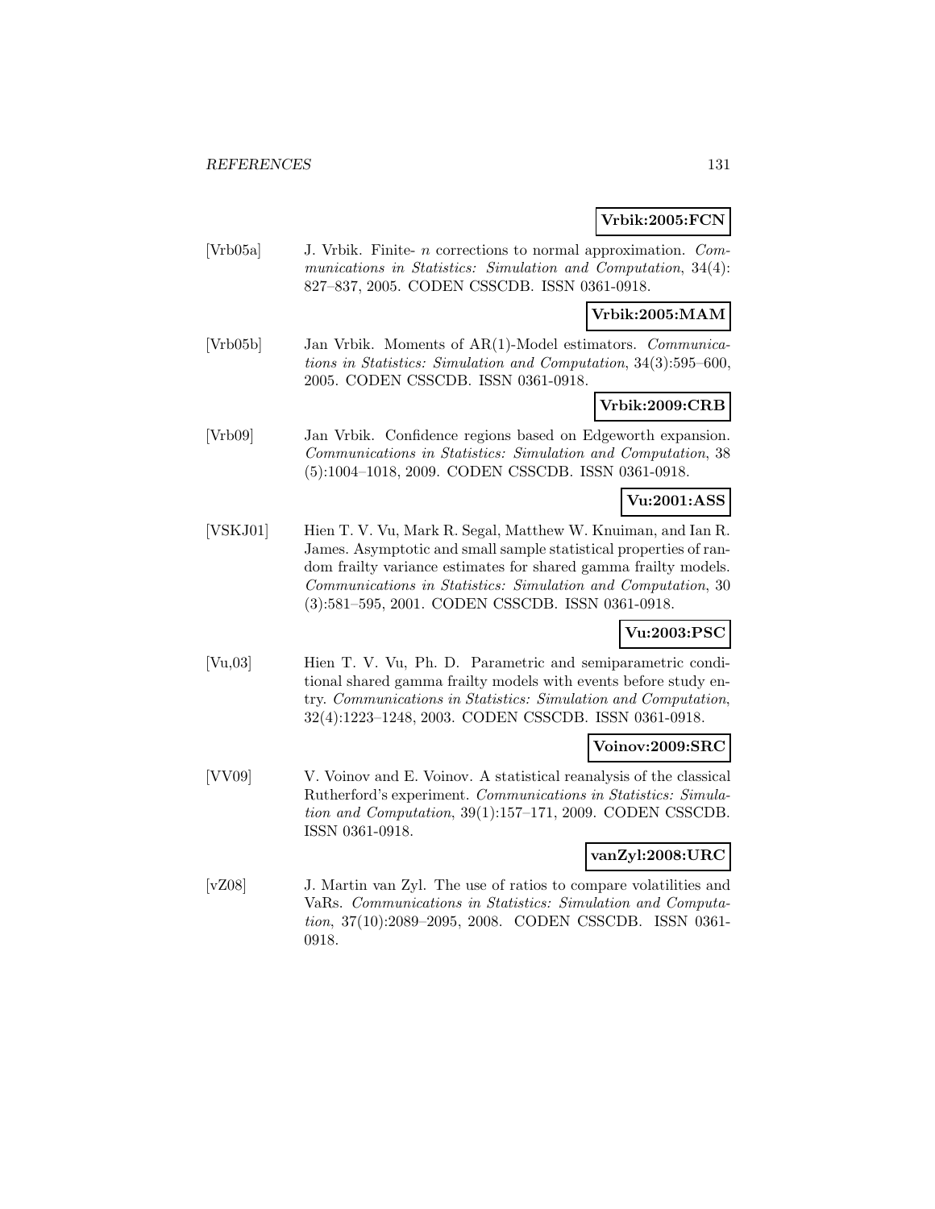**Vrbik:2005:FCN**

[Vrb05a] J. Vrbik. Finite- $n$ corrections to normal approximation. *Communications in Statistics: Simulation and Computation*, 34(4): 827–837, 2005. CODEN CSSCDB. ISSN 0361-0918.

**Vrbik:2005:MAM**

[Vrb05b] Jan Vrbik. Moments of AR(1)-Model estimators. *Communications in Statistics: Simulation and Computation*, 34(3):595–600, 2005. CODEN CSSCDB. ISSN 0361-0918.

**Vrbik:2009:CRB**

[Vrb09] Jan Vrbik. Confidence regions based on Edgeworth expansion. *Communications in Statistics: Simulation and Computation*, 38 (5):1004–1018, 2009. CODEN CSSCDB. ISSN 0361-0918.

**Vu:2001:ASS**

[VSKJ01] Hien T. V. Vu, Mark R. Segal, Matthew W. Knuiman, and Ian R. James. Asymptotic and small sample statistical properties of random frailty variance estimates for shared gamma frailty models. *Communications in Statistics: Simulation and Computation*, 30 (3):581–595, 2001. CODEN CSSCDB. ISSN 0361-0918.

**Vu:2003:PSC**

[Vu,03] Hien T. V. Vu, Ph. D. Parametric and semiparametric conditional shared gamma frailty models with events before study entry. *Communications in Statistics: Simulation and Computation*, 32(4):1223–1248, 2003. CODEN CSSCDB. ISSN 0361-0918.

**Voinov:2009:SRC**

[VV09] V. Voinov and E. Voinov. A statistical reanalysis of the classical Rutherford's experiment. *Communications in Statistics: Simulation and Computation*, 39(1):157–171, 2009. CODEN CSSCDB. ISSN 0361-0918.

**vanZyl:2008:URC**

[vZ08] J. Martin van Zyl. The use of ratios to compare volatilities and VaRs. *Communications in Statistics: Simulation and Computation*, 37(10):2089–2095, 2008. CODEN CSSCDB. ISSN 0361-0918.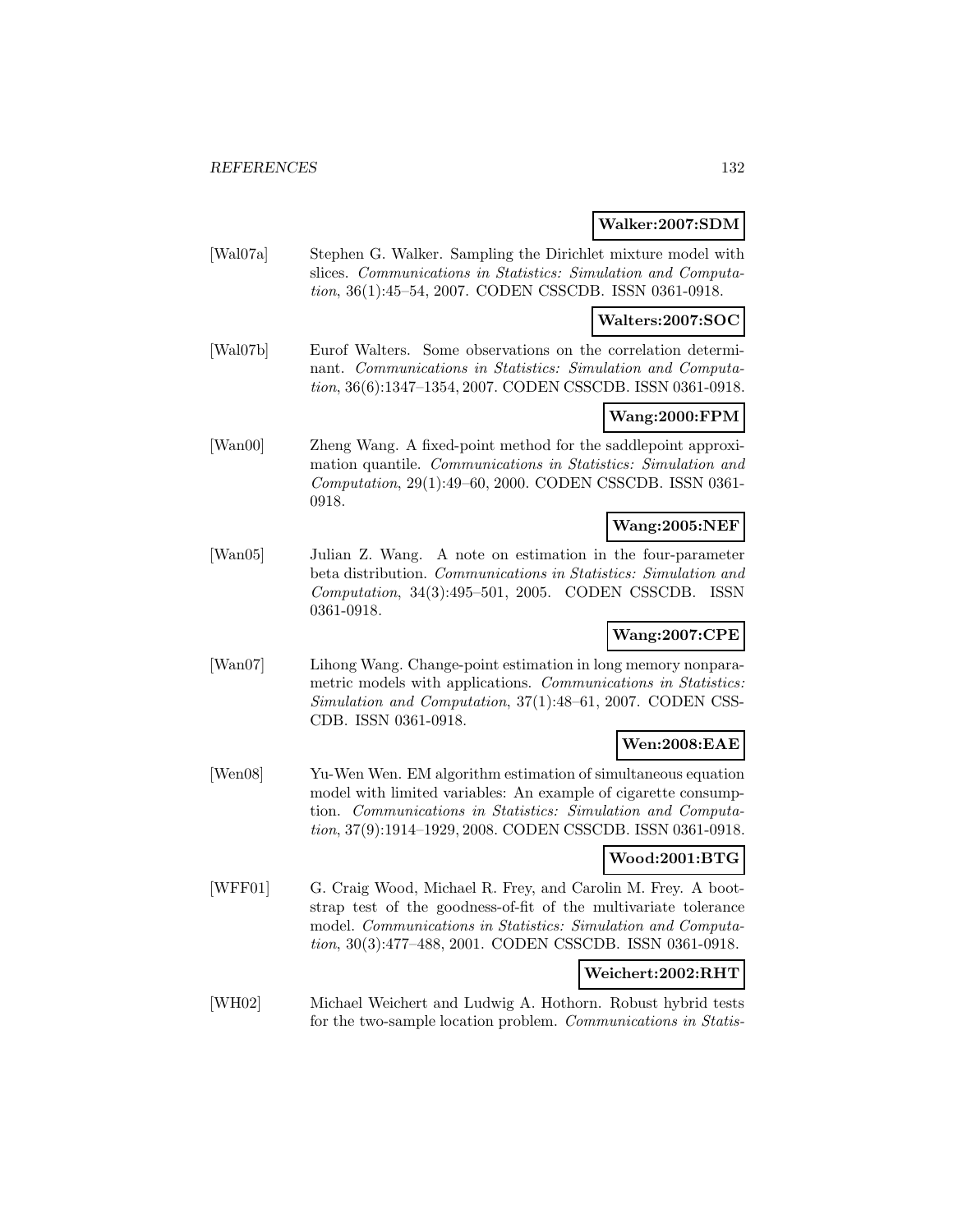**Walker:2007:SDM**

[Wal07a] Stephen G. Walker. Sampling the Dirichlet mixture model with slices. *Communications in Statistics: Simulation and Computation*, 36(1):45–54, 2007. CODEN CSSCDB. ISSN 0361-0918.

**Walters:2007:SOC**

[Wal07b] Eurof Walters. Some observations on the correlation determinant. *Communications in Statistics: Simulation and Computation*, 36(6):1347–1354, 2007. CODEN CSSCDB. ISSN 0361-0918.

**Wang:2000:FPM**

[Wan00] Zheng Wang. A fixed-point method for the saddlepoint approximation quantile. *Communications in Statistics: Simulation and Computation*, 29(1):49–60, 2000. CODEN CSSCDB. ISSN 0361-0918.

**Wang:2005:NEF**

[Wan05] Julian Z. Wang. A note on estimation in the four-parameter beta distribution. *Communications in Statistics: Simulation and Computation*, 34(3):495–501, 2005. CODEN CSSCDB. ISSN 0361-0918.

**Wang:2007:CPE**

[Wan07] Lihong Wang. Change-point estimation in long memory nonparametric models with applications. *Communications in Statistics: Simulation and Computation*, 37(1):48–61, 2007. CODEN CSSCDB. ISSN 0361-0918.

**Wen:2008:EAE**

[Wen08] Yu-Wen Wen. EM algorithm estimation of simultaneous equation model with limited variables: An example of cigarette consumption. *Communications in Statistics: Simulation and Computation*, 37(9):1914–1929, 2008. CODEN CSSCDB. ISSN 0361-0918.

**Wood:2001:BTG**

[WFF01] G. Craig Wood, Michael R. Frey, and Carolin M. Frey. A bootstrap test of the goodness-of-fit of the multivariate tolerance model. *Communications in Statistics: Simulation and Computation*, 30(3):477–488, 2001. CODEN CSSCDB. ISSN 0361-0918.

**Weichert:2002:RHT**

[WH02] Michael Weichert and Ludwig A. Hothorn. Robust hybrid tests for the two-sample location problem. *Communications in Statis-*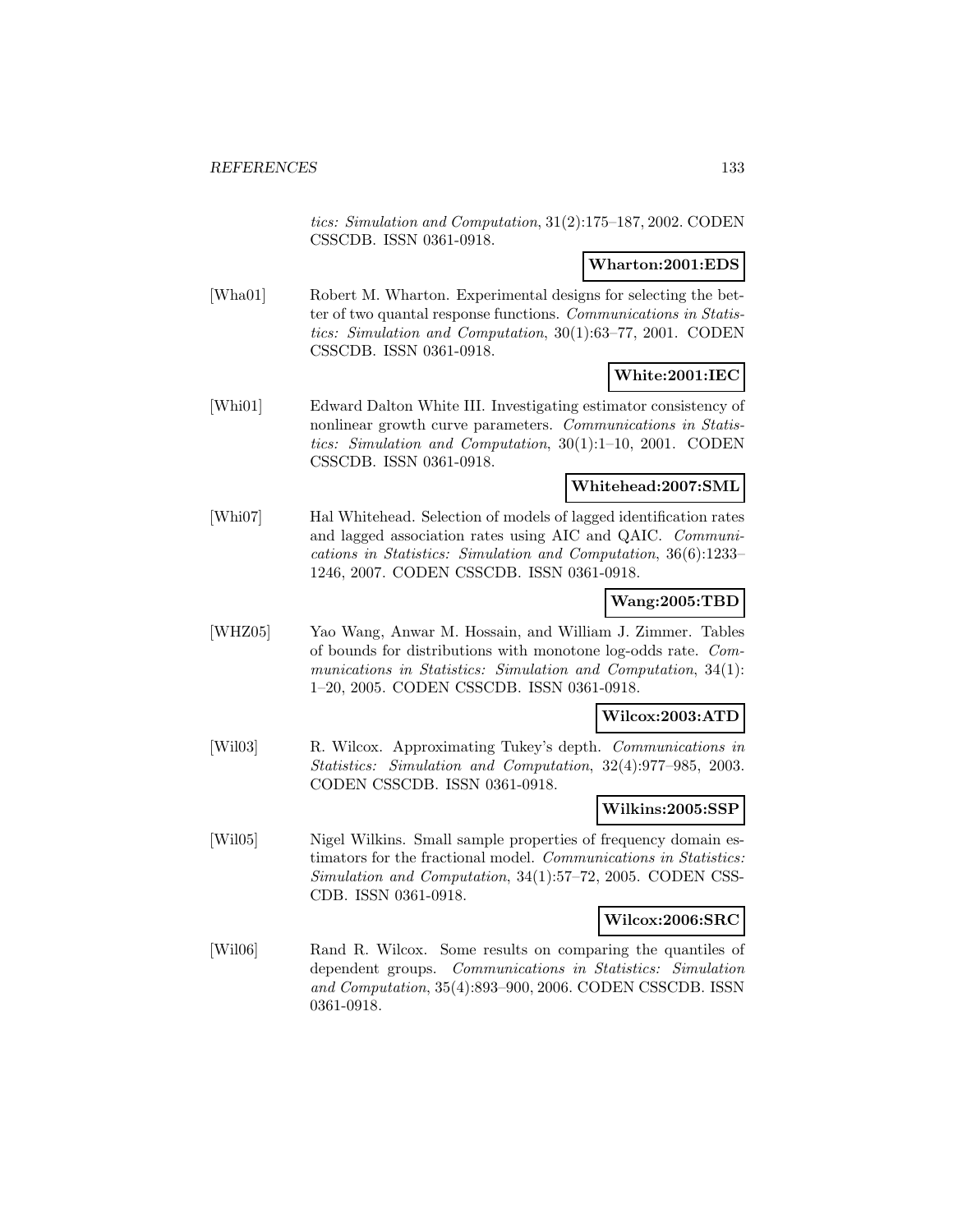*tics: Simulation and Computation*, 31(2):175–187, 2002. CODEN CSSCDB. ISSN 0361-0918.

**Wharton:2001:EDS**

[Wha01] Robert M. Wharton. Experimental designs for selecting the better of two quantal response functions. *Communications in Statistics: Simulation and Computation*, 30(1):63–77, 2001. CODEN CSSCDB. ISSN 0361-0918.

**White:2001:IEC**

[Whi01] Edward Dalton White III. Investigating estimator consistency of nonlinear growth curve parameters. *Communications in Statistics: Simulation and Computation*, 30(1):1–10, 2001. CODEN CSSCDB. ISSN 0361-0918.

**Whitehead:2007:SML**

[Whi07] Hal Whitehead. Selection of models of lagged identification rates and lagged association rates using AIC and QAIC. *Communications in Statistics: Simulation and Computation*, 36(6):1233–1246, 2007. CODEN CSSCDB. ISSN 0361-0918.

**Wang:2005:TBD**

[WHZ05] Yao Wang, Anwar M. Hossain, and William J. Zimmer. Tables of bounds for distributions with monotone log-odds rate. *Communications in Statistics: Simulation and Computation*, 34(1): 1–20, 2005. CODEN CSSCDB. ISSN 0361-0918.

**Wilcox:2003:ATD**

[Wil03] R. Wilcox. Approximating Tukey's depth. *Communications in Statistics: Simulation and Computation*, 32(4):977–985, 2003. CODEN CSSCDB. ISSN 0361-0918.

**Wilkins:2005:SSP**

[Wil05] Nigel Wilkins. Small sample properties of frequency domain estimators for the fractional model. *Communications in Statistics: Simulation and Computation*, 34(1):57–72, 2005. CODEN CSSCDB. ISSN 0361-0918.

**Wilcox:2006:SRC**

[Wil06] Rand R. Wilcox. Some results on comparing the quantiles of dependent groups. *Communications in Statistics: Simulation and Computation*, 35(4):893–900, 2006. CODEN CSSCDB. ISSN 0361-0918.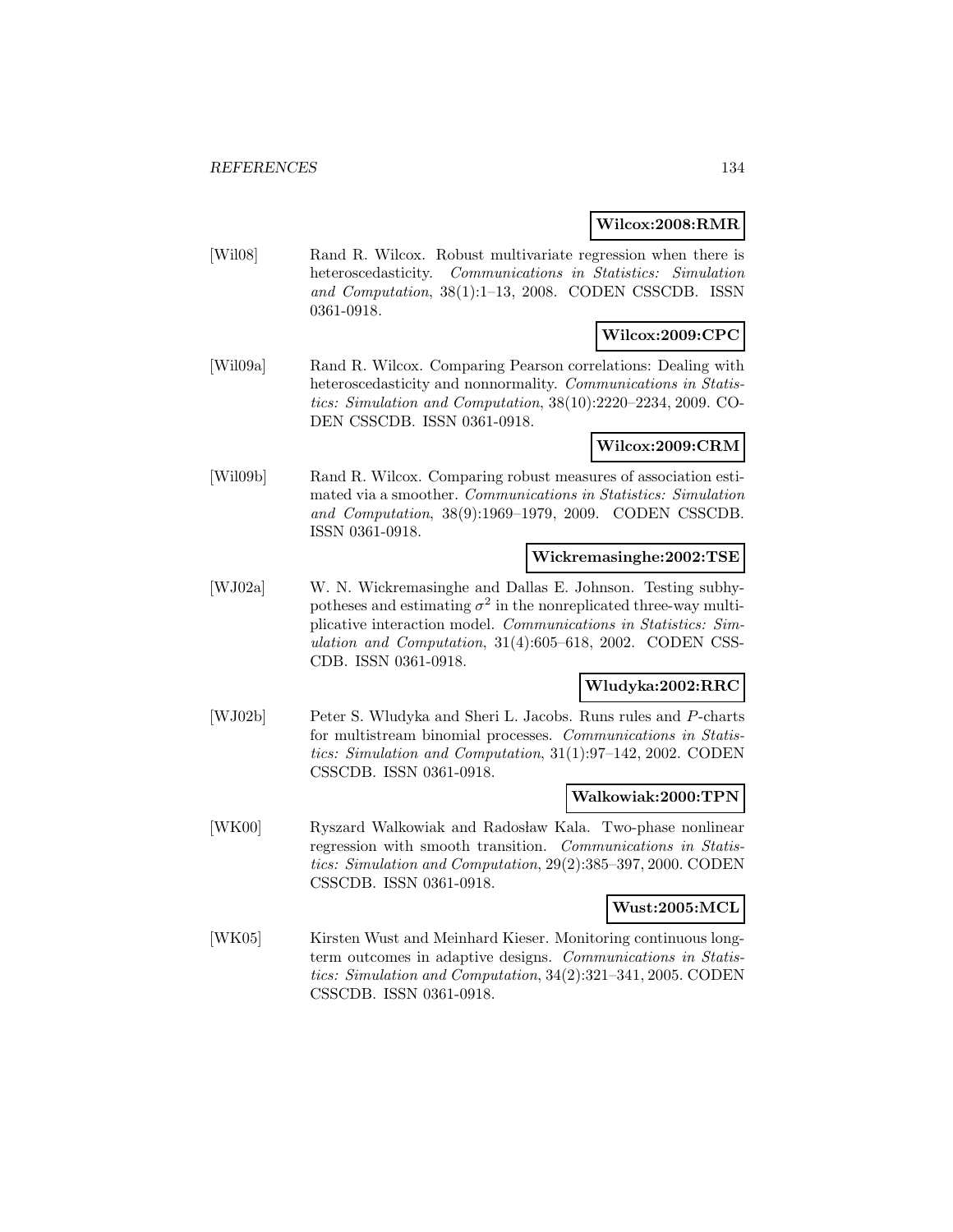**Wilcox:2008:RMR**

[Wil08] Rand R. Wilcox. Robust multivariate regression when there is heteroscedasticity. *Communications in Statistics: Simulation and Computation*, 38(1):1–13, 2008. CODEN CSSCDB. ISSN 0361-0918.

**Wilcox:2009:CPC**

[Wil09a] Rand R. Wilcox. Comparing Pearson correlations: Dealing with heteroscedasticity and nonnormality. *Communications in Statistics: Simulation and Computation*, 38(10):2220–2234, 2009. CODEN CSSCDB. ISSN 0361-0918.

**Wilcox:2009:CRM**

[Wil09b] Rand R. Wilcox. Comparing robust measures of association estimated via a smoother. *Communications in Statistics: Simulation and Computation*, 38(9):1969–1979, 2009. CODEN CSSCDB. ISSN 0361-0918.

**Wickremasinghe:2002:TSE**

[WJ02a] W. N. Wickremasinghe and Dallas E. Johnson. Testing subhypotheses and estimating $\sigma^2$ in the nonreplicated three-way multiplicative interaction model. *Communications in Statistics: Simulation and Computation*, 31(4):605–618, 2002. CODEN CSSCDB. ISSN 0361-0918.

**Wludyka:2002:RRC**

[WJ02b] Peter S. Wludyka and Sheri L. Jacobs. Runs rules and $P$-charts for multistream binomial processes. *Communications in Statistics: Simulation and Computation*, 31(1):97–142, 2002. CODEN CSSCDB. ISSN 0361-0918.

**Walkowiak:2000:TPN**

[WK00] Ryszard Walkowiak and Radosław Kala. Two-phase nonlinear regression with smooth transition. *Communications in Statistics: Simulation and Computation*, 29(2):385–397, 2000. CODEN CSSCDB. ISSN 0361-0918.

**Wust:2005:MCL**

[WK05] Kirsten Wust and Meinhard Kieser. Monitoring continuous long-term outcomes in adaptive designs. *Communications in Statistics: Simulation and Computation*, 34(2):321–341, 2005. CODEN CSSCDB. ISSN 0361-0918.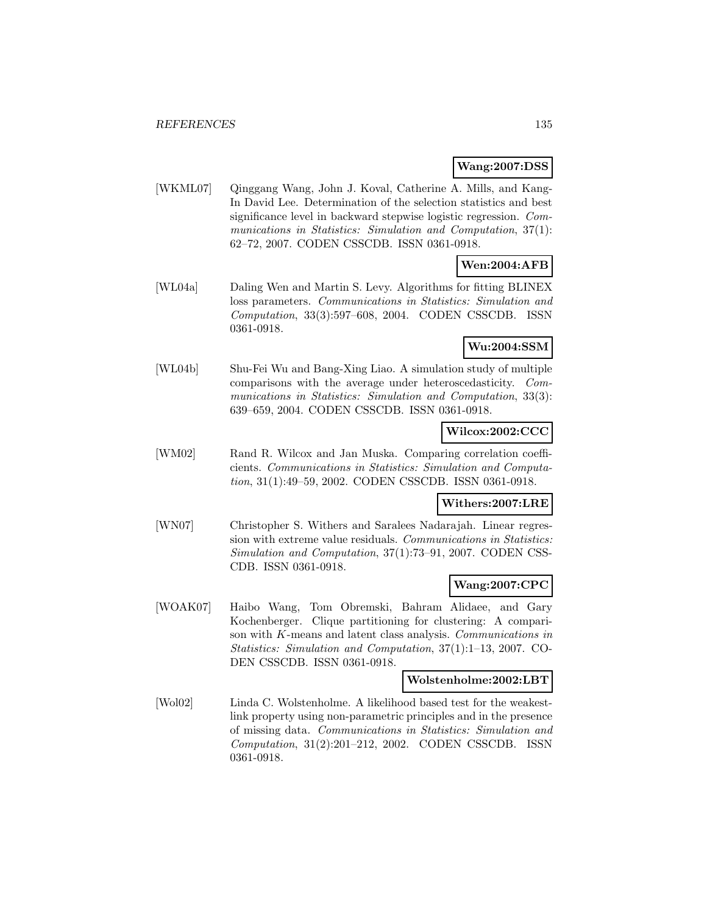**Wang:2007:DSS**

[WKML07] Qinggang Wang, John J. Koval, Catherine A. Mills, and Kang-In David Lee. Determination of the selection statistics and best significance level in backward stepwise logistic regression. *Communications in Statistics: Simulation and Computation*, 37(1): 62–72, 2007. CODEN CSSCDB. ISSN 0361-0918.

**Wen:2004:AFB**

[WL04a] Daling Wen and Martin S. Levy. Algorithms for fitting BLINEX loss parameters. *Communications in Statistics: Simulation and Computation*, 33(3):597–608, 2004. CODEN CSSCDB. ISSN 0361-0918.

**Wu:2004:SSM**

[WL04b] Shu-Fei Wu and Bang-Xing Liao. A simulation study of multiple comparisons with the average under heteroscedasticity. *Communications in Statistics: Simulation and Computation*, 33(3): 639–659, 2004. CODEN CSSCDB. ISSN 0361-0918.

**Wilcox:2002:CCC**

[WM02] Rand R. Wilcox and Jan Muska. Comparing correlation coefficients. *Communications in Statistics: Simulation and Computation*, 31(1):49–59, 2002. CODEN CSSCDB. ISSN 0361-0918.

**Withers:2007:LRE**

[WN07] Christopher S. Withers and Saralees Nadarajah. Linear regression with extreme value residuals. *Communications in Statistics: Simulation and Computation*, 37(1):73–91, 2007. CODEN CSSCDB. ISSN 0361-0918.

**Wang:2007:CPC**

[WOAK07] Haibo Wang, Tom Obremski, Bahram Alidaee, and Gary Kochenberger. Clique partitioning for clustering: A comparison with $K$-means and latent class analysis. *Communications in Statistics: Simulation and Computation*, 37(1):1–13, 2007. CODEN CSSCDB. ISSN 0361-0918.

**Wolstenholme:2002:LBT**

[Wol02] Linda C. Wolstenholme. A likelihood based test for the weakest-link property using non-parametric principles and in the presence of missing data. *Communications in Statistics: Simulation and Computation*, 31(2):201–212, 2002. CODEN CSSCDB. ISSN 0361-0918.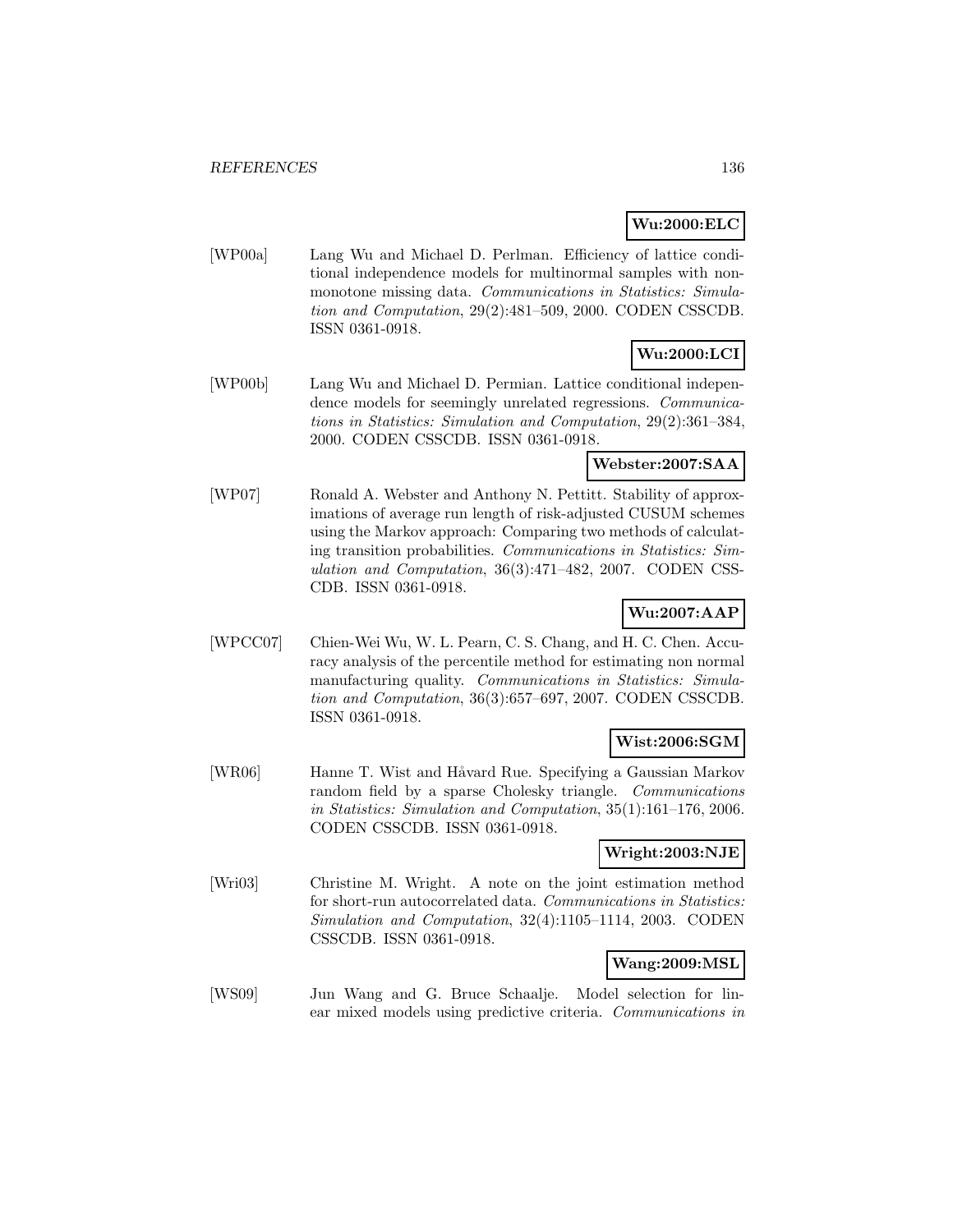**Wu:2000:ELC**

[WP00a] Lang Wu and Michael D. Perlman. Efficiency of lattice conditional independence models for multinormal samples with non-monotone missing data. *Communications in Statistics: Simulation and Computation*, 29(2):481–509, 2000. CODEN CSSCDB. ISSN 0361-0918.

**Wu:2000:LCI**

[WP00b] Lang Wu and Michael D. Permian. Lattice conditional independence models for seemingly unrelated regressions. *Communications in Statistics: Simulation and Computation*, 29(2):361–384, 2000. CODEN CSSCDB. ISSN 0361-0918.

**Webster:2007:SAA**

[WP07] Ronald A. Webster and Anthony N. Pettitt. Stability of approximations of average run length of risk-adjusted CUSUM schemes using the Markov approach: Comparing two methods of calculating transition probabilities. *Communications in Statistics: Simulation and Computation*, 36(3):471–482, 2007. CODEN CSSCDB. ISSN 0361-0918.

**Wu:2007:AAP**

[WPCC07] Chien-Wei Wu, W. L. Pearn, C. S. Chang, and H. C. Chen. Accuracy analysis of the percentile method for estimating non normal manufacturing quality. *Communications in Statistics: Simulation and Computation*, 36(3):657–697, 2007. CODEN CSSCDB. ISSN 0361-0918.

**Wist:2006:SGM**

[WR06] Hanne T. Wist and Håvard Rue. Specifying a Gaussian Markov random field by a sparse Cholesky triangle. *Communications in Statistics: Simulation and Computation*, 35(1):161–176, 2006. CODEN CSSCDB. ISSN 0361-0918.

**Wright:2003:NJE**

[Wri03] Christine M. Wright. A note on the joint estimation method for short-run autocorrelated data. *Communications in Statistics: Simulation and Computation*, 32(4):1105–1114, 2003. CODEN CSSCDB. ISSN 0361-0918.

**Wang:2009:MSL**

[WS09] Jun Wang and G. Bruce Schaalje. Model selection for linear mixed models using predictive criteria. *Communications in*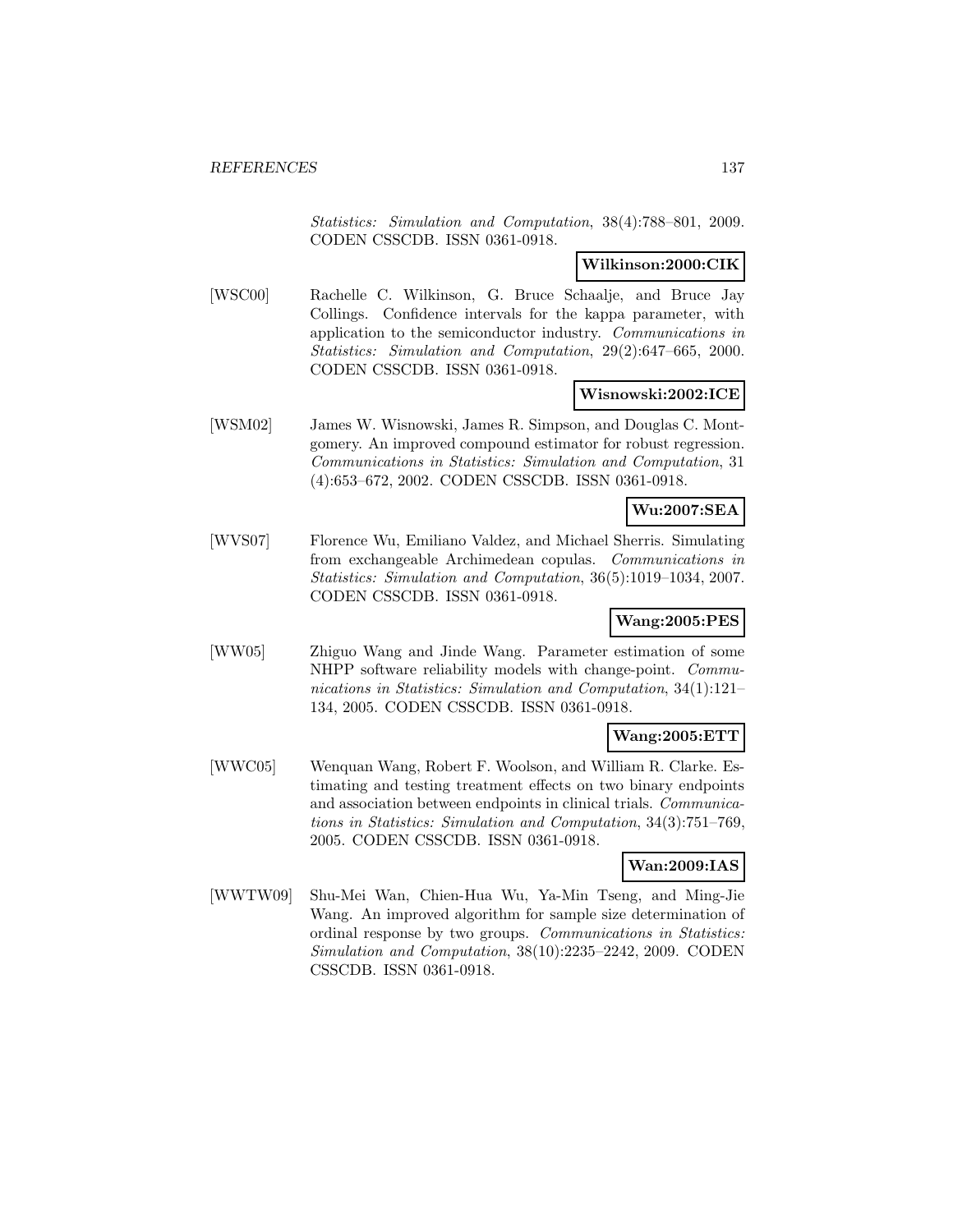*Statistics: Simulation and Computation*, 38(4):788–801, 2009. CODEN CSSCDB. ISSN 0361-0918.

**Wilkinson:2000:CIK**

[WSC00] Rachelle C. Wilkinson, G. Bruce Schaalje, and Bruce Jay Collings. Confidence intervals for the kappa parameter, with application to the semiconductor industry. *Communications in Statistics: Simulation and Computation*, 29(2):647–665, 2000. CODEN CSSCDB. ISSN 0361-0918.

**Wisnowski:2002:ICE**

[WSM02] James W. Wisnowski, James R. Simpson, and Douglas C. Montgomery. An improved compound estimator for robust regression. *Communications in Statistics: Simulation and Computation*, 31 (4):653–672, 2002. CODEN CSSCDB. ISSN 0361-0918.

**Wu:2007:SEA**

[WVS07] Florence Wu, Emiliano Valdez, and Michael Sherris. Simulating from exchangeable Archimedean copulas. *Communications in Statistics: Simulation and Computation*, 36(5):1019–1034, 2007. CODEN CSSCDB. ISSN 0361-0918.

**Wang:2005:PES**

[WW05] Zhiguo Wang and Jinde Wang. Parameter estimation of some NHPP software reliability models with change-point. *Communications in Statistics: Simulation and Computation*, 34(1):121–134, 2005. CODEN CSSCDB. ISSN 0361-0918.

**Wang:2005:ETT**

[WWC05] Wenquan Wang, Robert F. Woolson, and William R. Clarke. Estimating and testing treatment effects on two binary endpoints and association between endpoints in clinical trials. *Communications in Statistics: Simulation and Computation*, 34(3):751–769, 2005. CODEN CSSCDB. ISSN 0361-0918.

**Wan:2009:IAS**

[WWTW09] Shu-Mei Wan, Chien-Hua Wu, Ya-Min Tseng, and Ming-Jie Wang. An improved algorithm for sample size determination of ordinal response by two groups. *Communications in Statistics: Simulation and Computation*, 38(10):2235–2242, 2009. CODEN CSSCDB. ISSN 0361-0918.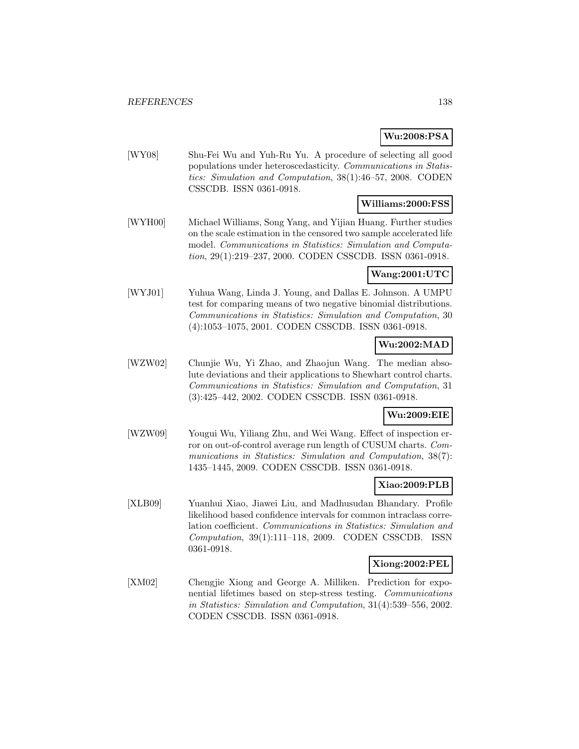**Wu:2008:PSA**

[WY08] Shu-Fei Wu and Yuh-Ru Yu. A procedure of selecting all good populations under heteroscedasticity. *Communications in Statistics: Simulation and Computation*, 38(1):46–57, 2008. CODEN CSSCDB. ISSN 0361-0918.

**Williams:2000:FSS**

[WYH00] Michael Williams, Song Yang, and Yijian Huang. Further studies on the scale estimation in the censored two sample accelerated life model. *Communications in Statistics: Simulation and Computation*, 29(1):219–237, 2000. CODEN CSSCDB. ISSN 0361-0918.

**Wang:2001:UTC**

[WYJ01] Yuhua Wang, Linda J. Young, and Dallas E. Johnson. A UMPU test for comparing means of two negative binomial distributions. *Communications in Statistics: Simulation and Computation*, 30 (4):1053–1075, 2001. CODEN CSSCDB. ISSN 0361-0918.

**Wu:2002:MAD**

[WZW02] Chunjie Wu, Yi Zhao, and Zhaojun Wang. The median absolute deviations and their applications to Shewhart control charts. *Communications in Statistics: Simulation and Computation*, 31 (3):425–442, 2002. CODEN CSSCDB. ISSN 0361-0918.

**Wu:2009:EIE**

[WZW09] Yougui Wu, Yiliang Zhu, and Wei Wang. Effect of inspection error on out-of-control average run length of CUSUM charts. *Communications in Statistics: Simulation and Computation*, 38(7): 1435–1445, 2009. CODEN CSSCDB. ISSN 0361-0918.

**Xiao:2009:PLB**

[XLB09] Yuanhui Xiao, Jiawei Liu, and Madhusudan Bhandary. Profile likelihood based confidence intervals for common intraclass correlation coefficient. *Communications in Statistics: Simulation and Computation*, 39(1):111–118, 2009. CODEN CSSCDB. ISSN 0361-0918.

**Xiong:2002:PEL**

[XM02] Chengjie Xiong and George A. Milliken. Prediction for exponential lifetimes based on step-stress testing. *Communications in Statistics: Simulation and Computation*, 31(4):539–556, 2002. CODEN CSSCDB. ISSN 0361-0918.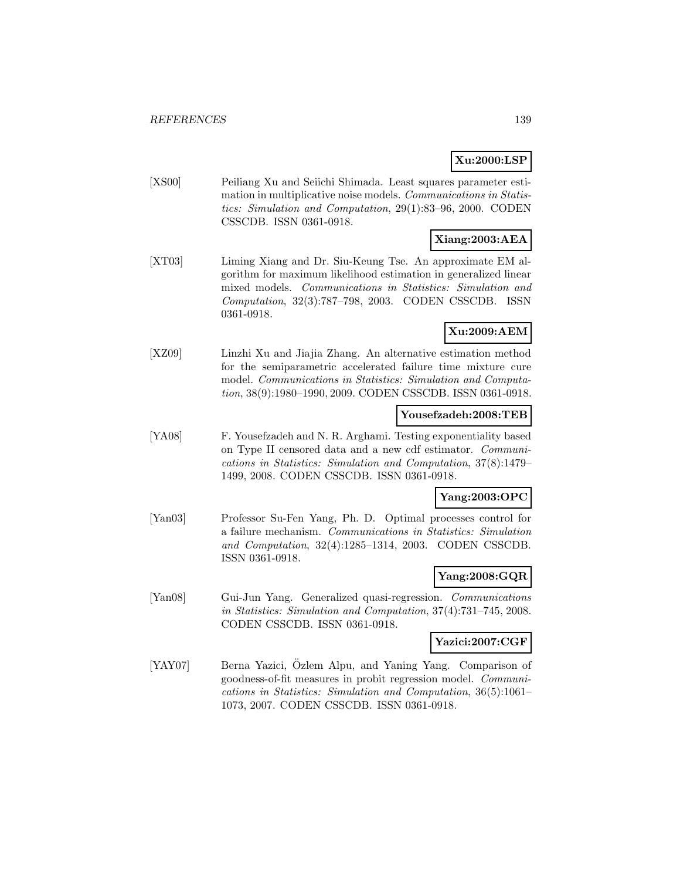**Xu:2000:LSP**

[XS00] Peiliang Xu and Seiichi Shimada. Least squares parameter estimation in multiplicative noise models. *Communications in Statistics: Simulation and Computation*, 29(1):83–96, 2000. CODEN CSSCDB. ISSN 0361-0918.

**Xiang:2003:AEA**

[XT03] Liming Xiang and Dr. Siu-Keung Tse. An approximate EM algorithm for maximum likelihood estimation in generalized linear mixed models. *Communications in Statistics: Simulation and Computation*, 32(3):787–798, 2003. CODEN CSSCDB. ISSN 0361-0918.

**Xu:2009:AEM**

[XZ09] Linzhi Xu and Jiajia Zhang. An alternative estimation method for the semiparametric accelerated failure time mixture cure model. *Communications in Statistics: Simulation and Computation*, 38(9):1980–1990, 2009. CODEN CSSCDB. ISSN 0361-0918.

**Yousefzadeh:2008:TEB**

[YA08] F. Yousefzadeh and N. R. Arghami. Testing exponentiality based on Type II censored data and a new cdf estimator. *Communications in Statistics: Simulation and Computation*, 37(8):1479–1499, 2008. CODEN CSSCDB. ISSN 0361-0918.

**Yang:2003:OPC**

[Yan03] Professor Su-Fen Yang, Ph. D. Optimal processes control for a failure mechanism. *Communications in Statistics: Simulation and Computation*, 32(4):1285–1314, 2003. CODEN CSSCDB. ISSN 0361-0918.

**Yang:2008:GQR**

[Yan08] Gui-Jun Yang. Generalized quasi-regression. *Communications in Statistics: Simulation and Computation*, 37(4):731–745, 2008. CODEN CSSCDB. ISSN 0361-0918.

**Yazici:2007:CGF**

[YAY07] Berna Yazici, Özlem Alpu, and Yaning Yang. Comparison of goodness-of-fit measures in probit regression model. *Communications in Statistics: Simulation and Computation*, 36(5):1061–1073, 2007. CODEN CSSCDB. ISSN 0361-0918.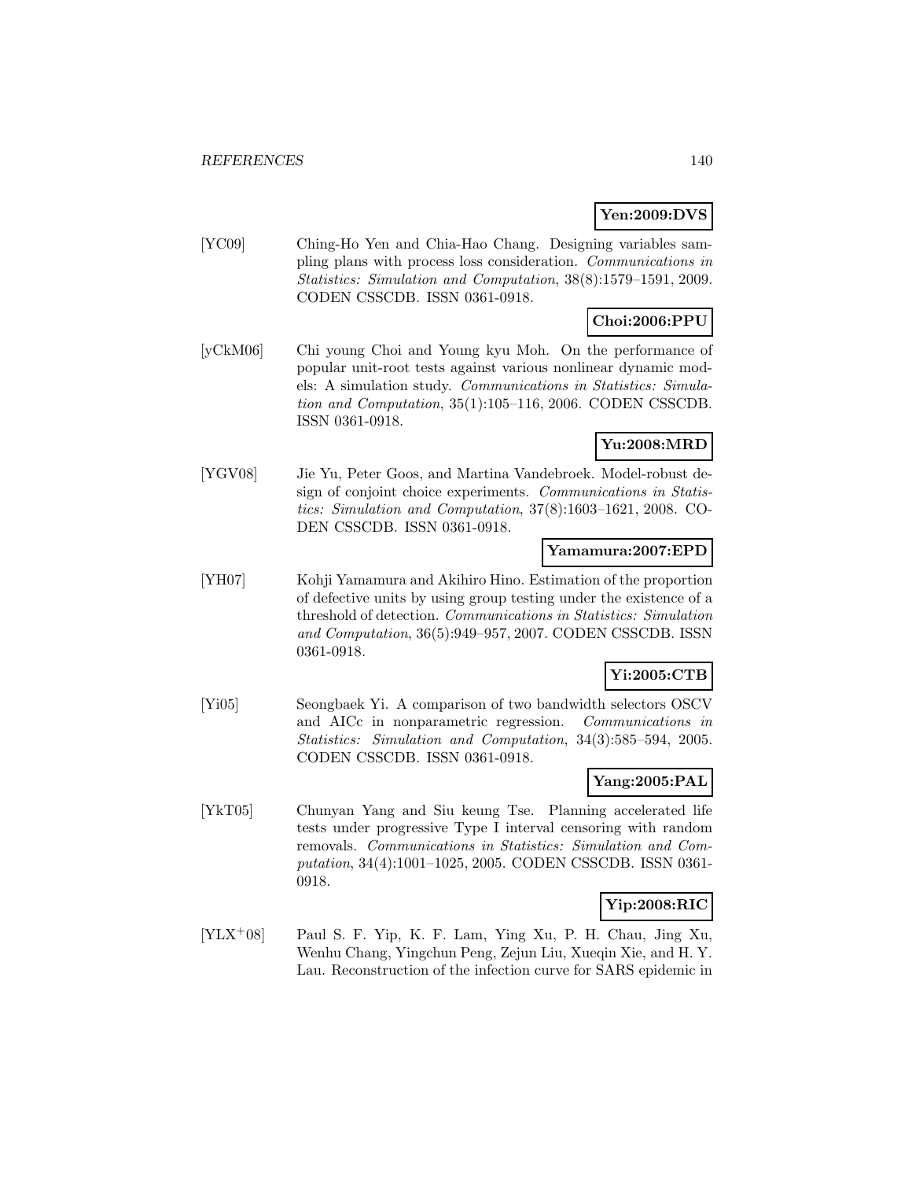**Yen:2009:DVS**

[YC09] Ching-Ho Yen and Chia-Hao Chang. Designing variables sampling plans with process loss consideration. *Communications in Statistics: Simulation and Computation*, 38(8):1579–1591, 2009. CODEN CSSCDB. ISSN 0361-0918.

**Choi:2006:PPU**

[yCkM06] Chi young Choi and Young kyu Moh. On the performance of popular unit-root tests against various nonlinear dynamic models: A simulation study. *Communications in Statistics: Simulation and Computation*, 35(1):105–116, 2006. CODEN CSSCDB. ISSN 0361-0918.

**Yu:2008:MRD**

[YGV08] Jie Yu, Peter Goos, and Martina Vandebroek. Model-robust design of conjoint choice experiments. *Communications in Statistics: Simulation and Computation*, 37(8):1603–1621, 2008. CODEN CSSCDB. ISSN 0361-0918.

**Yamamura:2007:EPD**

[YH07] Kohji Yamamura and Akihiro Hino. Estimation of the proportion of defective units by using group testing under the existence of a threshold of detection. *Communications in Statistics: Simulation and Computation*, 36(5):949–957, 2007. CODEN CSSCDB. ISSN 0361-0918.

**Yi:2005:CTB**

[Yi05] Seongbaek Yi. A comparison of two bandwidth selectors OSCV and AICc in nonparametric regression. *Communications in Statistics: Simulation and Computation*, 34(3):585–594, 2005. CODEN CSSCDB. ISSN 0361-0918.

**Yang:2005:PAL**

[YkT05] Chunyan Yang and Siu keung Tse. Planning accelerated life tests under progressive Type I interval censoring with random removals. *Communications in Statistics: Simulation and Computation*, 34(4):1001–1025, 2005. CODEN CSSCDB. ISSN 0361-0918.

**Yip:2008:RIC**

[YLX+08] Paul S. F. Yip, K. F. Lam, Ying Xu, P. H. Chau, Jing Xu, Wenhu Chang, Yingchun Peng, Zejun Liu, Xueqin Xie, and H. Y. Lau. Reconstruction of the infection curve for SARS epidemic in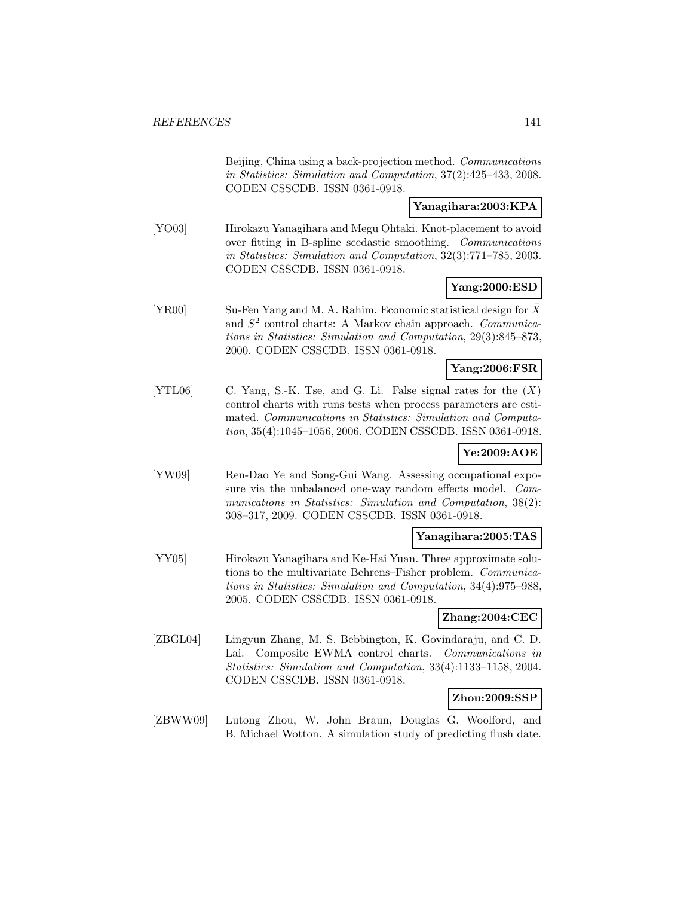Beijing, China using a back-projection method. *Communications in Statistics: Simulation and Computation*, 37(2):425–433, 2008. CODEN CSSCDB. ISSN 0361-0918.

**Yanagihara:2003:KPA**

[YO03] Hirokazu Yanagihara and Megu Ohtaki. Knot-placement to avoid over fitting in B-spline scedastic smoothing. *Communications in Statistics: Simulation and Computation*, 32(3):771–785, 2003. CODEN CSSCDB. ISSN 0361-0918.

**Yang:2000:ESD**

[YR00] Su-Fen Yang and M. A. Rahim. Economic statistical design for $\bar{X}$ and $S^2$ control charts: A Markov chain approach. *Communications in Statistics: Simulation and Computation*, 29(3):845–873, 2000. CODEN CSSCDB. ISSN 0361-0918.

**Yang:2006:FSR**

[YTL06] C. Yang, S.-K. Tse, and G. Li. False signal rates for the $(X)$ control charts with runs tests when process parameters are estimated. *Communications in Statistics: Simulation and Computation*, 35(4):1045–1056, 2006. CODEN CSSCDB. ISSN 0361-0918.

**Ye:2009:AOE**

[YW09] Ren-Dao Ye and Song-Gui Wang. Assessing occupational exposure via the unbalanced one-way random effects model. *Communications in Statistics: Simulation and Computation*, 38(2): 308–317, 2009. CODEN CSSCDB. ISSN 0361-0918.

**Yanagihara:2005:TAS**

[YY05] Hirokazu Yanagihara and Ke-Hai Yuan. Three approximate solutions to the multivariate Behrens–Fisher problem. *Communications in Statistics: Simulation and Computation*, 34(4):975–988, 2005. CODEN CSSCDB. ISSN 0361-0918.

**Zhang:2004:CEC**

[ZBGL04] Lingyun Zhang, M. S. Bebbington, K. Govindaraju, and C. D. Lai. Composite EWMA control charts. *Communications in Statistics: Simulation and Computation*, 33(4):1133–1158, 2004. CODEN CSSCDB. ISSN 0361-0918.

**Zhou:2009:SSP**

[ZBWW09] Lutong Zhou, W. John Braun, Douglas G. Woolford, and B. Michael Wotton. A simulation study of predicting flush date.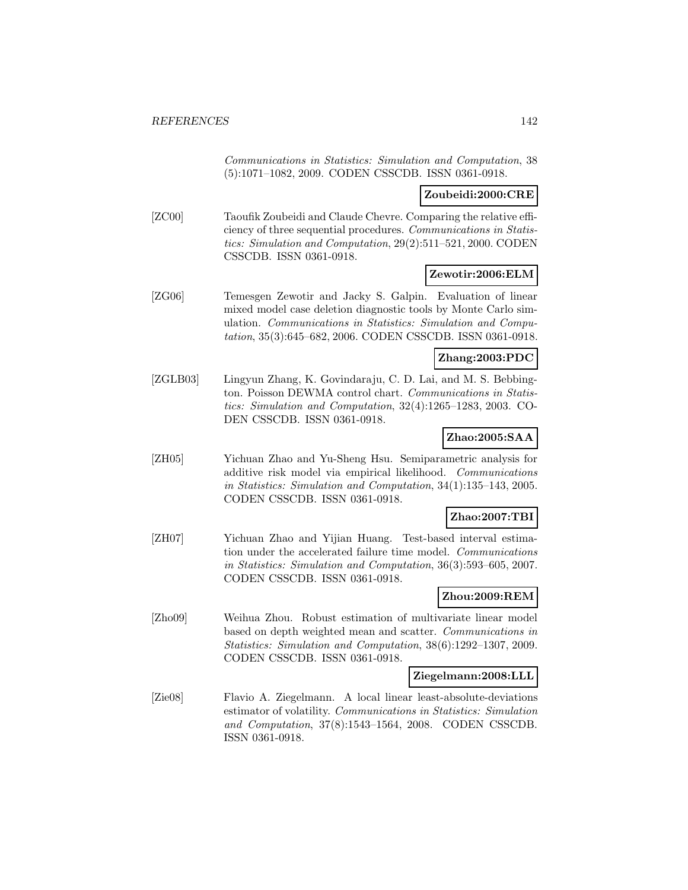*Communications in Statistics: Simulation and Computation*, 38 (5):1071–1082, 2009. CODEN CSSCDB. ISSN 0361-0918.

**Zoubeidi:2000:CRE**

[ZC00] Taoufik Zoubeidi and Claude Chevre. Comparing the relative efficiency of three sequential procedures. *Communications in Statistics: Simulation and Computation*, 29(2):511–521, 2000. CODEN CSSCDB. ISSN 0361-0918.

**Zewotir:2006:ELM**

[ZG06] Temesgen Zewotir and Jacky S. Galpin. Evaluation of linear mixed model case deletion diagnostic tools by Monte Carlo simulation. *Communications in Statistics: Simulation and Computation*, 35(3):645–682, 2006. CODEN CSSCDB. ISSN 0361-0918.

**Zhang:2003:PDC**

[ZGLB03] Lingyun Zhang, K. Govindaraju, C. D. Lai, and M. S. Bebbington. Poisson DEWMA control chart. *Communications in Statistics: Simulation and Computation*, 32(4):1265–1283, 2003. CODEN CSSCDB. ISSN 0361-0918.

**Zhao:2005:SAA**

[ZH05] Yichuan Zhao and Yu-Sheng Hsu. Semiparametric analysis for additive risk model via empirical likelihood. *Communications in Statistics: Simulation and Computation*, 34(1):135–143, 2005. CODEN CSSCDB. ISSN 0361-0918.

**Zhao:2007:TBI**

[ZH07] Yichuan Zhao and Yijian Huang. Test-based interval estimation under the accelerated failure time model. *Communications in Statistics: Simulation and Computation*, 36(3):593–605, 2007. CODEN CSSCDB. ISSN 0361-0918.

**Zhou:2009:REM**

[Zho09] Weihua Zhou. Robust estimation of multivariate linear model based on depth weighted mean and scatter. *Communications in Statistics: Simulation and Computation*, 38(6):1292–1307, 2009. CODEN CSSCDB. ISSN 0361-0918.

**Ziegelmann:2008:LLL**

[Zie08] Flavio A. Ziegelmann. A local linear least-absolute-deviations estimator of volatility. *Communications in Statistics: Simulation and Computation*, 37(8):1543–1564, 2008. CODEN CSSCDB. ISSN 0361-0918.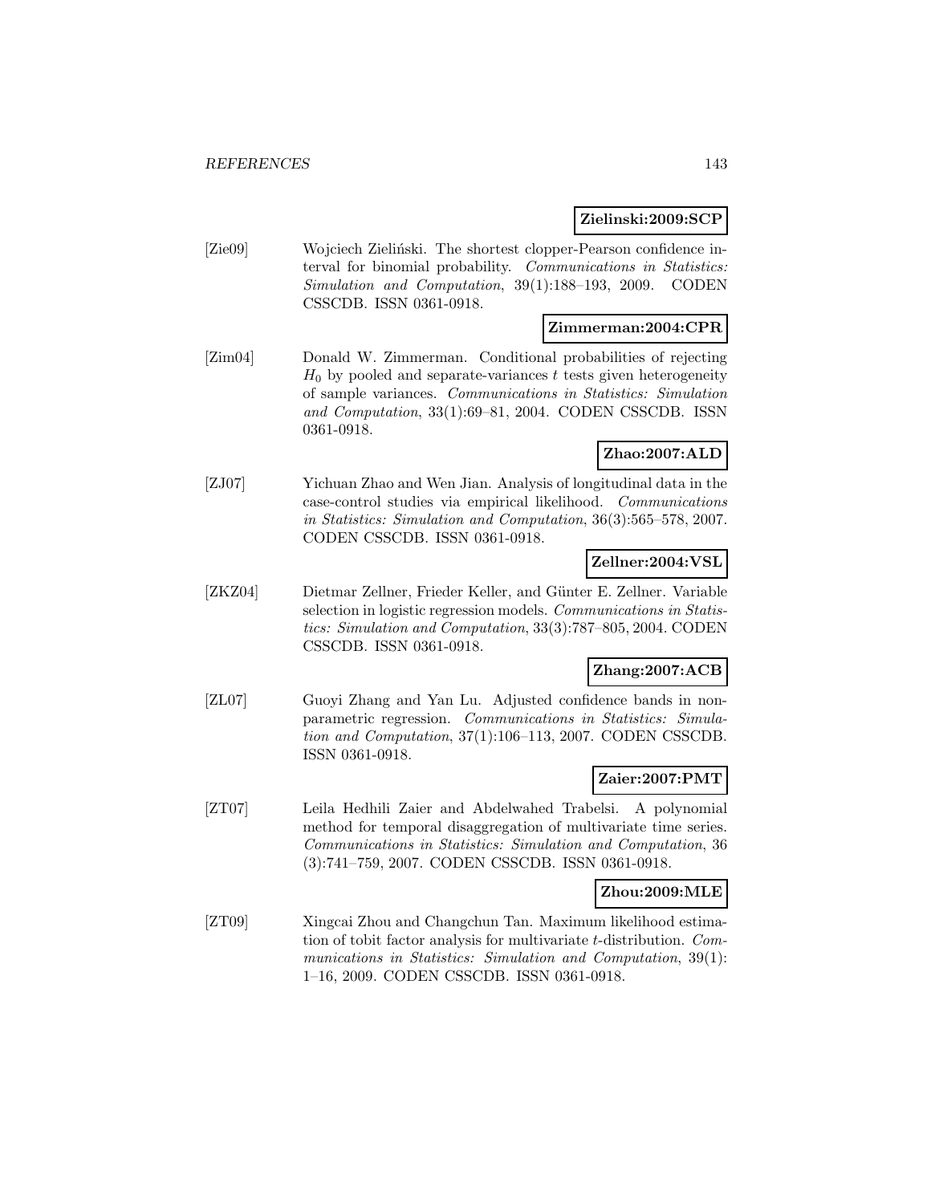**Zielinski:2009:SCP**

[Zie09] Wojciech Zieliński. The shortest clopper-Pearson confidence interval for binomial probability. *Communications in Statistics: Simulation and Computation*, 39(1):188–193, 2009. CODEN CSSCDB. ISSN 0361-0918.

**Zimmerman:2004:CPR**

[Zim04] Donald W. Zimmerman. Conditional probabilities of rejecting $H_0$ by pooled and separate-variances $t$ tests given heterogeneity of sample variances. *Communications in Statistics: Simulation and Computation*, 33(1):69–81, 2004. CODEN CSSCDB. ISSN 0361-0918.

**Zhao:2007:ALD**

[ZJ07] Yichuan Zhao and Wen Jian. Analysis of longitudinal data in the case-control studies via empirical likelihood. *Communications in Statistics: Simulation and Computation*, 36(3):565–578, 2007. CODEN CSSCDB. ISSN 0361-0918.

**Zellner:2004:VSL**

[ZKZ04] Dietmar Zellner, Frieder Keller, and Günter E. Zellner. Variable selection in logistic regression models. *Communications in Statistics: Simulation and Computation*, 33(3):787–805, 2004. CODEN CSSCDB. ISSN 0361-0918.

**Zhang:2007:ACB**

[ZL07] Guoyi Zhang and Yan Lu. Adjusted confidence bands in nonparametric regression. *Communications in Statistics: Simulation and Computation*, 37(1):106–113, 2007. CODEN CSSCDB. ISSN 0361-0918.

**Zaier:2007:PMT**

[ZT07] Leila Hedhili Zaier and Abdelwahed Trabelsi. A polynomial method for temporal disaggregation of multivariate time series. *Communications in Statistics: Simulation and Computation*, 36 (3):741–759, 2007. CODEN CSSCDB. ISSN 0361-0918.

**Zhou:2009:MLE**

[ZT09] Xingcai Zhou and Changchun Tan. Maximum likelihood estimation of tobit factor analysis for multivariate $t$-distribution. *Communications in Statistics: Simulation and Computation*, 39(1): 1–16, 2009. CODEN CSSCDB. ISSN 0361-0918.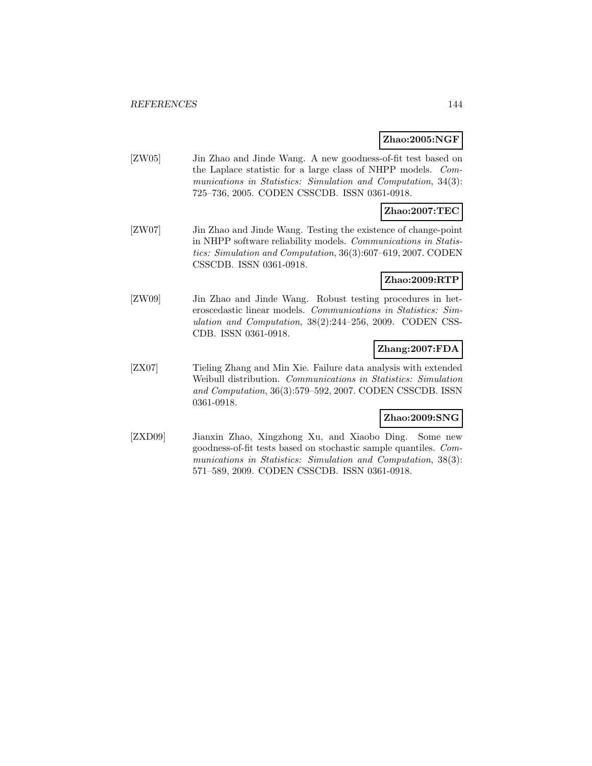**Zhao:2005:NGF**

[ZW05] Jin Zhao and Jinde Wang. A new goodness-of-fit test based on the Laplace statistic for a large class of NHPP models. *Communications in Statistics: Simulation and Computation*, 34(3): 725–736, 2005. CODEN CSSCDB. ISSN 0361-0918.

**Zhao:2007:TEC**

[ZW07] Jin Zhao and Jinde Wang. Testing the existence of change-point in NHPP software reliability models. *Communications in Statistics: Simulation and Computation*, 36(3):607–619, 2007. CODEN CSSCDB. ISSN 0361-0918.

**Zhao:2009:RTP**

[ZW09] Jin Zhao and Jinde Wang. Robust testing procedures in heteroscedastic linear models. *Communications in Statistics: Simulation and Computation*, 38(2):244–256, 2009. CODEN CSSCDB. ISSN 0361-0918.

**Zhang:2007:FDA**

[ZX07] Tieling Zhang and Min Xie. Failure data analysis with extended Weibull distribution. *Communications in Statistics: Simulation and Computation*, 36(3):579–592, 2007. CODEN CSSCDB. ISSN 0361-0918.

**Zhao:2009:SNG**

[ZXD09] Jianxin Zhao, Xingzhong Xu, and Xiaobo Ding. Some new goodness-of-fit tests based on stochastic sample quantiles. *Communications in Statistics: Simulation and Computation*, 38(3): 571–589, 2009. CODEN CSSCDB. ISSN 0361-0918.